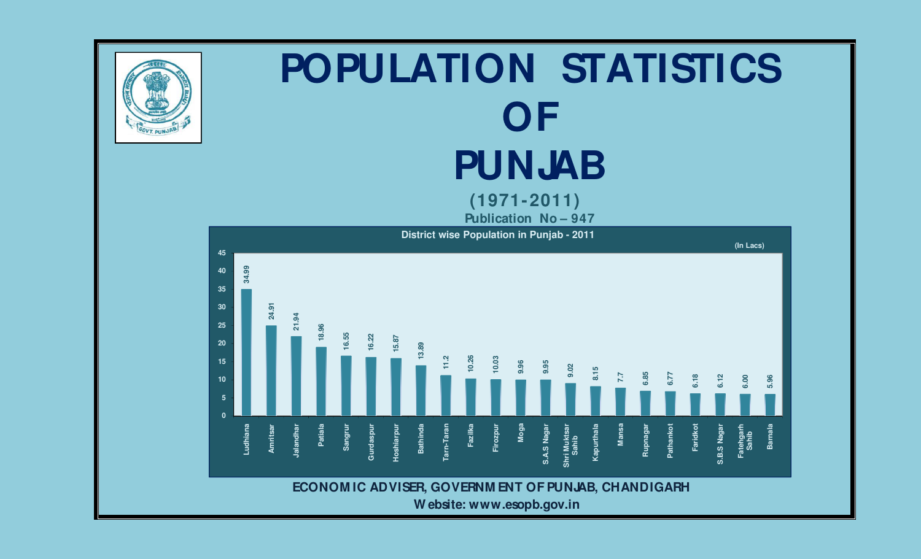# POPULATION STATISTICS OF PUNJAB

## (1971-2011)

**Publication No – 947**

**District wise Population in Punjab - 2011**

(In Lacs)

| District | Population |
|---|---|
| Ludhiana | 34.99 |
| Amritsar | 24.91 |
| Jalandhar | 21.94 |
| Patiala | 18.96 |
| Sangrur | 16.55 |
| Gurdaspur | 16.22 |
| Hoshiarpur | 15.87 |
| Bathinda | 13.89 |
| Tarn-Taran | 11.2 |
| Fazilka | 10.26 |
| Firozpur | 10.03 |
| Moga | 9.96 |
| S.A.S Nagar | 9.95 |
| Shri Muktsar Sahib | 9.02 |
| Kapurthala | 8.15 |
| Mansa | 7.7 |
| Rupnagar | 6.85 |
| Pathankot | 6.77 |
| Faridkot | 6.18 |
| S.B.S Nagar | 6.12 |
| Fatehgarh Sahib | 6.00 |
| Barnala | 5.96 |

**ECONOMIC ADVISER, GOVERNMENT OF PUNJAB, CHANDIGARH**

**Website: www.esopb.gov.in**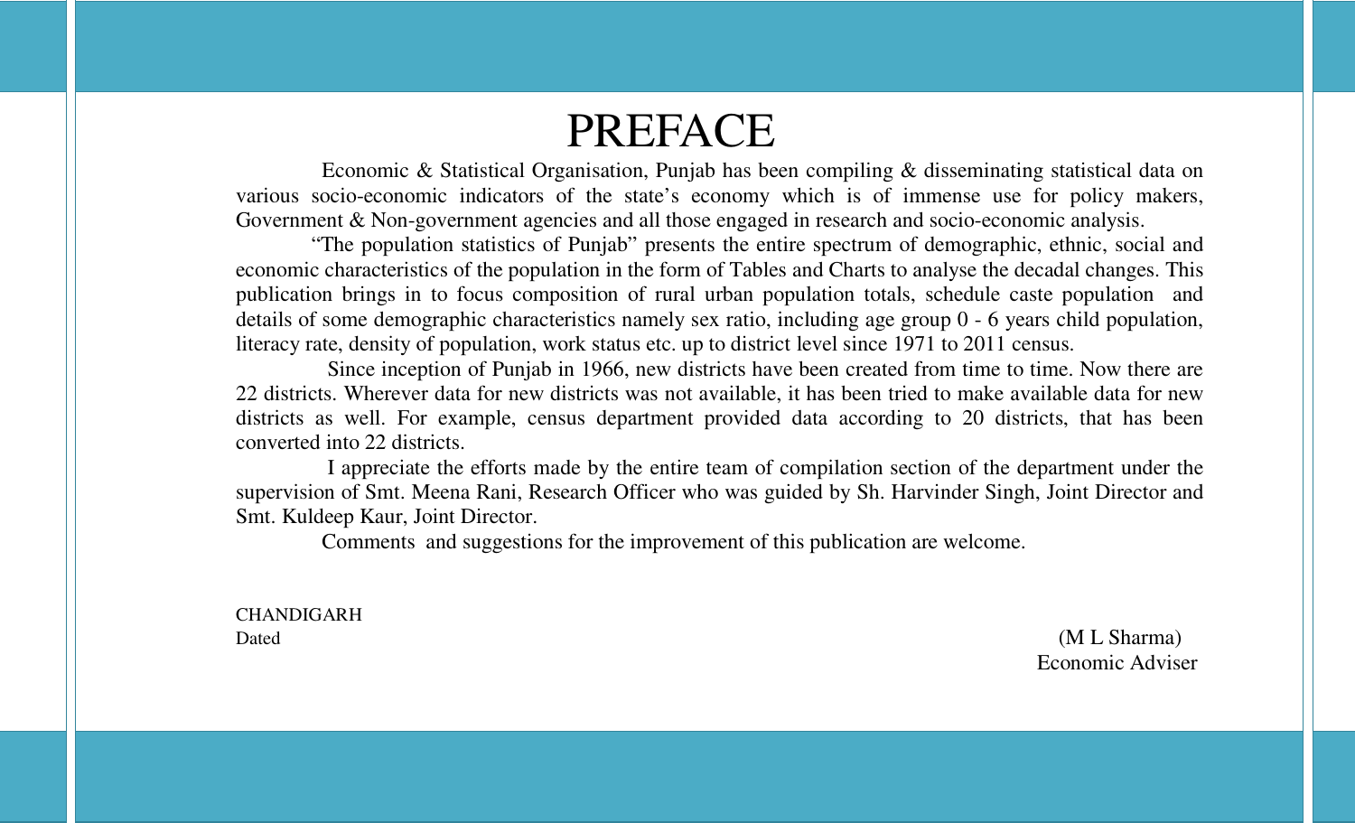# PREFACE

Economic & Statistical Organisation, Punjab has been compiling & disseminating statistical data on various socio-economic indicators of the state's economy which is of immense use for policy makers, Government & Non-government agencies and all those engaged in research and socio-economic analysis.

"The population statistics of Punjab" presents the entire spectrum of demographic, ethnic, social and economic characteristics of the population in the form of Tables and Charts to analyse the decadal changes. This publication brings in to focus composition of rural urban population totals, schedule caste population and details of some demographic characteristics namely sex ratio, including age group 0 - 6 years child population, literacy rate, density of population, work status etc. up to district level since 1971 to 2011 census.

Since inception of Punjab in 1966, new districts have been created from time to time. Now there are 22 districts. Wherever data for new districts was not available, it has been tried to make available data for new districts as well. For example, census department provided data according to 20 districts, that has been converted into 22 districts.

I appreciate the efforts made by the entire team of compilation section of the department under the supervision of Smt. Meena Rani, Research Officer who was guided by Sh. Harvinder Singh, Joint Director and Smt. Kuldeep Kaur, Joint Director.

Comments and suggestions for the improvement of this publication are welcome.

CHANDIGARH

Dated

(M L Sharma)

Economic Adviser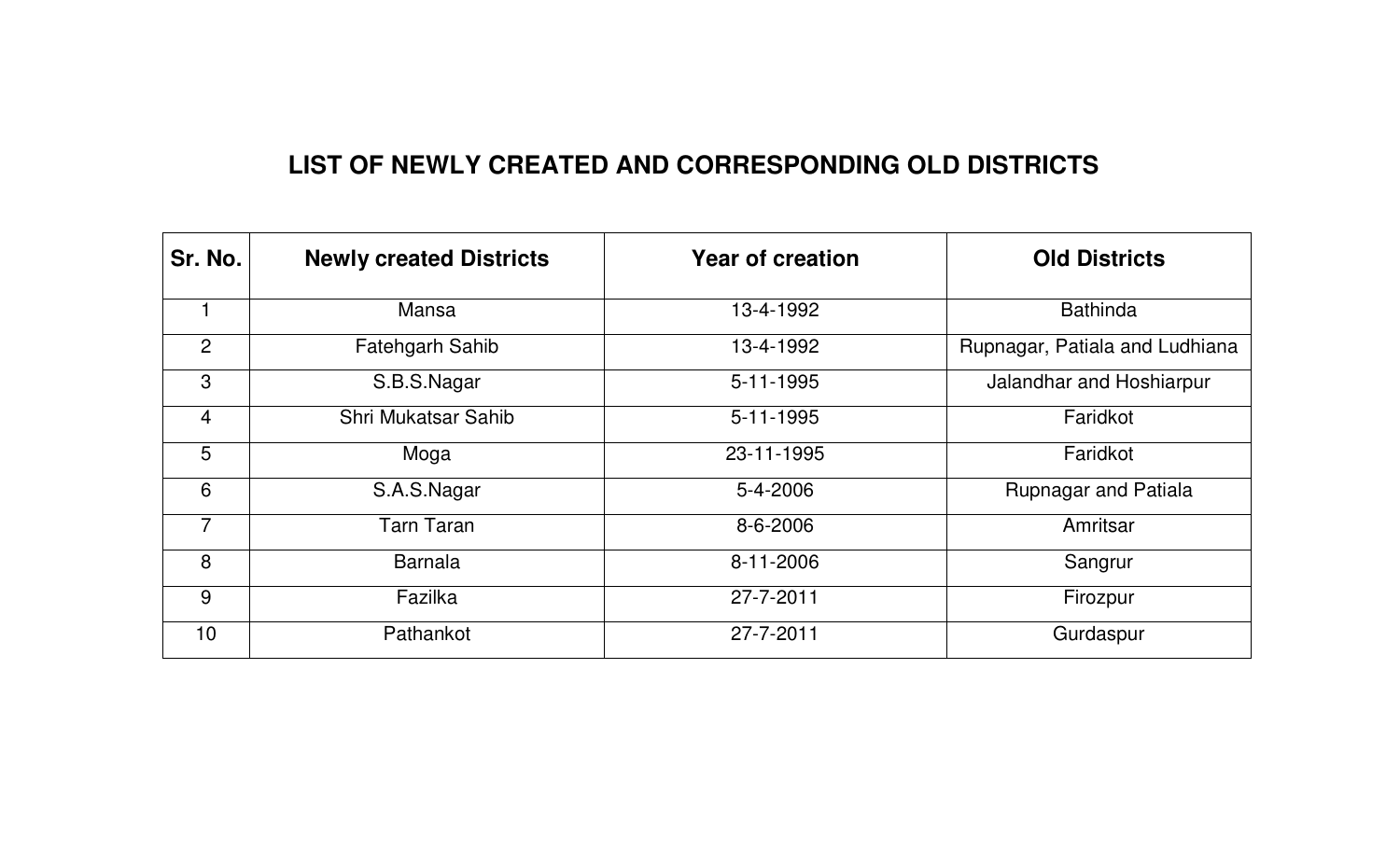## LIST OF NEWLY CREATED AND CORRESPONDING OLD DISTRICTS

| Sr. No. | Newly created Districts | Year of creation | Old Districts |
|---|---|---|---|
| 1 | Mansa | 13-4-1992 | Bathinda |
| 2 | Fatehgarh Sahib | 13-4-1992 | Rupnagar, Patiala and Ludhiana |
| 3 | S.B.S.Nagar | 5-11-1995 | Jalandhar and Hoshiarpur |
| 4 | Shri Mukatsar Sahib | 5-11-1995 | Faridkot |
| 5 | Moga | 23-11-1995 | Faridkot |
| 6 | S.A.S.Nagar | 5-4-2006 | Rupnagar and Patiala |
| 7 | Tarn Taran | 8-6-2006 | Amritsar |
| 8 | Barnala | 8-11-2006 | Sangrur |
| 9 | Fazilka | 27-7-2011 | Firozpur |
| 10 | Pathankot | 27-7-2011 | Gurdaspur |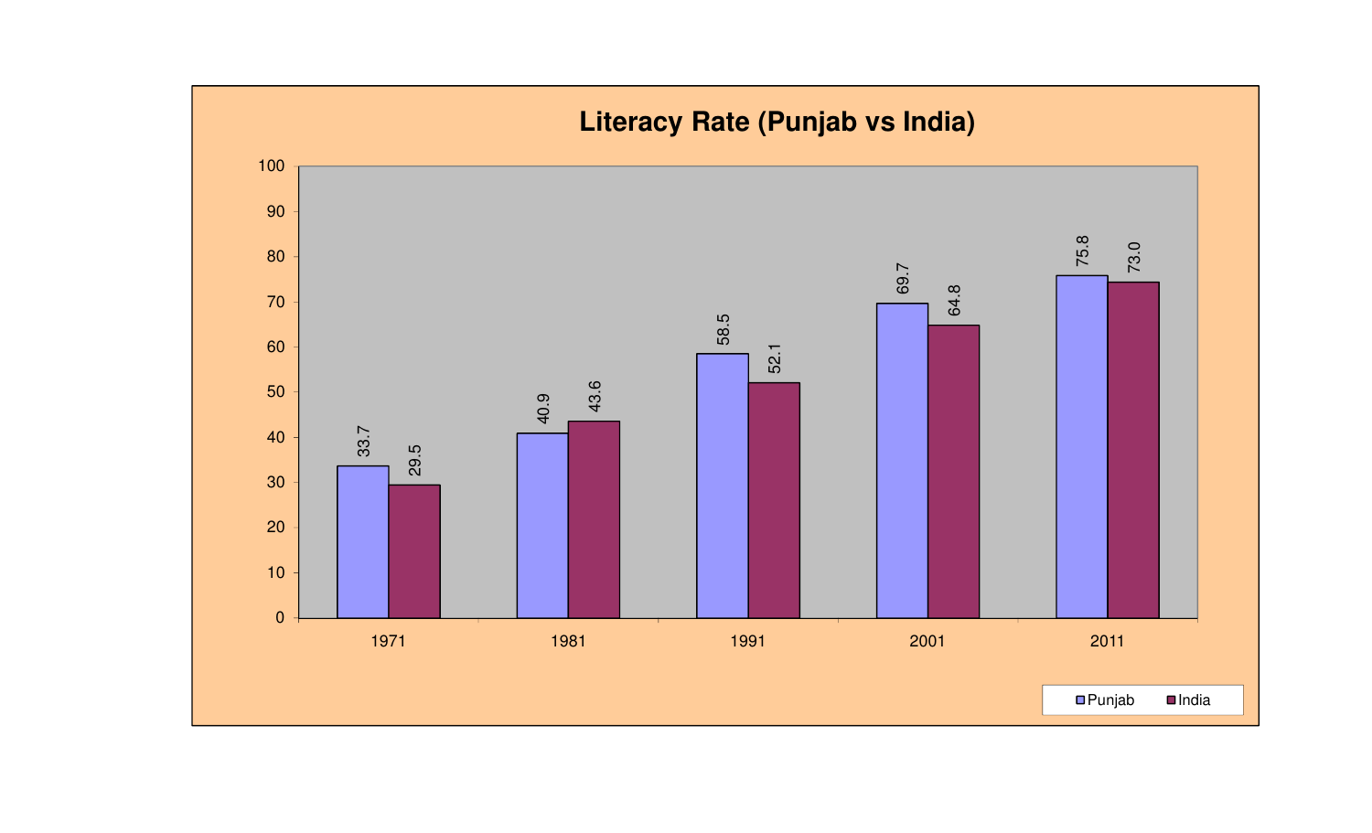## Literacy Rate (Punjab vs India)

| Year | Punjab | India |
| --- | --- | --- |
| 1971 | 33.7 | 29.5 |
| 1981 | 40.9 | 43.6 |
| 1991 | 58.5 | 52.1 |
| 2001 | 69.7 | 64.8 |
| 2011 | 75.8 | 73.0 |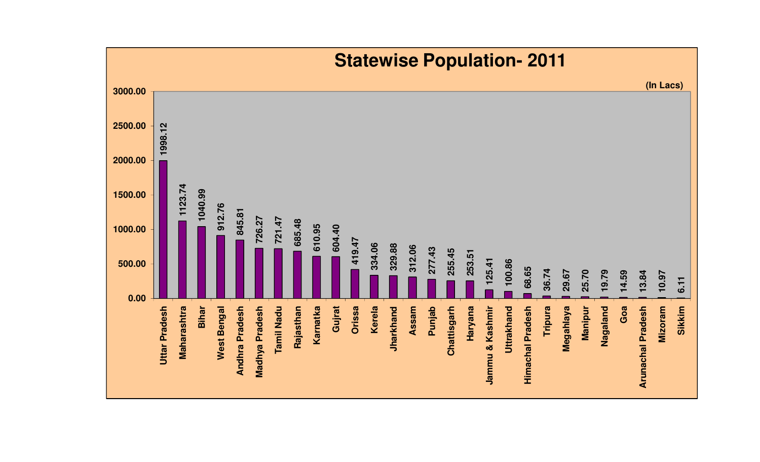# Statewise Population- 2011

(In Lacs)

| State | Population |
|---|---|
| Uttar Pradesh | 1998.12 |
| Maharashtra | 1123.74 |
| Bihar | 1040.99 |
| West Bengal | 912.76 |
| Andhra Pradesh | 845.81 |
| Madhya Pradesh | 726.27 |
| Tamil Nadu | 721.47 |
| Rajasthan | 685.48 |
| Karnatka | 610.95 |
| Gujrat | 604.40 |
| Orissa | 419.47 |
| Kerela | 334.06 |
| Jharkhand | 329.88 |
| Assam | 312.06 |
| Punjab | 277.43 |
| Chattisgarh | 255.45 |
| Haryana | 253.51 |
| Jammu & Kashmir | 125.41 |
| Uttrakhand | 100.86 |
| Himachal Pradesh | 68.65 |
| Tripura | 36.74 |
| Megahlaya | 29.67 |
| Manipur | 25.70 |
| Nagaland | 19.79 |
| Goa | 14.59 |
| Arunachal Pradesh | 13.84 |
| Mizoram | 10.97 |
| Sikkim | 6.11 |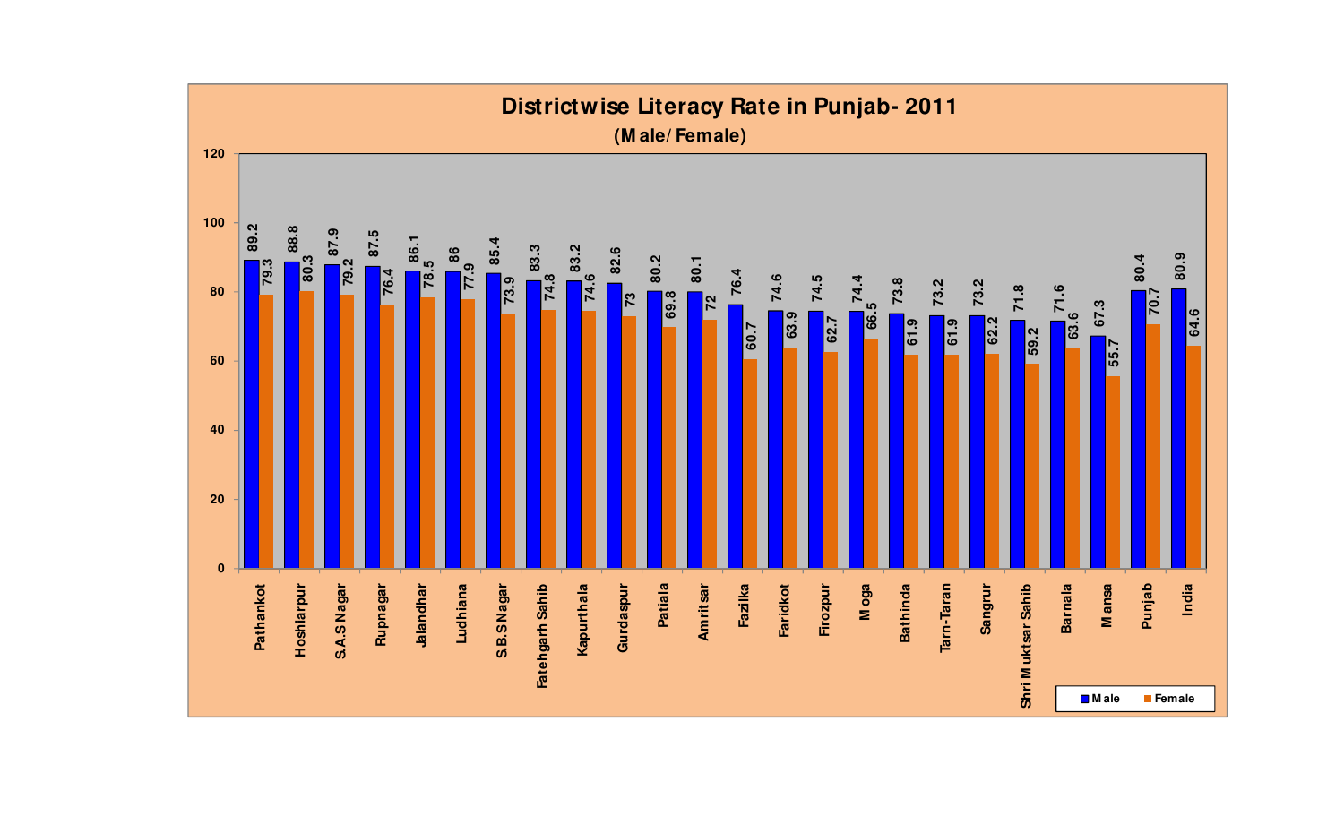# Districtwise Literacy Rate in Punjab- 2011

**(Male/ Female)**

| District | Male | Female |
|---|---|---|
| Pathankot | 89.2 | 79.3 |
| Hoshiarpur | 88.8 | 80.3 |
| S.A.S Nagar | 87.9 | 79.2 |
| Rupnagar | 87.5 | 76.4 |
| Jalandhar | 86.1 | 78.5 |
| Ludhiana | 86 | 77.9 |
| S.B.S Nagar | 85.4 | 73.9 |
| Fatehgarh Sahib | 83.3 | 74.8 |
| Kapurthala | 83.2 | 74.6 |
| Gurdaspur | 82.6 | 73 |
| Patiala | 80.2 | 69.8 |
| Amritsar | 80.1 | 72 |
| Fazilka | 76.4 | 60.7 |
| Faridkot | 74.6 | 63.9 |
| Firozpur | 74.5 | 62.7 |
| Moga | 74.4 | 66.5 |
| Bathinda | 73.8 | 61.9 |
| Tarn-Taran | 73.2 | 61.9 |
| Sangrur | 73.2 | 62.2 |
| Shri Muktsar Sahib | 71.8 | 59.2 |
| Barnala | 71.6 | 63.6 |
| Mansa | 67.3 | 55.7 |
| Punjab | 80.4 | 70.7 |
| India | 80.9 | 64.6 |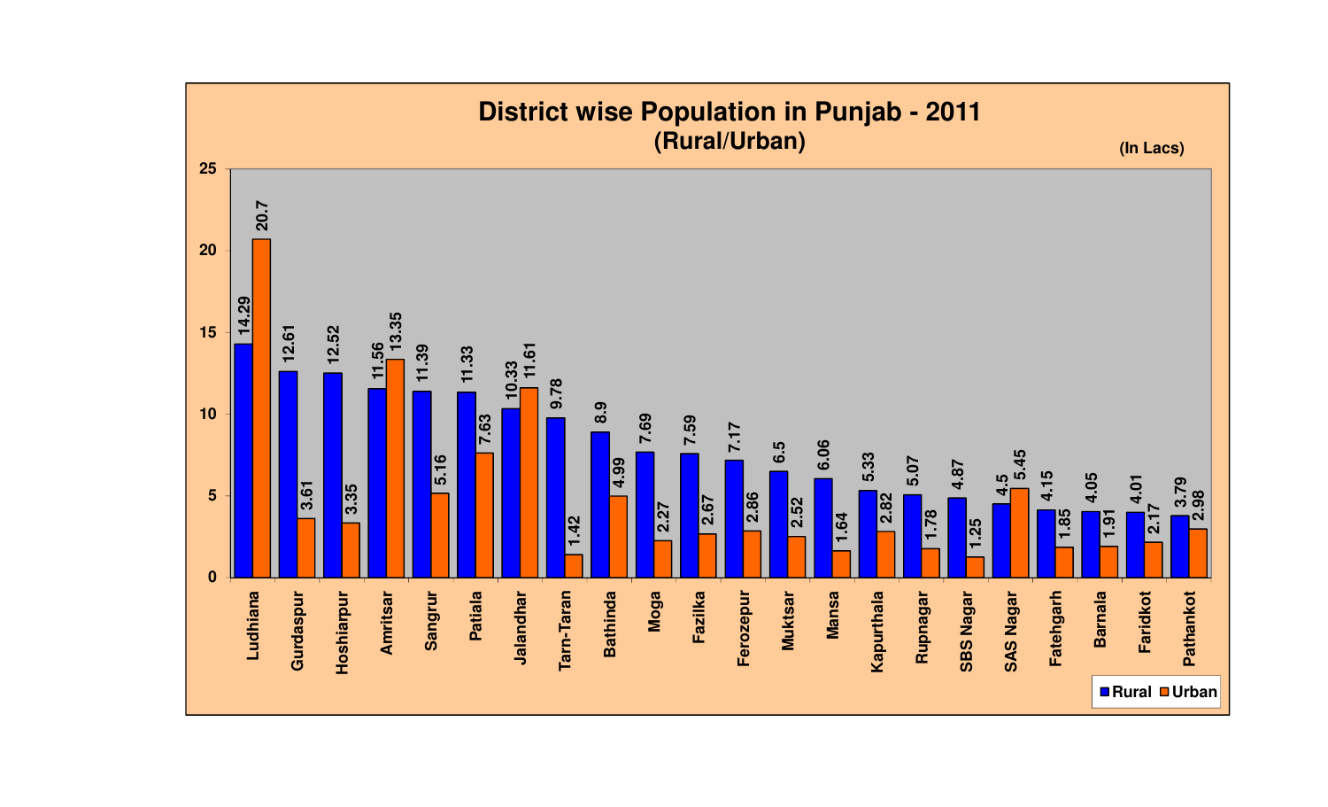# District wise Population in Punjab - 2011

## (Rural/Urban)

(In Lacs)

| District | Rural | Urban |
|---|---|---|
| Ludhiana | 14.29 | 20.7 |
| Gurdaspur | 12.61 | 3.61 |
| Hoshiarpur | 12.52 | 3.35 |
| Amritsar | 11.56 | 13.35 |
| Sangrur | 11.39 | 5.16 |
| Patiala | 11.33 | 7.63 |
| Jalandhar | 10.33 | 11.61 |
| Tarn-Taran | 9.78 | 1.42 |
| Bathinda | 8.9 | 4.99 |
| Moga | 7.69 | 2.27 |
| Fazilka | 7.59 | 2.67 |
| Ferozepur | 7.17 | 2.86 |
| Muktsar | 6.5 | 2.52 |
| Mansa | 6.06 | 1.64 |
| Kapurthala | 5.33 | 2.82 |
| Rupnagar | 5.07 | 1.78 |
| SBS Nagar | 4.87 | 1.25 |
| SAS Nagar | 4.5 | 5.45 |
| Fatehgarh | 4.15 | 1.85 |
| Barnala | 4.05 | 1.91 |
| Faridkot | 4.01 | 2.17 |
| Pathankot | 3.79 | 2.98 |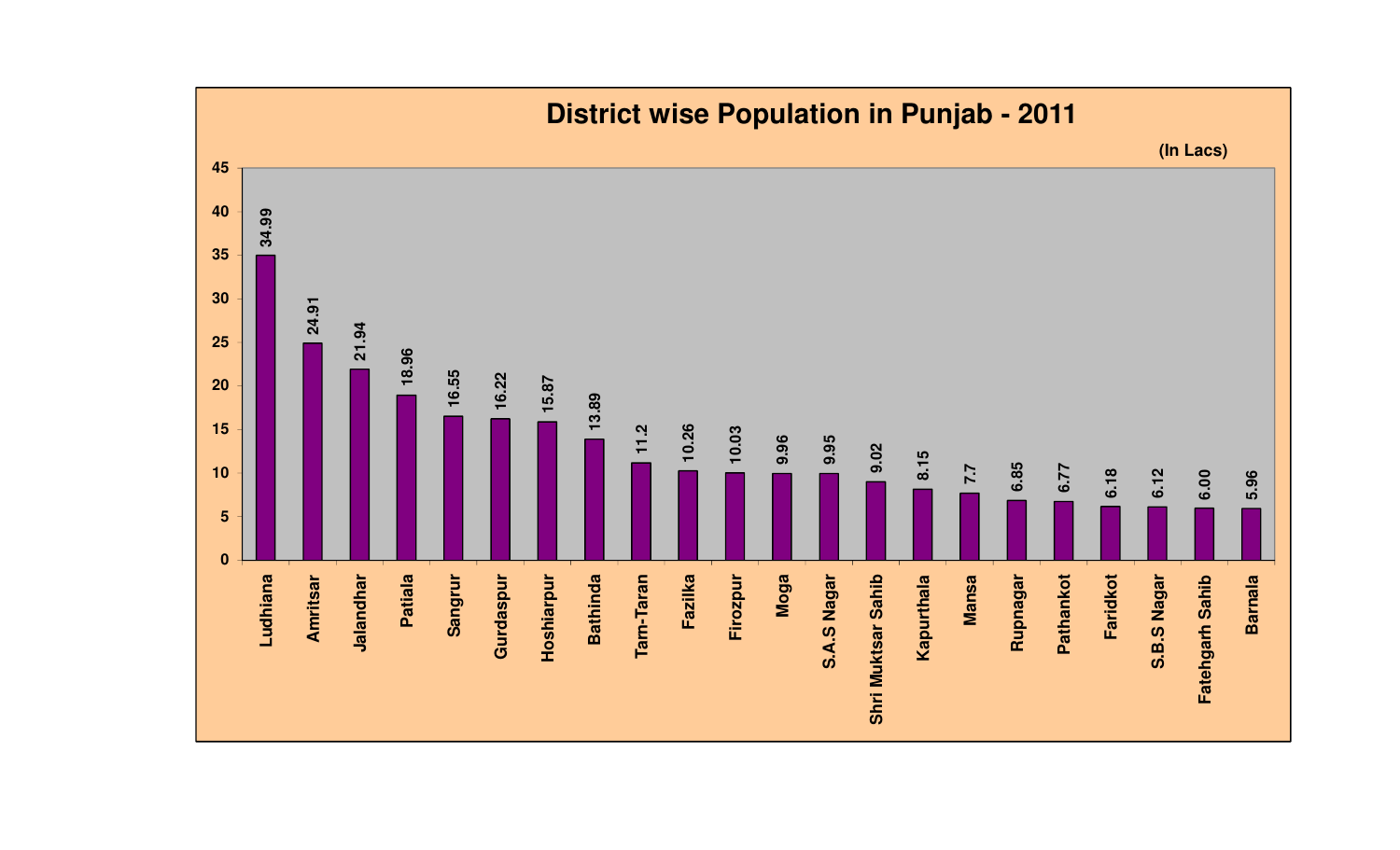# District wise Population in Punjab - 2011

(In Lacs)

| District | Population (In Lacs) |
| --- | --- |
| Ludhiana | 34.99 |
| Amritsar | 24.91 |
| Jalandhar | 21.94 |
| Patiala | 18.96 |
| Sangrur | 16.55 |
| Gurdaspur | 16.22 |
| Hoshiarpur | 15.87 |
| Bathinda | 13.89 |
| Tarn-Taran | 11.2 |
| Fazilka | 10.26 |
| Firozpur | 10.03 |
| Moga | 9.96 |
| S.A.S Nagar | 9.95 |
| Shri Muktsar Sahib | 9.02 |
| Kapurthala | 8.15 |
| Mansa | 7.7 |
| Rupnagar | 6.85 |
| Pathankot | 6.77 |
| Faridkot | 6.18 |
| S.B.S Nagar | 6.12 |
| Fatehgarh Sahib | 6.00 |
| Barnala | 5.96 |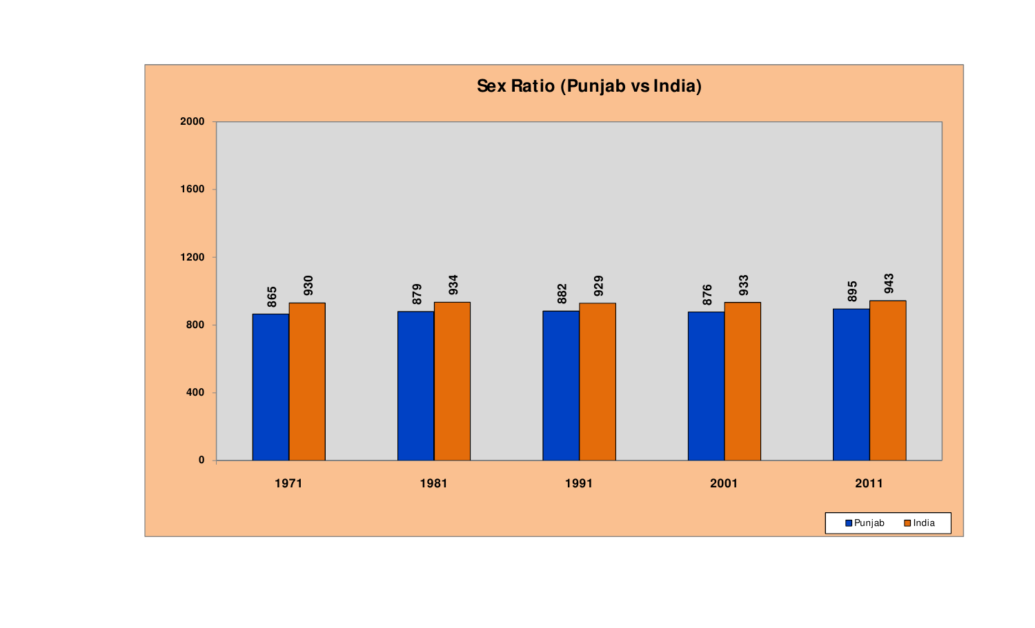**Sex Ratio (Punjab vs India)**

| Year | Punjab | India |
|---|---|---|
| 1971 | 865 | 930 |
| 1981 | 879 | 934 |
| 1991 | 882 | 929 |
| 2001 | 876 | 933 |
| 2011 | 895 | 943 |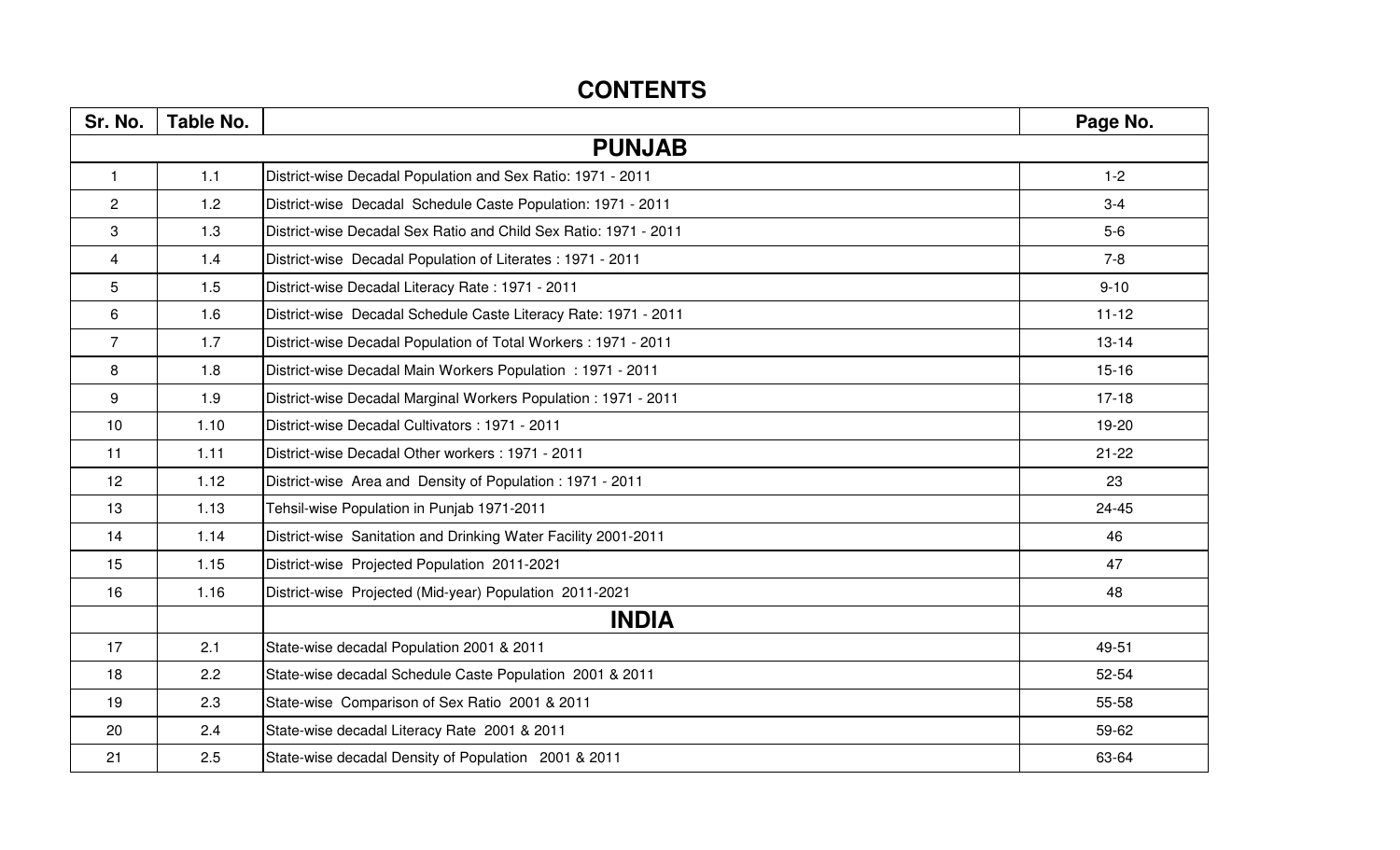# CONTENTS

| Sr. No. | Table No. | | Page No. |
|---|---|---|---|
| | | **PUNJAB** | |
| 1 | 1.1 | District-wise Decadal Population and Sex Ratio: 1971 - 2011 | 1-2 |
| 2 | 1.2 | District-wise Decadal Schedule Caste Population: 1971 - 2011 | 3-4 |
| 3 | 1.3 | District-wise Decadal Sex Ratio and Child Sex Ratio: 1971 - 2011 | 5-6 |
| 4 | 1.4 | District-wise Decadal Population of Literates : 1971 - 2011 | 7-8 |
| 5 | 1.5 | District-wise Decadal Literacy Rate : 1971 - 2011 | 9-10 |
| 6 | 1.6 | District-wise Decadal Schedule Caste Literacy Rate: 1971 - 2011 | 11-12 |
| 7 | 1.7 | District-wise Decadal Population of Total Workers : 1971 - 2011 | 13-14 |
| 8 | 1.8 | District-wise Decadal Main Workers Population : 1971 - 2011 | 15-16 |
| 9 | 1.9 | District-wise Decadal Marginal Workers Population : 1971 - 2011 | 17-18 |
| 10 | 1.10 | District-wise Decadal Cultivators : 1971 - 2011 | 19-20 |
| 11 | 1.11 | District-wise Decadal Other workers : 1971 - 2011 | 21-22 |
| 12 | 1.12 | District-wise Area and Density of Population : 1971 - 2011 | 23 |
| 13 | 1.13 | Tehsil-wise Population in Punjab 1971-2011 | 24-45 |
| 14 | 1.14 | District-wise Sanitation and Drinking Water Facility 2001-2011 | 46 |
| 15 | 1.15 | District-wise Projected Population 2011-2021 | 47 |
| 16 | 1.16 | District-wise Projected (Mid-year) Population 2011-2021 | 48 |
| | | **INDIA** | |
| 17 | 2.1 | State-wise decadal Population 2001 & 2011 | 49-51 |
| 18 | 2.2 | State-wise decadal Schedule Caste Population 2001 & 2011 | 52-54 |
| 19 | 2.3 | State-wise Comparison of Sex Ratio 2001 & 2011 | 55-58 |
| 20 | 2.4 | State-wise decadal Literacy Rate 2001 & 2011 | 59-62 |
| 21 | 2.5 | State-wise decadal Density of Population 2001 & 2011 | 63-64 |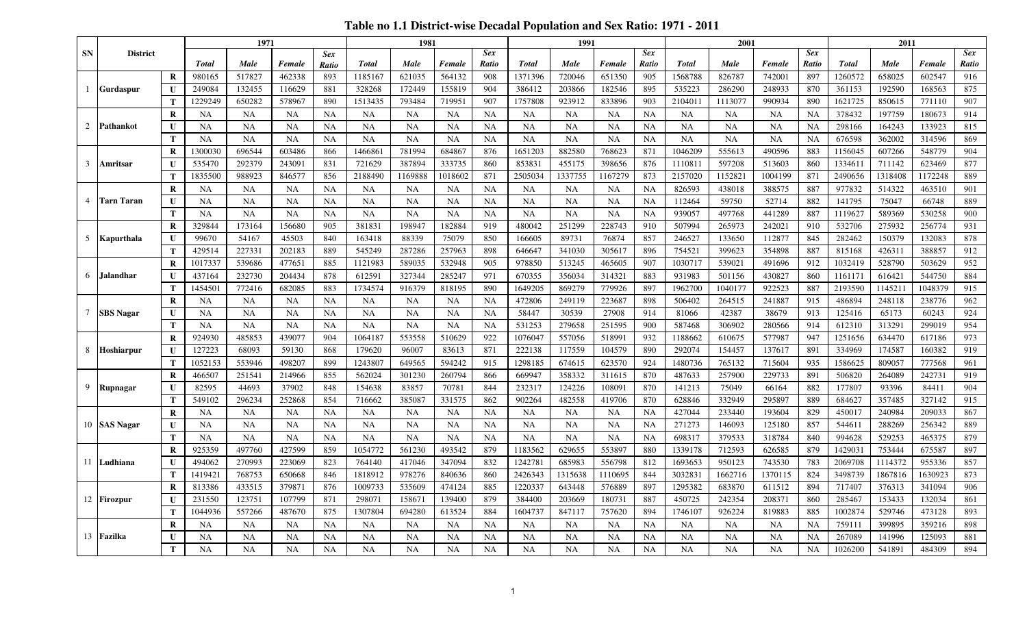# Table no 1.1 District-wise Decadal Population and Sex Ratio: 1971 - 2011

| SN | District | | 1971 | | | | 1981 | | | | 1991 | | | | 2001 | | | | 2011 | | | |
|---|---|---|---|---|---|---|---|---|---|---|---|---|---|---|---|---|---|---|---|---|---|---|
| | | | *Total* | *Male* | *Female* | *Sex Ratio* | *Total* | *Male* | *Female* | *Sex Ratio* | *Total* | *Male* | *Female* | *Sex Ratio* | *Total* | *Male* | *Female* | *Sex Ratio* | *Total* | *Male* | *Female* | *Sex Ratio* |
| 1 | Gurdaspur | R | 980165 | 517827 | 462338 | 893 | 1185167 | 621035 | 564132 | 908 | 1371396 | 720046 | 651350 | 905 | 1568788 | 826787 | 742001 | 897 | 1260572 | 658025 | 602547 | 916 |
| | | U | 249084 | 132455 | 116629 | 881 | 328268 | 172449 | 155819 | 904 | 386412 | 203866 | 182546 | 895 | 535223 | 286290 | 248933 | 870 | 361153 | 192590 | 168563 | 875 |
| | | T | 1229249 | 650282 | 578967 | 890 | 1513435 | 793484 | 719951 | 907 | 1757808 | 923912 | 833896 | 903 | 2104011 | 1113077 | 990934 | 890 | 1621725 | 850615 | 771110 | 907 |
| 2 | Pathankot | R | NA | NA | NA | NA | NA | NA | NA | NA | NA | NA | NA | NA | NA | NA | NA | NA | 378432 | 197759 | 180673 | 914 |
| | | U | NA | NA | NA | NA | NA | NA | NA | NA | NA | NA | NA | NA | NA | NA | NA | NA | 298166 | 164243 | 133923 | 815 |
| | | T | NA | NA | NA | NA | NA | NA | NA | NA | NA | NA | NA | NA | NA | NA | NA | NA | 676598 | 362002 | 314596 | 869 |
| 3 | Amritsar | R | 1300030 | 696544 | 603486 | 866 | 1466861 | 781994 | 684867 | 876 | 1651203 | 882580 | 768623 | 871 | 1046209 | 555613 | 490596 | 883 | 1156045 | 607266 | 548779 | 904 |
| | | U | 535470 | 292379 | 243091 | 831 | 721629 | 387894 | 333735 | 860 | 853831 | 455175 | 398656 | 876 | 1110811 | 597208 | 513603 | 860 | 1334611 | 711142 | 623469 | 877 |
| | | T | 1835500 | 988923 | 846577 | 856 | 2188490 | 1169888 | 1018602 | 871 | 2505034 | 1337755 | 1167279 | 873 | 2157020 | 1152821 | 1004199 | 871 | 2490656 | 1318408 | 1172248 | 889 |
| 4 | Tarn Taran | R | NA | NA | NA | NA | NA | NA | NA | NA | NA | NA | NA | NA | 826593 | 438018 | 388575 | 887 | 977832 | 514322 | 463510 | 901 |
| | | U | NA | NA | NA | NA | NA | NA | NA | NA | NA | NA | NA | NA | 112464 | 59750 | 52714 | 882 | 141795 | 75047 | 66748 | 889 |
| | | T | NA | NA | NA | NA | NA | NA | NA | NA | NA | NA | NA | NA | 939057 | 497768 | 441289 | 887 | 1119627 | 589369 | 530258 | 900 |
| 5 | Kapurthala | R | 329844 | 173164 | 156680 | 905 | 381831 | 198947 | 182884 | 919 | 480042 | 251299 | 228743 | 910 | 507994 | 265973 | 242021 | 910 | 532706 | 275932 | 256774 | 931 |
| | | U | 99670 | 54167 | 45503 | 840 | 163418 | 88339 | 75079 | 850 | 166605 | 89731 | 76874 | 857 | 246527 | 133650 | 112877 | 845 | 282462 | 150379 | 132083 | 878 |
| | | T | 429514 | 227331 | 202183 | 889 | 545249 | 287286 | 257963 | 898 | 646647 | 341030 | 305617 | 896 | 754521 | 399623 | 354898 | 887 | 815168 | 426311 | 388857 | 912 |
| 6 | Jalandhar | R | 1017337 | 539686 | 477651 | 885 | 1121983 | 589035 | 532948 | 905 | 978850 | 513245 | 465605 | 907 | 1030717 | 539021 | 491696 | 912 | 1032419 | 528790 | 503629 | 952 |
| | | U | 437164 | 232730 | 204434 | 878 | 612591 | 327344 | 285247 | 971 | 670355 | 356034 | 314321 | 883 | 931983 | 501156 | 430827 | 860 | 1161171 | 616421 | 544750 | 884 |
| | | T | 1454501 | 772416 | 682085 | 883 | 1734574 | 916379 | 818195 | 890 | 1649205 | 869279 | 779926 | 897 | 1962700 | 1040177 | 922523 | 887 | 2193590 | 1145211 | 1048379 | 915 |
| 7 | SBS Nagar | R | NA | NA | NA | NA | NA | NA | NA | NA | 472806 | 249119 | 223687 | 898 | 506402 | 264515 | 241887 | 915 | 486894 | 248118 | 238776 | 962 |
| | | U | NA | NA | NA | NA | NA | NA | NA | NA | 58447 | 30539 | 27908 | 914 | 81066 | 42387 | 38679 | 913 | 125416 | 65173 | 60243 | 924 |
| | | T | NA | NA | NA | NA | NA | NA | NA | NA | 531253 | 279658 | 251595 | 900 | 587468 | 306902 | 280566 | 914 | 612310 | 313291 | 299019 | 954 |
| 8 | Hoshiarpur | R | 924930 | 485853 | 439077 | 904 | 1064187 | 553558 | 510629 | 922 | 1076047 | 557056 | 518991 | 932 | 1188662 | 610675 | 577987 | 947 | 1251656 | 634470 | 617186 | 973 |
| | | U | 127223 | 68093 | 59130 | 868 | 179620 | 96007 | 83613 | 871 | 222138 | 117559 | 104579 | 890 | 292074 | 154457 | 137617 | 891 | 334969 | 174587 | 160382 | 919 |
| | | T | 1052153 | 553946 | 498207 | 899 | 1243807 | 649565 | 594242 | 915 | 1298185 | 674615 | 623570 | 924 | 1480736 | 765132 | 715604 | 935 | 1586625 | 809057 | 777568 | 961 |
| 9 | Rupnagar | R | 466507 | 251541 | 214966 | 855 | 562024 | 301230 | 260794 | 866 | 669947 | 358332 | 311615 | 870 | 487633 | 257900 | 229733 | 891 | 506820 | 264089 | 242731 | 919 |
| | | U | 82595 | 44693 | 37902 | 848 | 154638 | 83857 | 70781 | 844 | 232317 | 124226 | 108091 | 870 | 141213 | 75049 | 66164 | 882 | 177807 | 93396 | 84411 | 904 |
| | | T | 549102 | 296234 | 252868 | 854 | 716662 | 385087 | 331575 | 862 | 902264 | 482558 | 419706 | 870 | 628846 | 332949 | 295897 | 889 | 684627 | 357485 | 327142 | 915 |
| 10 | SAS Nagar | R | NA | NA | NA | NA | NA | NA | NA | NA | NA | NA | NA | NA | 427044 | 233440 | 193604 | 829 | 450017 | 240984 | 209033 | 867 |
| | | U | NA | NA | NA | NA | NA | NA | NA | NA | NA | NA | NA | NA | 271273 | 146093 | 125180 | 857 | 544611 | 288269 | 256342 | 889 |
| | | T | NA | NA | NA | NA | NA | NA | NA | NA | NA | NA | NA | NA | 698317 | 379533 | 318784 | 840 | 994628 | 529253 | 465375 | 879 |
| 11 | Ludhiana | R | 925359 | 497760 | 427599 | 859 | 1054772 | 561230 | 493542 | 879 | 1183562 | 629655 | 553897 | 880 | 1339178 | 712593 | 626585 | 879 | 1429031 | 753444 | 675587 | 897 |
| | | U | 494062 | 270993 | 223069 | 823 | 764140 | 417046 | 347094 | 832 | 1242781 | 685983 | 556798 | 812 | 1693653 | 950123 | 743530 | 783 | 2069708 | 1114372 | 955336 | 857 |
| | | T | 1419421 | 768753 | 650668 | 846 | 1818912 | 978276 | 840636 | 860 | 2426343 | 1315638 | 1110695 | 844 | 3032831 | 1662716 | 1370115 | 824 | 3498739 | 1867816 | 1630923 | 873 |
| 12 | Firozpur | R | 813386 | 433515 | 379871 | 876 | 1009733 | 535609 | 474124 | 885 | 1220337 | 643448 | 576889 | 897 | 1295382 | 683870 | 611512 | 894 | 717407 | 376313 | 341094 | 906 |
| | | U | 231550 | 123751 | 107799 | 871 | 298071 | 158671 | 139400 | 879 | 384400 | 203669 | 180731 | 887 | 450725 | 242354 | 208371 | 860 | 285467 | 153433 | 132034 | 861 |
| | | T | 1044936 | 557266 | 487670 | 875 | 1307804 | 694280 | 613524 | 884 | 1604737 | 847117 | 757620 | 894 | 1746107 | 926224 | 819883 | 885 | 1002874 | 529746 | 473128 | 893 |
| 13 | Fazilka | R | NA | NA | NA | NA | NA | NA | NA | NA | NA | NA | NA | NA | NA | NA | NA | NA | 759111 | 399895 | 359216 | 898 |
| | | U | NA | NA | NA | NA | NA | NA | NA | NA | NA | NA | NA | NA | NA | NA | NA | NA | 267089 | 141996 | 125093 | 881 |
| | | T | NA | NA | NA | NA | NA | NA | NA | NA | NA | NA | NA | NA | NA | NA | NA | NA | 1026200 | 541891 | 484309 | 894 |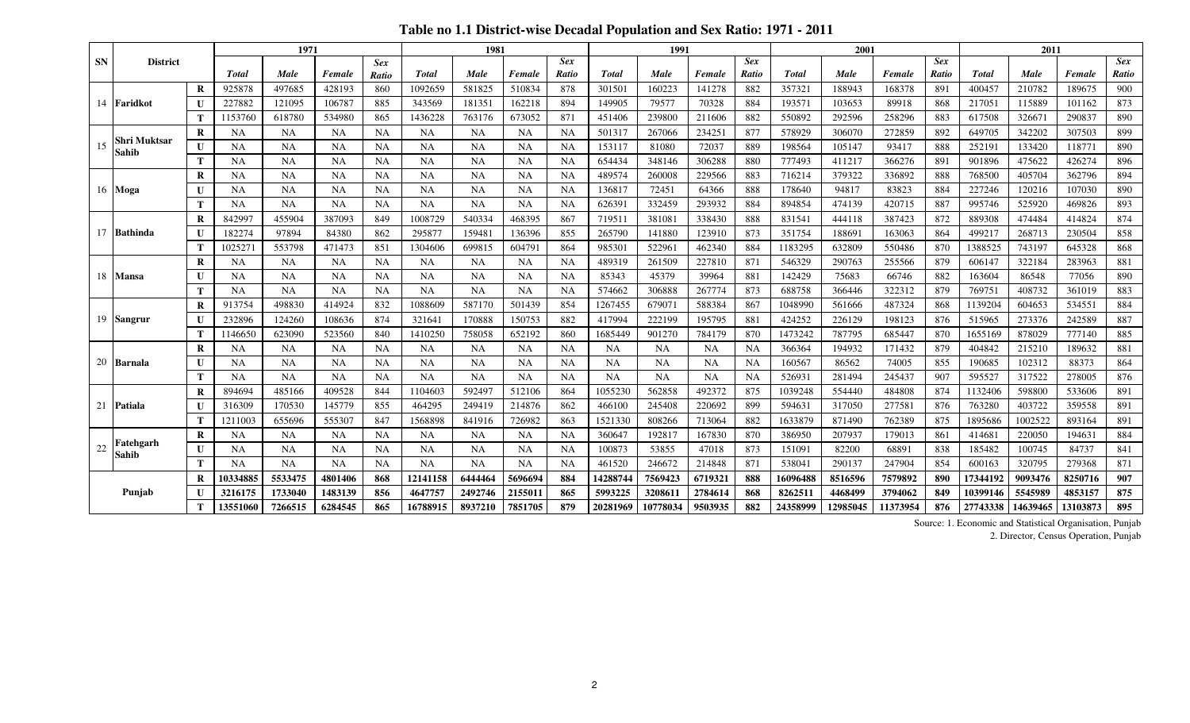# Table no 1.1 District-wise Decadal Population and Sex Ratio: 1971 - 2011

| SN | District | | 1971 | | | | 1981 | | | | 1991 | | | | 2001 | | | | 2011 | | | |
|---|---|---|---|---|---|---|---|---|---|---|---|---|---|---|---|---|---|---|---|---|---|---|
| | | | *Total* | *Male* | *Female* | *Sex Ratio* | *Total* | *Male* | *Female* | *Sex Ratio* | *Total* | *Male* | *Female* | *Sex Ratio* | *Total* | *Male* | *Female* | *Sex Ratio* | *Total* | *Male* | *Female* | *Sex Ratio* |
| 14 | **Faridkot** | **R** | 925878 | 497685 | 428193 | 860 | 1092659 | 581825 | 510834 | 878 | 301501 | 160223 | 141278 | 882 | 357321 | 188943 | 168378 | 891 | 400457 | 210782 | 189675 | 900 |
| | | **U** | 227882 | 121095 | 106787 | 885 | 343669 | 181351 | 162218 | 894 | 149905 | 79577 | 70328 | 884 | 193571 | 103653 | 89918 | 868 | 217051 | 115889 | 101162 | 873 |
| | | **T** | 1153760 | 618780 | 534980 | 865 | 1436228 | 763176 | 673052 | 871 | 451406 | 239800 | 211606 | 882 | 550892 | 292596 | 258296 | 883 | 617508 | 326671 | 290837 | 890 |
| 15 | **Shri Muktsar Sahib** | **R** | NA | NA | NA | NA | NA | NA | NA | NA | 501317 | 267066 | 234251 | 877 | 578929 | 306070 | 272859 | 892 | 649705 | 342202 | 307503 | 899 |
| | | **U** | NA | NA | NA | NA | NA | NA | NA | NA | 153117 | 81080 | 72037 | 889 | 198564 | 105147 | 93417 | 888 | 252191 | 133420 | 118771 | 890 |
| | | **T** | NA | NA | NA | NA | NA | NA | NA | NA | 654434 | 348146 | 306288 | 880 | 777493 | 411217 | 366276 | 891 | 901896 | 475622 | 426274 | 896 |
| 16 | **Moga** | **R** | NA | NA | NA | NA | NA | NA | NA | NA | 489574 | 260008 | 229566 | 883 | 716214 | 379322 | 336892 | 888 | 768500 | 405704 | 362796 | 894 |
| | | **U** | NA | NA | NA | NA | NA | NA | NA | NA | 136817 | 72451 | 64366 | 888 | 178640 | 94817 | 83823 | 884 | 227246 | 120216 | 107030 | 890 |
| | | **T** | NA | NA | NA | NA | NA | NA | NA | NA | 626391 | 332459 | 293932 | 884 | 894854 | 474139 | 420715 | 887 | 995746 | 525920 | 469826 | 893 |
| 17 | **Bathinda** | **R** | 842997 | 455904 | 387093 | 849 | 1008729 | 540334 | 468395 | 867 | 719511 | 381081 | 338430 | 888 | 831541 | 444118 | 387423 | 872 | 889308 | 474484 | 414824 | 874 |
| | | **U** | 182274 | 97894 | 84380 | 862 | 295877 | 159481 | 136396 | 855 | 265790 | 141880 | 123910 | 873 | 351754 | 188691 | 163063 | 864 | 499217 | 268713 | 230504 | 858 |
| | | **T** | 1025271 | 553798 | 471473 | 851 | 1304606 | 699815 | 604791 | 864 | 985301 | 522961 | 462340 | 884 | 1183295 | 632809 | 550486 | 870 | 1388525 | 743197 | 645328 | 868 |
| 18 | **Mansa** | **R** | NA | NA | NA | NA | NA | NA | NA | NA | 489319 | 261509 | 227810 | 871 | 546329 | 290763 | 255566 | 879 | 606147 | 322184 | 283963 | 881 |
| | | **U** | NA | NA | NA | NA | NA | NA | NA | NA | 85343 | 45379 | 39964 | 881 | 142429 | 75683 | 66746 | 882 | 163604 | 86548 | 77056 | 890 |
| | | **T** | NA | NA | NA | NA | NA | NA | NA | NA | 574662 | 306888 | 267774 | 873 | 688758 | 366446 | 322312 | 879 | 769751 | 408732 | 361019 | 883 |
| 19 | **Sangrur** | **R** | 913754 | 498830 | 414924 | 832 | 1088609 | 587170 | 501439 | 854 | 1267455 | 679071 | 588384 | 867 | 1048990 | 561666 | 487324 | 868 | 1139204 | 604653 | 534551 | 884 |
| | | **U** | 232896 | 124260 | 108636 | 874 | 321641 | 170888 | 150753 | 882 | 417994 | 222199 | 195795 | 881 | 424252 | 226129 | 198123 | 876 | 515965 | 273376 | 242589 | 887 |
| | | **T** | 1146650 | 623090 | 523560 | 840 | 1410250 | 758058 | 652192 | 860 | 1685449 | 901270 | 784179 | 870 | 1473242 | 787795 | 685447 | 870 | 1655169 | 878029 | 777140 | 885 |
| 20 | **Barnala** | **R** | NA | NA | NA | NA | NA | NA | NA | NA | NA | NA | NA | NA | 366364 | 194932 | 171432 | 879 | 404842 | 215210 | 189632 | 881 |
| | | **U** | NA | NA | NA | NA | NA | NA | NA | NA | NA | NA | NA | NA | 160567 | 86562 | 74005 | 855 | 190685 | 102312 | 88373 | 864 |
| | | **T** | NA | NA | NA | NA | NA | NA | NA | NA | NA | NA | NA | NA | 526931 | 281494 | 245437 | 907 | 595527 | 317522 | 278005 | 876 |
| 21 | **Patiala** | **R** | 894694 | 485166 | 409528 | 844 | 1104603 | 592497 | 512106 | 864 | 1055230 | 562858 | 492372 | 875 | 1039248 | 554440 | 484808 | 874 | 1132406 | 598800 | 533606 | 891 |
| | | **U** | 316309 | 170530 | 145779 | 855 | 464295 | 249419 | 214876 | 862 | 466100 | 245408 | 220692 | 899 | 594631 | 317050 | 277581 | 876 | 763280 | 403722 | 359558 | 891 |
| | | **T** | 1211003 | 655696 | 555307 | 847 | 1568898 | 841916 | 726982 | 863 | 1521330 | 808266 | 713064 | 882 | 1633879 | 871490 | 762389 | 875 | 1895686 | 1002522 | 893164 | 891 |
| 22 | **Fatehgarh Sahib** | **R** | NA | NA | NA | NA | NA | NA | NA | NA | 360647 | 192817 | 167830 | 870 | 386950 | 207937 | 179013 | 861 | 414681 | 220050 | 194631 | 884 |
| | | **U** | NA | NA | NA | NA | NA | NA | NA | NA | 100873 | 53855 | 47018 | 873 | 151091 | 82200 | 68891 | 838 | 185482 | 100745 | 84737 | 841 |
| | | **T** | NA | NA | NA | NA | NA | NA | NA | NA | 461520 | 246672 | 214848 | 871 | 538041 | 290137 | 247904 | 854 | 600163 | 320795 | 279368 | 871 |
| | **Punjab** | **R** | **10334885** | **5533475** | **4801406** | **868** | **12141158** | **6444464** | **5696694** | **884** | **14288744** | **7569423** | **6719321** | **888** | **16096488** | **8516596** | **7579892** | **890** | **17344192** | **9093476** | **8250716** | **907** |
| | | **U** | **3216175** | **1733040** | **1483139** | **856** | **4647757** | **2492746** | **2155011** | **865** | **5993225** | **3208611** | **2784614** | **868** | **8262511** | **4468499** | **3794062** | **849** | **10399146** | **5545989** | **4853157** | **875** |
| | | **T** | **13551060** | **7266515** | **6284545** | **865** | **16788915** | **8937210** | **7851705** | **879** | **20281969** | **10778034** | **9503935** | **882** | **24358999** | **12985045** | **11373954** | **876** | **27743338** | **14639465** | **13103873** | **895** |

Source: 1. Economic and Statistical Organisation, Punjab
2. Director, Census Operation, Punjab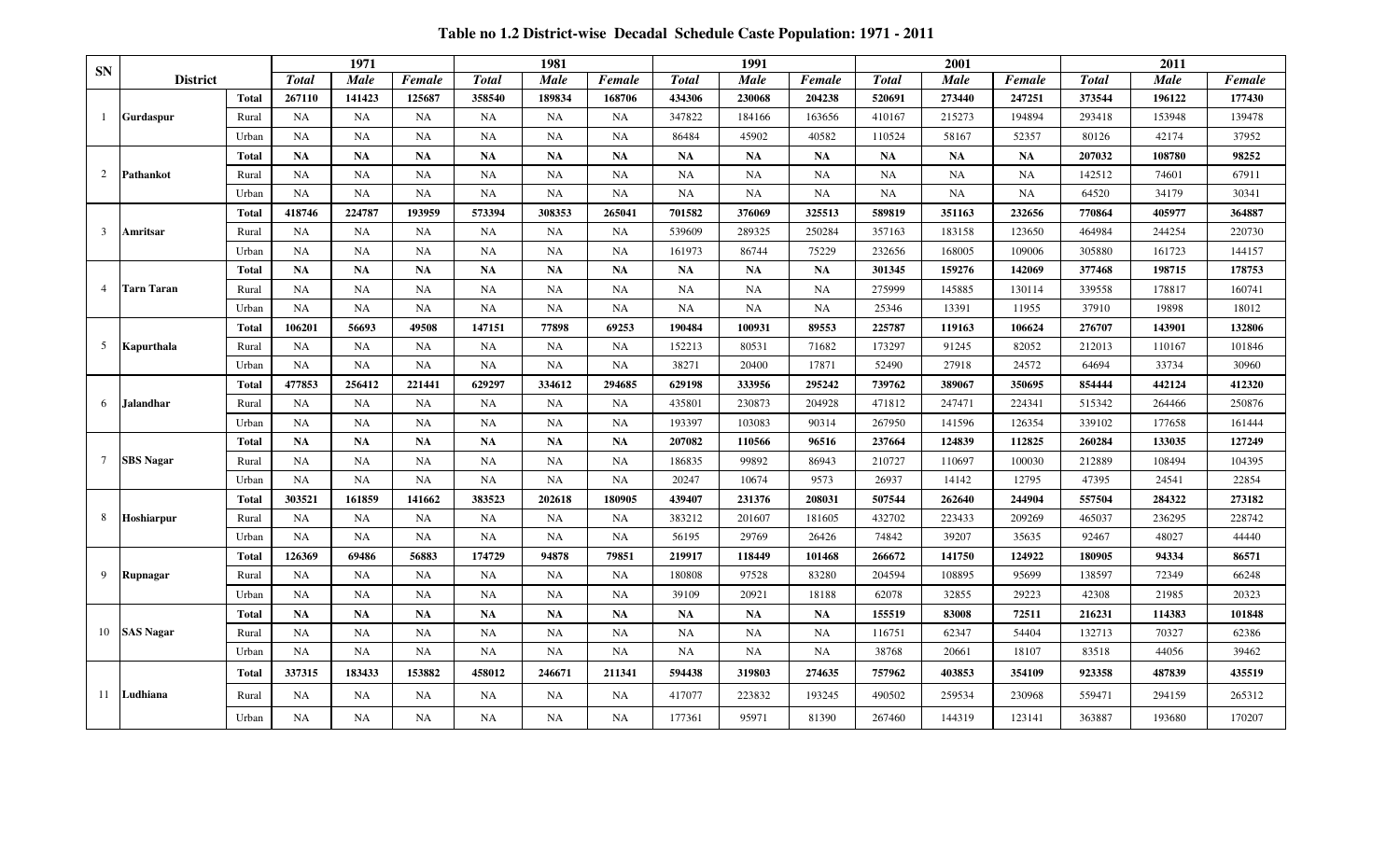**Table no 1.2 District-wise Decadal Schedule Caste Population: 1971 - 2011**

| SN | District | | 1971 | | | 1981 | | | 1991 | | | 2001 | | | 2011 | | |
|---|---|---|---|---|---|---|---|---|---|---|---|---|---|---|---|---|---|
| | | | *Total* | *Male* | *Female* | *Total* | *Male* | *Female* | *Total* | *Male* | *Female* | *Total* | *Male* | *Female* | *Total* | *Male* | *Female* |
| 1 | Gurdaspur | Total | 267110 | 141423 | 125687 | 358540 | 189834 | 168706 | 434306 | 230068 | 204238 | 520691 | 273440 | 247251 | 373544 | 196122 | 177430 |
| | | Rural | NA | NA | NA | NA | NA | NA | 347822 | 184166 | 163656 | 410167 | 215273 | 194894 | 293418 | 153948 | 139478 |
| | | Urban | NA | NA | NA | NA | NA | NA | 86484 | 45902 | 40582 | 110524 | 58167 | 52357 | 80126 | 42174 | 37952 |
| 2 | Pathankot | Total | NA | NA | NA | NA | NA | NA | NA | NA | NA | NA | NA | NA | 207032 | 108780 | 98252 |
| | | Rural | NA | NA | NA | NA | NA | NA | NA | NA | NA | NA | NA | NA | 142512 | 74601 | 67911 |
| | | Urban | NA | NA | NA | NA | NA | NA | NA | NA | NA | NA | NA | NA | 64520 | 34179 | 30341 |
| 3 | Amritsar | Total | 418746 | 224787 | 193959 | 573394 | 308353 | 265041 | 701582 | 376069 | 325513 | 589819 | 351163 | 232656 | 770864 | 405977 | 364887 |
| | | Rural | NA | NA | NA | NA | NA | NA | 539609 | 289325 | 250284 | 357163 | 183158 | 123650 | 464984 | 244254 | 220730 |
| | | Urban | NA | NA | NA | NA | NA | NA | 161973 | 86744 | 75229 | 232656 | 168005 | 109006 | 305880 | 161723 | 144157 |
| 4 | Tarn Taran | Total | NA | NA | NA | NA | NA | NA | NA | NA | NA | 301345 | 159276 | 142069 | 377468 | 198715 | 178753 |
| | | Rural | NA | NA | NA | NA | NA | NA | NA | NA | NA | 275999 | 145885 | 130114 | 339558 | 178817 | 160741 |
| | | Urban | NA | NA | NA | NA | NA | NA | NA | NA | NA | 25346 | 13391 | 11955 | 37910 | 19898 | 18012 |
| 5 | Kapurthala | Total | 106201 | 56693 | 49508 | 147151 | 77898 | 69253 | 190484 | 100931 | 89553 | 225787 | 119163 | 106624 | 276707 | 143901 | 132806 |
| | | Rural | NA | NA | NA | NA | NA | NA | 152213 | 80531 | 71682 | 173297 | 91245 | 82052 | 212013 | 110167 | 101846 |
| | | Urban | NA | NA | NA | NA | NA | NA | 38271 | 20400 | 17871 | 52490 | 27918 | 24572 | 64694 | 33734 | 30960 |
| 6 | Jalandhar | Total | 477853 | 256412 | 221441 | 629297 | 334612 | 294685 | 629198 | 333956 | 295242 | 739762 | 389067 | 350695 | 854444 | 442124 | 412320 |
| | | Rural | NA | NA | NA | NA | NA | NA | 435801 | 230873 | 204928 | 471812 | 247471 | 224341 | 515342 | 264466 | 250876 |
| | | Urban | NA | NA | NA | NA | NA | NA | 193397 | 103083 | 90314 | 267950 | 141596 | 126354 | 339102 | 177658 | 161444 |
| 7 | SBS Nagar | Total | NA | NA | NA | NA | NA | NA | 207082 | 110566 | 96516 | 237664 | 124839 | 112825 | 260284 | 133035 | 127249 |
| | | Rural | NA | NA | NA | NA | NA | NA | 186835 | 99892 | 86943 | 210727 | 110697 | 100030 | 212889 | 108494 | 104395 |
| | | Urban | NA | NA | NA | NA | NA | NA | 20247 | 10674 | 9573 | 26937 | 14142 | 12795 | 47395 | 24541 | 22854 |
| 8 | Hoshiarpur | Total | 303521 | 161859 | 141662 | 383523 | 202618 | 180905 | 439407 | 231376 | 208031 | 507544 | 262640 | 244904 | 557504 | 284322 | 273182 |
| | | Rural | NA | NA | NA | NA | NA | NA | 383212 | 201607 | 181605 | 432702 | 223433 | 209269 | 465037 | 236295 | 228742 |
| | | Urban | NA | NA | NA | NA | NA | NA | 56195 | 29769 | 26426 | 74842 | 39207 | 35635 | 92467 | 48027 | 44440 |
| 9 | Rupnagar | Total | 126369 | 69486 | 56883 | 174729 | 94878 | 79851 | 219917 | 118449 | 101468 | 266672 | 141750 | 124922 | 180905 | 94334 | 86571 |
| | | Rural | NA | NA | NA | NA | NA | NA | 180808 | 97528 | 83280 | 204594 | 108895 | 95699 | 138597 | 72349 | 66248 |
| | | Urban | NA | NA | NA | NA | NA | NA | 39109 | 20921 | 18188 | 62078 | 32855 | 29223 | 42308 | 21985 | 20323 |
| 10 | SAS Nagar | Total | NA | NA | NA | NA | NA | NA | NA | NA | NA | 155519 | 83008 | 72511 | 216231 | 114383 | 101848 |
| | | Rural | NA | NA | NA | NA | NA | NA | NA | NA | NA | 116751 | 62347 | 54404 | 132713 | 70327 | 62386 |
| | | Urban | NA | NA | NA | NA | NA | NA | NA | NA | NA | 38768 | 20661 | 18107 | 83518 | 44056 | 39462 |
| 11 | Ludhiana | Total | 337315 | 183433 | 153882 | 458012 | 246671 | 211341 | 594438 | 319803 | 274635 | 757962 | 403853 | 354109 | 923358 | 487839 | 435519 |
| | | Rural | NA | NA | NA | NA | NA | NA | 417077 | 223832 | 193245 | 490502 | 259534 | 230968 | 559471 | 294159 | 265312 |
| | | Urban | NA | NA | NA | NA | NA | NA | 177361 | 95971 | 81390 | 267460 | 144319 | 123141 | 363887 | 193680 | 170207 |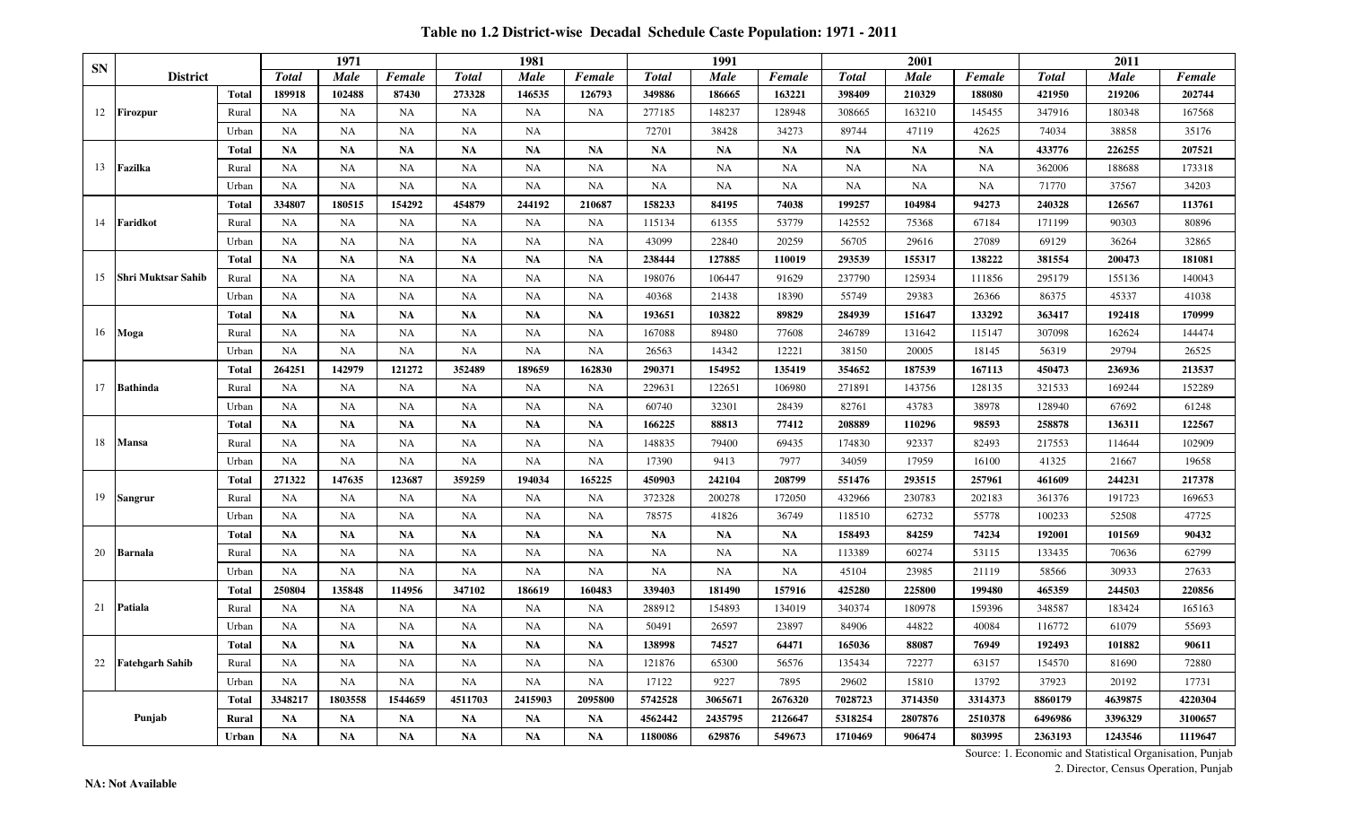# Table no 1.2 District-wise Decadal Schedule Caste Population: 1971 - 2011

| SN | District | | 1971 | | | 1981 | | | 1991 | | | 2001 | | | 2011 | | |
|---|---|---|---|---|---|---|---|---|---|---|---|---|---|---|---|---|---|
| | | | *Total* | *Male* | *Female* | *Total* | *Male* | *Female* | *Total* | *Male* | *Female* | *Total* | *Male* | *Female* | *Total* | *Male* | *Female* |
| 12 | **Firozpur** | **Total** | **189918** | **102488** | **87430** | **273328** | **146535** | **126793** | **349886** | **186665** | **163221** | **398409** | **210329** | **188080** | **421950** | **219206** | **202744** |
| | | Rural | NA | NA | NA | NA | NA | NA | 277185 | 148237 | 128948 | 308665 | 163210 | 145455 | 347916 | 180348 | 167568 |
| | | Urban | NA | NA | NA | NA | NA | | 72701 | 38428 | 34273 | 89744 | 47119 | 42625 | 74034 | 38858 | 35176 |
| 13 | **Fazilka** | **Total** | **NA** | **NA** | **NA** | **NA** | **NA** | **NA** | **NA** | **NA** | **NA** | **NA** | **NA** | **NA** | **433776** | **226255** | **207521** |
| | | Rural | NA | NA | NA | NA | NA | NA | NA | NA | NA | NA | NA | NA | 362006 | 188688 | 173318 |
| | | Urban | NA | NA | NA | NA | NA | NA | NA | NA | NA | NA | NA | NA | 71770 | 37567 | 34203 |
| 14 | **Faridkot** | **Total** | **334807** | **180515** | **154292** | **454879** | **244192** | **210687** | **158233** | **84195** | **74038** | **199257** | **104984** | **94273** | **240328** | **126567** | **113761** |
| | | Rural | NA | NA | NA | NA | NA | NA | 115134 | 61355 | 53779 | 142552 | 75368 | 67184 | 171199 | 90303 | 80896 |
| | | Urban | NA | NA | NA | NA | NA | NA | 43099 | 22840 | 20259 | 56705 | 29616 | 27089 | 69129 | 36264 | 32865 |
| 15 | **Shri Muktsar Sahib** | **Total** | **NA** | **NA** | **NA** | **NA** | **NA** | **NA** | **238444** | **127885** | **110019** | **293539** | **155317** | **138222** | **381554** | **200473** | **181081** |
| | | Rural | NA | NA | NA | NA | NA | NA | 198076 | 106447 | 91629 | 237790 | 125934 | 111856 | 295179 | 155136 | 140043 |
| | | Urban | NA | NA | NA | NA | NA | NA | 40368 | 21438 | 18390 | 55749 | 29383 | 26366 | 86375 | 45337 | 41038 |
| 16 | **Moga** | **Total** | **NA** | **NA** | **NA** | **NA** | **NA** | **NA** | **193651** | **103822** | **89829** | **284939** | **151647** | **133292** | **363417** | **192418** | **170999** |
| | | Rural | NA | NA | NA | NA | NA | NA | 167088 | 89480 | 77608 | 246789 | 131642 | 115147 | 307098 | 162624 | 144474 |
| | | Urban | NA | NA | NA | NA | NA | NA | 26563 | 14342 | 12221 | 38150 | 20005 | 18145 | 56319 | 29794 | 26525 |
| 17 | **Bathinda** | **Total** | **264251** | **142979** | **121272** | **352489** | **189659** | **162830** | **290371** | **154952** | **135419** | **354652** | **187539** | **167113** | **450473** | **236936** | **213537** |
| | | Rural | NA | NA | NA | NA | NA | NA | 229631 | 122651 | 106980 | 271891 | 143756 | 128135 | 321533 | 169244 | 152289 |
| | | Urban | NA | NA | NA | NA | NA | NA | 60740 | 32301 | 28439 | 82761 | 43783 | 38978 | 128940 | 67692 | 61248 |
| 18 | **Mansa** | **Total** | **NA** | **NA** | **NA** | **NA** | **NA** | **NA** | **166225** | **88813** | **77412** | **208889** | **110296** | **98593** | **258878** | **136311** | **122567** |
| | | Rural | NA | NA | NA | NA | NA | NA | 148835 | 79400 | 69435 | 174830 | 92337 | 82493 | 217553 | 114644 | 102909 |
| | | Urban | NA | NA | NA | NA | NA | NA | 17390 | 9413 | 7977 | 34059 | 17959 | 16100 | 41325 | 21667 | 19658 |
| 19 | **Sangrur** | **Total** | **271322** | **147635** | **123687** | **359259** | **194034** | **165225** | **450903** | **242104** | **208799** | **551476** | **293515** | **257961** | **461609** | **244231** | **217378** |
| | | Rural | NA | NA | NA | NA | NA | NA | 372328 | 200278 | 172050 | 432966 | 230783 | 202183 | 361376 | 191723 | 169653 |
| | | Urban | NA | NA | NA | NA | NA | NA | 78575 | 41826 | 36749 | 118510 | 62732 | 55778 | 100233 | 52508 | 47725 |
| 20 | **Barnala** | **Total** | **NA** | **NA** | **NA** | **NA** | **NA** | **NA** | **NA** | **NA** | **NA** | **158493** | **84259** | **74234** | **192001** | **101569** | **90432** |
| | | Rural | NA | NA | NA | NA | NA | NA | NA | NA | NA | 113389 | 60274 | 53115 | 133435 | 70636 | 62799 |
| | | Urban | NA | NA | NA | NA | NA | NA | NA | NA | NA | 45104 | 23985 | 21119 | 58566 | 30933 | 27633 |
| 21 | **Patiala** | **Total** | **250804** | **135848** | **114956** | **347102** | **186619** | **160483** | **339403** | **181490** | **157916** | **425280** | **225800** | **199480** | **465359** | **244503** | **220856** |
| | | Rural | NA | NA | NA | NA | NA | NA | 288912 | 154893 | 134019 | 340374 | 180978 | 159396 | 348587 | 183424 | 165163 |
| | | Urban | NA | NA | NA | NA | NA | NA | 50491 | 26597 | 23897 | 84906 | 44822 | 40084 | 116772 | 61079 | 55693 |
| 22 | **Fatehgarh Sahib** | **Total** | **NA** | **NA** | **NA** | **NA** | **NA** | **NA** | **138998** | **74527** | **64471** | **165036** | **88087** | **76949** | **192493** | **101882** | **90611** |
| | | Rural | NA | NA | NA | NA | NA | NA | 121876 | 65300 | 56576 | 135434 | 72277 | 63157 | 154570 | 81690 | 72880 |
| | | Urban | NA | NA | NA | NA | NA | NA | 17122 | 9227 | 7895 | 29602 | 15810 | 13792 | 37923 | 20192 | 17731 |
| | **Punjab** | **Total** | **3348217** | **1803558** | **1544659** | **4511703** | **2415903** | **2095800** | **5742528** | **3065671** | **2676320** | **7028723** | **3714350** | **3314373** | **8860179** | **4639875** | **4220304** |
| | | **Rural** | **NA** | **NA** | **NA** | **NA** | **NA** | **NA** | **4562442** | **2435795** | **2126647** | **5318254** | **2807876** | **2510378** | **6496986** | **3396329** | **3100657** |
| | | **Urban** | **NA** | **NA** | **NA** | **NA** | **NA** | **NA** | **1180086** | **629876** | **549673** | **1710469** | **906474** | **803995** | **2363193** | **1243546** | **1119647** |

Source: 1. Economic and Statistical Organisation, Punjab
2. Director, Census Operation, Punjab

**NA: Not Available**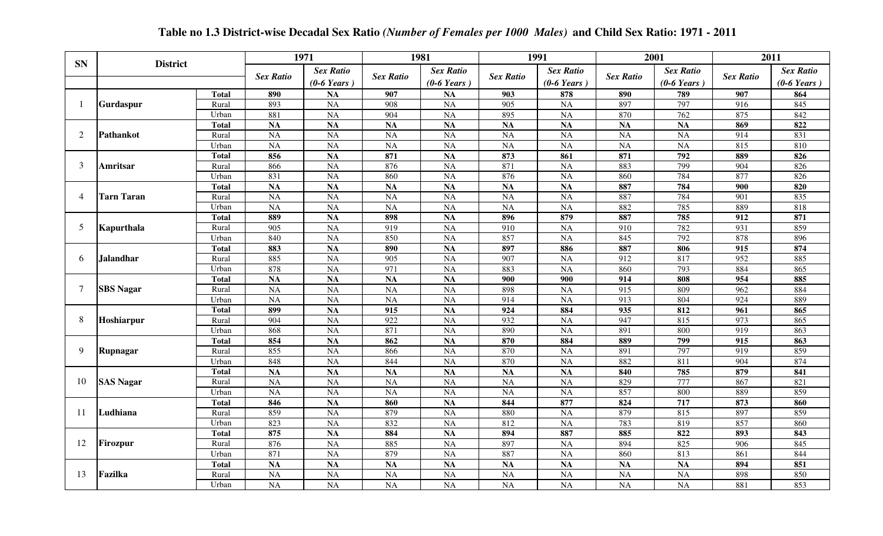**Table no 1.3 District-wise Decadal Sex Ratio *(Number of Females per 1000 Males)* and Child Sex Ratio: 1971 - 2011**

| SN | District | | 1971 | | 1981 | | 1991 | | 2001 | | 2011 | |
|---|---|---|---|---|---|---|---|---|---|---|---|---|
| | | | *Sex Ratio* | *Sex Ratio (0-6 Years )* | *Sex Ratio* | *Sex Ratio (0-6 Years )* | *Sex Ratio* | *Sex Ratio (0-6 Years )* | *Sex Ratio* | *Sex Ratio (0-6 Years )* | *Sex Ratio* | *Sex Ratio (0-6 Years )* |
| 1 | **Gurdaspur** | **Total** | **890** | **NA** | **907** | **NA** | **903** | **878** | **890** | **789** | **907** | **864** |
| | | Rural | 893 | NA | 908 | NA | 905 | NA | 897 | 797 | 916 | 845 |
| | | Urban | 881 | NA | 904 | NA | 895 | NA | 870 | 762 | 875 | 842 |
| 2 | **Pathankot** | **Total** | **NA** | **NA** | **NA** | **NA** | **NA** | **NA** | **NA** | **NA** | **869** | **822** |
| | | Rural | NA | NA | NA | NA | NA | NA | NA | NA | 914 | 831 |
| | | Urban | NA | NA | NA | NA | NA | NA | NA | NA | 815 | 810 |
| 3 | **Amritsar** | **Total** | **856** | **NA** | **871** | **NA** | **873** | **861** | **871** | **792** | **889** | **826** |
| | | Rural | 866 | NA | 876 | NA | 871 | NA | 883 | 799 | 904 | 826 |
| | | Urban | 831 | NA | 860 | NA | 876 | NA | 860 | 784 | 877 | 826 |
| 4 | **Tarn Taran** | **Total** | **NA** | **NA** | **NA** | **NA** | **NA** | **NA** | **887** | **784** | **900** | **820** |
| | | Rural | NA | NA | NA | NA | NA | NA | 887 | 784 | 901 | 835 |
| | | Urban | NA | NA | NA | NA | NA | NA | 882 | 785 | 889 | 818 |
| 5 | **Kapurthala** | **Total** | **889** | **NA** | **898** | **NA** | **896** | **879** | **887** | **785** | **912** | **871** |
| | | Rural | 905 | NA | 919 | NA | 910 | NA | 910 | 782 | 931 | 859 |
| | | Urban | 840 | NA | 850 | NA | 857 | NA | 845 | 792 | 878 | 896 |
| 6 | **Jalandhar** | **Total** | **883** | **NA** | **890** | **NA** | **897** | **886** | **887** | **806** | **915** | **874** |
| | | Rural | 885 | NA | 905 | NA | 907 | NA | 912 | 817 | 952 | 885 |
| | | Urban | 878 | NA | 971 | NA | 883 | NA | 860 | 793 | 884 | 865 |
| 7 | **SBS Nagar** | **Total** | **NA** | **NA** | **NA** | **NA** | **900** | **900** | **914** | **808** | **954** | **885** |
| | | Rural | NA | NA | NA | NA | 898 | NA | 915 | 809 | 962 | 884 |
| | | Urban | NA | NA | NA | NA | 914 | NA | 913 | 804 | 924 | 889 |
| 8 | **Hoshiarpur** | **Total** | **899** | **NA** | **915** | **NA** | **924** | **884** | **935** | **812** | **961** | **865** |
| | | Rural | 904 | NA | 922 | NA | 932 | NA | 947 | 815 | 973 | 865 |
| | | Urban | 868 | NA | 871 | NA | 890 | NA | 891 | 800 | 919 | 863 |
| 9 | **Rupnagar** | **Total** | **854** | **NA** | **862** | **NA** | **870** | **884** | **889** | **799** | **915** | **863** |
| | | Rural | 855 | NA | 866 | NA | 870 | NA | 891 | 797 | 919 | 859 |
| | | Urban | 848 | NA | 844 | NA | 870 | NA | 882 | 811 | 904 | 874 |
| 10 | **SAS Nagar** | **Total** | **NA** | **NA** | **NA** | **NA** | **NA** | **NA** | **840** | **785** | **879** | **841** |
| | | Rural | NA | NA | NA | NA | NA | NA | 829 | 777 | 867 | 821 |
| | | Urban | NA | NA | NA | NA | NA | NA | 857 | 800 | 889 | 859 |
| 11 | **Ludhiana** | **Total** | **846** | **NA** | **860** | **NA** | **844** | **877** | **824** | **717** | **873** | **860** |
| | | Rural | 859 | NA | 879 | NA | 880 | NA | 879 | 815 | 897 | 859 |
| | | Urban | 823 | NA | 832 | NA | 812 | NA | 783 | 819 | 857 | 860 |
| 12 | **Firozpur** | **Total** | **875** | **NA** | **884** | **NA** | **894** | **887** | **885** | **822** | **893** | **843** |
| | | Rural | 876 | NA | 885 | NA | 897 | NA | 894 | 825 | 906 | 845 |
| | | Urban | 871 | NA | 879 | NA | 887 | NA | 860 | 813 | 861 | 844 |
| 13 | **Fazilka** | **Total** | **NA** | **NA** | **NA** | **NA** | **NA** | **NA** | **NA** | **NA** | **894** | **851** |
| | | Rural | NA | NA | NA | NA | NA | NA | NA | NA | 898 | 850 |
| | | Urban | NA | NA | NA | NA | NA | NA | NA | NA | 881 | 853 |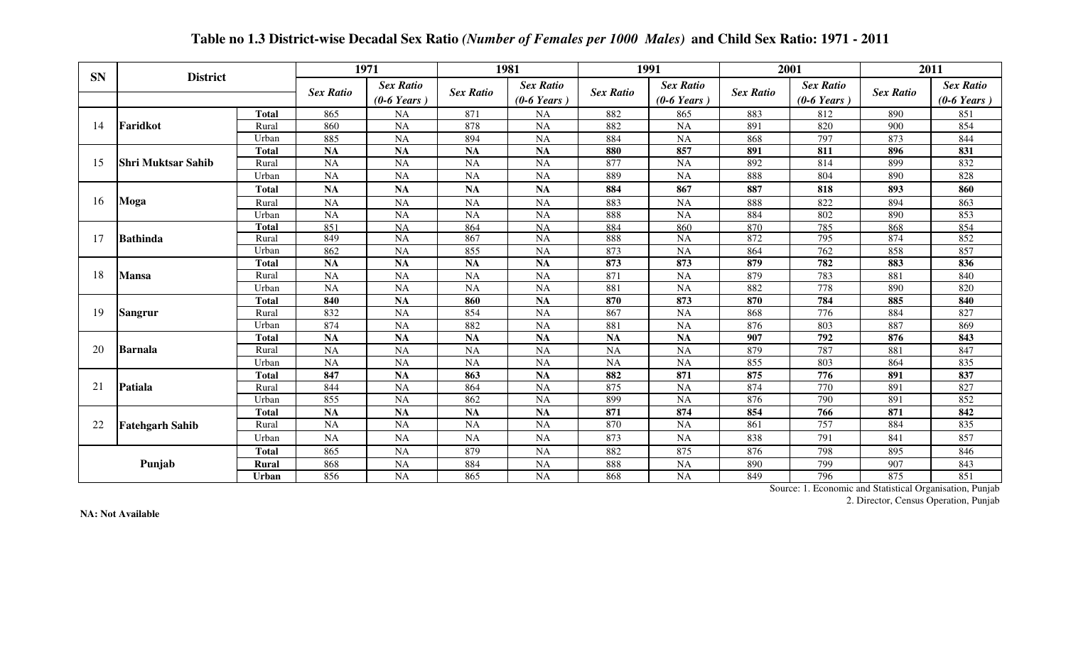# Table no 1.3 District-wise Decadal Sex Ratio *(Number of Females per 1000 Males)* and Child Sex Ratio: 1971 - 2011

| SN | District | | 1971 | | 1981 | | 1991 | | 2001 | | 2011 | |
|---|---|---|---|---|---|---|---|---|---|---|---|---|
| | | | *Sex Ratio* | *Sex Ratio (0-6 Years )* | *Sex Ratio* | *Sex Ratio (0-6 Years )* | *Sex Ratio* | *Sex Ratio (0-6 Years )* | *Sex Ratio* | *Sex Ratio (0-6 Years )* | *Sex Ratio* | *Sex Ratio (0-6 Years )* |
| 14 | **Faridkot** | **Total** | 865 | NA | 871 | NA | 882 | 865 | 883 | 812 | 890 | 851 |
| | | Rural | 860 | NA | 878 | NA | 882 | NA | 891 | 820 | 900 | 854 |
| | | Urban | 885 | NA | 894 | NA | 884 | NA | 868 | 797 | 873 | 844 |
| 15 | **Shri Muktsar Sahib** | **Total** | **NA** | **NA** | **NA** | **NA** | **880** | **857** | **891** | **811** | **896** | **831** |
| | | Rural | NA | NA | NA | NA | 877 | NA | 892 | 814 | 899 | 832 |
| | | Urban | NA | NA | NA | NA | 889 | NA | 888 | 804 | 890 | 828 |
| 16 | **Moga** | **Total** | **NA** | **NA** | **NA** | **NA** | **884** | **867** | **887** | **818** | **893** | **860** |
| | | Rural | NA | NA | NA | NA | 883 | NA | 888 | 822 | 894 | 863 |
| | | Urban | NA | NA | NA | NA | 888 | NA | 884 | 802 | 890 | 853 |
| 17 | **Bathinda** | **Total** | 851 | NA | 864 | NA | 884 | 860 | 870 | 785 | 868 | 854 |
| | | Rural | 849 | NA | 867 | NA | 888 | NA | 872 | 795 | 874 | 852 |
| | | Urban | 862 | NA | 855 | NA | 873 | NA | 864 | 762 | 858 | 857 |
| 18 | **Mansa** | **Total** | **NA** | **NA** | **NA** | **NA** | **873** | **873** | **879** | **782** | **883** | **836** |
| | | Rural | NA | NA | NA | NA | 871 | NA | 879 | 783 | 881 | 840 |
| | | Urban | NA | NA | NA | NA | 881 | NA | 882 | 778 | 890 | 820 |
| 19 | **Sangrur** | **Total** | **840** | **NA** | **860** | **NA** | **870** | **873** | **870** | **784** | **885** | **840** |
| | | Rural | 832 | NA | 854 | NA | 867 | NA | 868 | 776 | 884 | 827 |
| | | Urban | 874 | NA | 882 | NA | 881 | NA | 876 | 803 | 887 | 869 |
| 20 | **Barnala** | **Total** | **NA** | **NA** | **NA** | **NA** | **NA** | **NA** | **907** | **792** | **876** | **843** |
| | | Rural | NA | NA | NA | NA | NA | NA | 879 | 787 | 881 | 847 |
| | | Urban | NA | NA | NA | NA | NA | NA | 855 | 803 | 864 | 835 |
| 21 | **Patiala** | **Total** | **847** | **NA** | **863** | **NA** | **882** | **871** | **875** | **776** | **891** | **837** |
| | | Rural | 844 | NA | 864 | NA | 875 | NA | 874 | 770 | 891 | 827 |
| | | Urban | 855 | NA | 862 | NA | 899 | NA | 876 | 790 | 891 | 852 |
| 22 | **Fatehgarh Sahib** | **Total** | **NA** | **NA** | **NA** | **NA** | **871** | **874** | **854** | **766** | **871** | **842** |
| | | Rural | NA | NA | NA | NA | 870 | NA | 861 | 757 | 884 | 835 |
| | | Urban | NA | NA | NA | NA | 873 | NA | 838 | 791 | 841 | 857 |
| | **Punjab** | **Total** | 865 | NA | 879 | NA | 882 | 875 | 876 | 798 | 895 | 846 |
| | | **Rural** | 868 | NA | 884 | NA | 888 | NA | 890 | 799 | 907 | 843 |
| | | **Urban** | 856 | NA | 865 | NA | 868 | NA | 849 | 796 | 875 | 851 |

Source: 1. Economic and Statistical Organisation, Punjab
2. Director, Census Operation, Punjab

**NA: Not Available**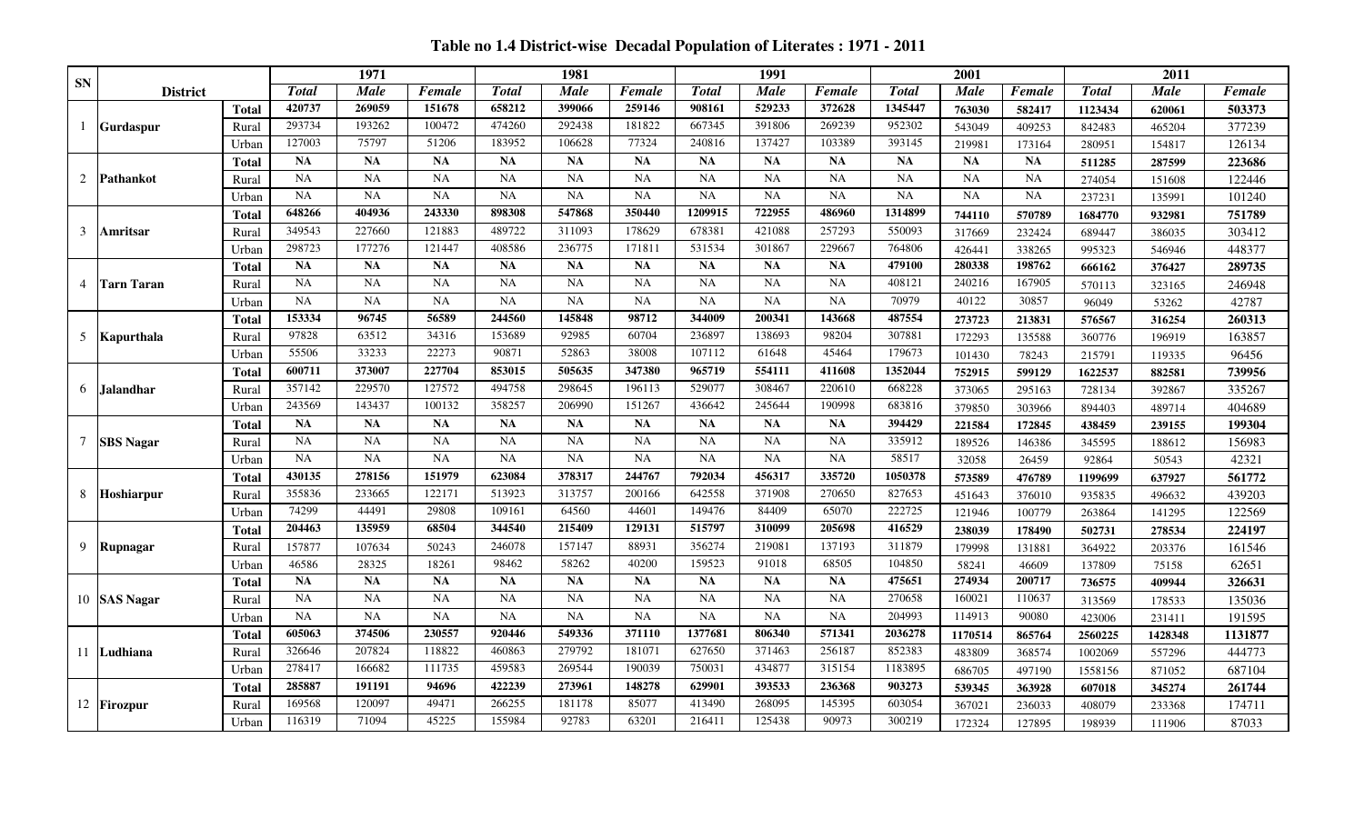**Table no 1.4 District-wise Decadal Population of Literates : 1971 - 2011**

| SN | District | | 1971 | | | 1981 | | | 1991 | | | 2001 | | | 2011 | | |
|---|---|---|---|---|---|---|---|---|---|---|---|---|---|---|---|---|---|
| | | | *Total* | *Male* | *Female* | *Total* | *Male* | *Female* | *Total* | *Male* | *Female* | *Total* | *Male* | *Female* | *Total* | *Male* | *Female* |
| 1 | **Gurdaspur** | **Total** | **420737** | **269059** | **151678** | **658212** | **399066** | **259146** | **908161** | **529233** | **372628** | **1345447** | **763030** | **582417** | **1123434** | **620061** | **503373** |
| | | Rural | 293734 | 193262 | 100472 | 474260 | 292438 | 181822 | 667345 | 391806 | 269239 | 952302 | 543049 | 409253 | 842483 | 465204 | 377239 |
| | | Urban | 127003 | 75797 | 51206 | 183952 | 106628 | 77324 | 240816 | 137427 | 103389 | 393145 | 219981 | 173164 | 280951 | 154817 | 126134 |
| 2 | **Pathankot** | **Total** | **NA** | **NA** | **NA** | **NA** | **NA** | **NA** | **NA** | **NA** | **NA** | **NA** | **NA** | **NA** | **511285** | **287599** | **223686** |
| | | Rural | NA | NA | NA | NA | NA | NA | NA | NA | NA | NA | NA | NA | 274054 | 151608 | 122446 |
| | | Urban | NA | NA | NA | NA | NA | NA | NA | NA | NA | NA | NA | NA | 237231 | 135991 | 101240 |
| 3 | **Amritsar** | **Total** | **648266** | **404936** | **243330** | **898308** | **547868** | **350440** | **1209915** | **722955** | **486960** | **1314899** | **744110** | **570789** | **1684770** | **932981** | **751789** |
| | | Rural | 349543 | 227660 | 121883 | 489722 | 311093 | 178629 | 678381 | 421088 | 257293 | 550093 | 317669 | 232424 | 689447 | 386035 | 303412 |
| | | Urban | 298723 | 177276 | 121447 | 408586 | 236775 | 171811 | 531534 | 301867 | 229667 | 764806 | 426441 | 338265 | 995323 | 546946 | 448377 |
| 4 | **Tarn Taran** | **Total** | **NA** | **NA** | **NA** | **NA** | **NA** | **NA** | **NA** | **NA** | **NA** | **479100** | **280338** | **198762** | **666162** | **376427** | **289735** |
| | | Rural | NA | NA | NA | NA | NA | NA | NA | NA | NA | 408121 | 240216 | 167905 | 570113 | 323165 | 246948 |
| | | Urban | NA | NA | NA | NA | NA | NA | NA | NA | NA | 70979 | 40122 | 30857 | 96049 | 53262 | 42787 |
| 5 | **Kapurthala** | **Total** | **153334** | **96745** | **56589** | **244560** | **145848** | **98712** | **344009** | **200341** | **143668** | **487554** | **273723** | **213831** | **576567** | **316254** | **260313** |
| | | Rural | 97828 | 63512 | 34316 | 153689 | 92985 | 60704 | 236897 | 138693 | 98204 | 307881 | 172293 | 135588 | 360776 | 196919 | 163857 |
| | | Urban | 55506 | 33233 | 22273 | 90871 | 52863 | 38008 | 107112 | 61648 | 45464 | 179673 | 101430 | 78243 | 215791 | 119335 | 96456 |
| 6 | **Jalandhar** | **Total** | **600711** | **373007** | **227704** | **853015** | **505635** | **347380** | **965719** | **554111** | **411608** | **1352044** | **752915** | **599129** | **1622537** | **882581** | **739956** |
| | | Rural | 357142 | 229570 | 127572 | 494758 | 298645 | 196113 | 529077 | 308467 | 220610 | 668228 | 373065 | 295163 | 728134 | 392867 | 335267 |
| | | Urban | 243569 | 143437 | 100132 | 358257 | 206990 | 151267 | 436642 | 245644 | 190998 | 683816 | 379850 | 303966 | 894403 | 489714 | 404689 |
| 7 | **SBS Nagar** | **Total** | **NA** | **NA** | **NA** | **NA** | **NA** | **NA** | **NA** | **NA** | **NA** | **394429** | **221584** | **172845** | **438459** | **239155** | **199304** |
| | | Rural | NA | NA | NA | NA | NA | NA | NA | NA | NA | 335912 | 189526 | 146386 | 345595 | 188612 | 156983 |
| | | Urban | NA | NA | NA | NA | NA | NA | NA | NA | NA | 58517 | 32058 | 26459 | 92864 | 50543 | 42321 |
| 8 | **Hoshiarpur** | **Total** | **430135** | **278156** | **151979** | **623084** | **378317** | **244767** | **792034** | **456317** | **335720** | **1050378** | **573589** | **476789** | **1199699** | **637927** | **561772** |
| | | Rural | 355836 | 233665 | 122171 | 513923 | 313757 | 200166 | 642558 | 371908 | 270650 | 827653 | 451643 | 376010 | 935835 | 496632 | 439203 |
| | | Urban | 74299 | 44491 | 29808 | 109161 | 64560 | 44601 | 149476 | 84409 | 65070 | 222725 | 121946 | 100779 | 263864 | 141295 | 122569 |
| 9 | **Rupnagar** | **Total** | **204463** | **135959** | **68504** | **344540** | **215409** | **129131** | **515797** | **310099** | **205698** | **416529** | **238039** | **178490** | **502731** | **278534** | **224197** |
| | | Rural | 157877 | 107634 | 50243 | 246078 | 157147 | 88931 | 356274 | 219081 | 137193 | 311879 | 179998 | 131881 | 364922 | 203376 | 161546 |
| | | Urban | 46586 | 28325 | 18261 | 98462 | 58262 | 40200 | 159523 | 91018 | 68505 | 104850 | 58241 | 46609 | 137809 | 75158 | 62651 |
| 10 | **SAS Nagar** | **Total** | **NA** | **NA** | **NA** | **NA** | **NA** | **NA** | **NA** | **NA** | **NA** | **475651** | **274934** | **200717** | **736575** | **409944** | **326631** |
| | | Rural | NA | NA | NA | NA | NA | NA | NA | NA | NA | 270658 | 160021 | 110637 | 313569 | 178533 | 135036 |
| | | Urban | NA | NA | NA | NA | NA | NA | NA | NA | NA | 204993 | 114913 | 90080 | 423006 | 231411 | 191595 |
| 11 | **Ludhiana** | **Total** | **605063** | **374506** | **230557** | **920446** | **549336** | **371110** | **1377681** | **806340** | **571341** | **2036278** | **1170514** | **865764** | **2560225** | **1428348** | **1131877** |
| | | Rural | 326646 | 207824 | 118822 | 460863 | 279792 | 181071 | 627650 | 371463 | 256187 | 852383 | 483809 | 368574 | 1002069 | 557296 | 444773 |
| | | Urban | 278417 | 166682 | 111735 | 459583 | 269544 | 190039 | 750031 | 434877 | 315154 | 1183895 | 686705 | 497190 | 1558156 | 871052 | 687104 |
| 12 | **Firozpur** | **Total** | **285887** | **191191** | **94696** | **422239** | **273961** | **148278** | **629901** | **393533** | **236368** | **903273** | **539345** | **363928** | **607018** | **345274** | **261744** |
| | | Rural | 169568 | 120097 | 49471 | 266255 | 181178 | 85077 | 413490 | 268095 | 145395 | 603054 | 367021 | 236033 | 408079 | 233368 | 174711 |
| | | Urban | 116319 | 71094 | 45225 | 155984 | 92783 | 63201 | 216411 | 125438 | 90973 | 300219 | 172324 | 127895 | 198939 | 111906 | 87033 |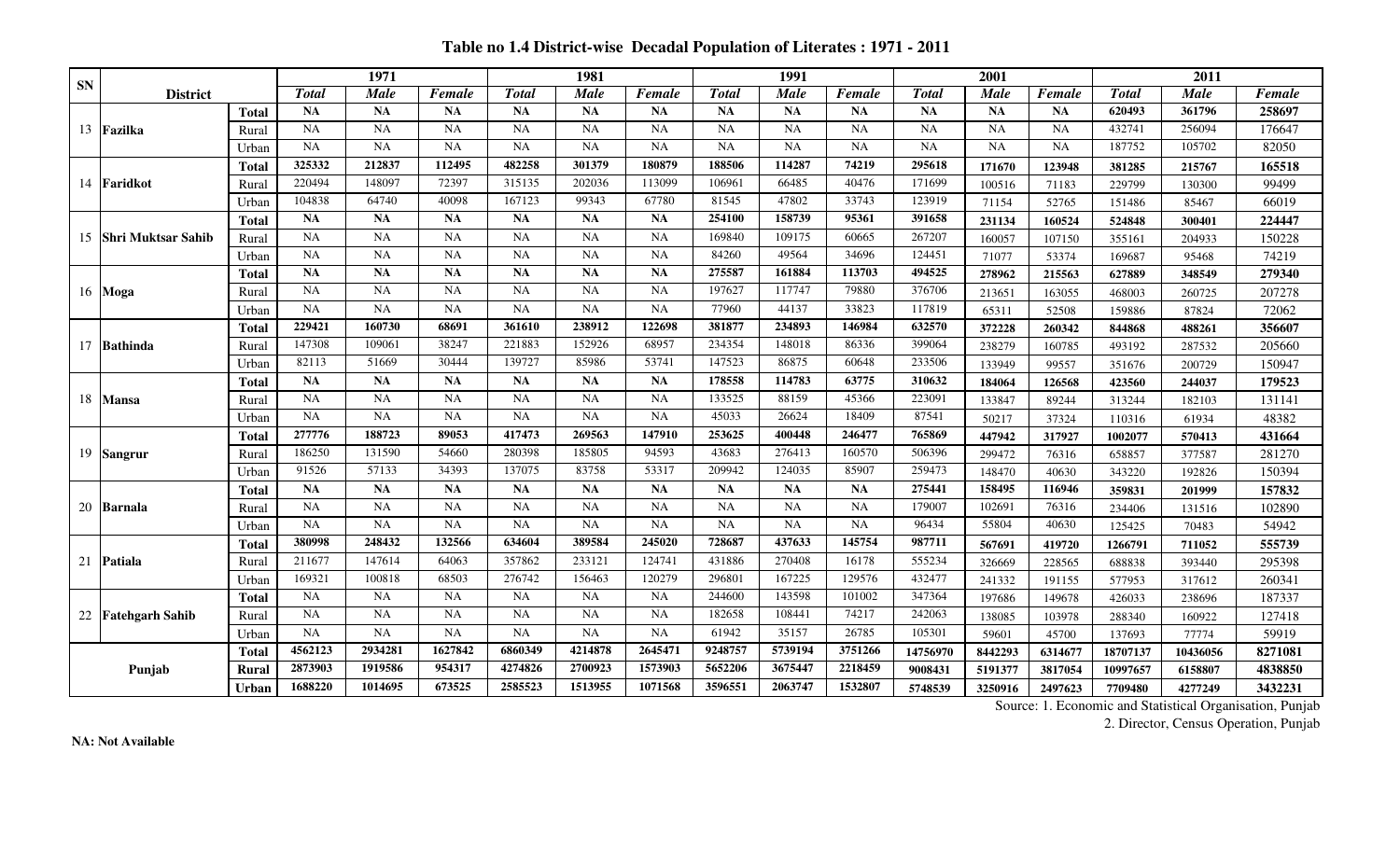**Table no 1.4 District-wise Decadal Population of Literates : 1971 - 2011**

| SN | District | | 1971 | | | 1981 | | | 1991 | | | 2001 | | | 2011 | | |
|---|---|---|---|---|---|---|---|---|---|---|---|---|---|---|---|---|---|
| | | | Total | Male | Female | Total | Male | Female | Total | Male | Female | Total | Male | Female | Total | Male | Female |
| 13 | Fazilka | Total | NA | NA | NA | NA | NA | NA | NA | NA | NA | NA | NA | NA | 620493 | 361796 | 258697 |
| | | Rural | NA | NA | NA | NA | NA | NA | NA | NA | NA | NA | NA | NA | 432741 | 256094 | 176647 |
| | | Urban | NA | NA | NA | NA | NA | NA | NA | NA | NA | NA | NA | NA | 187752 | 105702 | 82050 |
| 14 | Faridkot | Total | 325332 | 212837 | 112495 | 482258 | 301379 | 180879 | 188506 | 114287 | 74219 | 295618 | 171670 | 123948 | 381285 | 215767 | 165518 |
| | | Rural | 220494 | 148097 | 72397 | 315135 | 202036 | 113099 | 106961 | 66485 | 40476 | 171699 | 100516 | 71183 | 229799 | 130300 | 99499 |
| | | Urban | 104838 | 64740 | 40098 | 167123 | 99343 | 67780 | 81545 | 47802 | 33743 | 123919 | 71154 | 52765 | 151486 | 85467 | 66019 |
| 15 | Shri Muktsar Sahib | Total | NA | NA | NA | NA | NA | NA | 254100 | 158739 | 95361 | 391658 | 231134 | 160524 | 524848 | 300401 | 224447 |
| | | Rural | NA | NA | NA | NA | NA | NA | 169840 | 109175 | 60665 | 267207 | 160057 | 107150 | 355161 | 204933 | 150228 |
| | | Urban | NA | NA | NA | NA | NA | NA | 84260 | 49564 | 34696 | 124451 | 71077 | 53374 | 169687 | 95468 | 74219 |
| 16 | Moga | Total | NA | NA | NA | NA | NA | NA | 275587 | 161884 | 113703 | 494525 | 278962 | 215563 | 627889 | 348549 | 279340 |
| | | Rural | NA | NA | NA | NA | NA | NA | 197627 | 117747 | 79880 | 376706 | 213651 | 163055 | 468003 | 260725 | 207278 |
| | | Urban | NA | NA | NA | NA | NA | NA | 77960 | 44137 | 33823 | 117819 | 65311 | 52508 | 159886 | 87824 | 72062 |
| 17 | Bathinda | Total | 229421 | 160730 | 68691 | 361610 | 238912 | 122698 | 381877 | 234893 | 146984 | 632570 | 372228 | 260342 | 844868 | 488261 | 356607 |
| | | Rural | 147308 | 109061 | 38247 | 221883 | 152926 | 68957 | 234354 | 148018 | 86336 | 399064 | 238279 | 160785 | 493192 | 287532 | 205660 |
| | | Urban | 82113 | 51669 | 30444 | 139727 | 85986 | 53741 | 147523 | 86875 | 60648 | 233506 | 133949 | 99557 | 351676 | 200729 | 150947 |
| 18 | Mansa | Total | NA | NA | NA | NA | NA | NA | 178558 | 114783 | 63775 | 310632 | 184064 | 126568 | 423560 | 244037 | 179523 |
| | | Rural | NA | NA | NA | NA | NA | NA | 133525 | 88159 | 45366 | 223091 | 133847 | 89244 | 313244 | 182103 | 131141 |
| | | Urban | NA | NA | NA | NA | NA | NA | 45033 | 26624 | 18409 | 87541 | 50217 | 37324 | 110316 | 61934 | 48382 |
| 19 | Sangrur | Total | 277776 | 188723 | 89053 | 417473 | 269563 | 147910 | 253625 | 400448 | 246477 | 765869 | 447942 | 317927 | 1002077 | 570413 | 431664 |
| | | Rural | 186250 | 131590 | 54660 | 280398 | 185805 | 94593 | 43683 | 276413 | 160570 | 506396 | 299472 | 76316 | 658857 | 377587 | 281270 |
| | | Urban | 91526 | 57133 | 34393 | 137075 | 83758 | 53317 | 209942 | 124035 | 85907 | 259473 | 148470 | 40630 | 343220 | 192826 | 150394 |
| 20 | Barnala | Total | NA | NA | NA | NA | NA | NA | NA | NA | NA | 275441 | 158495 | 116946 | 359831 | 201999 | 157832 |
| | | Rural | NA | NA | NA | NA | NA | NA | NA | NA | NA | 179007 | 102691 | 76316 | 234406 | 131516 | 102890 |
| | | Urban | NA | NA | NA | NA | NA | NA | NA | NA | NA | 96434 | 55804 | 40630 | 125425 | 70483 | 54942 |
| 21 | Patiala | Total | 380998 | 248432 | 132566 | 634604 | 389584 | 245020 | 728687 | 437633 | 145754 | 987711 | 567691 | 419720 | 1266791 | 711052 | 555739 |
| | | Rural | 211677 | 147614 | 64063 | 357862 | 233121 | 124741 | 431886 | 270408 | 16178 | 555234 | 326669 | 228565 | 688838 | 393440 | 295398 |
| | | Urban | 169321 | 100818 | 68503 | 276742 | 156463 | 120279 | 296801 | 167225 | 129576 | 432477 | 241332 | 191155 | 577953 | 317612 | 260341 |
| 22 | Fatehgarh Sahib | Total | NA | NA | NA | NA | NA | NA | 244600 | 143598 | 101002 | 347364 | 197686 | 149678 | 426033 | 238696 | 187337 |
| | | Rural | NA | NA | NA | NA | NA | NA | 182658 | 108441 | 74217 | 242063 | 138085 | 103978 | 288340 | 160922 | 127418 |
| | | Urban | NA | NA | NA | NA | NA | NA | 61942 | 35157 | 26785 | 105301 | 59601 | 45700 | 137693 | 77774 | 59919 |
| | Punjab | Total | 4562123 | 2934281 | 1627842 | 6860349 | 4214878 | 2645471 | 9248757 | 5739194 | 3751266 | 14756970 | 8442293 | 6314677 | 18707137 | 10436056 | 8271081 |
| | | Rural | 2873903 | 1919586 | 954317 | 4274826 | 2700923 | 1573903 | 5652206 | 3675447 | 2218459 | 9008431 | 5191377 | 3817054 | 10997657 | 6158807 | 4838850 |
| | | Urban | 1688220 | 1014695 | 673525 | 2585523 | 1513955 | 1071568 | 3596551 | 2063747 | 1532807 | 5748539 | 3250916 | 2497623 | 7709480 | 4277249 | 3432231 |

Source: 1. Economic and Statistical Organisation, Punjab
2. Director, Census Operation, Punjab

**NA: Not Available**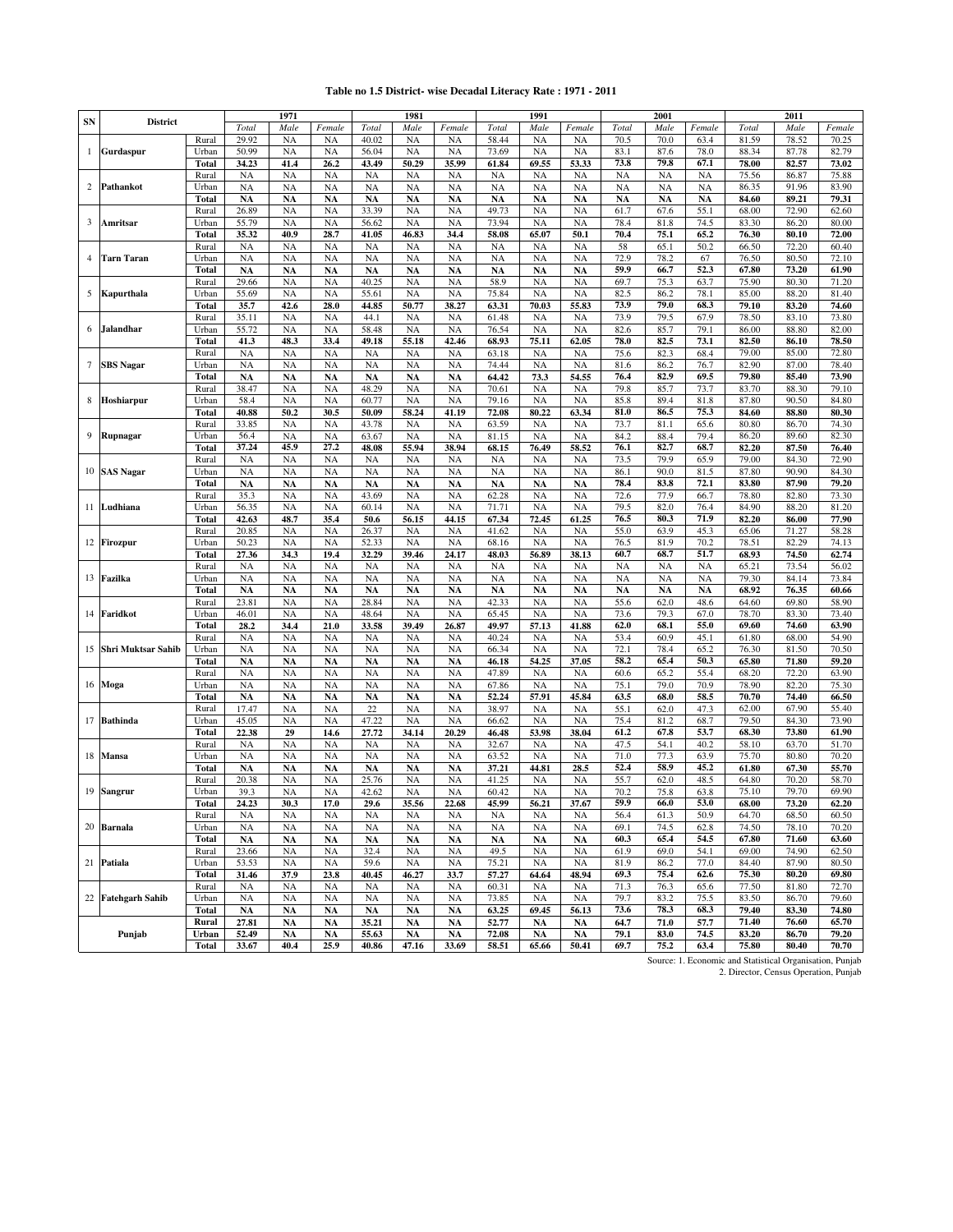**Table no 1.5 District- wise Decadal Literacy Rate : 1971 - 2011**

| SN | District | | 1971 | | | 1981 | | | 1991 | | | 2001 | | | 2011 | | |
|---|---|---|---|---|---|---|---|---|---|---|---|---|---|---|---|---|---|
| | | | *Total* | *Male* | *Female* | *Total* | *Male* | *Female* | *Total* | *Male* | *Female* | *Total* | *Male* | *Female* | *Total* | *Male* | *Female* |
| 1 | Gurdaspur | Rural | 29.92 | NA | NA | 40.02 | NA | NA | 58.44 | NA | NA | 70.5 | 70.0 | 63.4 | 81.59 | 78.52 | 70.25 |
| | | Urban | 50.99 | NA | NA | 56.04 | NA | NA | 73.69 | NA | NA | 83.1 | 87.6 | 78.0 | 88.34 | 87.78 | 82.79 |
| | | **Total** | **34.23** | **41.4** | **26.2** | **43.49** | **50.29** | **35.99** | **61.84** | **69.55** | **53.33** | **73.8** | **79.8** | **67.1** | **78.00** | **82.57** | **73.02** |
| 2 | Pathankot | Rural | NA | NA | NA | NA | NA | NA | NA | NA | NA | NA | NA | NA | 75.56 | 86.87 | 75.88 |
| | | Urban | NA | NA | NA | NA | NA | NA | NA | NA | NA | NA | NA | NA | 86.35 | 91.96 | 83.90 |
| | | **Total** | **NA** | **NA** | **NA** | **NA** | **NA** | **NA** | **NA** | **NA** | **NA** | **NA** | **NA** | **NA** | **84.60** | **89.21** | **79.31** |
| 3 | Amritsar | Rural | 26.89 | NA | NA | 33.39 | NA | NA | 49.73 | NA | NA | 61.7 | 67.6 | 55.1 | 68.00 | 72.90 | 62.60 |
| | | Urban | 55.79 | NA | NA | 56.62 | NA | NA | 73.94 | NA | NA | 78.4 | 81.8 | 74.5 | 83.30 | 86.20 | 80.00 |
| | | **Total** | **35.32** | **40.9** | **28.7** | **41.05** | **46.83** | **34.4** | **58.08** | **65.07** | **50.1** | **70.4** | **75.1** | **65.2** | **76.30** | **80.10** | **72.00** |
| 4 | Tarn Taran | Rural | NA | NA | NA | NA | NA | NA | NA | NA | NA | 58 | 65.1 | 50.2 | 66.50 | 72.20 | 60.40 |
| | | Urban | NA | NA | NA | NA | NA | NA | NA | NA | NA | 72.9 | 78.2 | 67 | 76.50 | 80.50 | 72.10 |
| | | **Total** | **NA** | **NA** | **NA** | **NA** | **NA** | **NA** | **NA** | **NA** | **NA** | **59.9** | **66.7** | **52.3** | **67.80** | **73.20** | **61.90** |
| 5 | Kapurthala | Rural | 29.66 | NA | NA | 40.25 | NA | NA | 58.9 | NA | NA | 69.7 | 75.3 | 63.7 | 75.90 | 80.30 | 71.20 |
| | | Urban | 55.69 | NA | NA | 55.61 | NA | NA | 75.84 | NA | NA | 82.5 | 86.2 | 78.1 | 85.00 | 88.20 | 81.40 |
| | | **Total** | **35.7** | **42.6** | **28.0** | **44.85** | **50.77** | **38.27** | **63.31** | **70.03** | **55.83** | **73.9** | **79.0** | **68.3** | **79.10** | **83.20** | **74.60** |
| 6 | Jalandhar | Rural | 35.11 | NA | NA | 44.1 | NA | NA | 61.48 | NA | NA | 73.9 | 79.5 | 67.9 | 78.50 | 83.10 | 73.80 |
| | | Urban | 55.72 | NA | NA | 58.48 | NA | NA | 76.54 | NA | NA | 82.6 | 85.7 | 79.1 | 86.00 | 88.80 | 82.00 |
| | | **Total** | **41.3** | **48.3** | **33.4** | **49.18** | **55.18** | **42.46** | **68.93** | **75.11** | **62.05** | **78.0** | **82.5** | **73.1** | **82.50** | **86.10** | **78.50** |
| 7 | SBS Nagar | Rural | NA | NA | NA | NA | NA | NA | 63.18 | NA | NA | 75.6 | 82.3 | 68.4 | 79.00 | 85.00 | 72.80 |
| | | Urban | NA | NA | NA | NA | NA | NA | 74.44 | NA | NA | 81.6 | 86.2 | 76.7 | 82.90 | 87.00 | 78.40 |
| | | **Total** | **NA** | **NA** | **NA** | **NA** | **NA** | **NA** | **64.42** | **73.3** | **54.55** | **76.4** | **82.9** | **69.5** | **79.80** | **85.40** | **73.90** |
| 8 | Hoshiarpur | Rural | 38.47 | NA | NA | 48.29 | NA | NA | 70.61 | NA | NA | 79.8 | 85.7 | 73.7 | 83.70 | 88.30 | 79.10 |
| | | Urban | 58.4 | NA | NA | 60.77 | NA | NA | 79.16 | NA | NA | 85.8 | 89.4 | 81.8 | 87.80 | 90.50 | 84.80 |
| | | **Total** | **40.88** | **50.2** | **30.5** | **50.09** | **58.24** | **41.19** | **72.08** | **80.22** | **63.34** | **81.0** | **86.5** | **75.3** | **84.60** | **88.80** | **80.30** |
| 9 | Rupnagar | Rural | 33.85 | NA | NA | 43.78 | NA | NA | 63.59 | NA | NA | 73.7 | 81.1 | 65.6 | 80.80 | 86.70 | 74.30 |
| | | Urban | 56.4 | NA | NA | 63.67 | NA | NA | 81.15 | NA | NA | 84.2 | 88.4 | 79.4 | 86.20 | 89.60 | 82.30 |
| | | **Total** | **37.24** | **45.9** | **27.2** | **48.08** | **55.94** | **38.94** | **68.15** | **76.49** | **58.52** | **76.1** | **82.7** | **68.7** | **82.20** | **87.50** | **76.40** |
| 10 | SAS Nagar | Rural | NA | NA | NA | NA | NA | NA | NA | NA | NA | 73.5 | 79.9 | 65.9 | 79.00 | 84.30 | 72.90 |
| | | Urban | NA | NA | NA | NA | NA | NA | NA | NA | NA | 86.1 | 90.0 | 81.5 | 87.80 | 90.90 | 84.30 |
| | | **Total** | **NA** | **NA** | **NA** | **NA** | **NA** | **NA** | **NA** | **NA** | **NA** | **78.4** | **83.8** | **72.1** | **83.80** | **87.90** | **79.20** |
| 11 | Ludhiana | Rural | 35.3 | NA | NA | 43.69 | NA | NA | 62.28 | NA | NA | 72.6 | 77.9 | 66.7 | 78.80 | 82.80 | 73.30 |
| | | Urban | 56.35 | NA | NA | 60.14 | NA | NA | 71.71 | NA | NA | 79.5 | 82.0 | 76.4 | 84.90 | 88.20 | 81.20 |
| | | **Total** | **42.63** | **48.7** | **35.4** | **50.6** | **56.15** | **44.15** | **67.34** | **72.45** | **61.25** | **76.5** | **80.3** | **71.9** | **82.20** | **86.00** | **77.90** |
| 12 | Firozpur | Rural | 20.85 | NA | NA | 26.37 | NA | NA | 41.62 | NA | NA | 55.0 | 63.9 | 45.3 | 65.06 | 71.27 | 58.28 |
| | | Urban | 50.23 | NA | NA | 52.33 | NA | NA | 68.16 | NA | NA | 76.5 | 81.9 | 70.2 | 78.51 | 82.29 | 74.13 |
| | | **Total** | **27.36** | **34.3** | **19.4** | **32.29** | **39.46** | **24.17** | **48.03** | **56.89** | **38.13** | **60.7** | **68.7** | **51.7** | **68.93** | **74.50** | **62.74** |
| 13 | Fazilka | Rural | NA | NA | NA | NA | NA | NA | NA | NA | NA | NA | NA | NA | 65.21 | 73.54 | 56.02 |
| | | Urban | NA | NA | NA | NA | NA | NA | NA | NA | NA | NA | NA | NA | 79.30 | 84.14 | 73.84 |
| | | **Total** | **NA** | **NA** | **NA** | **NA** | **NA** | **NA** | **NA** | **NA** | **NA** | **NA** | **NA** | **NA** | **68.92** | **76.35** | **60.66** |
| 14 | Faridkot | Rural | 23.81 | NA | NA | 28.84 | NA | NA | 42.33 | NA | NA | 55.6 | 62.0 | 48.6 | 64.60 | 69.80 | 58.90 |
| | | Urban | 46.01 | NA | NA | 48.64 | NA | NA | 65.45 | NA | NA | 73.6 | 79.3 | 67.0 | 78.70 | 83.30 | 73.40 |
| | | **Total** | **28.2** | **34.4** | **21.0** | **33.58** | **39.49** | **26.87** | **49.97** | **57.13** | **41.88** | **62.0** | **68.1** | **55.0** | **69.60** | **74.60** | **63.90** |
| 15 | Shri Muktsar Sahib | Rural | NA | NA | NA | NA | NA | NA | 40.24 | NA | NA | 53.4 | 60.9 | 45.1 | 61.80 | 68.00 | 54.90 |
| | | Urban | NA | NA | NA | NA | NA | NA | 66.34 | NA | NA | 72.1 | 78.4 | 65.2 | 76.30 | 81.50 | 70.50 |
| | | **Total** | **NA** | **NA** | **NA** | **NA** | **NA** | **NA** | **46.18** | **54.25** | **37.05** | **58.2** | **65.4** | **50.3** | **65.80** | **71.80** | **59.20** |
| 16 | Moga | Rural | NA | NA | NA | NA | NA | NA | 47.89 | NA | NA | 60.6 | 65.2 | 55.4 | 68.20 | 72.20 | 63.90 |
| | | Urban | NA | NA | NA | NA | NA | NA | 67.86 | NA | NA | 75.1 | 79.0 | 70.9 | 78.90 | 82.20 | 75.30 |
| | | **Total** | **NA** | **NA** | **NA** | **NA** | **NA** | **NA** | **52.24** | **57.91** | **45.84** | **63.5** | **68.0** | **58.5** | **70.70** | **74.40** | **66.50** |
| 17 | Bathinda | Rural | 17.47 | NA | NA | 22 | NA | NA | 38.97 | NA | NA | 55.1 | 62.0 | 47.3 | 62.00 | 67.90 | 55.40 |
| | | Urban | 45.05 | NA | NA | 47.22 | NA | NA | 66.62 | NA | NA | 75.4 | 81.2 | 68.7 | 79.50 | 84.30 | 73.90 |
| | | **Total** | **22.38** | **29** | **14.6** | **27.72** | **34.14** | **20.29** | **46.48** | **53.98** | **38.04** | **61.2** | **67.8** | **53.7** | **68.30** | **73.80** | **61.90** |
| 18 | Mansa | Rural | NA | NA | NA | NA | NA | NA | 32.67 | NA | NA | 47.5 | 54.1 | 40.2 | 58.10 | 63.70 | 51.70 |
| | | Urban | NA | NA | NA | NA | NA | NA | 63.52 | NA | NA | 71.0 | 77.3 | 63.9 | 75.70 | 80.80 | 70.20 |
| | | **Total** | **NA** | **NA** | **NA** | **NA** | **NA** | **NA** | **37.21** | **44.81** | **28.5** | **52.4** | **58.9** | **45.2** | **61.80** | **67.30** | **55.70** |
| 19 | Sangrur | Rural | 20.38 | NA | NA | 25.76 | NA | NA | 41.25 | NA | NA | 55.7 | 62.0 | 48.5 | 64.80 | 70.20 | 58.70 |
| | | Urban | 39.3 | NA | NA | 42.62 | NA | NA | 60.42 | NA | NA | 70.2 | 75.8 | 63.8 | 75.10 | 79.70 | 69.90 |
| | | **Total** | **24.23** | **30.3** | **17.0** | **29.6** | **35.56** | **22.68** | **45.99** | **56.21** | **37.67** | **59.9** | **66.0** | **53.0** | **68.00** | **73.20** | **62.20** |
| 20 | Barnala | Rural | NA | NA | NA | NA | NA | NA | NA | NA | NA | 56.4 | 61.3 | 50.9 | 64.70 | 68.50 | 60.50 |
| | | Urban | NA | NA | NA | NA | NA | NA | NA | NA | NA | 69.1 | 74.5 | 62.8 | 74.50 | 78.10 | 70.20 |
| | | **Total** | **NA** | **NA** | **NA** | **NA** | **NA** | **NA** | **NA** | **NA** | **NA** | **60.3** | **65.4** | **54.5** | **67.80** | **71.60** | **63.60** |
| 21 | Patiala | Rural | 23.66 | NA | NA | 32.4 | NA | NA | 49.5 | NA | NA | 61.9 | 69.0 | 54.1 | 69.00 | 74.90 | 62.50 |
| | | Urban | 53.53 | NA | NA | 59.6 | NA | NA | 75.21 | NA | NA | 81.9 | 86.2 | 77.0 | 84.40 | 87.90 | 80.50 |
| | | **Total** | **31.46** | **37.9** | **23.8** | **40.45** | **46.27** | **33.7** | **57.27** | **64.64** | **48.94** | **69.3** | **75.4** | **62.6** | **75.30** | **80.20** | **69.80** |
| 22 | Fatehgarh Sahib | Rural | NA | NA | NA | NA | NA | NA | 60.31 | NA | NA | 71.3 | 76.3 | 65.6 | 77.50 | 81.80 | 72.70 |
| | | Urban | NA | NA | NA | NA | NA | NA | 73.85 | NA | NA | 79.7 | 83.2 | 75.5 | 83.50 | 86.70 | 79.60 |
| | | **Total** | **NA** | **NA** | **NA** | **NA** | **NA** | **NA** | **63.25** | **69.45** | **56.13** | **73.6** | **78.3** | **68.3** | **79.40** | **83.30** | **74.80** |
| | Punjab | **Rural** | **27.81** | **NA** | **NA** | **35.21** | **NA** | **NA** | **52.77** | **NA** | **NA** | **64.7** | **71.0** | **57.7** | **71.40** | **76.60** | **65.70** |
| | | **Urban** | **52.49** | **NA** | **NA** | **55.63** | **NA** | **NA** | **72.08** | **NA** | **NA** | **79.1** | **83.0** | **74.5** | **83.20** | **86.70** | **79.20** |
| | | **Total** | **33.67** | **40.4** | **25.9** | **40.86** | **47.16** | **33.69** | **58.51** | **65.66** | **50.41** | **69.7** | **75.2** | **63.4** | **75.80** | **80.40** | **70.70** |

Source: 1. Economic and Statistical Organisation, Punjab
2. Director, Census Operation, Punjab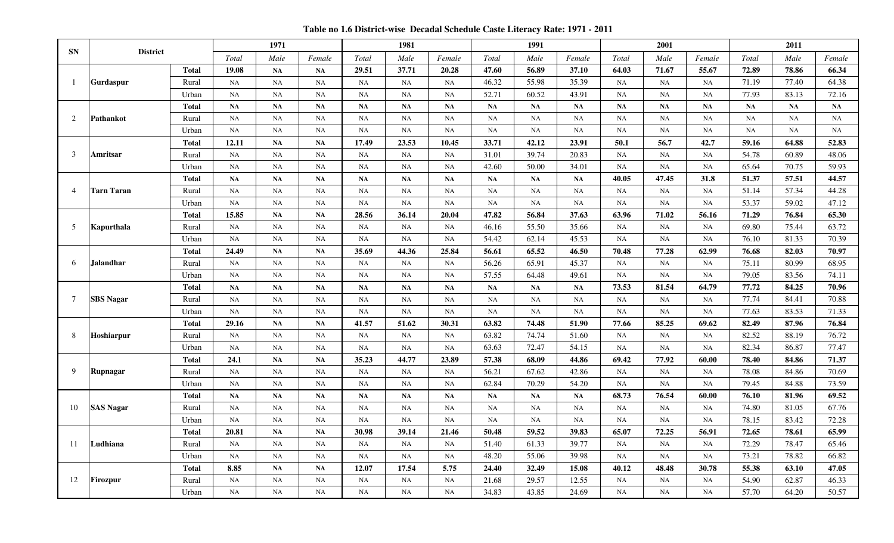**Table no 1.6 District-wise Decadal Schedule Caste Literacy Rate: 1971 - 2011**

| SN | District | | 1971 | | | 1981 | | | 1991 | | | 2001 | | | 2011 | | |
|---|---|---|---|---|---|---|---|---|---|---|---|---|---|---|---|---|---|
| | | | *Total* | *Male* | *Female* | *Total* | *Male* | *Female* | *Total* | *Male* | *Female* | *Total* | *Male* | *Female* | *Total* | *Male* | *Female* |
| 1 | **Gurdaspur** | **Total** | **19.08** | **NA** | **NA** | **29.51** | **37.71** | **20.28** | **47.60** | **56.89** | **37.10** | **64.03** | **71.67** | **55.67** | **72.89** | **78.86** | **66.34** |
| | | Rural | NA | NA | NA | NA | NA | NA | 46.32 | 55.98 | 35.39 | NA | NA | NA | 71.19 | 77.40 | 64.38 |
| | | Urban | NA | NA | NA | NA | NA | NA | 52.71 | 60.52 | 43.91 | NA | NA | NA | 77.93 | 83.13 | 72.16 |
| 2 | **Pathankot** | **Total** | **NA** | **NA** | **NA** | **NA** | **NA** | **NA** | **NA** | **NA** | **NA** | **NA** | **NA** | **NA** | **NA** | **NA** | **NA** |
| | | Rural | NA | NA | NA | NA | NA | NA | NA | NA | NA | NA | NA | NA | NA | NA | NA |
| | | Urban | NA | NA | NA | NA | NA | NA | NA | NA | NA | NA | NA | NA | NA | NA | NA |
| 3 | **Amritsar** | **Total** | **12.11** | **NA** | **NA** | **17.49** | **23.53** | **10.45** | **33.71** | **42.12** | **23.91** | **50.1** | **56.7** | **42.7** | **59.16** | **64.88** | **52.83** |
| | | Rural | NA | NA | NA | NA | NA | NA | 31.01 | 39.74 | 20.83 | NA | NA | NA | 54.78 | 60.89 | 48.06 |
| | | Urban | NA | NA | NA | NA | NA | NA | 42.60 | 50.00 | 34.01 | NA | NA | NA | 65.64 | 70.75 | 59.93 |
| 4 | **Tarn Taran** | **Total** | **NA** | **NA** | **NA** | **NA** | **NA** | **NA** | **NA** | **NA** | **NA** | **40.05** | **47.45** | **31.8** | **51.37** | **57.51** | **44.57** |
| | | Rural | NA | NA | NA | NA | NA | NA | NA | NA | NA | NA | NA | NA | 51.14 | 57.34 | 44.28 |
| | | Urban | NA | NA | NA | NA | NA | NA | NA | NA | NA | NA | NA | NA | 53.37 | 59.02 | 47.12 |
| 5 | **Kapurthala** | **Total** | **15.85** | **NA** | **NA** | **28.56** | **36.14** | **20.04** | **47.82** | **56.84** | **37.63** | **63.96** | **71.02** | **56.16** | **71.29** | **76.84** | **65.30** |
| | | Rural | NA | NA | NA | NA | NA | NA | 46.16 | 55.50 | 35.66 | NA | NA | NA | 69.80 | 75.44 | 63.72 |
| | | Urban | NA | NA | NA | NA | NA | NA | 54.42 | 62.14 | 45.53 | NA | NA | NA | 76.10 | 81.33 | 70.39 |
| 6 | **Jalandhar** | **Total** | **24.49** | **NA** | **NA** | **35.69** | **44.36** | **25.84** | **56.61** | **65.52** | **46.50** | **70.48** | **77.28** | **62.99** | **76.68** | **82.03** | **70.97** |
| | | Rural | NA | NA | NA | NA | NA | NA | 56.26 | 65.91 | 45.37 | NA | NA | NA | 75.11 | 80.99 | 68.95 |
| | | Urban | NA | NA | NA | NA | NA | NA | 57.55 | 64.48 | 49.61 | NA | NA | NA | 79.05 | 83.56 | 74.11 |
| 7 | **SBS Nagar** | **Total** | **NA** | **NA** | **NA** | **NA** | **NA** | **NA** | **NA** | **NA** | **NA** | **73.53** | **81.54** | **64.79** | **77.72** | **84.25** | **70.96** |
| | | Rural | NA | NA | NA | NA | NA | NA | NA | NA | NA | NA | NA | NA | 77.74 | 84.41 | 70.88 |
| | | Urban | NA | NA | NA | NA | NA | NA | NA | NA | NA | NA | NA | NA | 77.63 | 83.53 | 71.33 |
| 8 | **Hoshiarpur** | **Total** | **29.16** | **NA** | **NA** | **41.57** | **51.62** | **30.31** | **63.82** | **74.48** | **51.90** | **77.66** | **85.25** | **69.62** | **82.49** | **87.96** | **76.84** |
| | | Rural | NA | NA | NA | NA | NA | NA | 63.82 | 74.74 | 51.60 | NA | NA | NA | 82.52 | 88.19 | 76.72 |
| | | Urban | NA | NA | NA | NA | NA | NA | 63.63 | 72.47 | 54.15 | NA | NA | NA | 82.34 | 86.87 | 77.47 |
| 9 | **Rupnagar** | **Total** | **24.1** | **NA** | **NA** | **35.23** | **44.77** | **23.89** | **57.38** | **68.09** | **44.86** | **69.42** | **77.92** | **60.00** | **78.40** | **84.86** | **71.37** |
| | | Rural | NA | NA | NA | NA | NA | NA | 56.21 | 67.62 | 42.86 | NA | NA | NA | 78.08 | 84.86 | 70.69 |
| | | Urban | NA | NA | NA | NA | NA | NA | 62.84 | 70.29 | 54.20 | NA | NA | NA | 79.45 | 84.88 | 73.59 |
| 10 | **SAS Nagar** | **Total** | **NA** | **NA** | **NA** | **NA** | **NA** | **NA** | **NA** | **NA** | **NA** | **68.73** | **76.54** | **60.00** | **76.10** | **81.96** | **69.52** |
| | | Rural | NA | NA | NA | NA | NA | NA | NA | NA | NA | NA | NA | NA | 74.80 | 81.05 | 67.76 |
| | | Urban | NA | NA | NA | NA | NA | NA | NA | NA | NA | NA | NA | NA | 78.15 | 83.42 | 72.28 |
| 11 | **Ludhiana** | **Total** | **20.81** | **NA** | **NA** | **30.98** | **39.14** | **21.46** | **50.48** | **59.52** | **39.83** | **65.07** | **72.25** | **56.91** | **72.65** | **78.61** | **65.99** |
| | | Rural | NA | NA | NA | NA | NA | NA | 51.40 | 61.33 | 39.77 | NA | NA | NA | 72.29 | 78.47 | 65.46 |
| | | Urban | NA | NA | NA | NA | NA | NA | 48.20 | 55.06 | 39.98 | NA | NA | NA | 73.21 | 78.82 | 66.82 |
| 12 | **Firozpur** | **Total** | **8.85** | **NA** | **NA** | **12.07** | **17.54** | **5.75** | **24.40** | **32.49** | **15.08** | **40.12** | **48.48** | **30.78** | **55.38** | **63.10** | **47.05** |
| | | Rural | NA | NA | NA | NA | NA | NA | 21.68 | 29.57 | 12.55 | NA | NA | NA | 54.90 | 62.87 | 46.33 |
| | | Urban | NA | NA | NA | NA | NA | NA | 34.83 | 43.85 | 24.69 | NA | NA | NA | 57.70 | 64.20 | 50.57 |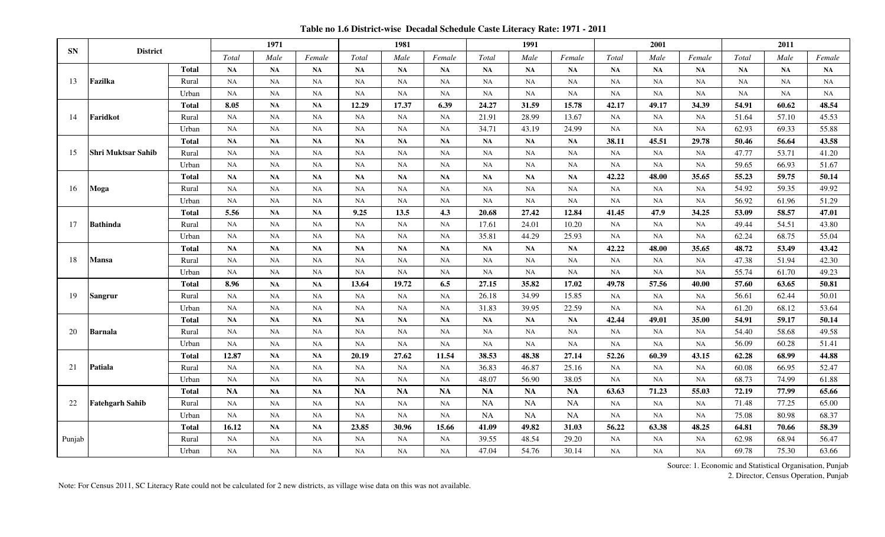**Table no 1.6 District-wise Decadal Schedule Caste Literacy Rate: 1971 - 2011**

| SN | District | | 1971 | | | 1981 | | | 1991 | | | 2001 | | | 2011 | | |
|---|---|---|---|---|---|---|---|---|---|---|---|---|---|---|---|---|---|
| | | | *Total* | *Male* | *Female* | *Total* | *Male* | *Female* | *Total* | *Male* | *Female* | *Total* | *Male* | *Female* | *Total* | *Male* | *Female* |
| 13 | **Fazilka** | **Total** | **NA** | **NA** | **NA** | **NA** | **NA** | **NA** | **NA** | **NA** | **NA** | **NA** | **NA** | **NA** | **NA** | **NA** | **NA** |
| | | Rural | NA | NA | NA | NA | NA | NA | NA | NA | NA | NA | NA | NA | NA | NA | NA |
| | | Urban | NA | NA | NA | NA | NA | NA | NA | NA | NA | NA | NA | NA | NA | NA | NA |
| 14 | **Faridkot** | **Total** | **8.05** | **NA** | **NA** | **12.29** | **17.37** | **6.39** | **24.27** | **31.59** | **15.78** | **42.17** | **49.17** | **34.39** | **54.91** | **60.62** | **48.54** |
| | | Rural | NA | NA | NA | NA | NA | NA | 21.91 | 28.99 | 13.67 | NA | NA | NA | 51.64 | 57.10 | 45.53 |
| | | Urban | NA | NA | NA | NA | NA | NA | 34.71 | 43.19 | 24.99 | NA | NA | NA | 62.93 | 69.33 | 55.88 |
| 15 | **Shri Muktsar Sahib** | **Total** | **NA** | **NA** | **NA** | **NA** | **NA** | **NA** | **NA** | **NA** | **NA** | **38.11** | **45.51** | **29.78** | **50.46** | **56.64** | **43.58** |
| | | Rural | NA | NA | NA | NA | NA | NA | NA | NA | NA | NA | NA | NA | 47.77 | 53.71 | 41.20 |
| | | Urban | NA | NA | NA | NA | NA | NA | NA | NA | NA | NA | NA | NA | 59.65 | 66.93 | 51.67 |
| 16 | **Moga** | **Total** | **NA** | **NA** | **NA** | **NA** | **NA** | **NA** | **NA** | **NA** | **NA** | **42.22** | **48.00** | **35.65** | **55.23** | **59.75** | **50.14** |
| | | Rural | NA | NA | NA | NA | NA | NA | NA | NA | NA | NA | NA | NA | 54.92 | 59.35 | 49.92 |
| | | Urban | NA | NA | NA | NA | NA | NA | NA | NA | NA | NA | NA | NA | 56.92 | 61.96 | 51.29 |
| 17 | **Bathinda** | **Total** | **5.56** | **NA** | **NA** | **9.25** | **13.5** | **4.3** | **20.68** | **27.42** | **12.84** | **41.45** | **47.9** | **34.25** | **53.09** | **58.57** | **47.01** |
| | | Rural | NA | NA | NA | NA | NA | NA | 17.61 | 24.01 | 10.20 | NA | NA | NA | 49.44 | 54.51 | 43.80 |
| | | Urban | NA | NA | NA | NA | NA | NA | 35.81 | 44.29 | 25.93 | NA | NA | NA | 62.24 | 68.75 | 55.04 |
| 18 | **Mansa** | **Total** | **NA** | **NA** | **NA** | **NA** | **NA** | **NA** | **NA** | **NA** | **NA** | **42.22** | **48.00** | **35.65** | **48.72** | **53.49** | **43.42** |
| | | Rural | NA | NA | NA | NA | NA | NA | NA | NA | NA | NA | NA | NA | 47.38 | 51.94 | 42.30 |
| | | Urban | NA | NA | NA | NA | NA | NA | NA | NA | NA | NA | NA | NA | 55.74 | 61.70 | 49.23 |
| 19 | **Sangrur** | **Total** | **8.96** | **NA** | **NA** | **13.64** | **19.72** | **6.5** | **27.15** | **35.82** | **17.02** | **49.78** | **57.56** | **40.00** | **57.60** | **63.65** | **50.81** |
| | | Rural | NA | NA | NA | NA | NA | NA | 26.18 | 34.99 | 15.85 | NA | NA | NA | 56.61 | 62.44 | 50.01 |
| | | Urban | NA | NA | NA | NA | NA | NA | 31.83 | 39.95 | 22.59 | NA | NA | NA | 61.20 | 68.12 | 53.64 |
| 20 | **Barnala** | **Total** | **NA** | **NA** | **NA** | **NA** | **NA** | **NA** | **NA** | **NA** | **NA** | **42.44** | **49.01** | **35.00** | **54.91** | **59.17** | **50.14** |
| | | Rural | NA | NA | NA | NA | NA | NA | NA | NA | NA | NA | NA | NA | 54.40 | 58.68 | 49.58 |
| | | Urban | NA | NA | NA | NA | NA | NA | NA | NA | NA | NA | NA | NA | 56.09 | 60.28 | 51.41 |
| 21 | **Patiala** | **Total** | **12.87** | **NA** | **NA** | **20.19** | **27.62** | **11.54** | **38.53** | **48.38** | **27.14** | **52.26** | **60.39** | **43.15** | **62.28** | **68.99** | **44.88** |
| | | Rural | NA | NA | NA | NA | NA | NA | 36.83 | 46.87 | 25.16 | NA | NA | NA | 60.08 | 66.95 | 52.47 |
| | | Urban | NA | NA | NA | NA | NA | NA | 48.07 | 56.90 | 38.05 | NA | NA | NA | 68.73 | 74.99 | 61.88 |
| 22 | **Fatehgarh Sahib** | **Total** | **NA** | **NA** | **NA** | **NA** | **NA** | **NA** | **NA** | **NA** | **NA** | **63.63** | **71.23** | **55.03** | **72.19** | **77.99** | **65.66** |
| | | Rural | NA | NA | NA | NA | NA | NA | NA | NA | NA | NA | NA | NA | 71.48 | 77.25 | 65.00 |
| | | Urban | NA | NA | NA | NA | NA | NA | NA | NA | NA | NA | NA | NA | 75.08 | 80.98 | 68.37 |
| Punjab | | **Total** | **16.12** | **NA** | **NA** | **23.85** | **30.96** | **15.66** | **41.09** | **49.82** | **31.03** | **56.22** | **63.38** | **48.25** | **64.81** | **70.66** | **58.39** |
| | | Rural | NA | NA | NA | NA | NA | NA | 39.55 | 48.54 | 29.20 | NA | NA | NA | 62.98 | 68.94 | 56.47 |
| | | Urban | NA | NA | NA | NA | NA | NA | 47.04 | 54.76 | 30.14 | NA | NA | NA | 69.78 | 75.30 | 63.66 |

Source: 1. Economic and Statistical Organisation, Punjab
2. Director, Census Operation, Punjab

Note: For Census 2011, SC Literacy Rate could not be calculated for 2 new districts, as village wise data on this was not available.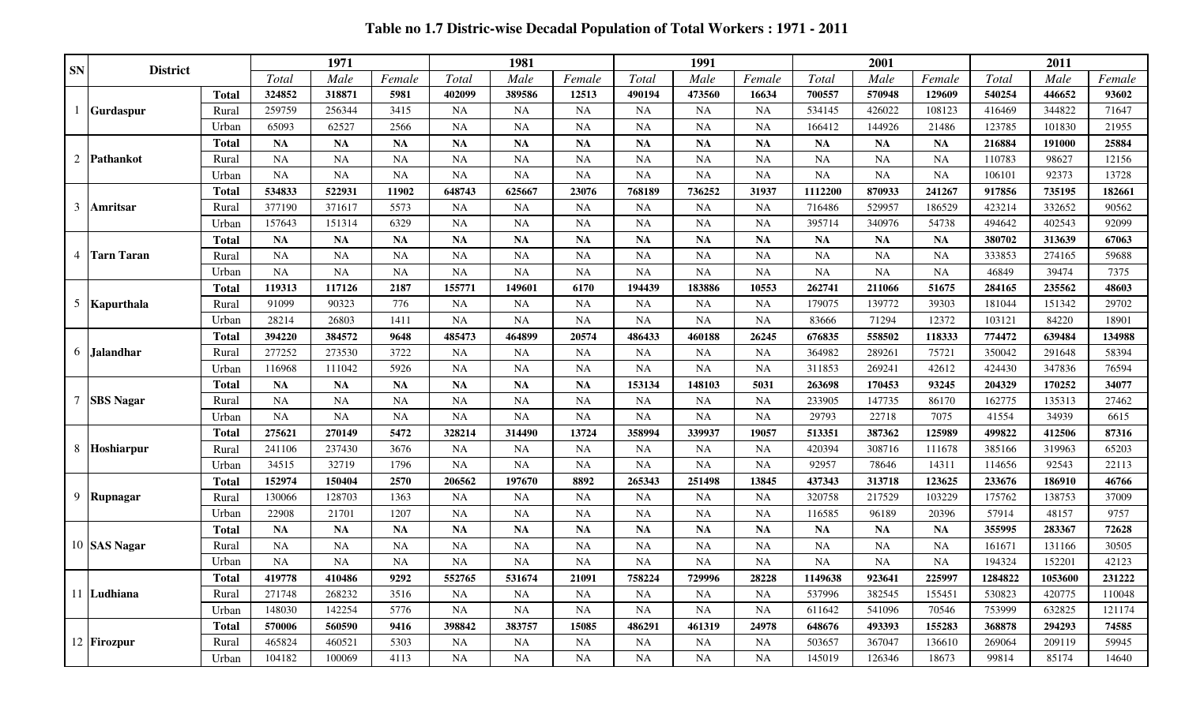## Table no 1.7 Distric-wise Decadal Population of Total Workers : 1971 - 2011

| SN | District | | 1971 | | | 1981 | | | 1991 | | | 2001 | | | 2011 | | |
|---|---|---|---|---|---|---|---|---|---|---|---|---|---|---|---|---|---|
| | | | *Total* | *Male* | *Female* | *Total* | *Male* | *Female* | *Total* | *Male* | *Female* | *Total* | *Male* | *Female* | *Total* | *Male* | *Female* |
| 1 | **Gurdaspur** | **Total** | **324852** | **318871** | **5981** | **402099** | **389586** | **12513** | **490194** | **473560** | **16634** | **700557** | **570948** | **129609** | **540254** | **446652** | **93602** |
| | | Rural | 259759 | 256344 | 3415 | NA | NA | NA | NA | NA | NA | 534145 | 426022 | 108123 | 416469 | 344822 | 71647 |
| | | Urban | 65093 | 62527 | 2566 | NA | NA | NA | NA | NA | NA | 166412 | 144926 | 21486 | 123785 | 101830 | 21955 |
| 2 | **Pathankot** | **Total** | **NA** | **NA** | **NA** | **NA** | **NA** | **NA** | **NA** | **NA** | **NA** | **NA** | **NA** | **NA** | **216884** | **191000** | **25884** |
| | | Rural | NA | NA | NA | NA | NA | NA | NA | NA | NA | NA | NA | NA | 110783 | 98627 | 12156 |
| | | Urban | NA | NA | NA | NA | NA | NA | NA | NA | NA | NA | NA | NA | 106101 | 92373 | 13728 |
| 3 | **Amritsar** | **Total** | **534833** | **522931** | **11902** | **648743** | **625667** | **23076** | **768189** | **736252** | **31937** | **1112200** | **870933** | **241267** | **917856** | **735195** | **182661** |
| | | Rural | 377190 | 371617 | 5573 | NA | NA | NA | NA | NA | NA | 716486 | 529957 | 186529 | 423214 | 332652 | 90562 |
| | | Urban | 157643 | 151314 | 6329 | NA | NA | NA | NA | NA | NA | 395714 | 340976 | 54738 | 494642 | 402543 | 92099 |
| 4 | **Tarn Taran** | **Total** | **NA** | **NA** | **NA** | **NA** | **NA** | **NA** | **NA** | **NA** | **NA** | **NA** | **NA** | **NA** | **380702** | **313639** | **67063** |
| | | Rural | NA | NA | NA | NA | NA | NA | NA | NA | NA | NA | NA | NA | 333853 | 274165 | 59688 |
| | | Urban | NA | NA | NA | NA | NA | NA | NA | NA | NA | NA | NA | NA | 46849 | 39474 | 7375 |
| 5 | **Kapurthala** | **Total** | **119313** | **117126** | **2187** | **155771** | **149601** | **6170** | **194439** | **183886** | **10553** | **262741** | **211066** | **51675** | **284165** | **235562** | **48603** |
| | | Rural | 91099 | 90323 | 776 | NA | NA | NA | NA | NA | NA | 179075 | 139772 | 39303 | 181044 | 151342 | 29702 |
| | | Urban | 28214 | 26803 | 1411 | NA | NA | NA | NA | NA | NA | 83666 | 71294 | 12372 | 103121 | 84220 | 18901 |
| 6 | **Jalandhar** | **Total** | **394220** | **384572** | **9648** | **485473** | **464899** | **20574** | **486433** | **460188** | **26245** | **676835** | **558502** | **118333** | **774472** | **639484** | **134988** |
| | | Rural | 277252 | 273530 | 3722 | NA | NA | NA | NA | NA | NA | 364982 | 289261 | 75721 | 350042 | 291648 | 58394 |
| | | Urban | 116968 | 111042 | 5926 | NA | NA | NA | NA | NA | NA | 311853 | 269241 | 42612 | 424430 | 347836 | 76594 |
| 7 | **SBS Nagar** | **Total** | **NA** | **NA** | **NA** | **NA** | **NA** | **NA** | **153134** | **148103** | **5031** | **263698** | **170453** | **93245** | **204329** | **170252** | **34077** |
| | | Rural | NA | NA | NA | NA | NA | NA | NA | NA | NA | 233905 | 147735 | 86170 | 162775 | 135313 | 27462 |
| | | Urban | NA | NA | NA | NA | NA | NA | NA | NA | NA | 29793 | 22718 | 7075 | 41554 | 34939 | 6615 |
| 8 | **Hoshiarpur** | **Total** | **275621** | **270149** | **5472** | **328214** | **314490** | **13724** | **358994** | **339937** | **19057** | **513351** | **387362** | **125989** | **499822** | **412506** | **87316** |
| | | Rural | 241106 | 237430 | 3676 | NA | NA | NA | NA | NA | NA | 420394 | 308716 | 111678 | 385166 | 319963 | 65203 |
| | | Urban | 34515 | 32719 | 1796 | NA | NA | NA | NA | NA | NA | 92957 | 78646 | 14311 | 114656 | 92543 | 22113 |
| 9 | **Rupnagar** | **Total** | **152974** | **150404** | **2570** | **206562** | **197670** | **8892** | **265343** | **251498** | **13845** | **437343** | **313718** | **123625** | **233676** | **186910** | **46766** |
| | | Rural | 130066 | 128703 | 1363 | NA | NA | NA | NA | NA | NA | 320758 | 217529 | 103229 | 175762 | 138753 | 37009 |
| | | Urban | 22908 | 21701 | 1207 | NA | NA | NA | NA | NA | NA | 116585 | 96189 | 20396 | 57914 | 48157 | 9757 |
| 10 | **SAS Nagar** | **Total** | **NA** | **NA** | **NA** | **NA** | **NA** | **NA** | **NA** | **NA** | **NA** | **NA** | **NA** | **NA** | **355995** | **283367** | **72628** |
| | | Rural | NA | NA | NA | NA | NA | NA | NA | NA | NA | NA | NA | NA | 161671 | 131166 | 30505 |
| | | Urban | NA | NA | NA | NA | NA | NA | NA | NA | NA | NA | NA | NA | 194324 | 152201 | 42123 |
| 11 | **Ludhiana** | **Total** | **419778** | **410486** | **9292** | **552765** | **531674** | **21091** | **758224** | **729996** | **28228** | **1149638** | **923641** | **225997** | **1284822** | **1053600** | **231222** |
| | | Rural | 271748 | 268232 | 3516 | NA | NA | NA | NA | NA | NA | 537996 | 382545 | 155451 | 530823 | 420775 | 110048 |
| | | Urban | 148030 | 142254 | 5776 | NA | NA | NA | NA | NA | NA | 611642 | 541096 | 70546 | 753999 | 632825 | 121174 |
| 12 | **Firozpur** | **Total** | **570006** | **560590** | **9416** | **398842** | **383757** | **15085** | **486291** | **461319** | **24978** | **648676** | **493393** | **155283** | **368878** | **294293** | **74585** |
| | | Rural | 465824 | 460521 | 5303 | NA | NA | NA | NA | NA | NA | 503657 | 367047 | 136610 | 269064 | 209119 | 59945 |
| | | Urban | 104182 | 100069 | 4113 | NA | NA | NA | NA | NA | NA | 145019 | 126346 | 18673 | 99814 | 85174 | 14640 |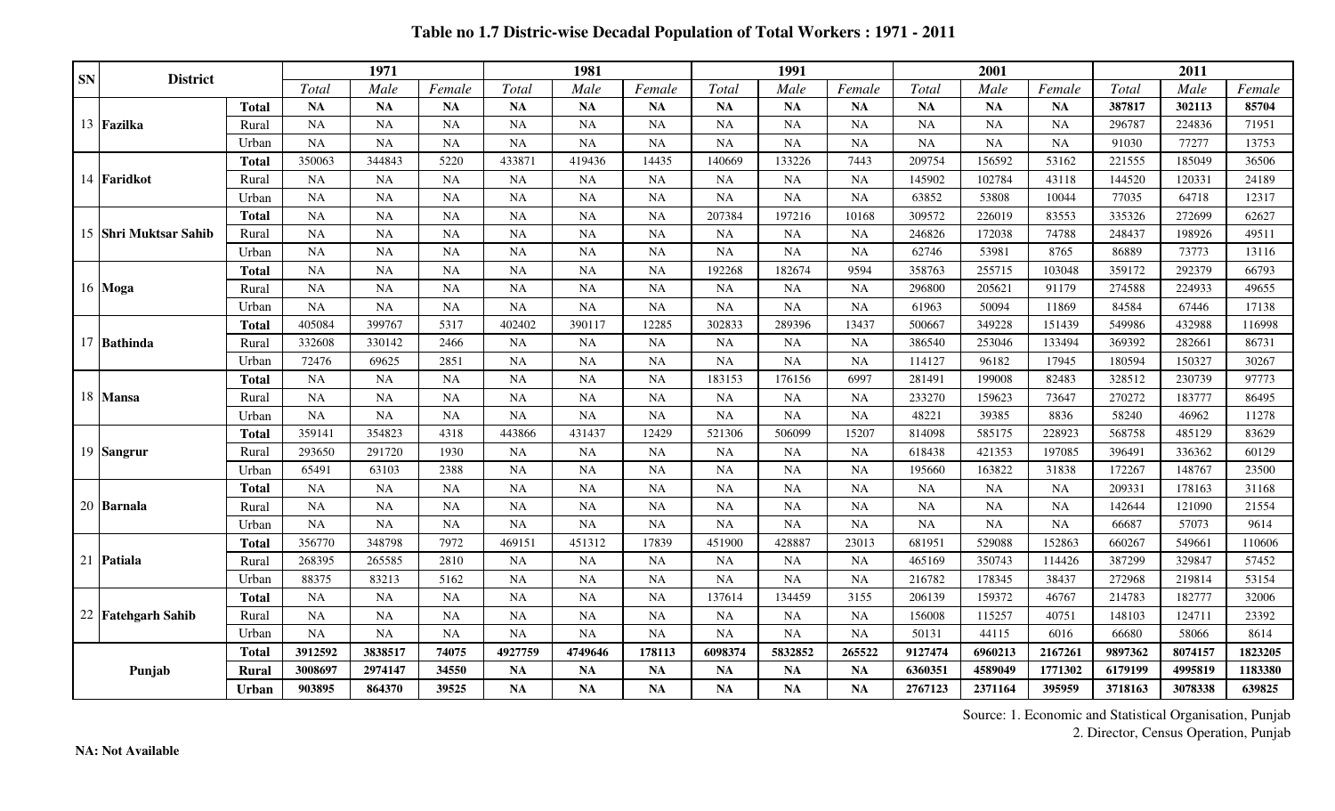**Table no 1.7 Distric-wise Decadal Population of Total Workers : 1971 - 2011**

| SN | District | | 1971 | | | 1981 | | | 1991 | | | 2001 | | | 2011 | | |
|---|---|---|---|---|---|---|---|---|---|---|---|---|---|---|---|---|---|
| | | | *Total* | *Male* | *Female* | *Total* | *Male* | *Female* | *Total* | *Male* | *Female* | *Total* | *Male* | *Female* | *Total* | *Male* | *Female* |
| 13 | **Fazilka** | **Total** | **NA** | **NA** | **NA** | **NA** | **NA** | **NA** | **NA** | **NA** | **NA** | **NA** | **NA** | **NA** | **387817** | **302113** | **85704** |
| | | Rural | NA | NA | NA | NA | NA | NA | NA | NA | NA | NA | NA | NA | 296787 | 224836 | 71951 |
| | | Urban | NA | NA | NA | NA | NA | NA | NA | NA | NA | NA | NA | NA | 91030 | 77277 | 13753 |
| 14 | **Faridkot** | **Total** | 350063 | 344843 | 5220 | 433871 | 419436 | 14435 | 140669 | 133226 | 7443 | 209754 | 156592 | 53162 | 221555 | 185049 | 36506 |
| | | Rural | NA | NA | NA | NA | NA | NA | NA | NA | NA | 145902 | 102784 | 43118 | 144520 | 120331 | 24189 |
| | | Urban | NA | NA | NA | NA | NA | NA | NA | NA | NA | 63852 | 53808 | 10044 | 77035 | 64718 | 12317 |
| 15 | **Shri Muktsar Sahib** | **Total** | NA | NA | NA | NA | NA | NA | 207384 | 197216 | 10168 | 309572 | 226019 | 83553 | 335326 | 272699 | 62627 |
| | | Rural | NA | NA | NA | NA | NA | NA | NA | NA | NA | 246826 | 172038 | 74788 | 248437 | 198926 | 49511 |
| | | Urban | NA | NA | NA | NA | NA | NA | NA | NA | NA | 62746 | 53981 | 8765 | 86889 | 73773 | 13116 |
| 16 | **Moga** | **Total** | NA | NA | NA | NA | NA | NA | 192268 | 182674 | 9594 | 358763 | 255715 | 103048 | 359172 | 292379 | 66793 |
| | | Rural | NA | NA | NA | NA | NA | NA | NA | NA | NA | 296800 | 205621 | 91179 | 274588 | 224933 | 49655 |
| | | Urban | NA | NA | NA | NA | NA | NA | NA | NA | NA | 61963 | 50094 | 11869 | 84584 | 67446 | 17138 |
| 17 | **Bathinda** | **Total** | 405084 | 399767 | 5317 | 402402 | 390117 | 12285 | 302833 | 289396 | 13437 | 500667 | 349228 | 151439 | 549986 | 432988 | 116998 |
| | | Rural | 332608 | 330142 | 2466 | NA | NA | NA | NA | NA | NA | 386540 | 253046 | 133494 | 369392 | 282661 | 86731 |
| | | Urban | 72476 | 69625 | 2851 | NA | NA | NA | NA | NA | NA | 114127 | 96182 | 17945 | 180594 | 150327 | 30267 |
| 18 | **Mansa** | **Total** | NA | NA | NA | NA | NA | NA | 183153 | 176156 | 6997 | 281491 | 199008 | 82483 | 328512 | 230739 | 97773 |
| | | Rural | NA | NA | NA | NA | NA | NA | NA | NA | NA | 233270 | 159623 | 73647 | 270272 | 183777 | 86495 |
| | | Urban | NA | NA | NA | NA | NA | NA | NA | NA | NA | 48221 | 39385 | 8836 | 58240 | 46962 | 11278 |
| 19 | **Sangrur** | **Total** | 359141 | 354823 | 4318 | 443866 | 431437 | 12429 | 521306 | 506099 | 15207 | 814098 | 585175 | 228923 | 568758 | 485129 | 83629 |
| | | Rural | 293650 | 291720 | 1930 | NA | NA | NA | NA | NA | NA | 618438 | 421353 | 197085 | 396491 | 336362 | 60129 |
| | | Urban | 65491 | 63103 | 2388 | NA | NA | NA | NA | NA | NA | 195660 | 163822 | 31838 | 172267 | 148767 | 23500 |
| 20 | **Barnala** | **Total** | NA | NA | NA | NA | NA | NA | NA | NA | NA | NA | NA | NA | 209331 | 178163 | 31168 |
| | | Rural | NA | NA | NA | NA | NA | NA | NA | NA | NA | NA | NA | NA | 142644 | 121090 | 21554 |
| | | Urban | NA | NA | NA | NA | NA | NA | NA | NA | NA | NA | NA | NA | 66687 | 57073 | 9614 |
| 21 | **Patiala** | **Total** | 356770 | 348798 | 7972 | 469151 | 451312 | 17839 | 451900 | 428887 | 23013 | 681951 | 529088 | 152863 | 660267 | 549661 | 110606 |
| | | Rural | 268395 | 265585 | 2810 | NA | NA | NA | NA | NA | NA | 465169 | 350743 | 114426 | 387299 | 329847 | 57452 |
| | | Urban | 88375 | 83213 | 5162 | NA | NA | NA | NA | NA | NA | 216782 | 178345 | 38437 | 272968 | 219814 | 53154 |
| 22 | **Fatehgarh Sahib** | **Total** | NA | NA | NA | NA | NA | NA | 137614 | 134459 | 3155 | 206139 | 159372 | 46767 | 214783 | 182777 | 32006 |
| | | Rural | NA | NA | NA | NA | NA | NA | NA | NA | NA | 156008 | 115257 | 40751 | 148103 | 124711 | 23392 |
| | | Urban | NA | NA | NA | NA | NA | NA | NA | NA | NA | 50131 | 44115 | 6016 | 66680 | 58066 | 8614 |
| | **Punjab** | **Total** | **3912592** | **3838517** | **74075** | **4927759** | **4749646** | **178113** | **6098374** | **5832852** | **265522** | **9127474** | **6960213** | **2167261** | **9897362** | **8074157** | **1823205** |
| | | **Rural** | **3008697** | **2974147** | **34550** | **NA** | **NA** | **NA** | **NA** | **NA** | **NA** | **6360351** | **4589049** | **1771302** | **6179199** | **4995819** | **1183380** |
| | | **Urban** | **903895** | **864370** | **39525** | **NA** | **NA** | **NA** | **NA** | **NA** | **NA** | **2767123** | **2371164** | **395959** | **3718163** | **3078338** | **639825** |

Source: 1. Economic and Statistical Organisation, Punjab
2. Director, Census Operation, Punjab

**NA: Not Available**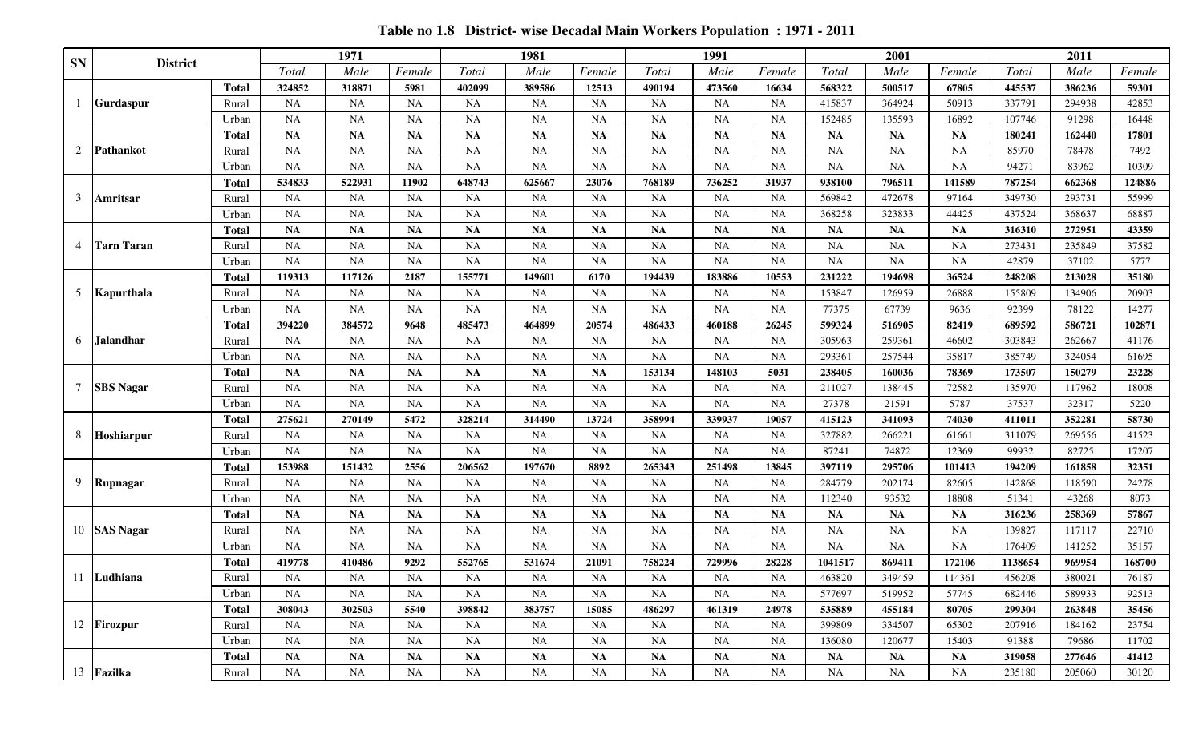**Table no 1.8 District- wise Decadal Main Workers Population : 1971 - 2011**

| SN | District | | 1971 | | | 1981 | | | 1991 | | | 2001 | | | 2011 | | |
|---|---|---|---|---|---|---|---|---|---|---|---|---|---|---|---|---|---|
| | | | *Total* | *Male* | *Female* | *Total* | *Male* | *Female* | *Total* | *Male* | *Female* | *Total* | *Male* | *Female* | *Total* | *Male* | *Female* |
| 1 | **Gurdaspur** | **Total** | **324852** | **318871** | **5981** | **402099** | **389586** | **12513** | **490194** | **473560** | **16634** | **568322** | **500517** | **67805** | **445537** | **386236** | **59301** |
| | | Rural | NA | NA | NA | NA | NA | NA | NA | NA | NA | 415837 | 364924 | 50913 | 337791 | 294938 | 42853 |
| | | Urban | NA | NA | NA | NA | NA | NA | NA | NA | NA | 152485 | 135593 | 16892 | 107746 | 91298 | 16448 |
| 2 | **Pathankot** | **Total** | **NA** | **NA** | **NA** | **NA** | **NA** | **NA** | **NA** | **NA** | **NA** | **NA** | **NA** | **NA** | **180241** | **162440** | **17801** |
| | | Rural | NA | NA | NA | NA | NA | NA | NA | NA | NA | NA | NA | NA | 85970 | 78478 | 7492 |
| | | Urban | NA | NA | NA | NA | NA | NA | NA | NA | NA | NA | NA | NA | 94271 | 83962 | 10309 |
| 3 | **Amritsar** | **Total** | **534833** | **522931** | **11902** | **648743** | **625667** | **23076** | **768189** | **736252** | **31937** | **938100** | **796511** | **141589** | **787254** | **662368** | **124886** |
| | | Rural | NA | NA | NA | NA | NA | NA | NA | NA | NA | 569842 | 472678 | 97164 | 349730 | 293731 | 55999 |
| | | Urban | NA | NA | NA | NA | NA | NA | NA | NA | NA | 368258 | 323833 | 44425 | 437524 | 368637 | 68887 |
| 4 | **Tarn Taran** | **Total** | **NA** | **NA** | **NA** | **NA** | **NA** | **NA** | **NA** | **NA** | **NA** | **NA** | **NA** | **NA** | **316310** | **272951** | **43359** |
| | | Rural | NA | NA | NA | NA | NA | NA | NA | NA | NA | NA | NA | NA | 273431 | 235849 | 37582 |
| | | Urban | NA | NA | NA | NA | NA | NA | NA | NA | NA | NA | NA | NA | 42879 | 37102 | 5777 |
| 5 | **Kapurthala** | **Total** | **119313** | **117126** | **2187** | **155771** | **149601** | **6170** | **194439** | **183886** | **10553** | **231222** | **194698** | **36524** | **248208** | **213028** | **35180** |
| | | Rural | NA | NA | NA | NA | NA | NA | NA | NA | NA | 153847 | 126959 | 26888 | 155809 | 134906 | 20903 |
| | | Urban | NA | NA | NA | NA | NA | NA | NA | NA | NA | 77375 | 67739 | 9636 | 92399 | 78122 | 14277 |
| 6 | **Jalandhar** | **Total** | **394220** | **384572** | **9648** | **485473** | **464899** | **20574** | **486433** | **460188** | **26245** | **599324** | **516905** | **82419** | **689592** | **586721** | **102871** |
| | | Rural | NA | NA | NA | NA | NA | NA | NA | NA | NA | 305963 | 259361 | 46602 | 303843 | 262667 | 41176 |
| | | Urban | NA | NA | NA | NA | NA | NA | NA | NA | NA | 293361 | 257544 | 35817 | 385749 | 324054 | 61695 |
| 7 | **SBS Nagar** | **Total** | **NA** | **NA** | **NA** | **NA** | **NA** | **NA** | **153134** | **148103** | **5031** | **238405** | **160036** | **78369** | **173507** | **150279** | **23228** |
| | | Rural | NA | NA | NA | NA | NA | NA | NA | NA | NA | 211027 | 138445 | 72582 | 135970 | 117962 | 18008 |
| | | Urban | NA | NA | NA | NA | NA | NA | NA | NA | NA | 27378 | 21591 | 5787 | 37537 | 32317 | 5220 |
| 8 | **Hoshiarpur** | **Total** | **275621** | **270149** | **5472** | **328214** | **314490** | **13724** | **358994** | **339937** | **19057** | **415123** | **341093** | **74030** | **411011** | **352281** | **58730** |
| | | Rural | NA | NA | NA | NA | NA | NA | NA | NA | NA | 327882 | 266221 | 61661 | 311079 | 269556 | 41523 |
| | | Urban | NA | NA | NA | NA | NA | NA | NA | NA | NA | 87241 | 74872 | 12369 | 99932 | 82725 | 17207 |
| 9 | **Rupnagar** | **Total** | **153988** | **151432** | **2556** | **206562** | **197670** | **8892** | **265343** | **251498** | **13845** | **397119** | **295706** | **101413** | **194209** | **161858** | **32351** |
| | | Rural | NA | NA | NA | NA | NA | NA | NA | NA | NA | 284779 | 202174 | 82605 | 142868 | 118590 | 24278 |
| | | Urban | NA | NA | NA | NA | NA | NA | NA | NA | NA | 112340 | 93532 | 18808 | 51341 | 43268 | 8073 |
| 10 | **SAS Nagar** | **Total** | **NA** | **NA** | **NA** | **NA** | **NA** | **NA** | **NA** | **NA** | **NA** | **NA** | **NA** | **NA** | **316236** | **258369** | **57867** |
| | | Rural | NA | NA | NA | NA | NA | NA | NA | NA | NA | NA | NA | NA | 139827 | 117117 | 22710 |
| | | Urban | NA | NA | NA | NA | NA | NA | NA | NA | NA | NA | NA | NA | 176409 | 141252 | 35157 |
| 11 | **Ludhiana** | **Total** | **419778** | **410486** | **9292** | **552765** | **531674** | **21091** | **758224** | **729996** | **28228** | **1041517** | **869411** | **172106** | **1138654** | **969954** | **168700** |
| | | Rural | NA | NA | NA | NA | NA | NA | NA | NA | NA | 463820 | 349459 | 114361 | 456208 | 380021 | 76187 |
| | | Urban | NA | NA | NA | NA | NA | NA | NA | NA | NA | 577697 | 519952 | 57745 | 682446 | 589933 | 92513 |
| 12 | **Firozpur** | **Total** | **308043** | **302503** | **5540** | **398842** | **383757** | **15085** | **486297** | **461319** | **24978** | **535889** | **455184** | **80705** | **299304** | **263848** | **35456** |
| | | Rural | NA | NA | NA | NA | NA | NA | NA | NA | NA | 399809 | 334507 | 65302 | 207916 | 184162 | 23754 |
| | | Urban | NA | NA | NA | NA | NA | NA | NA | NA | NA | 136080 | 120677 | 15403 | 91388 | 79686 | 11702 |
| 13 | **Fazilka** | **Total** | **NA** | **NA** | **NA** | **NA** | **NA** | **NA** | **NA** | **NA** | **NA** | **NA** | **NA** | **NA** | **319058** | **277646** | **41412** |
| | | Rural | NA | NA | NA | NA | NA | NA | NA | NA | NA | NA | NA | NA | 235180 | 205060 | 30120 |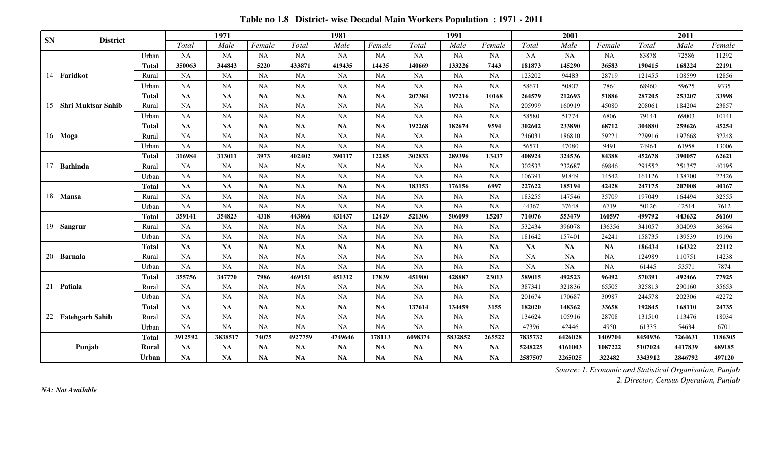**Table no 1.8 District- wise Decadal Main Workers Population : 1971 - 2011**

| SN | District | | 1971 | | | 1981 | | | 1991 | | | 2001 | | | 2011 | | |
|---|---|---|---|---|---|---|---|---|---|---|---|---|---|---|---|---|---|
| | | | *Total* | *Male* | *Female* | *Total* | *Male* | *Female* | *Total* | *Male* | *Female* | *Total* | *Male* | *Female* | *Total* | *Male* | *Female* |
| | | Urban | NA | NA | NA | NA | NA | NA | NA | NA | NA | NA | NA | NA | 83878 | 72586 | 11292 |
| 14 | **Faridkot** | **Total** | **350063** | **344843** | **5220** | **433871** | **419435** | **14435** | **140669** | **133226** | **7443** | **181873** | **145290** | **36583** | **190415** | **168224** | **22191** |
| | | Rural | NA | NA | NA | NA | NA | NA | NA | NA | NA | 123202 | 94483 | 28719 | 121455 | 108599 | 12856 |
| | | Urban | NA | NA | NA | NA | NA | NA | NA | NA | NA | 58671 | 50807 | 7864 | 68960 | 59625 | 9335 |
| 15 | **Shri Muktsar Sahib** | **Total** | **NA** | **NA** | **NA** | **NA** | **NA** | **NA** | **207384** | **197216** | **10168** | **264579** | **212693** | **51886** | **287205** | **253207** | **33998** |
| | | Rural | NA | NA | NA | NA | NA | NA | NA | NA | NA | 205999 | 160919 | 45080 | 208061 | 184204 | 23857 |
| | | Urban | NA | NA | NA | NA | NA | NA | NA | NA | NA | 58580 | 51774 | 6806 | 79144 | 69003 | 10141 |
| 16 | **Moga** | **Total** | **NA** | **NA** | **NA** | **NA** | **NA** | **NA** | **192268** | **182674** | **9594** | **302602** | **233890** | **68712** | **304880** | **259626** | **45254** |
| | | Rural | NA | NA | NA | NA | NA | NA | NA | NA | NA | 246031 | 186810 | 59221 | 229916 | 197668 | 32248 |
| | | Urban | NA | NA | NA | NA | NA | NA | NA | NA | NA | 56571 | 47080 | 9491 | 74964 | 61958 | 13006 |
| 17 | **Bathinda** | **Total** | **316984** | **313011** | **3973** | **402402** | **390117** | **12285** | **302833** | **289396** | **13437** | **408924** | **324536** | **84388** | **452678** | **390057** | **62621** |
| | | Rural | NA | NA | NA | NA | NA | NA | NA | NA | NA | 302533 | 232687 | 69846 | 291552 | 251357 | 40195 |
| | | Urban | NA | NA | NA | NA | NA | NA | NA | NA | NA | 106391 | 91849 | 14542 | 161126 | 138700 | 22426 |
| 18 | **Mansa** | **Total** | **NA** | **NA** | **NA** | **NA** | **NA** | **NA** | **183153** | **176156** | **6997** | **227622** | **185194** | **42428** | **247175** | **207008** | **40167** |
| | | Rural | NA | NA | NA | NA | NA | NA | NA | NA | NA | 183255 | 147546 | 35709 | 197049 | 164494 | 32555 |
| | | Urban | NA | NA | NA | NA | NA | NA | NA | NA | NA | 44367 | 37648 | 6719 | 50126 | 42514 | 7612 |
| 19 | **Sangrur** | **Total** | **359141** | **354823** | **4318** | **443866** | **431437** | **12429** | **521306** | **506099** | **15207** | **714076** | **553479** | **160597** | **499792** | **443632** | **56160** |
| | | Rural | NA | NA | NA | NA | NA | NA | NA | NA | NA | 532434 | 396078 | 136356 | 341057 | 304093 | 36964 |
| | | Urban | NA | NA | NA | NA | NA | NA | NA | NA | NA | 181642 | 157401 | 24241 | 158735 | 139539 | 19196 |
| 20 | **Barnala** | **Total** | **NA** | **NA** | **NA** | **NA** | **NA** | **NA** | **NA** | **NA** | **NA** | **NA** | **NA** | **NA** | **186434** | **164322** | **22112** |
| | | Rural | NA | NA | NA | NA | NA | NA | NA | NA | NA | NA | NA | NA | 124989 | 110751 | 14238 |
| | | Urban | NA | NA | NA | NA | NA | NA | NA | NA | NA | NA | NA | NA | 61445 | 53571 | 7874 |
| 21 | **Patiala** | **Total** | **355756** | **347770** | **7986** | **469151** | **451312** | **17839** | **451900** | **428887** | **23013** | **589015** | **492523** | **96492** | **570391** | **492466** | **77925** |
| | | Rural | NA | NA | NA | NA | NA | NA | NA | NA | NA | 387341 | 321836 | 65505 | 325813 | 290160 | 35653 |
| | | Urban | NA | NA | NA | NA | NA | NA | NA | NA | NA | 201674 | 170687 | 30987 | 244578 | 202306 | 42272 |
| 22 | **Fatehgarh Sahib** | **Total** | **NA** | **NA** | **NA** | **NA** | **NA** | **NA** | **137614** | **134459** | **3155** | **182020** | **148362** | **33658** | **192845** | **168110** | **24735** |
| | | Rural | NA | NA | NA | NA | NA | NA | NA | NA | NA | 134624 | 105916 | 28708 | 131510 | 113476 | 18034 |
| | | Urban | NA | NA | NA | NA | NA | NA | NA | NA | NA | 47396 | 42446 | 4950 | 61335 | 54634 | 6701 |
| | **Punjab** | **Total** | **3912592** | **3838517** | **74075** | **4927759** | **4749646** | **178113** | **6098374** | **5832852** | **265522** | **7835732** | **6426028** | **1409704** | **8450936** | **7264631** | **1186305** |
| | | **Rural** | **NA** | **NA** | **NA** | **NA** | **NA** | **NA** | **NA** | **NA** | **NA** | **5248225** | **4161003** | **1087222** | **5107024** | **4417839** | **689185** |
| | | **Urban** | **NA** | **NA** | **NA** | **NA** | **NA** | **NA** | **NA** | **NA** | **NA** | **2587507** | **2265025** | **322482** | **3343912** | **2846792** | **497120** |

*Source: 1. Economic and Statistical Organisation, Punjab*
*2. Director, Census Operation, Punjab*

*NA: Not Available*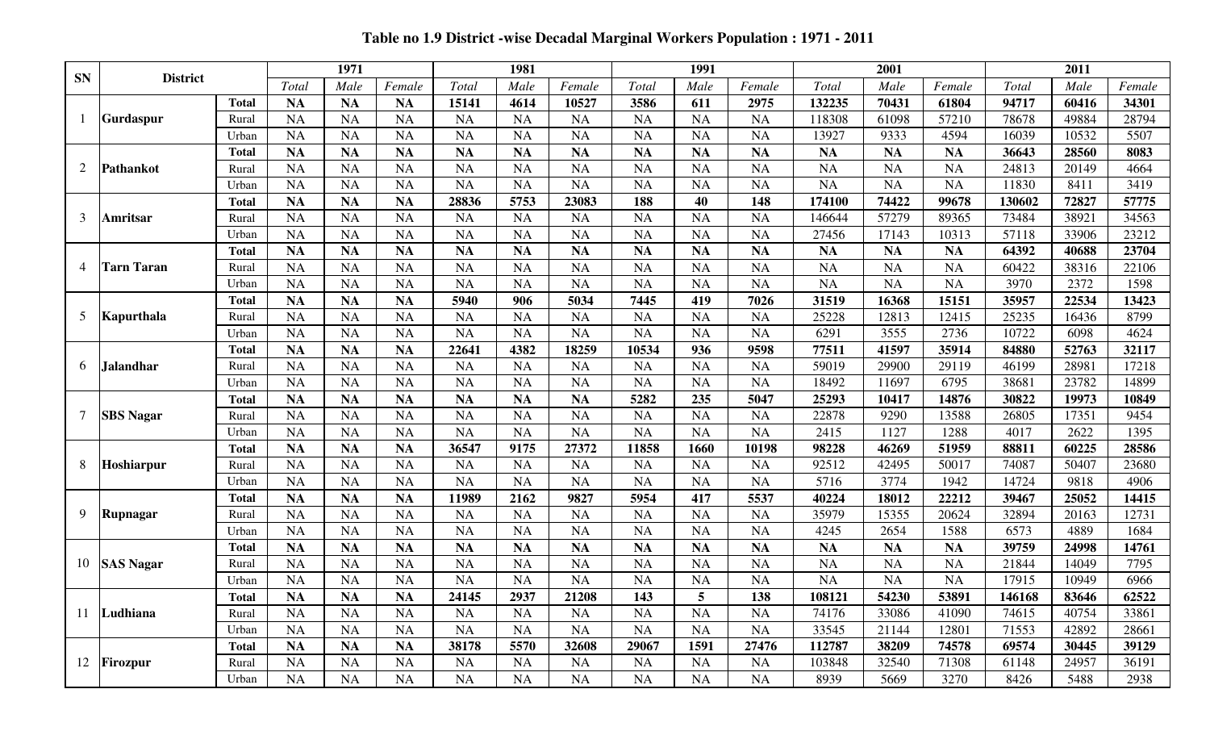# Table no 1.9 District -wise Decadal Marginal Workers Population : 1971 - 2011

| SN | District | | 1971 | | | 1981 | | | 1991 | | | 2001 | | | 2011 | | |
|---|---|---|---|---|---|---|---|---|---|---|---|---|---|---|---|---|---|
| | | | *Total* | *Male* | *Female* | *Total* | *Male* | *Female* | *Total* | *Male* | *Female* | *Total* | *Male* | *Female* | *Total* | *Male* | *Female* |
| 1 | **Gurdaspur** | **Total** | **NA** | **NA** | **NA** | **15141** | **4614** | **10527** | **3586** | **611** | **2975** | **132235** | **70431** | **61804** | **94717** | **60416** | **34301** |
| | | Rural | NA | NA | NA | NA | NA | NA | NA | NA | NA | 118308 | 61098 | 57210 | 78678 | 49884 | 28794 |
| | | Urban | NA | NA | NA | NA | NA | NA | NA | NA | NA | 13927 | 9333 | 4594 | 16039 | 10532 | 5507 |
| 2 | **Pathankot** | **Total** | **NA** | **NA** | **NA** | **NA** | **NA** | **NA** | **NA** | **NA** | **NA** | **NA** | **NA** | **NA** | **36643** | **28560** | **8083** |
| | | Rural | NA | NA | NA | NA | NA | NA | NA | NA | NA | NA | NA | NA | 24813 | 20149 | 4664 |
| | | Urban | NA | NA | NA | NA | NA | NA | NA | NA | NA | NA | NA | NA | 11830 | 8411 | 3419 |
| 3 | **Amritsar** | **Total** | **NA** | **NA** | **NA** | **28836** | **5753** | **23083** | **188** | **40** | **148** | **174100** | **74422** | **99678** | **130602** | **72827** | **57775** |
| | | Rural | NA | NA | NA | NA | NA | NA | NA | NA | NA | 146644 | 57279 | 89365 | 73484 | 38921 | 34563 |
| | | Urban | NA | NA | NA | NA | NA | NA | NA | NA | NA | 27456 | 17143 | 10313 | 57118 | 33906 | 23212 |
| 4 | **Tarn Taran** | **Total** | **NA** | **NA** | **NA** | **NA** | **NA** | **NA** | **NA** | **NA** | **NA** | **NA** | **NA** | **NA** | **64392** | **40688** | **23704** |
| | | Rural | NA | NA | NA | NA | NA | NA | NA | NA | NA | NA | NA | NA | 60422 | 38316 | 22106 |
| | | Urban | NA | NA | NA | NA | NA | NA | NA | NA | NA | NA | NA | NA | 3970 | 2372 | 1598 |
| 5 | **Kapurthala** | **Total** | **NA** | **NA** | **NA** | **5940** | **906** | **5034** | **7445** | **419** | **7026** | **31519** | **16368** | **15151** | **35957** | **22534** | **13423** |
| | | Rural | NA | NA | NA | NA | NA | NA | NA | NA | NA | 25228 | 12813 | 12415 | 25235 | 16436 | 8799 |
| | | Urban | NA | NA | NA | NA | NA | NA | NA | NA | NA | 6291 | 3555 | 2736 | 10722 | 6098 | 4624 |
| 6 | **Jalandhar** | **Total** | **NA** | **NA** | **NA** | **22641** | **4382** | **18259** | **10534** | **936** | **9598** | **77511** | **41597** | **35914** | **84880** | **52763** | **32117** |
| | | Rural | NA | NA | NA | NA | NA | NA | NA | NA | NA | 59019 | 29900 | 29119 | 46199 | 28981 | 17218 |
| | | Urban | NA | NA | NA | NA | NA | NA | NA | NA | NA | 18492 | 11697 | 6795 | 38681 | 23782 | 14899 |
| 7 | **SBS Nagar** | **Total** | **NA** | **NA** | **NA** | **NA** | **NA** | **NA** | **5282** | **235** | **5047** | **25293** | **10417** | **14876** | **30822** | **19973** | **10849** |
| | | Rural | NA | NA | NA | NA | NA | NA | NA | NA | NA | 22878 | 9290 | 13588 | 26805 | 17351 | 9454 |
| | | Urban | NA | NA | NA | NA | NA | NA | NA | NA | NA | 2415 | 1127 | 1288 | 4017 | 2622 | 1395 |
| 8 | **Hoshiarpur** | **Total** | **NA** | **NA** | **NA** | **36547** | **9175** | **27372** | **11858** | **1660** | **10198** | **98228** | **46269** | **51959** | **88811** | **60225** | **28586** |
| | | Rural | NA | NA | NA | NA | NA | NA | NA | NA | NA | 92512 | 42495 | 50017 | 74087 | 50407 | 23680 |
| | | Urban | NA | NA | NA | NA | NA | NA | NA | NA | NA | 5716 | 3774 | 1942 | 14724 | 9818 | 4906 |
| 9 | **Rupnagar** | **Total** | **NA** | **NA** | **NA** | **11989** | **2162** | **9827** | **5954** | **417** | **5537** | **40224** | **18012** | **22212** | **39467** | **25052** | **14415** |
| | | Rural | NA | NA | NA | NA | NA | NA | NA | NA | NA | 35979 | 15355 | 20624 | 32894 | 20163 | 12731 |
| | | Urban | NA | NA | NA | NA | NA | NA | NA | NA | NA | 4245 | 2654 | 1588 | 6573 | 4889 | 1684 |
| 10 | **SAS Nagar** | **Total** | **NA** | **NA** | **NA** | **NA** | **NA** | **NA** | **NA** | **NA** | **NA** | **NA** | **NA** | **NA** | **39759** | **24998** | **14761** |
| | | Rural | NA | NA | NA | NA | NA | NA | NA | NA | NA | NA | NA | NA | 21844 | 14049 | 7795 |
| | | Urban | NA | NA | NA | NA | NA | NA | NA | NA | NA | NA | NA | NA | 17915 | 10949 | 6966 |
| 11 | **Ludhiana** | **Total** | **NA** | **NA** | **NA** | **24145** | **2937** | **21208** | **143** | **5** | **138** | **108121** | **54230** | **53891** | **146168** | **83646** | **62522** |
| | | Rural | NA | NA | NA | NA | NA | NA | NA | NA | NA | 74176 | 33086 | 41090 | 74615 | 40754 | 33861 |
| | | Urban | NA | NA | NA | NA | NA | NA | NA | NA | NA | 33545 | 21144 | 12801 | 71553 | 42892 | 28661 |
| 12 | **Firozpur** | **Total** | **NA** | **NA** | **NA** | **38178** | **5570** | **32608** | **29067** | **1591** | **27476** | **112787** | **38209** | **74578** | **69574** | **30445** | **39129** |
| | | Rural | NA | NA | NA | NA | NA | NA | NA | NA | NA | 103848 | 32540 | 71308 | 61148 | 24957 | 36191 |
| | | Urban | NA | NA | NA | NA | NA | NA | NA | NA | NA | 8939 | 5669 | 3270 | 8426 | 5488 | 2938 |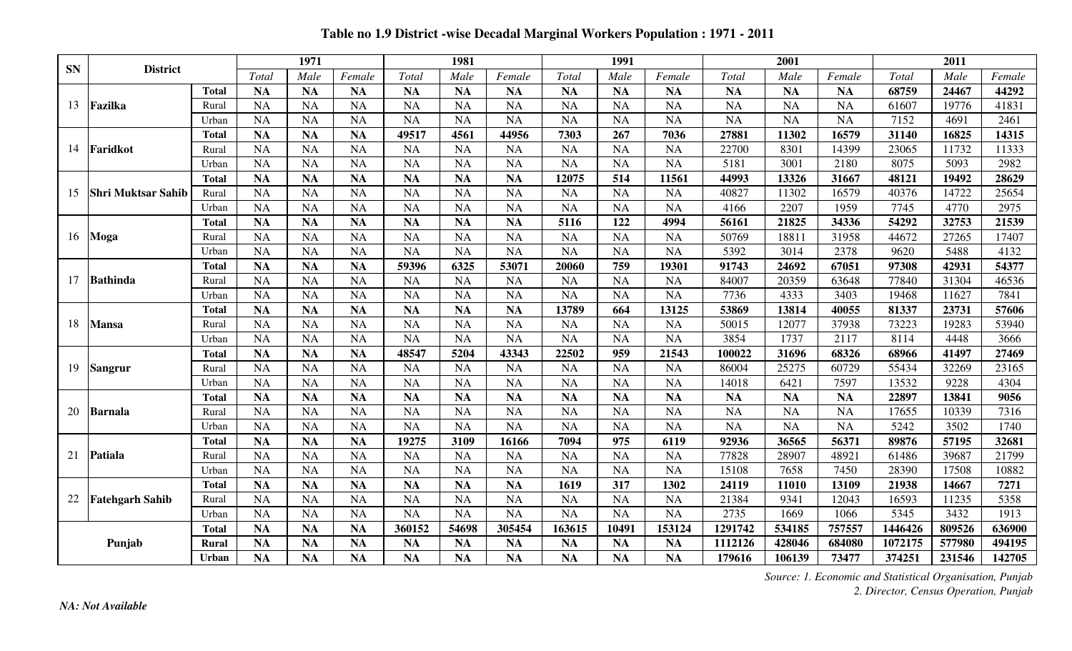## Table no 1.9 District -wise Decadal Marginal Workers Population : 1971 - 2011

| SN | District | | 1971 | | | 1981 | | | 1991 | | | 2001 | | | 2011 | | |
|---|---|---|---|---|---|---|---|---|---|---|---|---|---|---|---|---|---|
| | | | *Total* | *Male* | *Female* | *Total* | *Male* | *Female* | *Total* | *Male* | *Female* | *Total* | *Male* | *Female* | *Total* | *Male* | *Female* |
| 13 | **Fazilka** | **Total** | **NA** | **NA** | **NA** | **NA** | **NA** | **NA** | **NA** | **NA** | **NA** | **NA** | **NA** | **NA** | **68759** | **24467** | **44292** |
| | | Rural | NA | NA | NA | NA | NA | NA | NA | NA | NA | NA | NA | NA | 61607 | 19776 | 41831 |
| | | Urban | NA | NA | NA | NA | NA | NA | NA | NA | NA | NA | NA | NA | 7152 | 4691 | 2461 |
| 14 | **Faridkot** | **Total** | **NA** | **NA** | **NA** | **49517** | **4561** | **44956** | **7303** | **267** | **7036** | **27881** | **11302** | **16579** | **31140** | **16825** | **14315** |
| | | Rural | NA | NA | NA | NA | NA | NA | NA | NA | NA | 22700 | 8301 | 14399 | 23065 | 11732 | 11333 |
| | | Urban | NA | NA | NA | NA | NA | NA | NA | NA | NA | 5181 | 3001 | 2180 | 8075 | 5093 | 2982 |
| 15 | **Shri Muktsar Sahib** | **Total** | **NA** | **NA** | **NA** | **NA** | **NA** | **NA** | **12075** | **514** | **11561** | **44993** | **13326** | **31667** | **48121** | **19492** | **28629** |
| | | Rural | NA | NA | NA | NA | NA | NA | NA | NA | NA | 40827 | 11302 | 16579 | 40376 | 14722 | 25654 |
| | | Urban | NA | NA | NA | NA | NA | NA | NA | NA | NA | 4166 | 2207 | 1959 | 7745 | 4770 | 2975 |
| 16 | **Moga** | **Total** | **NA** | **NA** | **NA** | **NA** | **NA** | **NA** | **5116** | **122** | **4994** | **56161** | **21825** | **34336** | **54292** | **32753** | **21539** |
| | | Rural | NA | NA | NA | NA | NA | NA | NA | NA | NA | 50769 | 18811 | 31958 | 44672 | 27265 | 17407 |
| | | Urban | NA | NA | NA | NA | NA | NA | NA | NA | NA | 5392 | 3014 | 2378 | 9620 | 5488 | 4132 |
| 17 | **Bathinda** | **Total** | **NA** | **NA** | **NA** | **59396** | **6325** | **53071** | **20060** | **759** | **19301** | **91743** | **24692** | **67051** | **97308** | **42931** | **54377** |
| | | Rural | NA | NA | NA | NA | NA | NA | NA | NA | NA | 84007 | 20359 | 63648 | 77840 | 31304 | 46536 |
| | | Urban | NA | NA | NA | NA | NA | NA | NA | NA | NA | 7736 | 4333 | 3403 | 19468 | 11627 | 7841 |
| 18 | **Mansa** | **Total** | **NA** | **NA** | **NA** | **NA** | **NA** | **NA** | **13789** | **664** | **13125** | **53869** | **13814** | **40055** | **81337** | **23731** | **57606** |
| | | Rural | NA | NA | NA | NA | NA | NA | NA | NA | NA | 50015 | 12077 | 37938 | 73223 | 19283 | 53940 |
| | | Urban | NA | NA | NA | NA | NA | NA | NA | NA | NA | 3854 | 1737 | 2117 | 8114 | 4448 | 3666 |
| 19 | **Sangrur** | **Total** | **NA** | **NA** | **NA** | **48547** | **5204** | **43343** | **22502** | **959** | **21543** | **100022** | **31696** | **68326** | **68966** | **41497** | **27469** |
| | | Rural | NA | NA | NA | NA | NA | NA | NA | NA | NA | 86004 | 25275 | 60729 | 55434 | 32269 | 23165 |
| | | Urban | NA | NA | NA | NA | NA | NA | NA | NA | NA | 14018 | 6421 | 7597 | 13532 | 9228 | 4304 |
| 20 | **Barnala** | **Total** | **NA** | **NA** | **NA** | **NA** | **NA** | **NA** | **NA** | **NA** | **NA** | **NA** | **NA** | **NA** | **22897** | **13841** | **9056** |
| | | Rural | NA | NA | NA | NA | NA | NA | NA | NA | NA | NA | NA | NA | 17655 | 10339 | 7316 |
| | | Urban | NA | NA | NA | NA | NA | NA | NA | NA | NA | NA | NA | NA | 5242 | 3502 | 1740 |
| 21 | **Patiala** | **Total** | **NA** | **NA** | **NA** | **19275** | **3109** | **16166** | **7094** | **975** | **6119** | **92936** | **36565** | **56371** | **89876** | **57195** | **32681** |
| | | Rural | NA | NA | NA | NA | NA | NA | NA | NA | NA | 77828 | 28907 | 48921 | 61486 | 39687 | 21799 |
| | | Urban | NA | NA | NA | NA | NA | NA | NA | NA | NA | 15108 | 7658 | 7450 | 28390 | 17508 | 10882 |
| 22 | **Fatehgarh Sahib** | **Total** | **NA** | **NA** | **NA** | **NA** | **NA** | **NA** | **1619** | **317** | **1302** | **24119** | **11010** | **13109** | **21938** | **14667** | **7271** |
| | | Rural | NA | NA | NA | NA | NA | NA | NA | NA | NA | 21384 | 9341 | 12043 | 16593 | 11235 | 5358 |
| | | Urban | NA | NA | NA | NA | NA | NA | NA | NA | NA | 2735 | 1669 | 1066 | 5345 | 3432 | 1913 |
| | **Punjab** | **Total** | **NA** | **NA** | **NA** | **360152** | **54698** | **305454** | **163615** | **10491** | **153124** | **1291742** | **534185** | **757557** | **1446426** | **809526** | **636900** |
| | | **Rural** | **NA** | **NA** | **NA** | **NA** | **NA** | **NA** | **NA** | **NA** | **NA** | **1112126** | **428046** | **684080** | **1072175** | **577980** | **494195** |
| | | **Urban** | **NA** | **NA** | **NA** | **NA** | **NA** | **NA** | **NA** | **NA** | **NA** | **179616** | **106139** | **73477** | **374251** | **231546** | **142705** |

*Source: 1. Economic and Statistical Organisation, Punjab*
*2. Director, Census Operation, Punjab*

*NA: Not Available*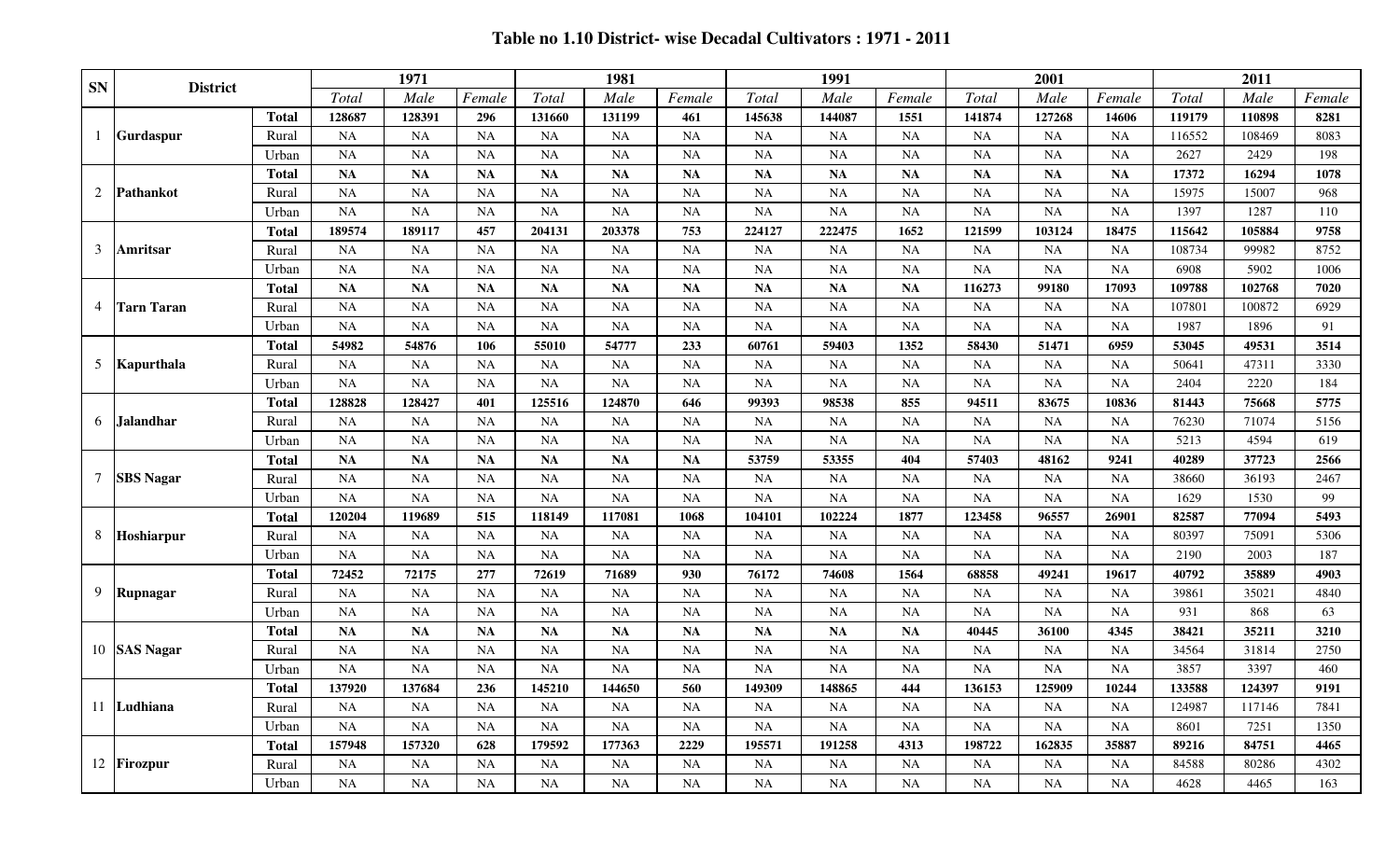# Table no 1.10 District- wise Decadal Cultivators : 1971 - 2011

| SN | District | | 1971 | | | 1981 | | | 1991 | | | 2001 | | | 2011 | | |
|---|---|---|---|---|---|---|---|---|---|---|---|---|---|---|---|---|---|
| | | | *Total* | *Male* | *Female* | *Total* | *Male* | *Female* | *Total* | *Male* | *Female* | *Total* | *Male* | *Female* | *Total* | *Male* | *Female* |
| 1 | Gurdaspur | **Total** | **128687** | **128391** | **296** | **131660** | **131199** | **461** | **145638** | **144087** | **1551** | **141874** | **127268** | **14606** | **119179** | **110898** | **8281** |
| | | Rural | NA | NA | NA | NA | NA | NA | NA | NA | NA | NA | NA | NA | 116552 | 108469 | 8083 |
| | | Urban | NA | NA | NA | NA | NA | NA | NA | NA | NA | NA | NA | NA | 2627 | 2429 | 198 |
| 2 | Pathankot | **Total** | **NA** | **NA** | **NA** | **NA** | **NA** | **NA** | **NA** | **NA** | **NA** | **NA** | **NA** | **NA** | **17372** | **16294** | **1078** |
| | | Rural | NA | NA | NA | NA | NA | NA | NA | NA | NA | NA | NA | NA | 15975 | 15007 | 968 |
| | | Urban | NA | NA | NA | NA | NA | NA | NA | NA | NA | NA | NA | NA | 1397 | 1287 | 110 |
| 3 | Amritsar | **Total** | **189574** | **189117** | **457** | **204131** | **203378** | **753** | **224127** | **222475** | **1652** | **121599** | **103124** | **18475** | **115642** | **105884** | **9758** |
| | | Rural | NA | NA | NA | NA | NA | NA | NA | NA | NA | NA | NA | NA | 108734 | 99982 | 8752 |
| | | Urban | NA | NA | NA | NA | NA | NA | NA | NA | NA | NA | NA | NA | 6908 | 5902 | 1006 |
| 4 | Tarn Taran | **Total** | **NA** | **NA** | **NA** | **NA** | **NA** | **NA** | **NA** | **NA** | **NA** | **116273** | **99180** | **17093** | **109788** | **102768** | **7020** |
| | | Rural | NA | NA | NA | NA | NA | NA | NA | NA | NA | NA | NA | NA | 107801 | 100872 | 6929 |
| | | Urban | NA | NA | NA | NA | NA | NA | NA | NA | NA | NA | NA | NA | 1987 | 1896 | 91 |
| 5 | Kapurthala | **Total** | **54982** | **54876** | **106** | **55010** | **54777** | **233** | **60761** | **59403** | **1352** | **58430** | **51471** | **6959** | **53045** | **49531** | **3514** |
| | | Rural | NA | NA | NA | NA | NA | NA | NA | NA | NA | NA | NA | NA | 50641 | 47311 | 3330 |
| | | Urban | NA | NA | NA | NA | NA | NA | NA | NA | NA | NA | NA | NA | 2404 | 2220 | 184 |
| 6 | Jalandhar | **Total** | **128828** | **128427** | **401** | **125516** | **124870** | **646** | **99393** | **98538** | **855** | **94511** | **83675** | **10836** | **81443** | **75668** | **5775** |
| | | Rural | NA | NA | NA | NA | NA | NA | NA | NA | NA | NA | NA | NA | 76230 | 71074 | 5156 |
| | | Urban | NA | NA | NA | NA | NA | NA | NA | NA | NA | NA | NA | NA | 5213 | 4594 | 619 |
| 7 | SBS Nagar | **Total** | **NA** | **NA** | **NA** | **NA** | **NA** | **NA** | **53759** | **53355** | **404** | **57403** | **48162** | **9241** | **40289** | **37723** | **2566** |
| | | Rural | NA | NA | NA | NA | NA | NA | NA | NA | NA | NA | NA | NA | 38660 | 36193 | 2467 |
| | | Urban | NA | NA | NA | NA | NA | NA | NA | NA | NA | NA | NA | NA | 1629 | 1530 | 99 |
| 8 | Hoshiarpur | **Total** | **120204** | **119689** | **515** | **118149** | **117081** | **1068** | **104101** | **102224** | **1877** | **123458** | **96557** | **26901** | **82587** | **77094** | **5493** |
| | | Rural | NA | NA | NA | NA | NA | NA | NA | NA | NA | NA | NA | NA | 80397 | 75091 | 5306 |
| | | Urban | NA | NA | NA | NA | NA | NA | NA | NA | NA | NA | NA | NA | 2190 | 2003 | 187 |
| 9 | Rupnagar | **Total** | **72452** | **72175** | **277** | **72619** | **71689** | **930** | **76172** | **74608** | **1564** | **68858** | **49241** | **19617** | **40792** | **35889** | **4903** |
| | | Rural | NA | NA | NA | NA | NA | NA | NA | NA | NA | NA | NA | NA | 39861 | 35021 | 4840 |
| | | Urban | NA | NA | NA | NA | NA | NA | NA | NA | NA | NA | NA | NA | 931 | 868 | 63 |
| 10 | SAS Nagar | **Total** | **NA** | **NA** | **NA** | **NA** | **NA** | **NA** | **NA** | **NA** | **NA** | **40445** | **36100** | **4345** | **38421** | **35211** | **3210** |
| | | Rural | NA | NA | NA | NA | NA | NA | NA | NA | NA | NA | NA | NA | 34564 | 31814 | 2750 |
| | | Urban | NA | NA | NA | NA | NA | NA | NA | NA | NA | NA | NA | NA | 3857 | 3397 | 460 |
| 11 | Ludhiana | **Total** | **137920** | **137684** | **236** | **145210** | **144650** | **560** | **149309** | **148865** | **444** | **136153** | **125909** | **10244** | **133588** | **124397** | **9191** |
| | | Rural | NA | NA | NA | NA | NA | NA | NA | NA | NA | NA | NA | NA | 124987 | 117146 | 7841 |
| | | Urban | NA | NA | NA | NA | NA | NA | NA | NA | NA | NA | NA | NA | 8601 | 7251 | 1350 |
| 12 | Firozpur | **Total** | **157948** | **157320** | **628** | **179592** | **177363** | **2229** | **195571** | **191258** | **4313** | **198722** | **162835** | **35887** | **89216** | **84751** | **4465** |
| | | Rural | NA | NA | NA | NA | NA | NA | NA | NA | NA | NA | NA | NA | 84588 | 80286 | 4302 |
| | | Urban | NA | NA | NA | NA | NA | NA | NA | NA | NA | NA | NA | NA | 4628 | 4465 | 163 |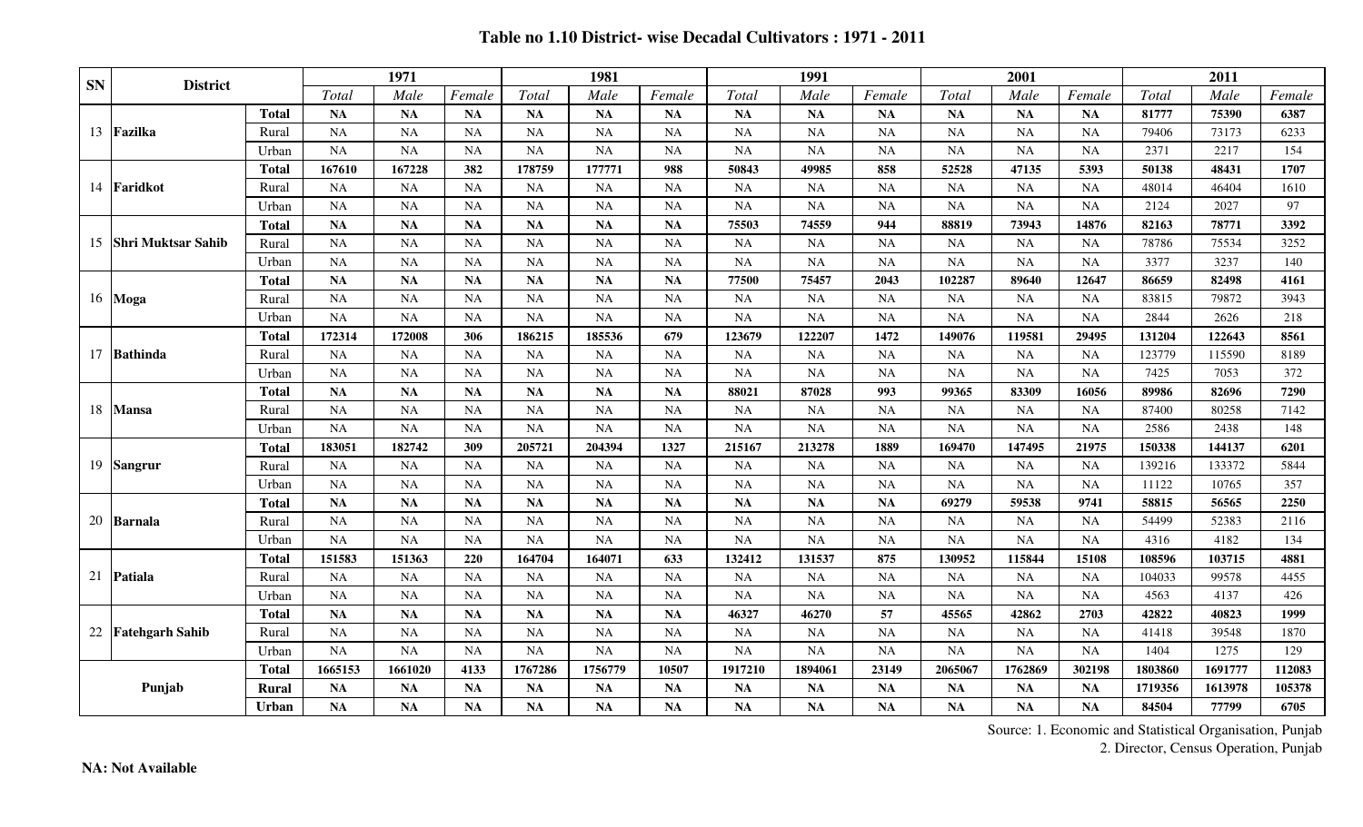## Table no 1.10 District- wise Decadal Cultivators : 1971 - 2011

| SN | District | | 1971 | | | 1981 | | | 1991 | | | 2001 | | | 2011 | | |
|---|---|---|---|---|---|---|---|---|---|---|---|---|---|---|---|---|---|
| | | | *Total* | *Male* | *Female* | *Total* | *Male* | *Female* | *Total* | *Male* | *Female* | *Total* | *Male* | *Female* | *Total* | *Male* | *Female* |
| 13 | **Fazilka** | **Total** | **NA** | **NA** | **NA** | **NA** | **NA** | **NA** | **NA** | **NA** | **NA** | **NA** | **NA** | **NA** | **81777** | **75390** | **6387** |
| | | Rural | NA | NA | NA | NA | NA | NA | NA | NA | NA | NA | NA | NA | 79406 | 73173 | 6233 |
| | | Urban | NA | NA | NA | NA | NA | NA | NA | NA | NA | NA | NA | NA | 2371 | 2217 | 154 |
| 14 | **Faridkot** | **Total** | **167610** | **167228** | **382** | **178759** | **177771** | **988** | **50843** | **49985** | **858** | **52528** | **47135** | **5393** | **50138** | **48431** | **1707** |
| | | Rural | NA | NA | NA | NA | NA | NA | NA | NA | NA | NA | NA | NA | 48014 | 46404 | 1610 |
| | | Urban | NA | NA | NA | NA | NA | NA | NA | NA | NA | NA | NA | NA | 2124 | 2027 | 97 |
| 15 | **Shri Muktsar Sahib** | **Total** | **NA** | **NA** | **NA** | **NA** | **NA** | **NA** | **75503** | **74559** | **944** | **88819** | **73943** | **14876** | **82163** | **78771** | **3392** |
| | | Rural | NA | NA | NA | NA | NA | NA | NA | NA | NA | NA | NA | NA | 78786 | 75534 | 3252 |
| | | Urban | NA | NA | NA | NA | NA | NA | NA | NA | NA | NA | NA | NA | 3377 | 3237 | 140 |
| 16 | **Moga** | **Total** | **NA** | **NA** | **NA** | **NA** | **NA** | **NA** | **77500** | **75457** | **2043** | **102287** | **89640** | **12647** | **86659** | **82498** | **4161** |
| | | Rural | NA | NA | NA | NA | NA | NA | NA | NA | NA | NA | NA | NA | 83815 | 79872 | 3943 |
| | | Urban | NA | NA | NA | NA | NA | NA | NA | NA | NA | NA | NA | NA | 2844 | 2626 | 218 |
| 17 | **Bathinda** | **Total** | **172314** | **172008** | **306** | **186215** | **185536** | **679** | **123679** | **122207** | **1472** | **149076** | **119581** | **29495** | **131204** | **122643** | **8561** |
| | | Rural | NA | NA | NA | NA | NA | NA | NA | NA | NA | NA | NA | NA | 123779 | 115590 | 8189 |
| | | Urban | NA | NA | NA | NA | NA | NA | NA | NA | NA | NA | NA | NA | 7425 | 7053 | 372 |
| 18 | **Mansa** | **Total** | **NA** | **NA** | **NA** | **NA** | **NA** | **NA** | **88021** | **87028** | **993** | **99365** | **83309** | **16056** | **89986** | **82696** | **7290** |
| | | Rural | NA | NA | NA | NA | NA | NA | NA | NA | NA | NA | NA | NA | 87400 | 80258 | 7142 |
| | | Urban | NA | NA | NA | NA | NA | NA | NA | NA | NA | NA | NA | NA | 2586 | 2438 | 148 |
| 19 | **Sangrur** | **Total** | **183051** | **182742** | **309** | **205721** | **204394** | **1327** | **215167** | **213278** | **1889** | **169470** | **147495** | **21975** | **150338** | **144137** | **6201** |
| | | Rural | NA | NA | NA | NA | NA | NA | NA | NA | NA | NA | NA | NA | 139216 | 133372 | 5844 |
| | | Urban | NA | NA | NA | NA | NA | NA | NA | NA | NA | NA | NA | NA | 11122 | 10765 | 357 |
| 20 | **Barnala** | **Total** | **NA** | **NA** | **NA** | **NA** | **NA** | **NA** | **NA** | **NA** | **NA** | **69279** | **59538** | **9741** | **58815** | **56565** | **2250** |
| | | Rural | NA | NA | NA | NA | NA | NA | NA | NA | NA | NA | NA | NA | 54499 | 52383 | 2116 |
| | | Urban | NA | NA | NA | NA | NA | NA | NA | NA | NA | NA | NA | NA | 4316 | 4182 | 134 |
| 21 | **Patiala** | **Total** | **151583** | **151363** | **220** | **164704** | **164071** | **633** | **132412** | **131537** | **875** | **130952** | **115844** | **15108** | **108596** | **103715** | **4881** |
| | | Rural | NA | NA | NA | NA | NA | NA | NA | NA | NA | NA | NA | NA | 104033 | 99578 | 4455 |
| | | Urban | NA | NA | NA | NA | NA | NA | NA | NA | NA | NA | NA | NA | 4563 | 4137 | 426 |
| 22 | **Fatehgarh Sahib** | **Total** | **NA** | **NA** | **NA** | **NA** | **NA** | **NA** | **46327** | **46270** | **57** | **45565** | **42862** | **2703** | **42822** | **40823** | **1999** |
| | | Rural | NA | NA | NA | NA | NA | NA | NA | NA | NA | NA | NA | NA | 41418 | 39548 | 1870 |
| | | Urban | NA | NA | NA | NA | NA | NA | NA | NA | NA | NA | NA | NA | 1404 | 1275 | 129 |
| | **Punjab** | **Total** | **1665153** | **1661020** | **4133** | **1767286** | **1756779** | **10507** | **1917210** | **1894061** | **23149** | **2065067** | **1762869** | **302198** | **1803860** | **1691777** | **112083** |
| | | **Rural** | **NA** | **NA** | **NA** | **NA** | **NA** | **NA** | **NA** | **NA** | **NA** | **NA** | **NA** | **NA** | **1719356** | **1613978** | **105378** |
| | | **Urban** | **NA** | **NA** | **NA** | **NA** | **NA** | **NA** | **NA** | **NA** | **NA** | **NA** | **NA** | **NA** | **84504** | **77799** | **6705** |

Source: 1. Economic and Statistical Organisation, Punjab
2. Director, Census Operation, Punjab

**NA: Not Available**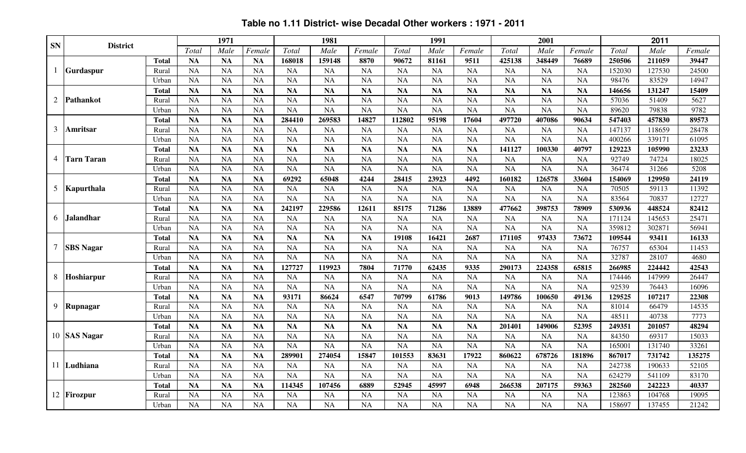# Table no 1.11 District- wise Decadal Other workers : 1971 - 2011

| SN | District | | 1971 | | | 1981 | | | 1991 | | | 2001 | | | 2011 | | |
|---|---|---|---|---|---|---|---|---|---|---|---|---|---|---|---|---|---|
| | | | *Total* | *Male* | *Female* | *Total* | *Male* | *Female* | *Total* | *Male* | *Female* | *Total* | *Male* | *Female* | *Total* | *Male* | *Female* |
| 1 | **Gurdaspur** | **Total** | **NA** | **NA** | **NA** | **168018** | **159148** | **8870** | **90672** | **81161** | **9511** | **425138** | **348449** | **76689** | **250506** | **211059** | **39447** |
| | | Rural | NA | NA | NA | NA | NA | NA | NA | NA | NA | NA | NA | NA | 152030 | 127530 | 24500 |
| | | Urban | NA | NA | NA | NA | NA | NA | NA | NA | NA | NA | NA | NA | 98476 | 83529 | 14947 |
| 2 | **Pathankot** | **Total** | **NA** | **NA** | **NA** | **NA** | **NA** | **NA** | **NA** | **NA** | **NA** | **NA** | **NA** | **NA** | **146656** | **131247** | **15409** |
| | | Rural | NA | NA | NA | NA | NA | NA | NA | NA | NA | NA | NA | NA | 57036 | 51409 | 5627 |
| | | Urban | NA | NA | NA | NA | NA | NA | NA | NA | NA | NA | NA | NA | 89620 | 79838 | 9782 |
| 3 | **Amritsar** | **Total** | **NA** | **NA** | **NA** | **284410** | **269583** | **14827** | **112802** | **95198** | **17604** | **497720** | **407086** | **90634** | **547403** | **457830** | **89573** |
| | | Rural | NA | NA | NA | NA | NA | NA | NA | NA | NA | NA | NA | NA | 147137 | 118659 | 28478 |
| | | Urban | NA | NA | NA | NA | NA | NA | NA | NA | NA | NA | NA | NA | 400266 | 339171 | 61095 |
| 4 | **Tarn Taran** | **Total** | **NA** | **NA** | **NA** | **NA** | **NA** | **NA** | **NA** | **NA** | **NA** | **141127** | **100330** | **40797** | **129223** | **105990** | **23233** |
| | | Rural | NA | NA | NA | NA | NA | NA | NA | NA | NA | NA | NA | NA | 92749 | 74724 | 18025 |
| | | Urban | NA | NA | NA | NA | NA | NA | NA | NA | NA | NA | NA | NA | 36474 | 31266 | 5208 |
| 5 | **Kapurthala** | **Total** | **NA** | **NA** | **NA** | **69292** | **65048** | **4244** | **28415** | **23923** | **4492** | **160182** | **126578** | **33604** | **154069** | **129950** | **24119** |
| | | Rural | NA | NA | NA | NA | NA | NA | NA | NA | NA | NA | NA | NA | 70505 | 59113 | 11392 |
| | | Urban | NA | NA | NA | NA | NA | NA | NA | NA | NA | NA | NA | NA | 83564 | 70837 | 12727 |
| 6 | **Jalandhar** | **Total** | **NA** | **NA** | **NA** | **242197** | **229586** | **12611** | **85175** | **71286** | **13889** | **477662** | **398753** | **78909** | **530936** | **448524** | **82412** |
| | | Rural | NA | NA | NA | NA | NA | NA | NA | NA | NA | NA | NA | NA | 171124 | 145653 | 25471 |
| | | Urban | NA | NA | NA | NA | NA | NA | NA | NA | NA | NA | NA | NA | 359812 | 302871 | 56941 |
| 7 | **SBS Nagar** | **Total** | **NA** | **NA** | **NA** | **NA** | **NA** | **NA** | **19108** | **16421** | **2687** | **171105** | **97433** | **73672** | **109544** | **93411** | **16133** |
| | | Rural | NA | NA | NA | NA | NA | NA | NA | NA | NA | NA | NA | NA | 76757 | 65304 | 11453 |
| | | Urban | NA | NA | NA | NA | NA | NA | NA | NA | NA | NA | NA | NA | 32787 | 28107 | 4680 |
| 8 | **Hoshiarpur** | **Total** | **NA** | **NA** | **NA** | **127727** | **119923** | **7804** | **71770** | **62435** | **9335** | **290173** | **224358** | **65815** | **266985** | **224442** | **42543** |
| | | Rural | NA | NA | NA | NA | NA | NA | NA | NA | NA | NA | NA | NA | 174446 | 147999 | 26447 |
| | | Urban | NA | NA | NA | NA | NA | NA | NA | NA | NA | NA | NA | NA | 92539 | 76443 | 16096 |
| 9 | **Rupnagar** | **Total** | **NA** | **NA** | **NA** | **93171** | **86624** | **6547** | **70799** | **61786** | **9013** | **149786** | **100650** | **49136** | **129525** | **107217** | **22308** |
| | | Rural | NA | NA | NA | NA | NA | NA | NA | NA | NA | NA | NA | NA | 81014 | 66479 | 14535 |
| | | Urban | NA | NA | NA | NA | NA | NA | NA | NA | NA | NA | NA | NA | 48511 | 40738 | 7773 |
| 10 | **SAS Nagar** | **Total** | **NA** | **NA** | **NA** | **NA** | **NA** | **NA** | **NA** | **NA** | **NA** | **201401** | **149006** | **52395** | **249351** | **201057** | **48294** |
| | | Rural | NA | NA | NA | NA | NA | NA | NA | NA | NA | NA | NA | NA | 84350 | 69317 | 15033 |
| | | Urban | NA | NA | NA | NA | NA | NA | NA | NA | NA | NA | NA | NA | 165001 | 131740 | 33261 |
| 11 | **Ludhiana** | **Total** | **NA** | **NA** | **NA** | **289901** | **274054** | **15847** | **101553** | **83631** | **17922** | **860622** | **678726** | **181896** | **867017** | **731742** | **135275** |
| | | Rural | NA | NA | NA | NA | NA | NA | NA | NA | NA | NA | NA | NA | 242738 | 190633 | 52105 |
| | | Urban | NA | NA | NA | NA | NA | NA | NA | NA | NA | NA | NA | NA | 624279 | 541109 | 83170 |
| 12 | **Firozpur** | **Total** | **NA** | **NA** | **NA** | **114345** | **107456** | **6889** | **52945** | **45997** | **6948** | **266538** | **207175** | **59363** | **282560** | **242223** | **40337** |
| | | Rural | NA | NA | NA | NA | NA | NA | NA | NA | NA | NA | NA | NA | 123863 | 104768 | 19095 |
| | | Urban | NA | NA | NA | NA | NA | NA | NA | NA | NA | NA | NA | NA | 158697 | 137455 | 21242 |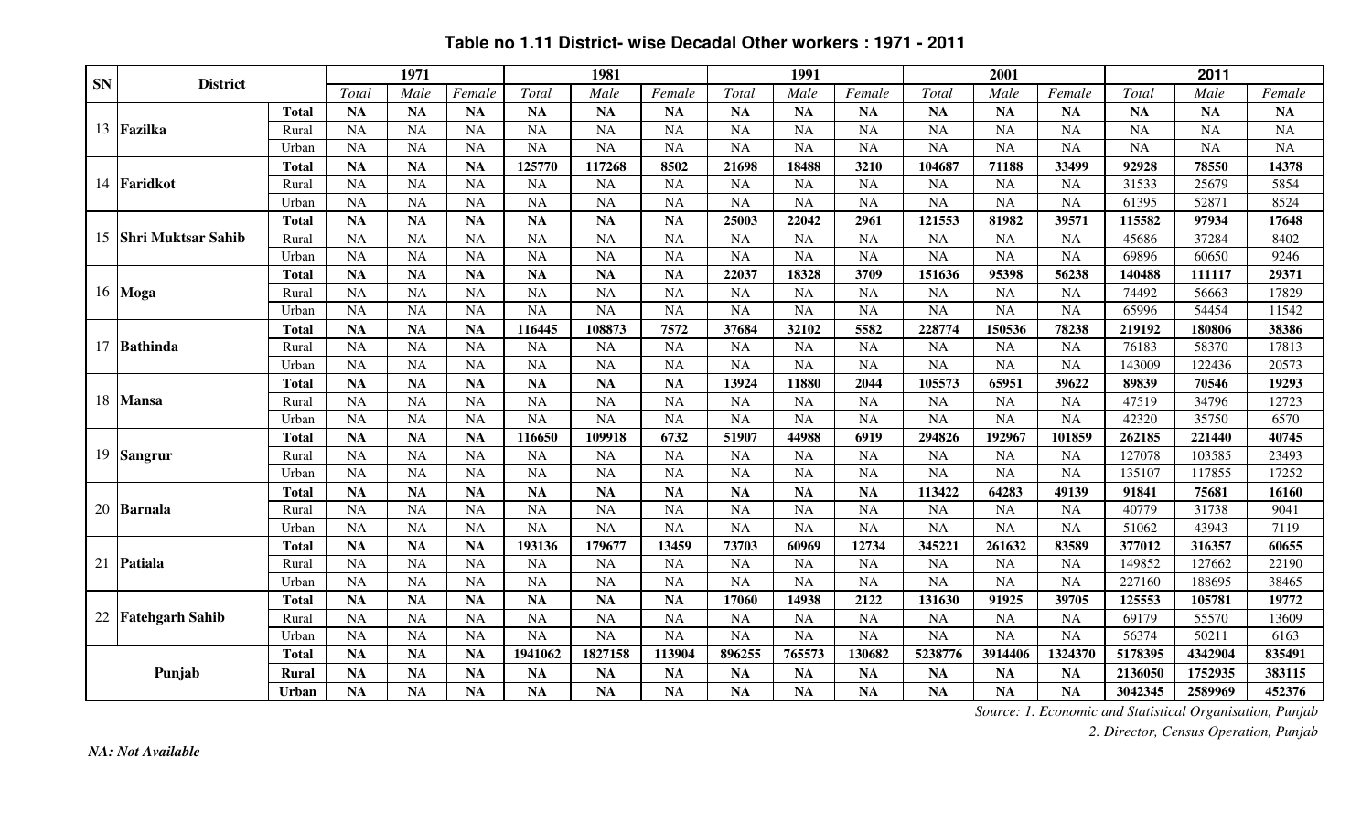# Table no 1.11 District- wise Decadal Other workers : 1971 - 2011

| SN | District | | 1971 | | | 1981 | | | 1991 | | | 2001 | | | 2011 | | |
|---|---|---|---|---|---|---|---|---|---|---|---|---|---|---|---|---|---|
| | | | *Total* | *Male* | *Female* | *Total* | *Male* | *Female* | *Total* | *Male* | *Female* | *Total* | *Male* | *Female* | *Total* | *Male* | *Female* |
| 13 | **Fazilka** | **Total** | **NA** | **NA** | **NA** | **NA** | **NA** | **NA** | **NA** | **NA** | **NA** | **NA** | **NA** | **NA** | **NA** | **NA** | **NA** |
| | | Rural | NA | NA | NA | NA | NA | NA | NA | NA | NA | NA | NA | NA | NA | NA | NA |
| | | Urban | NA | NA | NA | NA | NA | NA | NA | NA | NA | NA | NA | NA | NA | NA | NA |
| 14 | **Faridkot** | **Total** | **NA** | **NA** | **NA** | **125770** | **117268** | **8502** | **21698** | **18488** | **3210** | **104687** | **71188** | **33499** | **92928** | **78550** | **14378** |
| | | Rural | NA | NA | NA | NA | NA | NA | NA | NA | NA | NA | NA | NA | 31533 | 25679 | 5854 |
| | | Urban | NA | NA | NA | NA | NA | NA | NA | NA | NA | NA | NA | NA | 61395 | 52871 | 8524 |
| 15 | **Shri Muktsar Sahib** | **Total** | **NA** | **NA** | **NA** | **NA** | **NA** | **NA** | **25003** | **22042** | **2961** | **121553** | **81982** | **39571** | **115582** | **97934** | **17648** |
| | | Rural | NA | NA | NA | NA | NA | NA | NA | NA | NA | NA | NA | NA | 45686 | 37284 | 8402 |
| | | Urban | NA | NA | NA | NA | NA | NA | NA | NA | NA | NA | NA | NA | 69896 | 60650 | 9246 |
| 16 | **Moga** | **Total** | **NA** | **NA** | **NA** | **NA** | **NA** | **NA** | **22037** | **18328** | **3709** | **151636** | **95398** | **56238** | **140488** | **111117** | **29371** |
| | | Rural | NA | NA | NA | NA | NA | NA | NA | NA | NA | NA | NA | NA | 74492 | 56663 | 17829 |
| | | Urban | NA | NA | NA | NA | NA | NA | NA | NA | NA | NA | NA | NA | 65996 | 54454 | 11542 |
| 17 | **Bathinda** | **Total** | **NA** | **NA** | **NA** | **116445** | **108873** | **7572** | **37684** | **32102** | **5582** | **228774** | **150536** | **78238** | **219192** | **180806** | **38386** |
| | | Rural | NA | NA | NA | NA | NA | NA | NA | NA | NA | NA | NA | NA | 76183 | 58370 | 17813 |
| | | Urban | NA | NA | NA | NA | NA | NA | NA | NA | NA | NA | NA | NA | 143009 | 122436 | 20573 |
| 18 | **Mansa** | **Total** | **NA** | **NA** | **NA** | **NA** | **NA** | **NA** | **13924** | **11880** | **2044** | **105573** | **65951** | **39622** | **89839** | **70546** | **19293** |
| | | Rural | NA | NA | NA | NA | NA | NA | NA | NA | NA | NA | NA | NA | 47519 | 34796 | 12723 |
| | | Urban | NA | NA | NA | NA | NA | NA | NA | NA | NA | NA | NA | NA | 42320 | 35750 | 6570 |
| 19 | **Sangrur** | **Total** | **NA** | **NA** | **NA** | **116650** | **109918** | **6732** | **51907** | **44988** | **6919** | **294826** | **192967** | **101859** | **262185** | **221440** | **40745** |
| | | Rural | NA | NA | NA | NA | NA | NA | NA | NA | NA | NA | NA | NA | 127078 | 103585 | 23493 |
| | | Urban | NA | NA | NA | NA | NA | NA | NA | NA | NA | NA | NA | NA | 135107 | 117855 | 17252 |
| 20 | **Barnala** | **Total** | **NA** | **NA** | **NA** | **NA** | **NA** | **NA** | **NA** | **NA** | **NA** | **113422** | **64283** | **49139** | **91841** | **75681** | **16160** |
| | | Rural | NA | NA | NA | NA | NA | NA | NA | NA | NA | NA | NA | NA | 40779 | 31738 | 9041 |
| | | Urban | NA | NA | NA | NA | NA | NA | NA | NA | NA | NA | NA | NA | 51062 | 43943 | 7119 |
| 21 | **Patiala** | **Total** | **NA** | **NA** | **NA** | **193136** | **179677** | **13459** | **73703** | **60969** | **12734** | **345221** | **261632** | **83589** | **377012** | **316357** | **60655** |
| | | Rural | NA | NA | NA | NA | NA | NA | NA | NA | NA | NA | NA | NA | 149852 | 127662 | 22190 |
| | | Urban | NA | NA | NA | NA | NA | NA | NA | NA | NA | NA | NA | NA | 227160 | 188695 | 38465 |
| 22 | **Fatehgarh Sahib** | **Total** | **NA** | **NA** | **NA** | **NA** | **NA** | **NA** | **17060** | **14938** | **2122** | **131630** | **91925** | **39705** | **125553** | **105781** | **19772** |
| | | Rural | NA | NA | NA | NA | NA | NA | NA | NA | NA | NA | NA | NA | 69179 | 55570 | 13609 |
| | | Urban | NA | NA | NA | NA | NA | NA | NA | NA | NA | NA | NA | NA | 56374 | 50211 | 6163 |
| | **Punjab** | **Total** | **NA** | **NA** | **NA** | **1941062** | **1827158** | **113904** | **896255** | **765573** | **130682** | **5238776** | **3914406** | **1324370** | **5178395** | **4342904** | **835491** |
| | | **Rural** | **NA** | **NA** | **NA** | **NA** | **NA** | **NA** | **NA** | **NA** | **NA** | **NA** | **NA** | **NA** | **2136050** | **1752935** | **383115** |
| | | **Urban** | **NA** | **NA** | **NA** | **NA** | **NA** | **NA** | **NA** | **NA** | **NA** | **NA** | **NA** | **NA** | **3042345** | **2589969** | **452376** |

*Source: 1. Economic and Statistical Organisation, Punjab*

*2. Director, Census Operation, Punjab*

*NA: Not Available*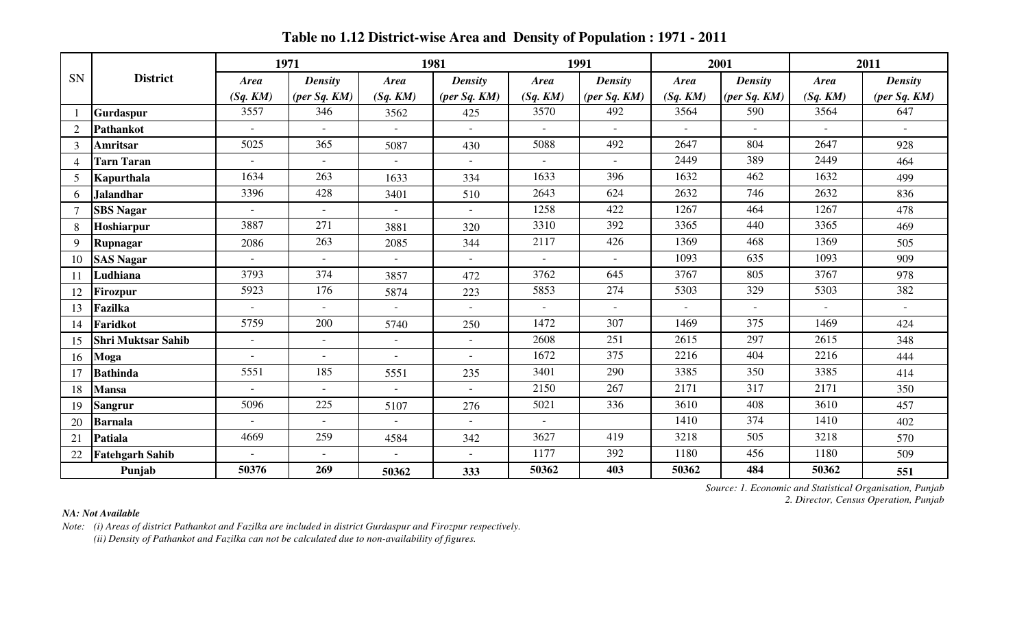# Table no 1.12 District-wise Area and Density of Population : 1971 - 2011

| SN | District | 1971 | | 1981 | | 1991 | | 2001 | | 2011 | |
|---|---|---|---|---|---|---|---|---|---|---|---|
| | | *Area (Sq. KM)* | *Density (per Sq. KM)* | *Area (Sq. KM)* | *Density (per Sq. KM)* | *Area (Sq. KM)* | *Density (per Sq. KM)* | *Area (Sq. KM)* | *Density (per Sq. KM)* | *Area (Sq. KM)* | *Density (per Sq. KM)* |
| 1 | **Gurdaspur** | 3557 | 346 | 3562 | 425 | 3570 | 492 | 3564 | 590 | 3564 | 647 |
| 2 | **Pathankot** | - | - | - | - | - | - | - | - | - | - |
| 3 | **Amritsar** | 5025 | 365 | 5087 | 430 | 5088 | 492 | 2647 | 804 | 2647 | 928 |
| 4 | **Tarn Taran** | - | - | - | - | - | - | 2449 | 389 | 2449 | 464 |
| 5 | **Kapurthala** | 1634 | 263 | 1633 | 334 | 1633 | 396 | 1632 | 462 | 1632 | 499 |
| 6 | **Jalandhar** | 3396 | 428 | 3401 | 510 | 2643 | 624 | 2632 | 746 | 2632 | 836 |
| 7 | **SBS Nagar** | - | - | - | - | 1258 | 422 | 1267 | 464 | 1267 | 478 |
| 8 | **Hoshiarpur** | 3887 | 271 | 3881 | 320 | 3310 | 392 | 3365 | 440 | 3365 | 469 |
| 9 | **Rupnagar** | 2086 | 263 | 2085 | 344 | 2117 | 426 | 1369 | 468 | 1369 | 505 |
| 10 | **SAS Nagar** | - | - | - | - | - | - | 1093 | 635 | 1093 | 909 |
| 11 | **Ludhiana** | 3793 | 374 | 3857 | 472 | 3762 | 645 | 3767 | 805 | 3767 | 978 |
| 12 | **Firozpur** | 5923 | 176 | 5874 | 223 | 5853 | 274 | 5303 | 329 | 5303 | 382 |
| 13 | **Fazilka** | - | - | - | - | - | - | - | - | - | - |
| 14 | **Faridkot** | 5759 | 200 | 5740 | 250 | 1472 | 307 | 1469 | 375 | 1469 | 424 |
| 15 | **Shri Muktsar Sahib** | - | - | - | - | 2608 | 251 | 2615 | 297 | 2615 | 348 |
| 16 | **Moga** | - | - | - | - | 1672 | 375 | 2216 | 404 | 2216 | 444 |
| 17 | **Bathinda** | 5551 | 185 | 5551 | 235 | 3401 | 290 | 3385 | 350 | 3385 | 414 |
| 18 | **Mansa** | - | - | - | - | 2150 | 267 | 2171 | 317 | 2171 | 350 |
| 19 | **Sangrur** | 5096 | 225 | 5107 | 276 | 5021 | 336 | 3610 | 408 | 3610 | 457 |
| 20 | **Barnala** | - | - | - | - | - | | 1410 | 374 | 1410 | 402 |
| 21 | **Patiala** | 4669 | 259 | 4584 | 342 | 3627 | 419 | 3218 | 505 | 3218 | 570 |
| 22 | **Fatehgarh Sahib** | - | - | - | - | 1177 | 392 | 1180 | 456 | 1180 | 509 |
| | **Punjab** | **50376** | **269** | **50362** | **333** | **50362** | **403** | **50362** | **484** | **50362** | **551** |

*Source: 1. Economic and Statistical Organisation, Punjab*
*2. Director, Census Operation, Punjab*

***NA: Not Available***

*Note: (i) Areas of district Pathankot and Fazilka are included in district Gurdaspur and Firozpur respectively.*
*(ii) Density of Pathankot and Fazilka can not be calculated due to non-availability of figures.*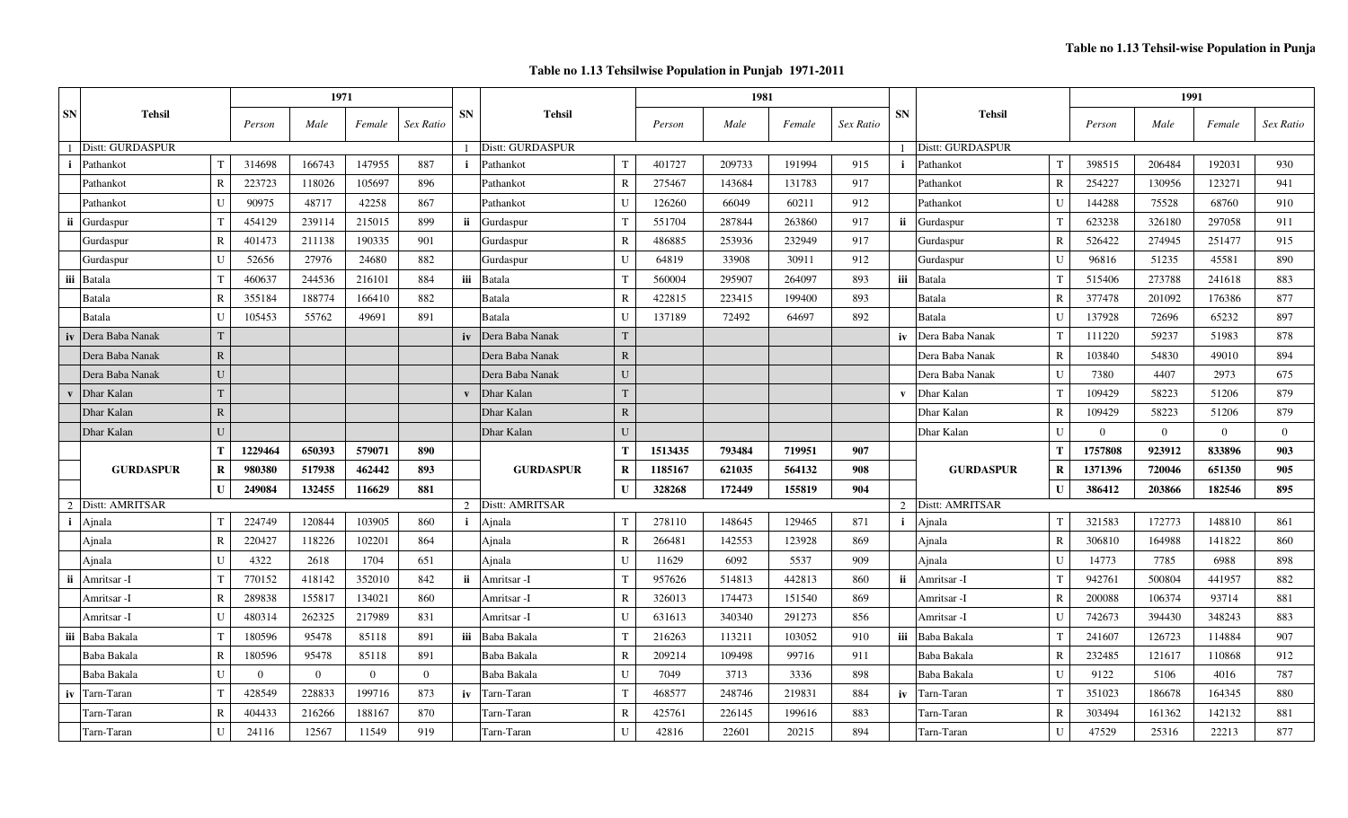**Table no 1.13 Tehsil-wise Population in Punja**

## Table no 1.13 Tehsilwise Population in Punjab 1971-2011

| SN | Tehsil | | 1971 Person | 1971 Male | 1971 Female | 1971 Sex Ratio | SN | Tehsil | | 1981 Person | 1981 Male | 1981 Female | 1981 Sex Ratio | SN | Tehsil | | 1991 Person | 1991 Male | 1991 Female | 1991 Sex Ratio |
|---|---|---|---|---|---|---|---|---|---|---|---|---|---|---|---|---|---|---|---|---|
| 1 | Distt: GURDASPUR | | | | | | 1 | Distt: GURDASPUR | | | | | | 1 | Distt: GURDASPUR | | | | | |
| i | Pathankot | T | 314698 | 166743 | 147955 | 887 | i | Pathankot | T | 401727 | 209733 | 191994 | 915 | i | Pathankot | T | 398515 | 206484 | 192031 | 930 |
| | Pathankot | R | 223723 | 118026 | 105697 | 896 | | Pathankot | R | 275467 | 143684 | 131783 | 917 | | Pathankot | R | 254227 | 130956 | 123271 | 941 |
| | Pathankot | U | 90975 | 48717 | 42258 | 867 | | Pathankot | U | 126260 | 66049 | 60211 | 912 | | Pathankot | U | 144288 | 75528 | 68760 | 910 |
| ii | Gurdaspur | T | 454129 | 239114 | 215015 | 899 | ii | Gurdaspur | T | 551704 | 287844 | 263860 | 917 | ii | Gurdaspur | T | 623238 | 326180 | 297058 | 911 |
| | Gurdaspur | R | 401473 | 211138 | 190335 | 901 | | Gurdaspur | R | 486885 | 253936 | 232949 | 917 | | Gurdaspur | R | 526422 | 274945 | 251477 | 915 |
| | Gurdaspur | U | 52656 | 27976 | 24680 | 882 | | Gurdaspur | U | 64819 | 33908 | 30911 | 912 | | Gurdaspur | U | 96816 | 51235 | 45581 | 890 |
| iii | Batala | T | 460637 | 244536 | 216101 | 884 | iii | Batala | T | 560004 | 295907 | 264097 | 893 | iii | Batala | T | 515406 | 273788 | 241618 | 883 |
| | Batala | R | 355184 | 188774 | 166410 | 882 | | Batala | R | 422815 | 223415 | 199400 | 893 | | Batala | R | 377478 | 201092 | 176386 | 877 |
| | Batala | U | 105453 | 55762 | 49691 | 891 | | Batala | U | 137189 | 72492 | 64697 | 892 | | Batala | U | 137928 | 72696 | 65232 | 897 |
| iv | Dera Baba Nanak | T | | | | | iv | Dera Baba Nanak | T | | | | | iv | Dera Baba Nanak | T | 111220 | 59237 | 51983 | 878 |
| | Dera Baba Nanak | R | | | | | | Dera Baba Nanak | R | | | | | | Dera Baba Nanak | R | 103840 | 54830 | 49010 | 894 |
| | Dera Baba Nanak | U | | | | | | Dera Baba Nanak | U | | | | | | Dera Baba Nanak | U | 7380 | 4407 | 2973 | 675 |
| v | Dhar Kalan | T | | | | | v | Dhar Kalan | T | | | | | v | Dhar Kalan | T | 109429 | 58223 | 51206 | 879 |
| | Dhar Kalan | R | | | | | | Dhar Kalan | R | | | | | | Dhar Kalan | R | 109429 | 58223 | 51206 | 879 |
| | Dhar Kalan | U | | | | | | Dhar Kalan | U | | | | | | Dhar Kalan | U | 0 | 0 | 0 | 0 |
| | **GURDASPUR** | **T** | **1229464** | **650393** | **579071** | **890** | | **GURDASPUR** | **T** | **1513435** | **793484** | **719951** | **907** | | **GURDASPUR** | **T** | **1757808** | **923912** | **833896** | **903** |
| | **GURDASPUR** | **R** | **980380** | **517938** | **462442** | **893** | | **GURDASPUR** | **R** | **1185167** | **621035** | **564132** | **908** | | **GURDASPUR** | **R** | **1371396** | **720046** | **651350** | **905** |
| | **GURDASPUR** | **U** | **249084** | **132455** | **116629** | **881** | | **GURDASPUR** | **U** | **328268** | **172449** | **155819** | **904** | | **GURDASPUR** | **U** | **386412** | **203866** | **182546** | **895** |
| 2 | Distt: AMRITSAR | | | | | | 2 | Distt: AMRITSAR | | | | | | 2 | Distt: AMRITSAR | | | | | |
| i | Ajnala | T | 224749 | 120844 | 103905 | 860 | i | Ajnala | T | 278110 | 148645 | 129465 | 871 | i | Ajnala | T | 321583 | 172773 | 148810 | 861 |
| | Ajnala | R | 220427 | 118226 | 102201 | 864 | | Ajnala | R | 266481 | 142553 | 123928 | 869 | | Ajnala | R | 306810 | 164988 | 141822 | 860 |
| | Ajnala | U | 4322 | 2618 | 1704 | 651 | | Ajnala | U | 11629 | 6092 | 5537 | 909 | | Ajnala | U | 14773 | 7785 | 6988 | 898 |
| ii | Amritsar -I | T | 770152 | 418142 | 352010 | 842 | ii | Amritsar -I | T | 957626 | 514813 | 442813 | 860 | ii | Amritsar -I | T | 942761 | 500804 | 441957 | 882 |
| | Amritsar -I | R | 289838 | 155817 | 134021 | 860 | | Amritsar -I | R | 326013 | 174473 | 151540 | 869 | | Amritsar -I | R | 200088 | 106374 | 93714 | 881 |
| | Amritsar -I | U | 480314 | 262325 | 217989 | 831 | | Amritsar -I | U | 631613 | 340340 | 291273 | 856 | | Amritsar -I | U | 742673 | 394430 | 348243 | 883 |
| iii | Baba Bakala | T | 180596 | 95478 | 85118 | 891 | iii | Baba Bakala | T | 216263 | 113211 | 103052 | 910 | iii | Baba Bakala | T | 241607 | 126723 | 114884 | 907 |
| | Baba Bakala | R | 180596 | 95478 | 85118 | 891 | | Baba Bakala | R | 209214 | 109498 | 99716 | 911 | | Baba Bakala | R | 232485 | 121617 | 110868 | 912 |
| | Baba Bakala | U | 0 | 0 | 0 | 0 | | Baba Bakala | U | 7049 | 3713 | 3336 | 898 | | Baba Bakala | U | 9122 | 5106 | 4016 | 787 |
| iv | Tarn-Taran | T | 428549 | 228833 | 199716 | 873 | iv | Tarn-Taran | T | 468577 | 248746 | 219831 | 884 | iv | Tarn-Taran | T | 351023 | 186678 | 164345 | 880 |
| | Tarn-Taran | R | 404433 | 216266 | 188167 | 870 | | Tarn-Taran | R | 425761 | 226145 | 199616 | 883 | | Tarn-Taran | R | 303494 | 161362 | 142132 | 881 |
| | Tarn-Taran | U | 24116 | 12567 | 11549 | 919 | | Tarn-Taran | U | 42816 | 22601 | 20215 | 894 | | Tarn-Taran | U | 47529 | 25316 | 22213 | 877 |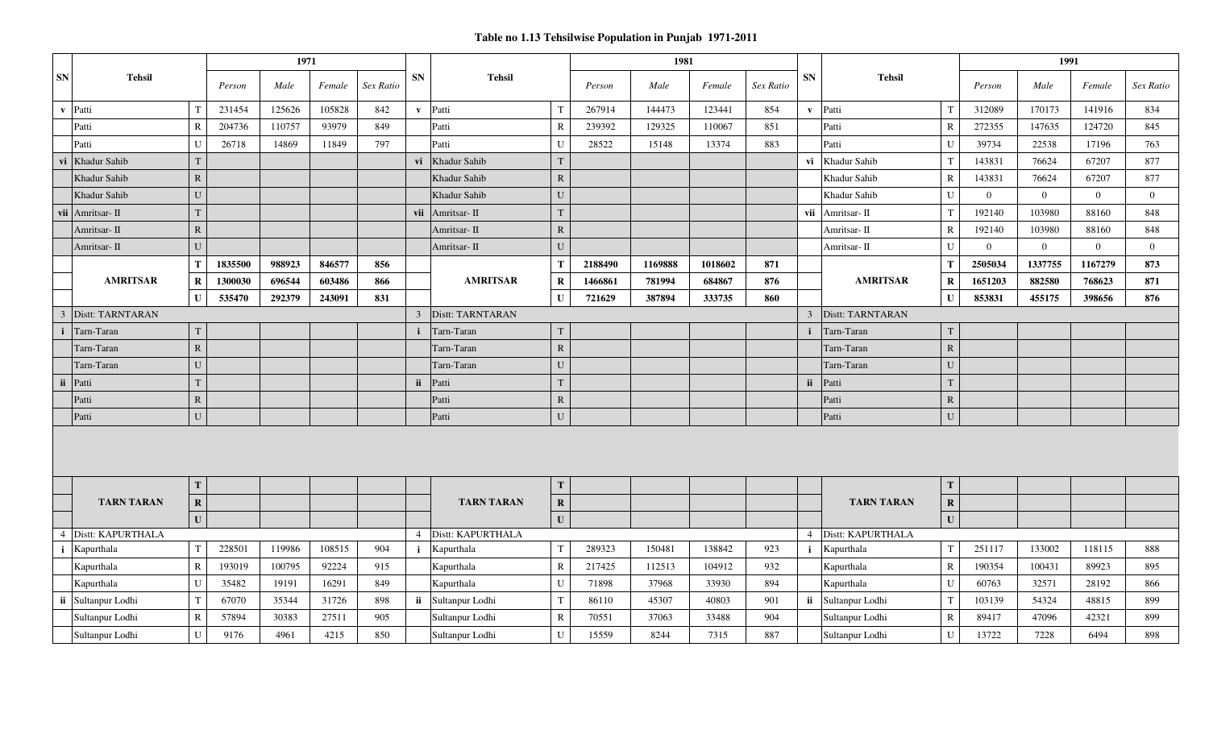**Table no 1.13 Tehsilwise Population in Punjab 1971-2011**

| SN | Tehsil | | 1971 | | | | SN | Tehsil | | 1981 | | | | SN | Tehsil | | 1991 | | | |
|---|---|---|---|---|---|---|---|---|---|---|---|---|---|---|---|---|---|---|---|---|
| | | | *Person* | *Male* | *Female* | *Sex Ratio* | | | | *Person* | *Male* | *Female* | *Sex Ratio* | | | | *Person* | *Male* | *Female* | *Sex Ratio* |
| v | Patti | T | 231454 | 125626 | 105828 | 842 | v | Patti | T | 267914 | 144473 | 123441 | 854 | v | Patti | T | 312089 | 170173 | 141916 | 834 |
| | Patti | R | 204736 | 110757 | 93979 | 849 | | Patti | R | 239392 | 129325 | 110067 | 851 | | Patti | R | 272355 | 147635 | 124720 | 845 |
| | Patti | U | 26718 | 14869 | 11849 | 797 | | Patti | U | 28522 | 15148 | 13374 | 883 | | Patti | U | 39734 | 22538 | 17196 | 763 |
| vi | Khadur Sahib | T | | | | | vi | Khadur Sahib | T | | | | | vi | Khadur Sahib | T | 143831 | 76624 | 67207 | 877 |
| | Khadur Sahib | R | | | | | | Khadur Sahib | R | | | | | | Khadur Sahib | R | 143831 | 76624 | 67207 | 877 |
| | Khadur Sahib | U | | | | | | Khadur Sahib | U | | | | | | Khadur Sahib | U | 0 | 0 | 0 | 0 |
| vii | Amritsar- II | T | | | | | vii | Amritsar- II | T | | | | | vii | Amritsar- II | T | 192140 | 103980 | 88160 | 848 |
| | Amritsar- II | R | | | | | | Amritsar- II | R | | | | | | Amritsar- II | R | 192140 | 103980 | 88160 | 848 |
| | Amritsar- II | U | | | | | | Amritsar- II | U | | | | | | Amritsar- II | U | 0 | 0 | 0 | 0 |
| | **AMRITSAR** | **T** | **1835500** | **988923** | **846577** | **856** | | **AMRITSAR** | **T** | **2188490** | **1169888** | **1018602** | **871** | | **AMRITSAR** | **T** | **2505034** | **1337755** | **1167279** | **873** |
| | | **R** | **1300030** | **696544** | **603486** | **866** | | | **R** | **1466861** | **781994** | **684867** | **876** | | | **R** | **1651203** | **882580** | **768623** | **871** |
| | | **U** | **535470** | **292379** | **243091** | **831** | | | **U** | **721629** | **387894** | **333735** | **860** | | | **U** | **853831** | **455175** | **398656** | **876** |
| 3 | Distt: TARNTARAN | | | | | | 3 | Distt: TARNTARAN | | | | | | 3 | Distt: TARNTARAN | | | | | |
| i | Tarn-Taran | T | | | | | i | Tarn-Taran | T | | | | | i | Tarn-Taran | T | | | | |
| | Tarn-Taran | R | | | | | | Tarn-Taran | R | | | | | | Tarn-Taran | R | | | | |
| | Tarn-Taran | U | | | | | | Tarn-Taran | U | | | | | | Tarn-Taran | U | | | | |
| ii | Patti | T | | | | | ii | Patti | T | | | | | ii | Patti | T | | | | |
| | Patti | R | | | | | | Patti | R | | | | | | Patti | R | | | | |
| | Patti | U | | | | | | Patti | U | | | | | | Patti | U | | | | |
| | **TARN TARAN** | **T** | | | | | | **TARN TARAN** | **T** | | | | | | **TARN TARAN** | **T** | | | | |
| | | **R** | | | | | | | **R** | | | | | | | **R** | | | | |
| | | **U** | | | | | | | **U** | | | | | | | **U** | | | | |
| 4 | Distt: KAPURTHALA | | | | | | 4 | Distt: KAPURTHALA | | | | | | 4 | Distt: KAPURTHALA | | | | | |
| i | Kapurthala | T | 228501 | 119986 | 108515 | 904 | i | Kapurthala | T | 289323 | 150481 | 138842 | 923 | i | Kapurthala | T | 251117 | 133002 | 118115 | 888 |
| | Kapurthala | R | 193019 | 100795 | 92224 | 915 | | Kapurthala | R | 217425 | 112513 | 104912 | 932 | | Kapurthala | R | 190354 | 100431 | 89923 | 895 |
| | Kapurthala | U | 35482 | 19191 | 16291 | 849 | | Kapurthala | U | 71898 | 37968 | 33930 | 894 | | Kapurthala | U | 60763 | 32571 | 28192 | 866 |
| ii | Sultanpur Lodhi | T | 67070 | 35344 | 31726 | 898 | ii | Sultanpur Lodhi | T | 86110 | 45307 | 40803 | 901 | ii | Sultanpur Lodhi | T | 103139 | 54324 | 48815 | 899 |
| | Sultanpur Lodhi | R | 57894 | 30383 | 27511 | 905 | | Sultanpur Lodhi | R | 70551 | 37063 | 33488 | 904 | | Sultanpur Lodhi | R | 89417 | 47096 | 42321 | 899 |
| | Sultanpur Lodhi | U | 9176 | 4961 | 4215 | 850 | | Sultanpur Lodhi | U | 15559 | 8244 | 7315 | 887 | | Sultanpur Lodhi | U | 13722 | 7228 | 6494 | 898 |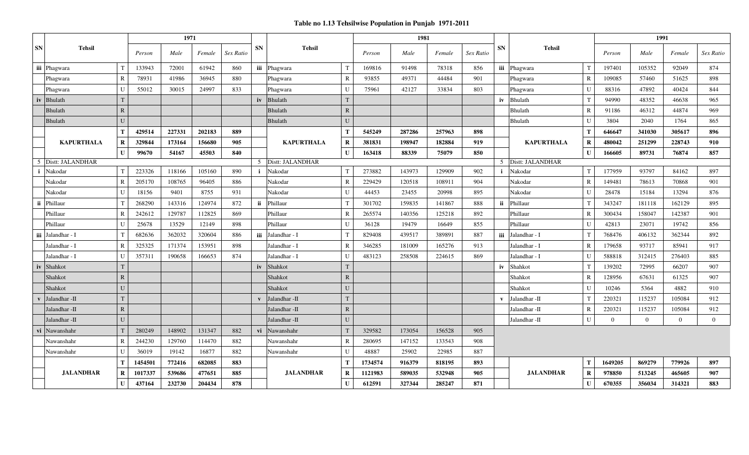**Table no 1.13 Tehsilwise Population in Punjab 1971-2011**

| SN | Tehsil | | 1971 | | | | SN | Tehsil | | 1981 | | | | SN | Tehsil | | 1991 | | | |
|---|---|---|---|---|---|---|---|---|---|---|---|---|---|---|---|---|---|---|---|---|
| | | | Person | Male | Female | Sex Ratio | | | | Person | Male | Female | Sex Ratio | | | | Person | Male | Female | Sex Ratio |
| iii | Phagwara | T | 133943 | 72001 | 61942 | 860 | iii | Phagwara | T | 169816 | 91498 | 78318 | 856 | iii | Phagwara | T | 197401 | 105352 | 92049 | 874 |
| | Phagwara | R | 78931 | 41986 | 36945 | 880 | | Phagwara | R | 93855 | 49371 | 44484 | 901 | | Phagwara | R | 109085 | 57460 | 51625 | 898 |
| | Phagwara | U | 55012 | 30015 | 24997 | 833 | | Phagwara | U | 75961 | 42127 | 33834 | 803 | | Phagwara | U | 88316 | 47892 | 40424 | 844 |
| iv | Bhulath | T | | | | | iv | Bhulath | T | | | | | iv | Bhulath | T | 94990 | 48352 | 46638 | 965 |
| | Bhulath | R | | | | | | Bhulath | R | | | | | | Bhulath | R | 91186 | 46312 | 44874 | 969 |
| | Bhulath | U | | | | | | Bhulath | U | | | | | | Bhulath | U | 3804 | 2040 | 1764 | 865 |
| | **KAPURTHALA** | **T** | **429514** | **227331** | **202183** | **889** | | **KAPURTHALA** | **T** | **545249** | **287286** | **257963** | **898** | | **KAPURTHALA** | **T** | **646647** | **341030** | **305617** | **896** |
| | | **R** | **329844** | **173164** | **156680** | **905** | | | **R** | **381831** | **198947** | **182884** | **919** | | | **R** | **480042** | **251299** | **228743** | **910** |
| | | **U** | **99670** | **54167** | **45503** | **840** | | | **U** | **163418** | **88339** | **75079** | **850** | | | **U** | **166605** | **89731** | **76874** | **857** |
| 5 | Distt: JALANDHAR | | | | | | 5 | Distt: JALANDHAR | | | | | | 5 | Distt: JALANDHAR | | | | | |
| i | Nakodar | T | 223326 | 118166 | 105160 | 890 | i | Nakodar | T | 273882 | 143973 | 129909 | 902 | i | Nakodar | T | 177959 | 93797 | 84162 | 897 |
| | Nakodar | R | 205170 | 108765 | 96405 | 886 | | Nakodar | R | 229429 | 120518 | 108911 | 904 | | Nakodar | R | 149481 | 78613 | 70868 | 901 |
| | Nakodar | U | 18156 | 9401 | 8755 | 931 | | Nakodar | U | 44453 | 23455 | 20998 | 895 | | Nakodar | U | 28478 | 15184 | 13294 | 876 |
| ii | Phillaur | T | 268290 | 143316 | 124974 | 872 | ii | Phillaur | T | 301702 | 159835 | 141867 | 888 | ii | Phillaur | T | 343247 | 181118 | 162129 | 895 |
| | Phillaur | R | 242612 | 129787 | 112825 | 869 | | Phillaur | R | 265574 | 140356 | 125218 | 892 | | Phillaur | R | 300434 | 158047 | 142387 | 901 |
| | Phillaur | U | 25678 | 13529 | 12149 | 898 | | Phillaur | U | 36128 | 19479 | 16649 | 855 | | Phillaur | U | 42813 | 23071 | 19742 | 856 |
| iii | Jalandhar - I | T | 682636 | 362032 | 320604 | 886 | iii | Jalandhar - I | T | 829408 | 439517 | 389891 | 887 | iii | Jalandhar - I | T | 768476 | 406132 | 362344 | 892 |
| | Jalandhar - I | R | 325325 | 171374 | 153951 | 898 | | Jalandhar - I | R | 346285 | 181009 | 165276 | 913 | | Jalandhar - I | R | 179658 | 93717 | 85941 | 917 |
| | Jalandhar - I | U | 357311 | 190658 | 166653 | 874 | | Jalandhar - I | U | 483123 | 258508 | 224615 | 869 | | Jalandhar - I | U | 588818 | 312415 | 276403 | 885 |
| iv | Shahkot | T | | | | | iv | Shahkot | T | | | | | iv | Shahkot | T | 139202 | 72995 | 66207 | 907 |
| | Shahkot | R | | | | | | Shahkot | R | | | | | | Shahkot | R | 128956 | 67631 | 61325 | 907 |
| | Shahkot | U | | | | | | Shahkot | U | | | | | | Shahkot | U | 10246 | 5364 | 4882 | 910 |
| v | Jalandhar -II | T | | | | | v | Jalandhar -II | T | | | | | v | Jalandhar -II | T | 220321 | 115237 | 105084 | 912 |
| | Jalandhar -II | R | | | | | | Jalandhar -II | R | | | | | | Jalandhar -II | R | 220321 | 115237 | 105084 | 912 |
| | Jalandhar -II | U | | | | | | Jalandhar -II | U | | | | | | Jalandhar -II | U | 0 | 0 | 0 | 0 |
| vi | Nawanshahr | T | 280249 | 148902 | 131347 | 882 | vi | Nawanshahr | T | 329582 | 173054 | 156528 | 905 | | | | | | | |
| | Nawanshahr | R | 244230 | 129760 | 114470 | 882 | | Nawanshahr | R | 280695 | 147152 | 133543 | 908 | | | | | | | |
| | Nawanshahr | U | 36019 | 19142 | 16877 | 882 | | Nawanshahr | U | 48887 | 25902 | 22985 | 887 | | | | | | | |
| | **JALANDHAR** | **T** | **1454501** | **772416** | **682085** | **883** | | **JALANDHAR** | **T** | **1734574** | **916379** | **818195** | **893** | | **JALANDHAR** | **T** | **1649205** | **869279** | **779926** | **897** |
| | | **R** | **1017337** | **539686** | **477651** | **885** | | | **R** | **1121983** | **589035** | **532948** | **905** | | | **R** | **978850** | **513245** | **465605** | **907** |
| | | **U** | **437164** | **232730** | **204434** | **878** | | | **U** | **612591** | **327344** | **285247** | **871** | | | **U** | **670355** | **356034** | **314321** | **883** |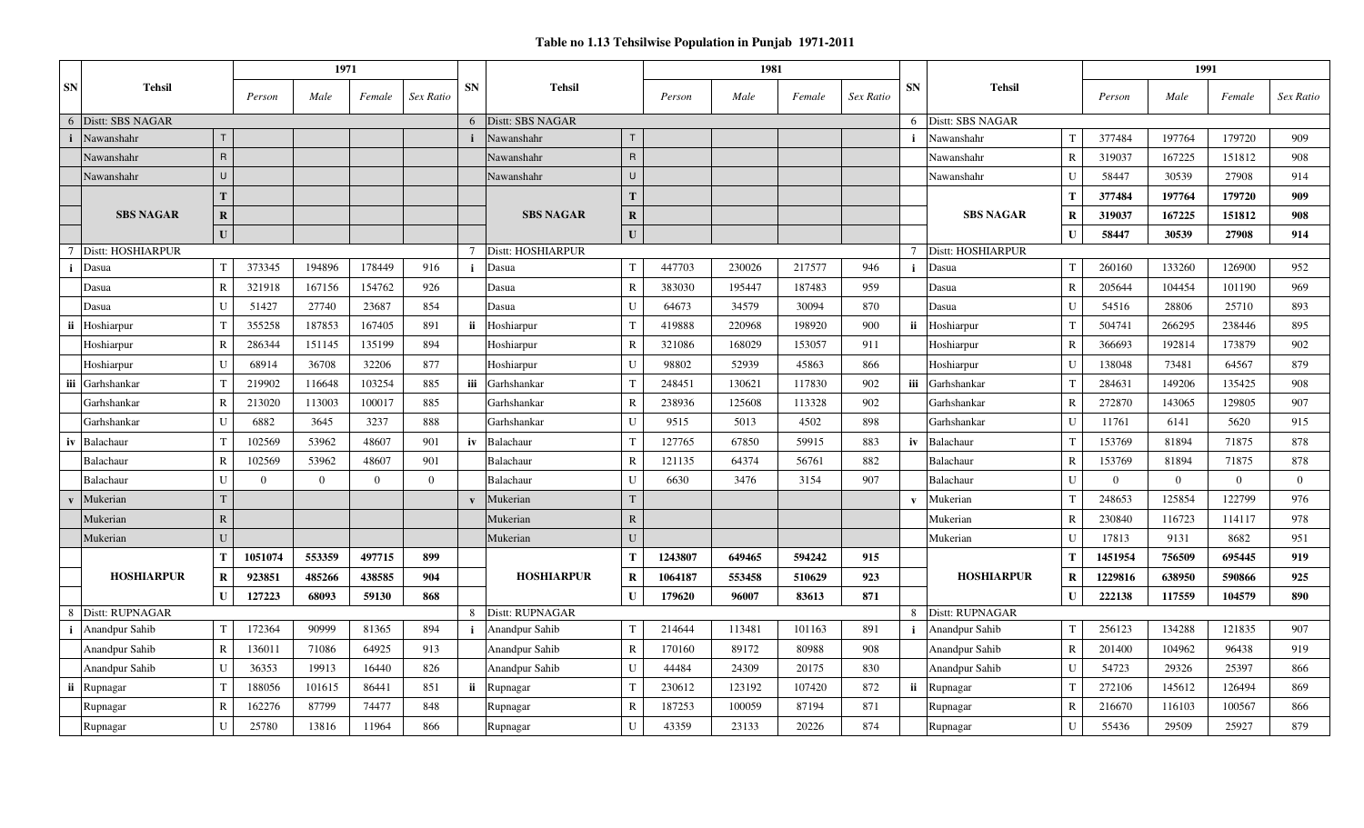**Table no 1.13 Tehsilwise Population in Punjab 1971-2011**

| SN | Tehsil | | 1971 | | | | SN | Tehsil | | 1981 | | | | SN | Tehsil | | 1991 | | | |
|---|---|---|---|---|---|---|---|---|---|---|---|---|---|---|---|---|---|---|---|---|
| | | | Person | Male | Female | Sex Ratio | | | | Person | Male | Female | Sex Ratio | | | | Person | Male | Female | Sex Ratio |
| 6 | Distt: SBS NAGAR | | | | | | 6 | Distt: SBS NAGAR | | | | | | 6 | Distt: SBS NAGAR | | | | | |
| i | Nawanshahr | T | | | | | i | Nawanshahr | T | | | | | i | Nawanshahr | T | 377484 | 197764 | 179720 | 909 |
| | Nawanshahr | R | | | | | | Nawanshahr | R | | | | | | Nawanshahr | R | 319037 | 167225 | 151812 | 908 |
| | Nawanshahr | U | | | | | | Nawanshahr | U | | | | | | Nawanshahr | U | 58447 | 30539 | 27908 | 914 |
| | **SBS NAGAR** | **T** | | | | | | **SBS NAGAR** | **T** | | | | | | **SBS NAGAR** | **T** | **377484** | **197764** | **179720** | **909** |
| | | **R** | | | | | | | **R** | | | | | | | **R** | **319037** | **167225** | **151812** | **908** |
| | | **U** | | | | | | | **U** | | | | | | | **U** | **58447** | **30539** | **27908** | **914** |
| 7 | Distt: HOSHIARPUR | | | | | | 7 | Distt: HOSHIARPUR | | | | | | 7 | Distt: HOSHIARPUR | | | | | |
| i | Dasua | T | 373345 | 194896 | 178449 | 916 | i | Dasua | T | 447703 | 230026 | 217577 | 946 | i | Dasua | T | 260160 | 133260 | 126900 | 952 |
| | Dasua | R | 321918 | 167156 | 154762 | 926 | | Dasua | R | 383030 | 195447 | 187483 | 959 | | Dasua | R | 205644 | 104454 | 101190 | 969 |
| | Dasua | U | 51427 | 27740 | 23687 | 854 | | Dasua | U | 64673 | 34579 | 30094 | 870 | | Dasua | U | 54516 | 28806 | 25710 | 893 |
| ii | Hoshiarpur | T | 355258 | 187853 | 167405 | 891 | ii | Hoshiarpur | T | 419888 | 220968 | 198920 | 900 | ii | Hoshiarpur | T | 504741 | 266295 | 238446 | 895 |
| | Hoshiarpur | R | 286344 | 151145 | 135199 | 894 | | Hoshiarpur | R | 321086 | 168029 | 153057 | 911 | | Hoshiarpur | R | 366693 | 192814 | 173879 | 902 |
| | Hoshiarpur | U | 68914 | 36708 | 32206 | 877 | | Hoshiarpur | U | 98802 | 52939 | 45863 | 866 | | Hoshiarpur | U | 138048 | 73481 | 64567 | 879 |
| iii | Garhshankar | T | 219902 | 116648 | 103254 | 885 | iii | Garhshankar | T | 248451 | 130621 | 117830 | 902 | iii | Garhshankar | T | 284631 | 149206 | 135425 | 908 |
| | Garhshankar | R | 213020 | 113003 | 100017 | 885 | | Garhshankar | R | 238936 | 125608 | 113328 | 902 | | Garhshankar | R | 272870 | 143065 | 129805 | 907 |
| | Garhshankar | U | 6882 | 3645 | 3237 | 888 | | Garhshankar | U | 9515 | 5013 | 4502 | 898 | | Garhshankar | U | 11761 | 6141 | 5620 | 915 |
| iv | Balachaur | T | 102569 | 53962 | 48607 | 901 | iv | Balachaur | T | 127765 | 67850 | 59915 | 883 | iv | Balachaur | T | 153769 | 81894 | 71875 | 878 |
| | Balachaur | R | 102569 | 53962 | 48607 | 901 | | Balachaur | R | 121135 | 64374 | 56761 | 882 | | Balachaur | R | 153769 | 81894 | 71875 | 878 |
| | Balachaur | U | 0 | 0 | 0 | 0 | | Balachaur | U | 6630 | 3476 | 3154 | 907 | | Balachaur | U | 0 | 0 | 0 | 0 |
| v | Mukerian | T | | | | | v | Mukerian | T | | | | | v | Mukerian | T | 248653 | 125854 | 122799 | 976 |
| | Mukerian | R | | | | | | Mukerian | R | | | | | | Mukerian | R | 230840 | 116723 | 114117 | 978 |
| | Mukerian | U | | | | | | Mukerian | U | | | | | | Mukerian | U | 17813 | 9131 | 8682 | 951 |
| | **HOSHIARPUR** | **T** | **1051074** | **553359** | **497715** | **899** | | **HOSHIARPUR** | **T** | **1243807** | **649465** | **594242** | **915** | | **HOSHIARPUR** | **T** | **1451954** | **756509** | **695445** | **919** |
| | | **R** | **923851** | **485266** | **438585** | **904** | | | **R** | **1064187** | **553458** | **510629** | **923** | | | **R** | **1229816** | **638950** | **590866** | **925** |
| | | **U** | **127223** | **68093** | **59130** | **868** | | | **U** | **179620** | **96007** | **83613** | **871** | | | **U** | **222138** | **117559** | **104579** | **890** |
| 8 | Distt: RUPNAGAR | | | | | | 8 | Distt: RUPNAGAR | | | | | | 8 | Distt: RUPNAGAR | | | | | |
| i | Anandpur Sahib | T | 172364 | 90999 | 81365 | 894 | i | Anandpur Sahib | T | 214644 | 113481 | 101163 | 891 | i | Anandpur Sahib | T | 256123 | 134288 | 121835 | 907 |
| | Anandpur Sahib | R | 136011 | 71086 | 64925 | 913 | | Anandpur Sahib | R | 170160 | 89172 | 80988 | 908 | | Anandpur Sahib | R | 201400 | 104962 | 96438 | 919 |
| | Anandpur Sahib | U | 36353 | 19913 | 16440 | 826 | | Anandpur Sahib | U | 44484 | 24309 | 20175 | 830 | | Anandpur Sahib | U | 54723 | 29326 | 25397 | 866 |
| ii | Rupnagar | T | 188056 | 101615 | 86441 | 851 | ii | Rupnagar | T | 230612 | 123192 | 107420 | 872 | ii | Rupnagar | T | 272106 | 145612 | 126494 | 869 |
| | Rupnagar | R | 162276 | 87799 | 74477 | 848 | | Rupnagar | R | 187253 | 100059 | 87194 | 871 | | Rupnagar | R | 216670 | 116103 | 100567 | 866 |
| | Rupnagar | U | 25780 | 13816 | 11964 | 866 | | Rupnagar | U | 43359 | 23133 | 20226 | 874 | | Rupnagar | U | 55436 | 29509 | 25927 | 879 |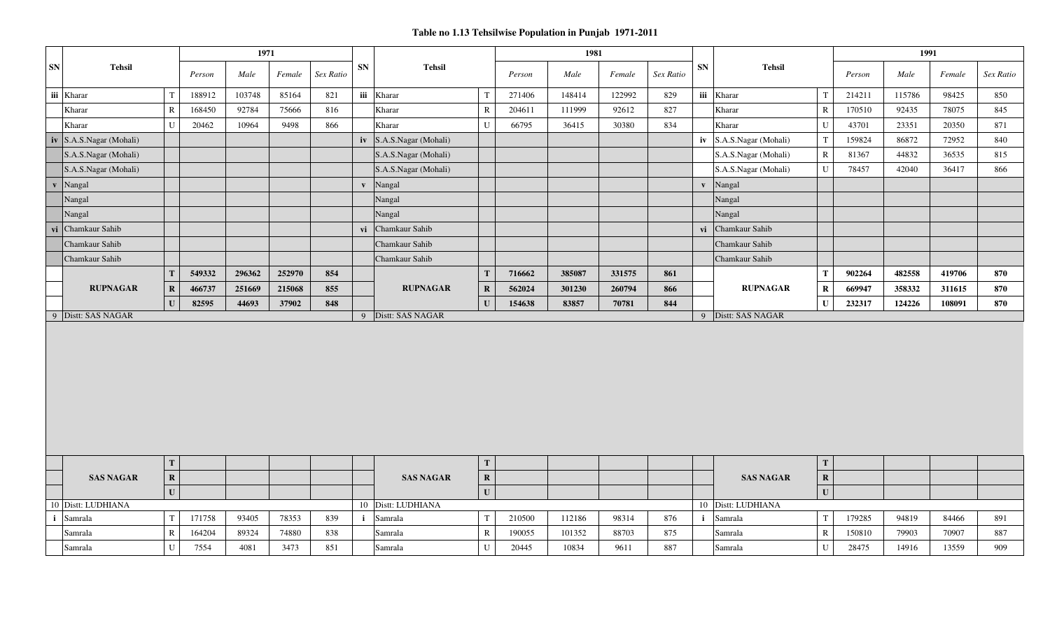# Table no 1.13 Tehsilwise Population in Punjab 1971-2011

| SN | Tehsil | | 1971 | | | | SN | Tehsil | | 1981 | | | | SN | Tehsil | | 1991 | | | |
|---|---|---|---|---|---|---|---|---|---|---|---|---|---|---|---|---|---|---|---|---|
| | | | Person | Male | Female | Sex Ratio | | | | Person | Male | Female | Sex Ratio | | | | Person | Male | Female | Sex Ratio |
| iii | Kharar | T | 188912 | 103748 | 85164 | 821 | iii | Kharar | T | 271406 | 148414 | 122992 | 829 | iii | Kharar | T | 214211 | 115786 | 98425 | 850 |
| | Kharar | R | 168450 | 92784 | 75666 | 816 | | Kharar | R | 204611 | 111999 | 92612 | 827 | | Kharar | R | 170510 | 92435 | 78075 | 845 |
| | Kharar | U | 20462 | 10964 | 9498 | 866 | | Kharar | U | 66795 | 36415 | 30380 | 834 | | Kharar | U | 43701 | 23351 | 20350 | 871 |
| iv | S.A.S.Nagar (Mohali) | | | | | | iv | S.A.S.Nagar (Mohali) | | | | | | iv | S.A.S.Nagar (Mohali) | T | 159824 | 86872 | 72952 | 840 |
| | S.A.S.Nagar (Mohali) | | | | | | | S.A.S.Nagar (Mohali) | | | | | | | S.A.S.Nagar (Mohali) | R | 81367 | 44832 | 36535 | 815 |
| | S.A.S.Nagar (Mohali) | | | | | | | S.A.S.Nagar (Mohali) | | | | | | | S.A.S.Nagar (Mohali) | U | 78457 | 42040 | 36417 | 866 |
| v | Nangal | | | | | | v | Nangal | | | | | | v | Nangal | | | | | |
| | Nangal | | | | | | | Nangal | | | | | | | Nangal | | | | | |
| | Nangal | | | | | | | Nangal | | | | | | | Nangal | | | | | |
| vi | Chamkaur Sahib | | | | | | vi | Chamkaur Sahib | | | | | | vi | Chamkaur Sahib | | | | | |
| | Chamkaur Sahib | | | | | | | Chamkaur Sahib | | | | | | | Chamkaur Sahib | | | | | |
| | Chamkaur Sahib | | | | | | | Chamkaur Sahib | | | | | | | Chamkaur Sahib | | | | | |
| | **RUPNAGAR** | **T** | **549332** | **296362** | **252970** | **854** | | **RUPNAGAR** | **T** | **716662** | **385087** | **331575** | **861** | | **RUPNAGAR** | **T** | **902264** | **482558** | **419706** | **870** |
| | | **R** | **466737** | **251669** | **215068** | **855** | | | **R** | **562024** | **301230** | **260794** | **866** | | | **R** | **669947** | **358332** | **311615** | **870** |
| | | **U** | **82595** | **44693** | **37902** | **848** | | | **U** | **154638** | **83857** | **70781** | **844** | | | **U** | **232317** | **124226** | **108091** | **870** |
| 9 | Distt: SAS NAGAR | | | | | | 9 | Distt: SAS NAGAR | | | | | | 9 | Distt: SAS NAGAR | | | | | |
| | **SAS NAGAR** | **T** | | | | | | **SAS NAGAR** | **T** | | | | | | **SAS NAGAR** | **T** | | | | |
| | | **R** | | | | | | | **R** | | | | | | | **R** | | | | |
| | | **U** | | | | | | | **U** | | | | | | | **U** | | | | |
| 10 | Distt: LUDHIANA | | | | | | 10 | Distt: LUDHIANA | | | | | | 10 | Distt: LUDHIANA | | | | | |
| i | Samrala | T | 171758 | 93405 | 78353 | 839 | i | Samrala | T | 210500 | 112186 | 98314 | 876 | i | Samrala | T | 179285 | 94819 | 84466 | 891 |
| | Samrala | R | 164204 | 89324 | 74880 | 838 | | Samrala | R | 190055 | 101352 | 88703 | 875 | | Samrala | R | 150810 | 79903 | 70907 | 887 |
| | Samrala | U | 7554 | 4081 | 3473 | 851 | | Samrala | U | 20445 | 10834 | 9611 | 887 | | Samrala | U | 28475 | 14916 | 13559 | 909 |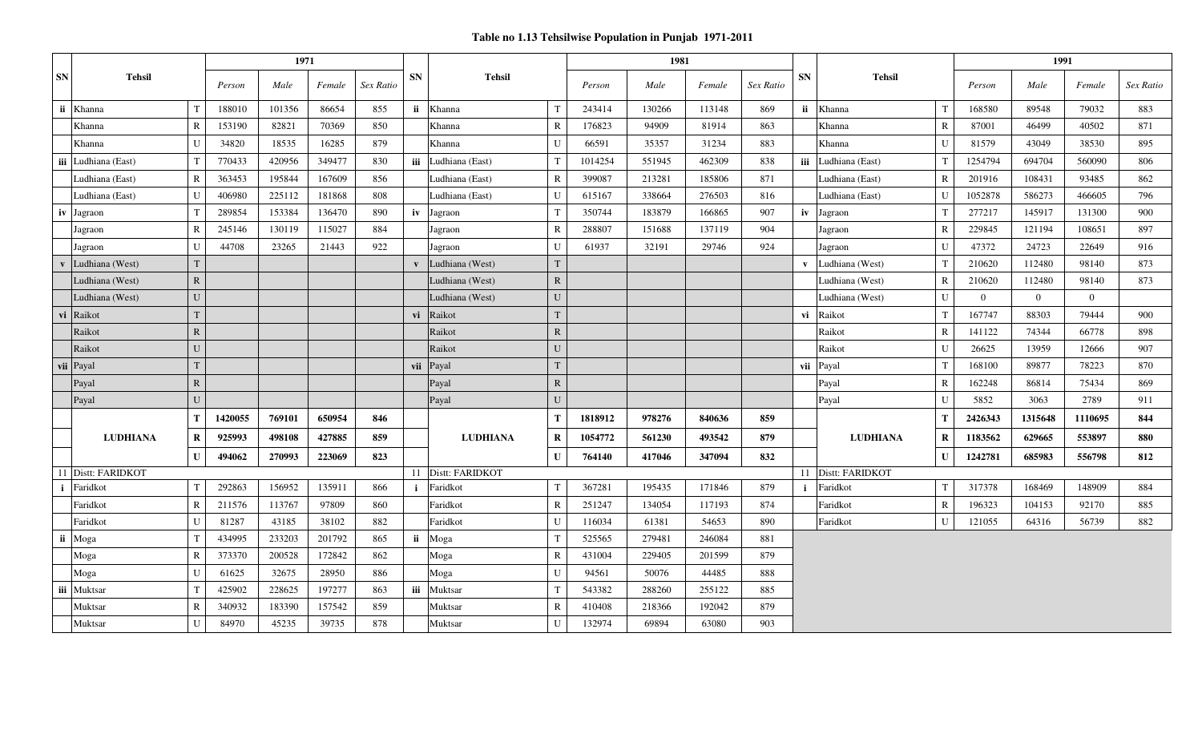**Table no 1.13 Tehsilwise Population in Punjab 1971-2011**

| SN | Tehsil | | 1971 | | | | SN | Tehsil | | 1981 | | | | SN | Tehsil | | 1991 | | | |
|---|---|---|---|---|---|---|---|---|---|---|---|---|---|---|---|---|---|---|---|---|
| | | | *Person* | *Male* | *Female* | *Sex Ratio* | | | | *Person* | *Male* | *Female* | *Sex Ratio* | | | | *Person* | *Male* | *Female* | *Sex Ratio* |
| ii | Khanna | T | 188010 | 101356 | 86654 | 855 | ii | Khanna | T | 243414 | 130266 | 113148 | 869 | ii | Khanna | T | 168580 | 89548 | 79032 | 883 |
| | Khanna | R | 153190 | 82821 | 70369 | 850 | | Khanna | R | 176823 | 94909 | 81914 | 863 | | Khanna | R | 87001 | 46499 | 40502 | 871 |
| | Khanna | U | 34820 | 18535 | 16285 | 879 | | Khanna | U | 66591 | 35357 | 31234 | 883 | | Khanna | U | 81579 | 43049 | 38530 | 895 |
| iii | Ludhiana (East) | T | 770433 | 420956 | 349477 | 830 | iii | Ludhiana (East) | T | 1014254 | 551945 | 462309 | 838 | iii | Ludhiana (East) | T | 1254794 | 694704 | 560090 | 806 |
| | Ludhiana (East) | R | 363453 | 195844 | 167609 | 856 | | Ludhiana (East) | R | 399087 | 213281 | 185806 | 871 | | Ludhiana (East) | R | 201916 | 108431 | 93485 | 862 |
| | Ludhiana (East) | U | 406980 | 225112 | 181868 | 808 | | Ludhiana (East) | U | 615167 | 338664 | 276503 | 816 | | Ludhiana (East) | U | 1052878 | 586273 | 466605 | 796 |
| iv | Jagraon | T | 289854 | 153384 | 136470 | 890 | iv | Jagraon | T | 350744 | 183879 | 166865 | 907 | iv | Jagraon | T | 277217 | 145917 | 131300 | 900 |
| | Jagraon | R | 245146 | 130119 | 115027 | 884 | | Jagraon | R | 288807 | 151688 | 137119 | 904 | | Jagraon | R | 229845 | 121194 | 108651 | 897 |
| | Jagraon | U | 44708 | 23265 | 21443 | 922 | | Jagraon | U | 61937 | 32191 | 29746 | 924 | | Jagraon | U | 47372 | 24723 | 22649 | 916 |
| v | Ludhiana (West) | T | | | | | v | Ludhiana (West) | T | | | | | v | Ludhiana (West) | T | 210620 | 112480 | 98140 | 873 |
| | Ludhiana (West) | R | | | | | | Ludhiana (West) | R | | | | | | Ludhiana (West) | R | 210620 | 112480 | 98140 | 873 |
| | Ludhiana (West) | U | | | | | | Ludhiana (West) | U | | | | | | Ludhiana (West) | U | 0 | 0 | 0 | |
| vi | Raikot | T | | | | | vi | Raikot | T | | | | | vi | Raikot | T | 167747 | 88303 | 79444 | 900 |
| | Raikot | R | | | | | | Raikot | R | | | | | | Raikot | R | 141122 | 74344 | 66778 | 898 |
| | Raikot | U | | | | | | Raikot | U | | | | | | Raikot | U | 26625 | 13959 | 12666 | 907 |
| vii | Payal | T | | | | | vii | Payal | T | | | | | vii | Payal | T | 168100 | 89877 | 78223 | 870 |
| | Payal | R | | | | | | Payal | R | | | | | | Payal | R | 162248 | 86814 | 75434 | 869 |
| | Payal | U | | | | | | Payal | U | | | | | | Payal | U | 5852 | 3063 | 2789 | 911 |
| | **LUDHIANA** | **T** | **1420055** | **769101** | **650954** | **846** | | **LUDHIANA** | **T** | **1818912** | **978276** | **840636** | **859** | | **LUDHIANA** | **T** | **2426343** | **1315648** | **1110695** | **844** |
| | **LUDHIANA** | **R** | **925993** | **498108** | **427885** | **859** | | **LUDHIANA** | **R** | **1054772** | **561230** | **493542** | **879** | | **LUDHIANA** | **R** | **1183562** | **629665** | **553897** | **880** |
| | **LUDHIANA** | **U** | **494062** | **270993** | **223069** | **823** | | **LUDHIANA** | **U** | **764140** | **417046** | **347094** | **832** | | **LUDHIANA** | **U** | **1242781** | **685983** | **556798** | **812** |
| 11 | Distt: FARIDKOT | | | | | | 11 | Distt: FARIDKOT | | | | | | 11 | Distt: FARIDKOT | | | | | |
| i | Faridkot | T | 292863 | 156952 | 135911 | 866 | i | Faridkot | T | 367281 | 195435 | 171846 | 879 | i | Faridkot | T | 317378 | 168469 | 148909 | 884 |
| | Faridkot | R | 211576 | 113767 | 97809 | 860 | | Faridkot | R | 251247 | 134054 | 117193 | 874 | | Faridkot | R | 196323 | 104153 | 92170 | 885 |
| | Faridkot | U | 81287 | 43185 | 38102 | 882 | | Faridkot | U | 116034 | 61381 | 54653 | 890 | | Faridkot | U | 121055 | 64316 | 56739 | 882 |
| ii | Moga | T | 434995 | 233203 | 201792 | 865 | ii | Moga | T | 525565 | 279481 | 246084 | 881 | | | | | | | |
| | Moga | R | 373370 | 200528 | 172842 | 862 | | Moga | R | 431004 | 229405 | 201599 | 879 | | | | | | | |
| | Moga | U | 61625 | 32675 | 28950 | 886 | | Moga | U | 94561 | 50076 | 44485 | 888 | | | | | | | |
| iii | Muktsar | T | 425902 | 228625 | 197277 | 863 | iii | Muktsar | T | 543382 | 288260 | 255122 | 885 | | | | | | | |
| | Muktsar | R | 340932 | 183390 | 157542 | 859 | | Muktsar | R | 410408 | 218366 | 192042 | 879 | | | | | | | |
| | Muktsar | U | 84970 | 45235 | 39735 | 878 | | Muktsar | U | 132974 | 69894 | 63080 | 903 | | | | | | | |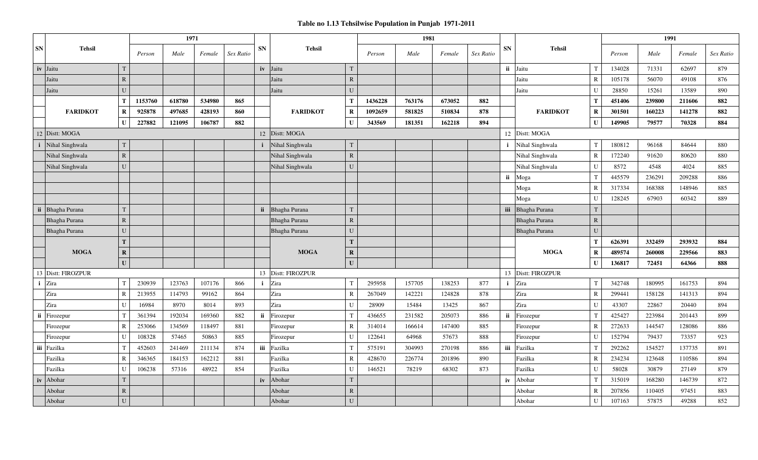# Table no 1.13 Tehsilwise Population in Punjab 1971-2011

| SN | Tehsil | | 1971 | | | | SN | Tehsil | | 1981 | | | | SN | Tehsil | | 1991 | | | |
|---|---|---|---|---|---|---|---|---|---|---|---|---|---|---|---|---|---|---|---|---|
| | | | *Person* | *Male* | *Female* | *Sex Ratio* | | | | *Person* | *Male* | *Female* | *Sex Ratio* | | | | *Person* | *Male* | *Female* | *Sex Ratio* |
| **iv** | Jaitu | T | | | | | **iv** | Jaitu | T | | | | | **ii** | Jaitu | T | 134028 | 71331 | 62697 | 879 |
| | Jaitu | R | | | | | | Jaitu | R | | | | | | Jaitu | R | 105178 | 56070 | 49108 | 876 |
| | Jaitu | U | | | | | | Jaitu | U | | | | | | Jaitu | U | 28850 | 15261 | 13589 | 890 |
| | **FARIDKOT** | **T** | **1153760** | **618780** | **534980** | **865** | | **FARIDKOT** | **T** | **1436228** | **763176** | **673052** | **882** | | **FARIDKOT** | **T** | **451406** | **239800** | **211606** | **882** |
| | | **R** | **925878** | **497685** | **428193** | **860** | | | **R** | **1092659** | **581825** | **510834** | **878** | | | **R** | **301501** | **160223** | **141278** | **882** |
| | | **U** | **227882** | **121095** | **106787** | **882** | | | **U** | **343569** | **181351** | **162218** | **894** | | | **U** | **149905** | **79577** | **70328** | **884** |
| 12 | Distt: MOGA | | | | | | 12 | Distt: MOGA | | | | | | 12 | Distt: MOGA | | | | | |
| **i** | Nihal Singhwala | T | | | | | **i** | Nihal Singhwala | T | | | | | **i** | Nihal Singhwala | T | 180812 | 96168 | 84644 | 880 |
| | Nihal Singhwala | R | | | | | | Nihal Singhwala | R | | | | | | Nihal Singhwala | R | 172240 | 91620 | 80620 | 880 |
| | Nihal Singhwala | U | | | | | | Nihal Singhwala | U | | | | | | Nihal Singhwala | U | 8572 | 4548 | 4024 | 885 |
| | | | | | | | | | | | | | | **ii** | Moga | T | 445579 | 236291 | 209288 | 886 |
| | | | | | | | | | | | | | | | Moga | R | 317334 | 168388 | 148946 | 885 |
| | | | | | | | | | | | | | | | Moga | U | 128245 | 67903 | 60342 | 889 |
| **ii** | Bhagha Purana | T | | | | | **ii** | Bhagha Purana | T | | | | | **iii** | Bhagha Purana | T | | | | |
| | Bhagha Purana | R | | | | | | Bhagha Purana | R | | | | | | Bhagha Purana | R | | | | |
| | Bhagha Purana | U | | | | | | Bhagha Purana | U | | | | | | Bhagha Purana | U | | | | |
| | **MOGA** | **T** | | | | | | **MOGA** | **T** | | | | | | **MOGA** | **T** | **626391** | **332459** | **293932** | **884** |
| | | **R** | | | | | | | **R** | | | | | | | **R** | **489574** | **260008** | **229566** | **883** |
| | | **U** | | | | | | | **U** | | | | | | | **U** | **136817** | **72451** | **64366** | **888** |
| 13 | Distt: FIROZPUR | | | | | | 13 | Distt: FIROZPUR | | | | | | 13 | Distt: FIROZPUR | | | | | |
| **i** | Zira | T | 230939 | 123763 | 107176 | 866 | **i** | Zira | T | 295958 | 157705 | 138253 | 877 | **i** | Zira | T | 342748 | 180995 | 161753 | 894 |
| | Zira | R | 213955 | 114793 | 99162 | 864 | | Zira | R | 267049 | 142221 | 124828 | 878 | | Zira | R | 299441 | 158128 | 141313 | 894 |
| | Zira | U | 16984 | 8970 | 8014 | 893 | | Zira | U | 28909 | 15484 | 13425 | 867 | | Zira | U | 43307 | 22867 | 20440 | 894 |
| **ii** | Firozepur | T | 361394 | 192034 | 169360 | 882 | **ii** | Firozepur | T | 436655 | 231582 | 205073 | 886 | **ii** | Firozepur | T | 425427 | 223984 | 201443 | 899 |
| | Firozepur | R | 253066 | 134569 | 118497 | 881 | | Firozepur | R | 314014 | 166614 | 147400 | 885 | | Firozepur | R | 272633 | 144547 | 128086 | 886 |
| | Firozepur | U | 108328 | 57465 | 50863 | 885 | | Firozepur | U | 122641 | 64968 | 57673 | 888 | | Firozepur | U | 152794 | 79437 | 73357 | 923 |
| **iii** | Fazilka | T | 452603 | 241469 | 211134 | 874 | **iii** | Fazilka | T | 575191 | 304993 | 270198 | 886 | **iii** | Fazilka | T | 292262 | 154527 | 137735 | 891 |
| | Fazilka | R | 346365 | 184153 | 162212 | 881 | | Fazilka | R | 428670 | 226774 | 201896 | 890 | | Fazilka | R | 234234 | 123648 | 110586 | 894 |
| | Fazilka | U | 106238 | 57316 | 48922 | 854 | | Fazilka | U | 146521 | 78219 | 68302 | 873 | | Fazilka | U | 58028 | 30879 | 27149 | 879 |
| **iv** | Abohar | T | | | | | **iv** | Abohar | T | | | | | **iv** | Abohar | T | 315019 | 168280 | 146739 | 872 |
| | Abohar | R | | | | | | Abohar | R | | | | | | Abohar | R | 207856 | 110405 | 97451 | 883 |
| | Abohar | U | | | | | | Abohar | U | | | | | | Abohar | U | 107163 | 57875 | 49288 | 852 |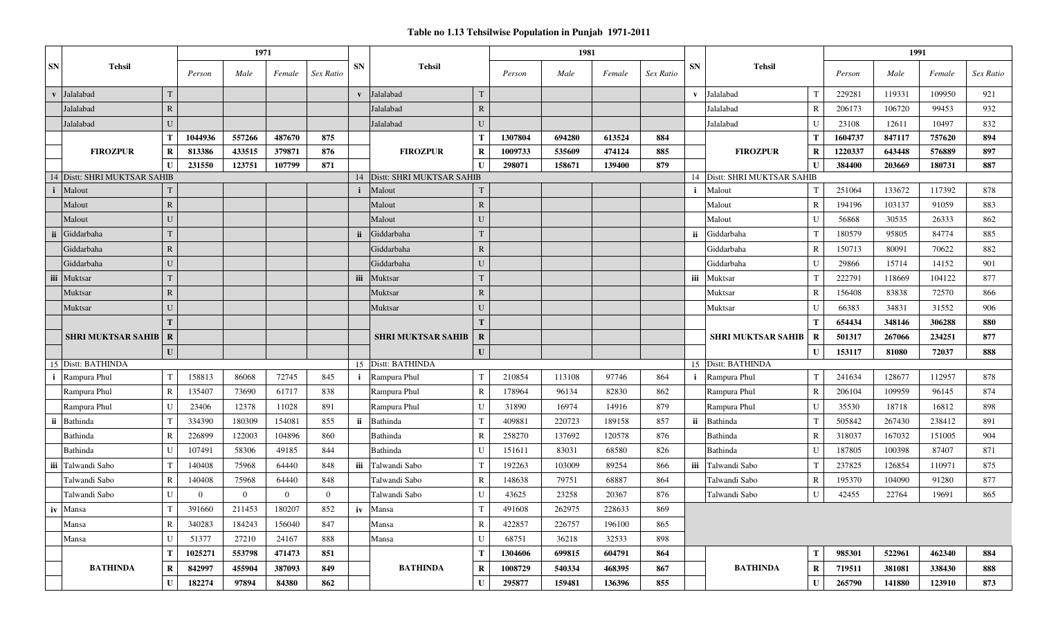# Table no 1.13 Tehsilwise Population in Punjab 1971-2011

| SN | Tehsil | | 1971 | | | | SN | Tehsil | | 1981 | | | | SN | Tehsil | | 1991 | | | |
|---|---|---|---|---|---|---|---|---|---|---|---|---|---|---|---|---|---|---|---|---|
| | | | Person | Male | Female | Sex Ratio | | | | Person | Male | Female | Sex Ratio | | | | Person | Male | Female | Sex Ratio |
| v | Jalalabad | T | | | | | v | Jalalabad | T | | | | | v | Jalalabad | T | 229281 | 119331 | 109950 | 921 |
| | Jalalabad | R | | | | | | Jalalabad | R | | | | | | Jalalabad | R | 206173 | 106720 | 99453 | 932 |
| | Jalalabad | U | | | | | | Jalalabad | U | | | | | | Jalalabad | U | 23108 | 12611 | 10497 | 832 |
| | **FIROZPUR** | **T** | **1044936** | **557266** | **487670** | **875** | | **FIROZPUR** | **T** | **1307804** | **694280** | **613524** | **884** | | **FIROZPUR** | **T** | **1604737** | **847117** | **757620** | **894** |
| | | **R** | **813386** | **433515** | **379871** | **876** | | | **R** | **1009733** | **535609** | **474124** | **885** | | | **R** | **1220337** | **643448** | **576889** | **897** |
| | | **U** | **231550** | **123751** | **107799** | **871** | | | **U** | **298071** | **158671** | **139400** | **879** | | | **U** | **384400** | **203669** | **180731** | **887** |
| 14 | Distt: SHRI MUKTSAR SAHIB | | | | | | 14 | Distt: SHRI MUKTSAR SAHIB | | | | | | 14 | Distt: SHRI MUKTSAR SAHIB | | | | | |
| i | Malout | T | | | | | i | Malout | T | | | | | i | Malout | T | 251064 | 133672 | 117392 | 878 |
| | Malout | R | | | | | | Malout | R | | | | | | Malout | R | 194196 | 103137 | 91059 | 883 |
| | Malout | U | | | | | | Malout | U | | | | | | Malout | U | 56868 | 30535 | 26333 | 862 |
| ii | Giddarbaha | T | | | | | ii | Giddarbaha | T | | | | | ii | Giddarbaha | T | 180579 | 95805 | 84774 | 885 |
| | Giddarbaha | R | | | | | | Giddarbaha | R | | | | | | Giddarbaha | R | 150713 | 80091 | 70622 | 882 |
| | Giddarbaha | U | | | | | | Giddarbaha | U | | | | | | Giddarbaha | U | 29866 | 15714 | 14152 | 901 |
| iii | Muktsar | T | | | | | iii | Muktsar | T | | | | | iii | Muktsar | T | 222791 | 118669 | 104122 | 877 |
| | Muktsar | R | | | | | | Muktsar | R | | | | | | Muktsar | R | 156408 | 83838 | 72570 | 866 |
| | Muktsar | U | | | | | | Muktsar | U | | | | | | Muktsar | U | 66383 | 34831 | 31552 | 906 |
| | **SHRI MUKTSAR SAHIB** | **T** | | | | | | **SHRI MUKTSAR SAHIB** | **T** | | | | | | **SHRI MUKTSAR SAHIB** | **T** | **654434** | **348146** | **306288** | **880** |
| | | **R** | | | | | | | **R** | | | | | | | **R** | **501317** | **267066** | **234251** | **877** |
| | | **U** | | | | | | | **U** | | | | | | | **U** | **153117** | **81080** | **72037** | **888** |
| 15 | Distt: BATHINDA | | | | | | 15 | Distt: BATHINDA | | | | | | 15 | Distt: BATHINDA | | | | | |
| i | Rampura Phul | T | 158813 | 86068 | 72745 | 845 | i | Rampura Phul | T | 210854 | 113108 | 97746 | 864 | i | Rampura Phul | T | 241634 | 128677 | 112957 | 878 |
| | Rampura Phul | R | 135407 | 73690 | 61717 | 838 | | Rampura Phul | R | 178964 | 96134 | 82830 | 862 | | Rampura Phul | R | 206104 | 109959 | 96145 | 874 |
| | Rampura Phul | U | 23406 | 12378 | 11028 | 891 | | Rampura Phul | U | 31890 | 16974 | 14916 | 879 | | Rampura Phul | U | 35530 | 18718 | 16812 | 898 |
| ii | Bathinda | T | 334390 | 180309 | 154081 | 855 | ii | Bathinda | T | 409881 | 220723 | 189158 | 857 | ii | Bathinda | T | 505842 | 267430 | 238412 | 891 |
| | Bathinda | R | 226899 | 122003 | 104896 | 860 | | Bathinda | R | 258270 | 137692 | 120578 | 876 | | Bathinda | R | 318037 | 167032 | 151005 | 904 |
| | Bathinda | U | 107491 | 58306 | 49185 | 844 | | Bathinda | U | 151611 | 83031 | 68580 | 826 | | Bathinda | U | 187805 | 100398 | 87407 | 871 |
| iii | Talwandi Sabo | T | 140408 | 75968 | 64440 | 848 | iii | Talwandi Sabo | T | 192263 | 103009 | 89254 | 866 | iii | Talwandi Sabo | T | 237825 | 126854 | 110971 | 875 |
| | Talwandi Sabo | R | 140408 | 75968 | 64440 | 848 | | Talwandi Sabo | R | 148638 | 79751 | 68887 | 864 | | Talwandi Sabo | R | 195370 | 104090 | 91280 | 877 |
| | Talwandi Sabo | U | 0 | 0 | 0 | 0 | | Talwandi Sabo | U | 43625 | 23258 | 20367 | 876 | | Talwandi Sabo | U | 42455 | 22764 | 19691 | 865 |
| iv | Mansa | T | 391660 | 211453 | 180207 | 852 | iv | Mansa | T | 491608 | 262975 | 228633 | 869 | | | | | | | |
| | Mansa | R | 340283 | 184243 | 156040 | 847 | | Mansa | R | 422857 | 226757 | 196100 | 865 | | | | | | | |
| | Mansa | U | 51377 | 27210 | 24167 | 888 | | Mansa | U | 68751 | 36218 | 32533 | 898 | | | | | | | |
| | **BATHINDA** | **T** | **1025271** | **553798** | **471473** | **851** | | **BATHINDA** | **T** | **1304606** | **699815** | **604791** | **864** | | **BATHINDA** | **T** | **985301** | **522961** | **462340** | **884** |
| | | **R** | **842997** | **455904** | **387093** | **849** | | | **R** | **1008729** | **540334** | **468395** | **867** | | | **R** | **719511** | **381081** | **338430** | **888** |
| | | **U** | **182274** | **97894** | **84380** | **862** | | | **U** | **295877** | **159481** | **136396** | **855** | | | **U** | **265790** | **141880** | **123910** | **873** |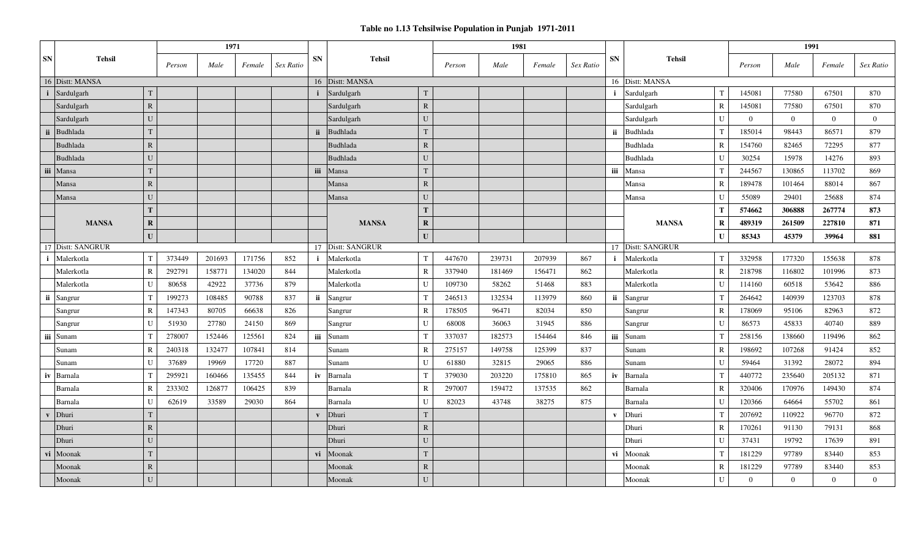**Table no 1.13 Tehsilwise Population in Punjab 1971-2011**

| SN | Tehsil | | 1971 | | | | SN | Tehsil | | 1981 | | | | SN | Tehsil | | 1991 | | | |
|---|---|---|---|---|---|---|---|---|---|---|---|---|---|---|---|---|---|---|---|---|
| | | | Person | Male | Female | Sex Ratio | | | | Person | Male | Female | Sex Ratio | | | | Person | Male | Female | Sex Ratio |
| 16 | Distt: MANSA | | | | | | 16 | Distt: MANSA | | | | | | 16 | Distt: MANSA | | | | | |
| i | Sardulgarh | T | | | | | i | Sardulgarh | T | | | | | i | Sardulgarh | T | 145081 | 77580 | 67501 | 870 |
| | Sardulgarh | R | | | | | | Sardulgarh | R | | | | | | Sardulgarh | R | 145081 | 77580 | 67501 | 870 |
| | Sardulgarh | U | | | | | | Sardulgarh | U | | | | | | Sardulgarh | U | 0 | 0 | 0 | 0 |
| ii | Budhlada | T | | | | | ii | Budhlada | T | | | | | ii | Budhlada | T | 185014 | 98443 | 86571 | 879 |
| | Budhlada | R | | | | | | Budhlada | R | | | | | | Budhlada | R | 154760 | 82465 | 72295 | 877 |
| | Budhlada | U | | | | | | Budhlada | U | | | | | | Budhlada | U | 30254 | 15978 | 14276 | 893 |
| iii | Mansa | T | | | | | iii | Mansa | T | | | | | iii | Mansa | T | 244567 | 130865 | 113702 | 869 |
| | Mansa | R | | | | | | Mansa | R | | | | | | Mansa | R | 189478 | 101464 | 88014 | 867 |
| | Mansa | U | | | | | | Mansa | U | | | | | | Mansa | U | 55089 | 29401 | 25688 | 874 |
| | **MANSA** | **T** | | | | | | **MANSA** | **T** | | | | | | **MANSA** | **T** | **574662** | **306888** | **267774** | **873** |
| | **MANSA** | **R** | | | | | | **MANSA** | **R** | | | | | | **MANSA** | **R** | **489319** | **261509** | **227810** | **871** |
| | **MANSA** | **U** | | | | | | **MANSA** | **U** | | | | | | **MANSA** | **U** | **85343** | **45379** | **39964** | **881** |
| 17 | Distt: SANGRUR | | | | | | 17 | Distt: SANGRUR | | | | | | 17 | Distt: SANGRUR | | | | | |
| i | Malerkotla | T | 373449 | 201693 | 171756 | 852 | i | Malerkotla | T | 447670 | 239731 | 207939 | 867 | i | Malerkotla | T | 332958 | 177320 | 155638 | 878 |
| | Malerkotla | R | 292791 | 158771 | 134020 | 844 | | Malerkotla | R | 337940 | 181469 | 156471 | 862 | | Malerkotla | R | 218798 | 116802 | 101996 | 873 |
| | Malerkotla | U | 80658 | 42922 | 37736 | 879 | | Malerkotla | U | 109730 | 58262 | 51468 | 883 | | Malerkotla | U | 114160 | 60518 | 53642 | 886 |
| ii | Sangrur | T | 199273 | 108485 | 90788 | 837 | ii | Sangrur | T | 246513 | 132534 | 113979 | 860 | ii | Sangrur | T | 264642 | 140939 | 123703 | 878 |
| | Sangrur | R | 147343 | 80705 | 66638 | 826 | | Sangrur | R | 178505 | 96471 | 82034 | 850 | | Sangrur | R | 178069 | 95106 | 82963 | 872 |
| | Sangrur | U | 51930 | 27780 | 24150 | 869 | | Sangrur | U | 68008 | 36063 | 31945 | 886 | | Sangrur | U | 86573 | 45833 | 40740 | 889 |
| iii | Sunam | T | 278007 | 152446 | 125561 | 824 | iii | Sunam | T | 337037 | 182573 | 154464 | 846 | iii | Sunam | T | 258156 | 138660 | 119496 | 862 |
| | Sunam | R | 240318 | 132477 | 107841 | 814 | | Sunam | R | 275157 | 149758 | 125399 | 837 | | Sunam | R | 198692 | 107268 | 91424 | 852 |
| | Sunam | U | 37689 | 19969 | 17720 | 887 | | Sunam | U | 61880 | 32815 | 29065 | 886 | | Sunam | U | 59464 | 31392 | 28072 | 894 |
| iv | Barnala | T | 295921 | 160466 | 135455 | 844 | iv | Barnala | T | 379030 | 203220 | 175810 | 865 | iv | Barnala | T | 440772 | 235640 | 205132 | 871 |
| | Barnala | R | 233302 | 126877 | 106425 | 839 | | Barnala | R | 297007 | 159472 | 137535 | 862 | | Barnala | R | 320406 | 170976 | 149430 | 874 |
| | Barnala | U | 62619 | 33589 | 29030 | 864 | | Barnala | U | 82023 | 43748 | 38275 | 875 | | Barnala | U | 120366 | 64664 | 55702 | 861 |
| v | Dhuri | T | | | | | v | Dhuri | T | | | | | v | Dhuri | T | 207692 | 110922 | 96770 | 872 |
| | Dhuri | R | | | | | | Dhuri | R | | | | | | Dhuri | R | 170261 | 91130 | 79131 | 868 |
| | Dhuri | U | | | | | | Dhuri | U | | | | | | Dhuri | U | 37431 | 19792 | 17639 | 891 |
| vi | Moonak | T | | | | | vi | Moonak | T | | | | | vi | Moonak | T | 181229 | 97789 | 83440 | 853 |
| | Moonak | R | | | | | | Moonak | R | | | | | | Moonak | R | 181229 | 97789 | 83440 | 853 |
| | Moonak | U | | | | | | Moonak | U | | | | | | Moonak | U | 0 | 0 | 0 | 0 |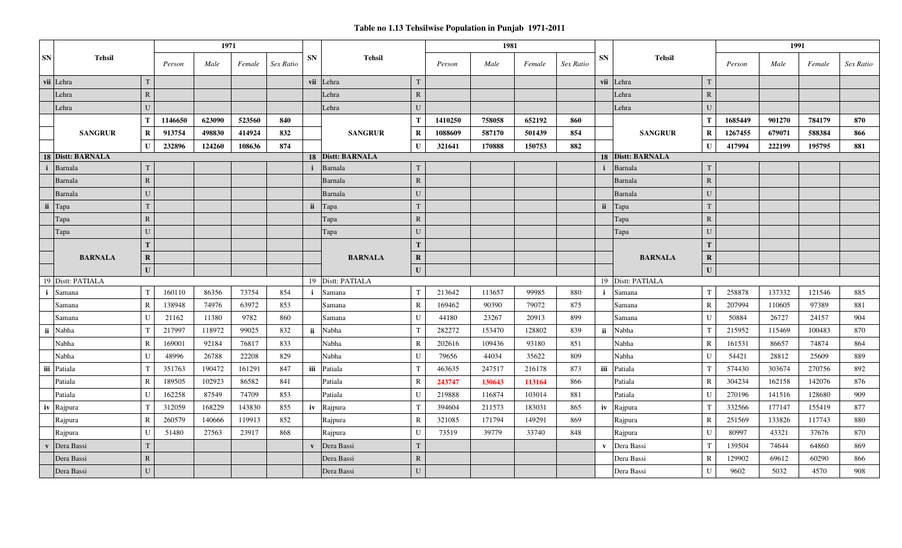**Table no 1.13 Tehsilwise Population in Punjab 1971-2011**

| SN | Tehsil | | 1971 | | | | SN | Tehsil | | 1981 | | | | SN | Tehsil | | 1991 | | | |
|---|---|---|---|---|---|---|---|---|---|---|---|---|---|---|---|---|---|---|---|---|
| | | | *Person* | *Male* | *Female* | *Sex Ratio* | | | | *Person* | *Male* | *Female* | *Sex Ratio* | | | | *Person* | *Male* | *Female* | *Sex Ratio* |
| vii | Lehra | T | | | | | vii | Lehra | T | | | | | vii | Lehra | T | | | | |
| | Lehra | R | | | | | | Lehra | R | | | | | | Lehra | R | | | | |
| | Lehra | U | | | | | | Lehra | U | | | | | | Lehra | U | | | | |
| | **SANGRUR** | **T** | **1146650** | **623090** | **523560** | **840** | | **SANGRUR** | **T** | **1410250** | **758058** | **652192** | **860** | | **SANGRUR** | **T** | **1685449** | **901270** | **784179** | **870** |
| | | **R** | **913754** | **498830** | **414924** | **832** | | | **R** | **1088609** | **587170** | **501439** | **854** | | | **R** | **1267455** | **679071** | **588384** | **866** |
| | | **U** | **232896** | **124260** | **108636** | **874** | | | **U** | **321641** | **170888** | **150753** | **882** | | | **U** | **417994** | **222199** | **195795** | **881** |
| **18** | **Distt: BARNALA** | | | | | | **18** | **Distt: BARNALA** | | | | | | **18** | **Distt: BARNALA** | | | | | |
| i | Barnala | T | | | | | i | Barnala | T | | | | | i | Barnala | T | | | | |
| | Barnala | R | | | | | | Barnala | R | | | | | | Barnala | R | | | | |
| | Barnala | U | | | | | | Barnala | U | | | | | | Barnala | U | | | | |
| ii | Tapa | T | | | | | ii | Tapa | T | | | | | ii | Tapa | T | | | | |
| | Tapa | R | | | | | | Tapa | R | | | | | | Tapa | R | | | | |
| | Tapa | U | | | | | | Tapa | U | | | | | | Tapa | U | | | | |
| | **BARNALA** | **T** | | | | | | **BARNALA** | **T** | | | | | | **BARNALA** | **T** | | | | |
| | | **R** | | | | | | | **R** | | | | | | | **R** | | | | |
| | | **U** | | | | | | | **U** | | | | | | | **U** | | | | |
| 19 | Distt: PATIALA | | | | | | 19 | Distt: PATIALA | | | | | | 19 | Distt: PATIALA | | | | | |
| i | Samana | T | 160110 | 86356 | 73754 | 854 | i | Samana | T | 213642 | 113657 | 99985 | 880 | i | Samana | T | 258878 | 137332 | 121546 | 885 |
| | Samana | R | 138948 | 74976 | 63972 | 853 | | Samana | R | 169462 | 90390 | 79072 | 875 | | Samana | R | 207994 | 110605 | 97389 | 881 |
| | Samana | U | 21162 | 11380 | 9782 | 860 | | Samana | U | 44180 | 23267 | 20913 | 899 | | Samana | U | 50884 | 26727 | 24157 | 904 |
| ii | Nabha | T | 217997 | 118972 | 99025 | 832 | ii | Nabha | T | 282272 | 153470 | 128802 | 839 | ii | Nabha | T | 215952 | 115469 | 100483 | 870 |
| | Nabha | R | 169001 | 92184 | 76817 | 833 | | Nabha | R | 202616 | 109436 | 93180 | 851 | | Nabha | R | 161531 | 86657 | 74874 | 864 |
| | Nabha | U | 48996 | 26788 | 22208 | 829 | | Nabha | U | 79656 | 44034 | 35622 | 809 | | Nabha | U | 54421 | 28812 | 25609 | 889 |
| iii | Patiala | T | 351763 | 190472 | 161291 | 847 | iii | Patiala | T | 463635 | 247517 | 216178 | 873 | iii | Patiala | T | 574430 | 303674 | 270756 | 892 |
| | Patiala | R | 189505 | 102923 | 86582 | 841 | | Patiala | R | **243747** | **130643** | **113164** | 866 | | Patiala | R | 304234 | 162158 | 142076 | 876 |
| | Patiala | U | 162258 | 87549 | 74709 | 853 | | Patiala | U | 219888 | 116874 | 103014 | 881 | | Patiala | U | 270196 | 141516 | 128680 | 909 |
| iv | Rajpura | T | 312059 | 168229 | 143830 | 855 | iv | Rajpura | T | 394604 | 211573 | 183031 | 865 | iv | Rajpura | T | 332566 | 177147 | 155419 | 877 |
| | Rajpura | R | 260579 | 140666 | 119913 | 852 | | Rajpura | R | 321085 | 171794 | 149291 | 869 | | Rajpura | R | 251569 | 133826 | 117743 | 880 |
| | Rajpura | U | 51480 | 27563 | 23917 | 868 | | Rajpura | U | 73519 | 39779 | 33740 | 848 | | Rajpura | U | 80997 | 43321 | 37676 | 870 |
| v | Dera Bassi | T | | | | | v | Dera Bassi | T | | | | | v | Dera Bassi | T | 139504 | 74644 | 64860 | 869 |
| | Dera Bassi | R | | | | | | Dera Bassi | R | | | | | | Dera Bassi | R | 129902 | 69612 | 60290 | 866 |
| | Dera Bassi | U | | | | | | Dera Bassi | U | | | | | | Dera Bassi | U | 9602 | 5032 | 4570 | 908 |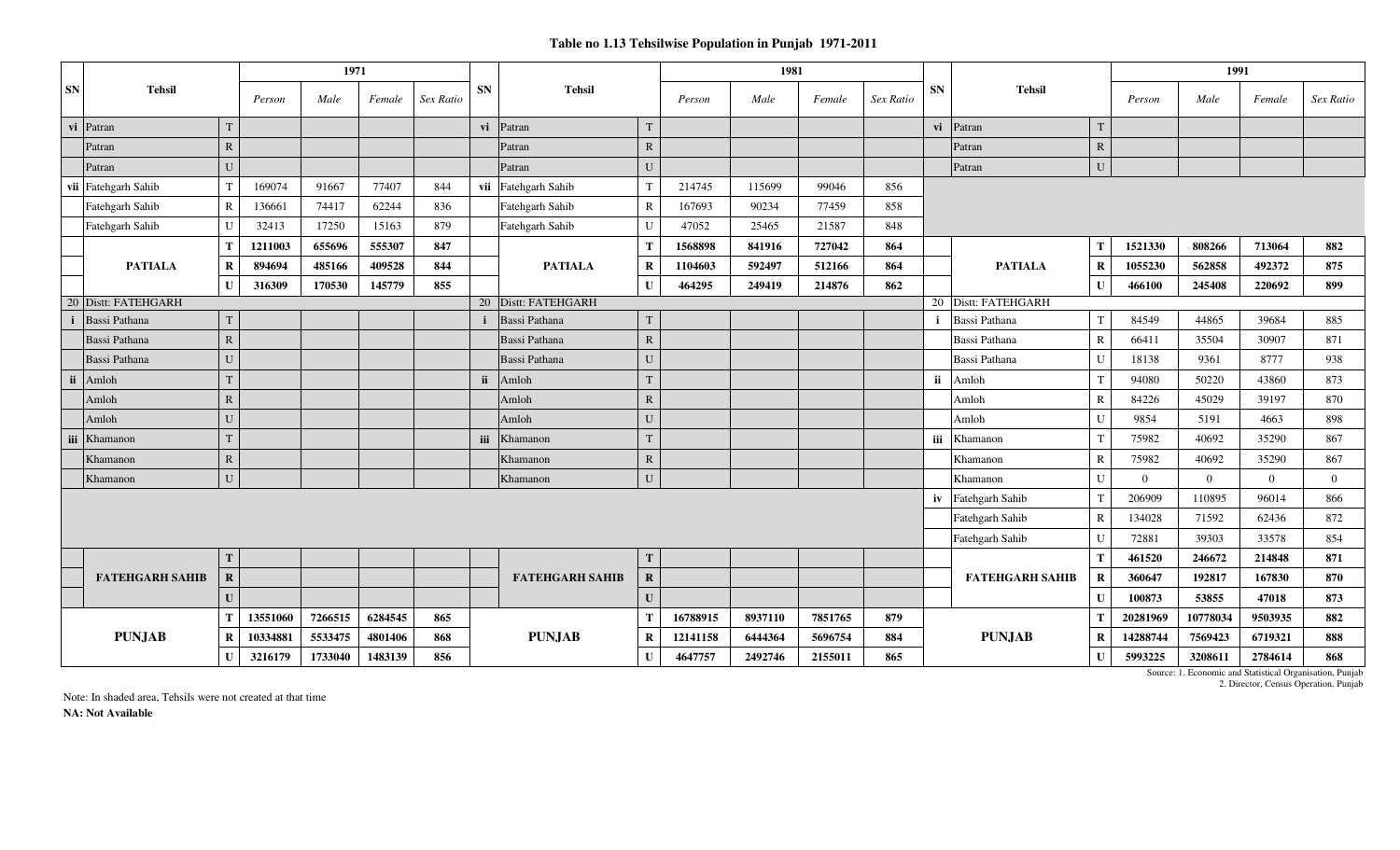**Table no 1.13 Tehsilwise Population in Punjab 1971-2011**

| SN | Tehsil | | 1971 | | | | SN | Tehsil | | 1981 | | | | SN | Tehsil | | 1991 | | | |
|---|---|---|---|---|---|---|---|---|---|---|---|---|---|---|---|---|---|---|---|---|
| | | | *Person* | *Male* | *Female* | *Sex Ratio* | | | | *Person* | *Male* | *Female* | *Sex Ratio* | | | | *Person* | *Male* | *Female* | *Sex Ratio* |
| vi | Patran | T | | | | | vi | Patran | T | | | | | vi | Patran | T | | | | |
| | Patran | R | | | | | | Patran | R | | | | | | Patran | R | | | | |
| | Patran | U | | | | | | Patran | U | | | | | | Patran | U | | | | |
| vii | Fatehgarh Sahib | T | 169074 | 91667 | 77407 | 844 | vii | Fatehgarh Sahib | T | 214745 | 115699 | 99046 | 856 | | | | | | | |
| | Fatehgarh Sahib | R | 136661 | 74417 | 62244 | 836 | | Fatehgarh Sahib | R | 167693 | 90234 | 77459 | 858 | | | | | | | |
| | Fatehgarh Sahib | U | 32413 | 17250 | 15163 | 879 | | Fatehgarh Sahib | U | 47052 | 25465 | 21587 | 848 | | | | | | | |
| | **PATIALA** | **T** | **1211003** | **655696** | **555307** | **847** | | **PATIALA** | **T** | **1568898** | **841916** | **727042** | **864** | | **PATIALA** | **T** | **1521330** | **808266** | **713064** | **882** |
| | | **R** | **894694** | **485166** | **409528** | **844** | | | **R** | **1104603** | **592497** | **512166** | **864** | | | **R** | **1055230** | **562858** | **492372** | **875** |
| | | **U** | **316309** | **170530** | **145779** | **855** | | | **U** | **464295** | **249419** | **214876** | **862** | | | **U** | **466100** | **245408** | **220692** | **899** |
| 20 | Distt: FATEHGARH | | | | | | 20 | Distt: FATEHGARH | | | | | | 20 | Distt: FATEHGARH | | | | | |
| i | Bassi Pathana | T | | | | | i | Bassi Pathana | T | | | | | i | Bassi Pathana | T | 84549 | 44865 | 39684 | 885 |
| | Bassi Pathana | R | | | | | | Bassi Pathana | R | | | | | | Bassi Pathana | R | 66411 | 35504 | 30907 | 871 |
| | Bassi Pathana | U | | | | | | Bassi Pathana | U | | | | | | Bassi Pathana | U | 18138 | 9361 | 8777 | 938 |
| ii | Amloh | T | | | | | ii | Amloh | T | | | | | ii | Amloh | T | 94080 | 50220 | 43860 | 873 |
| | Amloh | R | | | | | | Amloh | R | | | | | | Amloh | R | 84226 | 45029 | 39197 | 870 |
| | Amloh | U | | | | | | Amloh | U | | | | | | Amloh | U | 9854 | 5191 | 4663 | 898 |
| iii | Khamanon | T | | | | | iii | Khamanon | T | | | | | iii | Khamanon | T | 75982 | 40692 | 35290 | 867 |
| | Khamanon | R | | | | | | Khamanon | R | | | | | | Khamanon | R | 75982 | 40692 | 35290 | 867 |
| | Khamanon | U | | | | | | Khamanon | U | | | | | | Khamanon | U | 0 | 0 | 0 | 0 |
| | | | | | | | | | | | | | | iv | Fatehgarh Sahib | T | 206909 | 110895 | 96014 | 866 |
| | | | | | | | | | | | | | | | Fatehgarh Sahib | R | 134028 | 71592 | 62436 | 872 |
| | | | | | | | | | | | | | | | Fatehgarh Sahib | U | 72881 | 39303 | 33578 | 854 |
| | **FATEHGARH SAHIB** | **T** | | | | | | **FATEHGARH SAHIB** | **T** | | | | | | **FATEHGARH SAHIB** | **T** | **461520** | **246672** | **214848** | **871** |
| | | **R** | | | | | | | **R** | | | | | | | **R** | **360647** | **192817** | **167830** | **870** |
| | | **U** | | | | | | | **U** | | | | | | | **U** | **100873** | **53855** | **47018** | **873** |
| | **PUNJAB** | **T** | **13551060** | **7266515** | **6284545** | **865** | | **PUNJAB** | **T** | **16788915** | **8937110** | **7851765** | **879** | | **PUNJAB** | **T** | **20281969** | **10778034** | **9503935** | **882** |
| | | **R** | **10334881** | **5533475** | **4801406** | **868** | | | **R** | **12141158** | **6444364** | **5696754** | **884** | | | **R** | **14288744** | **7569423** | **6719321** | **888** |
| | | **U** | **3216179** | **1733040** | **1483139** | **856** | | | **U** | **4647757** | **2492746** | **2155011** | **865** | | | **U** | **5993225** | **3208611** | **2784614** | **868** |

Source: 1. Economic and Statistical Organisation, Punjab
2. Director, Census Operation, Punjab

Note: In shaded area, Tehsils were not created at that time

**NA: Not Available**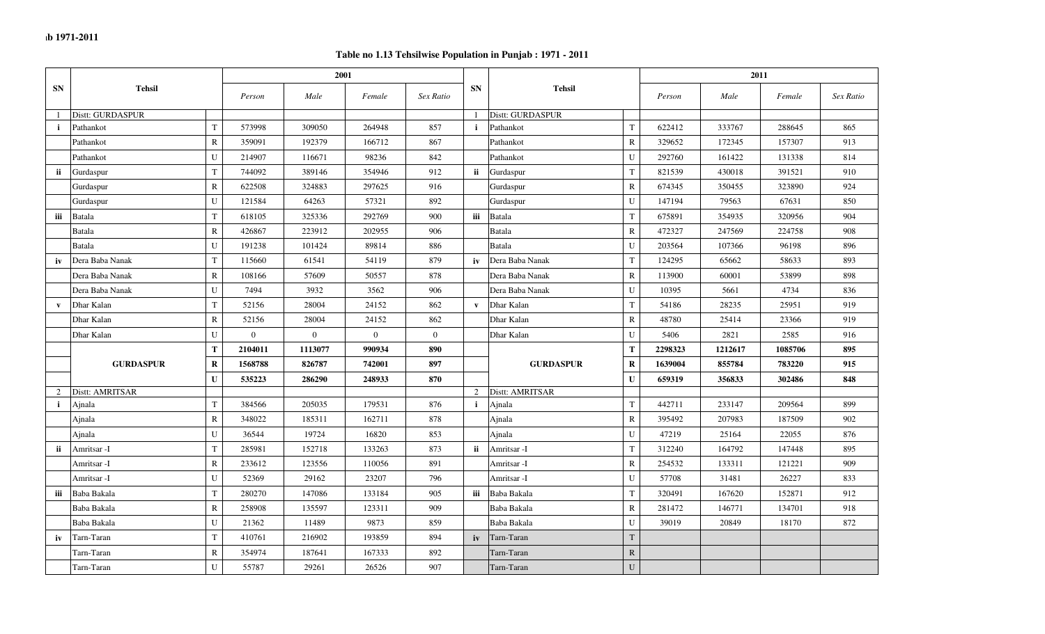## Table no 1.13 Tehsilwise Population in Punjab : 1971 - 2011

| SN | Tehsil | | 2001 | | | | SN | Tehsil | | 2011 | | | |
|---|---|---|---|---|---|---|---|---|---|---|---|---|---|
| | | | *Person* | *Male* | *Female* | *Sex Ratio* | | | | *Person* | *Male* | *Female* | *Sex Ratio* |
| 1 | Distt: GURDASPUR | | | | | | 1 | Distt: GURDASPUR | | | | | |
| i | Pathankot | T | 573998 | 309050 | 264948 | 857 | i | Pathankot | T | 622412 | 333767 | 288645 | 865 |
| | Pathankot | R | 359091 | 192379 | 166712 | 867 | | Pathankot | R | 329652 | 172345 | 157307 | 913 |
| | Pathankot | U | 214907 | 116671 | 98236 | 842 | | Pathankot | U | 292760 | 161422 | 131338 | 814 |
| ii | Gurdaspur | T | 744092 | 389146 | 354946 | 912 | ii | Gurdaspur | T | 821539 | 430018 | 391521 | 910 |
| | Gurdaspur | R | 622508 | 324883 | 297625 | 916 | | Gurdaspur | R | 674345 | 350455 | 323890 | 924 |
| | Gurdaspur | U | 121584 | 64263 | 57321 | 892 | | Gurdaspur | U | 147194 | 79563 | 67631 | 850 |
| iii | Batala | T | 618105 | 325336 | 292769 | 900 | iii | Batala | T | 675891 | 354935 | 320956 | 904 |
| | Batala | R | 426867 | 223912 | 202955 | 906 | | Batala | R | 472327 | 247569 | 224758 | 908 |
| | Batala | U | 191238 | 101424 | 89814 | 886 | | Batala | U | 203564 | 107366 | 96198 | 896 |
| iv | Dera Baba Nanak | T | 115660 | 61541 | 54119 | 879 | iv | Dera Baba Nanak | T | 124295 | 65662 | 58633 | 893 |
| | Dera Baba Nanak | R | 108166 | 57609 | 50557 | 878 | | Dera Baba Nanak | R | 113900 | 60001 | 53899 | 898 |
| | Dera Baba Nanak | U | 7494 | 3932 | 3562 | 906 | | Dera Baba Nanak | U | 10395 | 5661 | 4734 | 836 |
| v | Dhar Kalan | T | 52156 | 28004 | 24152 | 862 | v | Dhar Kalan | T | 54186 | 28235 | 25951 | 919 |
| | Dhar Kalan | R | 52156 | 28004 | 24152 | 862 | | Dhar Kalan | R | 48780 | 25414 | 23366 | 919 |
| | Dhar Kalan | U | 0 | 0 | 0 | 0 | | Dhar Kalan | U | 5406 | 2821 | 2585 | 916 |
| | **GURDASPUR** | **T** | **2104011** | **1113077** | **990934** | **890** | | **GURDASPUR** | **T** | **2298323** | **1212617** | **1085706** | **895** |
| | | **R** | **1568788** | **826787** | **742001** | **897** | | | **R** | **1639004** | **855784** | **783220** | **915** |
| | | **U** | **535223** | **286290** | **248933** | **870** | | | **U** | **659319** | **356833** | **302486** | **848** |
| 2 | Distt: AMRITSAR | | | | | | 2 | Distt: AMRITSAR | | | | | |
| i | Ajnala | T | 384566 | 205035 | 179531 | 876 | i | Ajnala | T | 442711 | 233147 | 209564 | 899 |
| | Ajnala | R | 348022 | 185311 | 162711 | 878 | | Ajnala | R | 395492 | 207983 | 187509 | 902 |
| | Ajnala | U | 36544 | 19724 | 16820 | 853 | | Ajnala | U | 47219 | 25164 | 22055 | 876 |
| ii | Amritsar -I | T | 285981 | 152718 | 133263 | 873 | ii | Amritsar -I | T | 312240 | 164792 | 147448 | 895 |
| | Amritsar -I | R | 233612 | 123556 | 110056 | 891 | | Amritsar -I | R | 254532 | 133311 | 121221 | 909 |
| | Amritsar -I | U | 52369 | 29162 | 23207 | 796 | | Amritsar -I | U | 57708 | 31481 | 26227 | 833 |
| iii | Baba Bakala | T | 280270 | 147086 | 133184 | 905 | iii | Baba Bakala | T | 320491 | 167620 | 152871 | 912 |
| | Baba Bakala | R | 258908 | 135597 | 123311 | 909 | | Baba Bakala | R | 281472 | 146771 | 134701 | 918 |
| | Baba Bakala | U | 21362 | 11489 | 9873 | 859 | | Baba Bakala | U | 39019 | 20849 | 18170 | 872 |
| iv | Tarn-Taran | T | 410761 | 216902 | 193859 | 894 | iv | Tarn-Taran | T | | | | |
| | Tarn-Taran | R | 354974 | 187641 | 167333 | 892 | | Tarn-Taran | R | | | | |
| | Tarn-Taran | U | 55787 | 29261 | 26526 | 907 | | Tarn-Taran | U | | | | |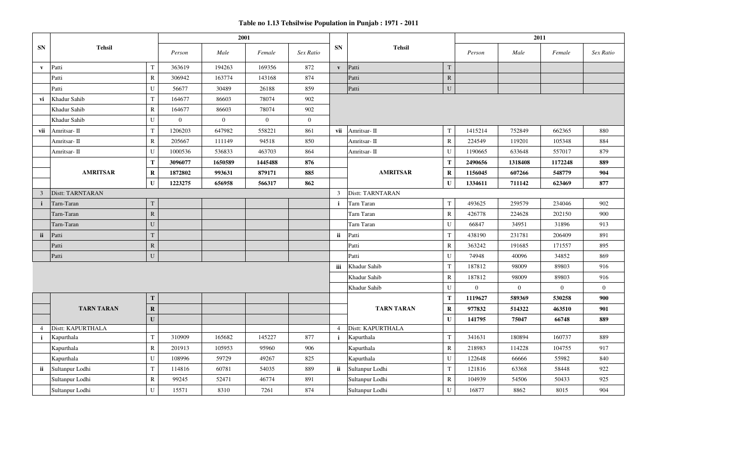**Table no 1.13 Tehsilwise Population in Punjab : 1971 - 2011**

| SN | Tehsil | | 2001 | | | | SN | Tehsil | | 2011 | | | |
|---|---|---|---|---|---|---|---|---|---|---|---|---|---|
| | | | Person | Male | Female | Sex Ratio | | | | Person | Male | Female | Sex Ratio |
| v | Patti | T | 363619 | 194263 | 169356 | 872 | v | Patti | T | | | | |
| | Patti | R | 306942 | 163774 | 143168 | 874 | | Patti | R | | | | |
| | Patti | U | 56677 | 30489 | 26188 | 859 | | Patti | U | | | | |
| vi | Khadur Sahib | T | 164677 | 86603 | 78074 | 902 | | | | | | | |
| | Khadur Sahib | R | 164677 | 86603 | 78074 | 902 | | | | | | | |
| | Khadur Sahib | U | 0 | 0 | 0 | 0 | | | | | | | |
| vii | Amritsar- II | T | 1206203 | 647982 | 558221 | 861 | vii | Amritsar- II | T | 1415214 | 752849 | 662365 | 880 |
| | Amritsar- II | R | 205667 | 111149 | 94518 | 850 | | Amritsar- II | R | 224549 | 119201 | 105348 | 884 |
| | Amritsar- II | U | 1000536 | 536833 | 463703 | 864 | | Amritsar- II | U | 1190665 | 633648 | 557017 | 879 |
| | **AMRITSAR** | **T** | **3096077** | **1650589** | **1445488** | **876** | | **AMRITSAR** | **T** | **2490656** | **1318408** | **1172248** | **889** |
| | | **R** | **1872802** | **993631** | **879171** | **885** | | | **R** | **1156045** | **607266** | **548779** | **904** |
| | | **U** | **1223275** | **656958** | **566317** | **862** | | | **U** | **1334611** | **711142** | **623469** | **877** |
| 3 | Distt: TARNTARAN | | | | | | 3 | Distt: TARNTARAN | | | | | |
| i | Tarn-Taran | T | | | | | i | Tarn Taran | T | 493625 | 259579 | 234046 | 902 |
| | Tarn-Taran | R | | | | | | Tarn Taran | R | 426778 | 224628 | 202150 | 900 |
| | Tarn-Taran | U | | | | | | Tarn Taran | U | 66847 | 34951 | 31896 | 913 |
| ii | Patti | T | | | | | ii | Patti | T | 438190 | 231781 | 206409 | 891 |
| | Patti | R | | | | | | Patti | R | 363242 | 191685 | 171557 | 895 |
| | Patti | U | | | | | | Patti | U | 74948 | 40096 | 34852 | 869 |
| | | | | | | | iii | Khadur Sahib | T | 187812 | 98009 | 89803 | 916 |
| | | | | | | | | Khadur Sahib | R | 187812 | 98009 | 89803 | 916 |
| | | | | | | | | Khadur Sahib | U | 0 | 0 | 0 | 0 |
| | **TARN TARAN** | **T** | | | | | | **TARN TARAN** | **T** | **1119627** | **589369** | **530258** | **900** |
| | | **R** | | | | | | | **R** | **977832** | **514322** | **463510** | **901** |
| | | **U** | | | | | | | **U** | **141795** | **75047** | **66748** | **889** |
| 4 | Distt: KAPURTHALA | | | | | | 4 | Distt: KAPURTHALA | | | | | |
| i | Kapurthala | T | 310909 | 165682 | 145227 | 877 | i | Kapurthala | T | 341631 | 180894 | 160737 | 889 |
| | Kapurthala | R | 201913 | 105953 | 95960 | 906 | | Kapurthala | R | 218983 | 114228 | 104755 | 917 |
| | Kapurthala | U | 108996 | 59729 | 49267 | 825 | | Kapurthala | U | 122648 | 66666 | 55982 | 840 |
| ii | Sultanpur Lodhi | T | 114816 | 60781 | 54035 | 889 | ii | Sultanpur Lodhi | T | 121816 | 63368 | 58448 | 922 |
| | Sultanpur Lodhi | R | 99245 | 52471 | 46774 | 891 | | Sultanpur Lodhi | R | 104939 | 54506 | 50433 | 925 |
| | Sultanpur Lodhi | U | 15571 | 8310 | 7261 | 874 | | Sultanpur Lodhi | U | 16877 | 8862 | 8015 | 904 |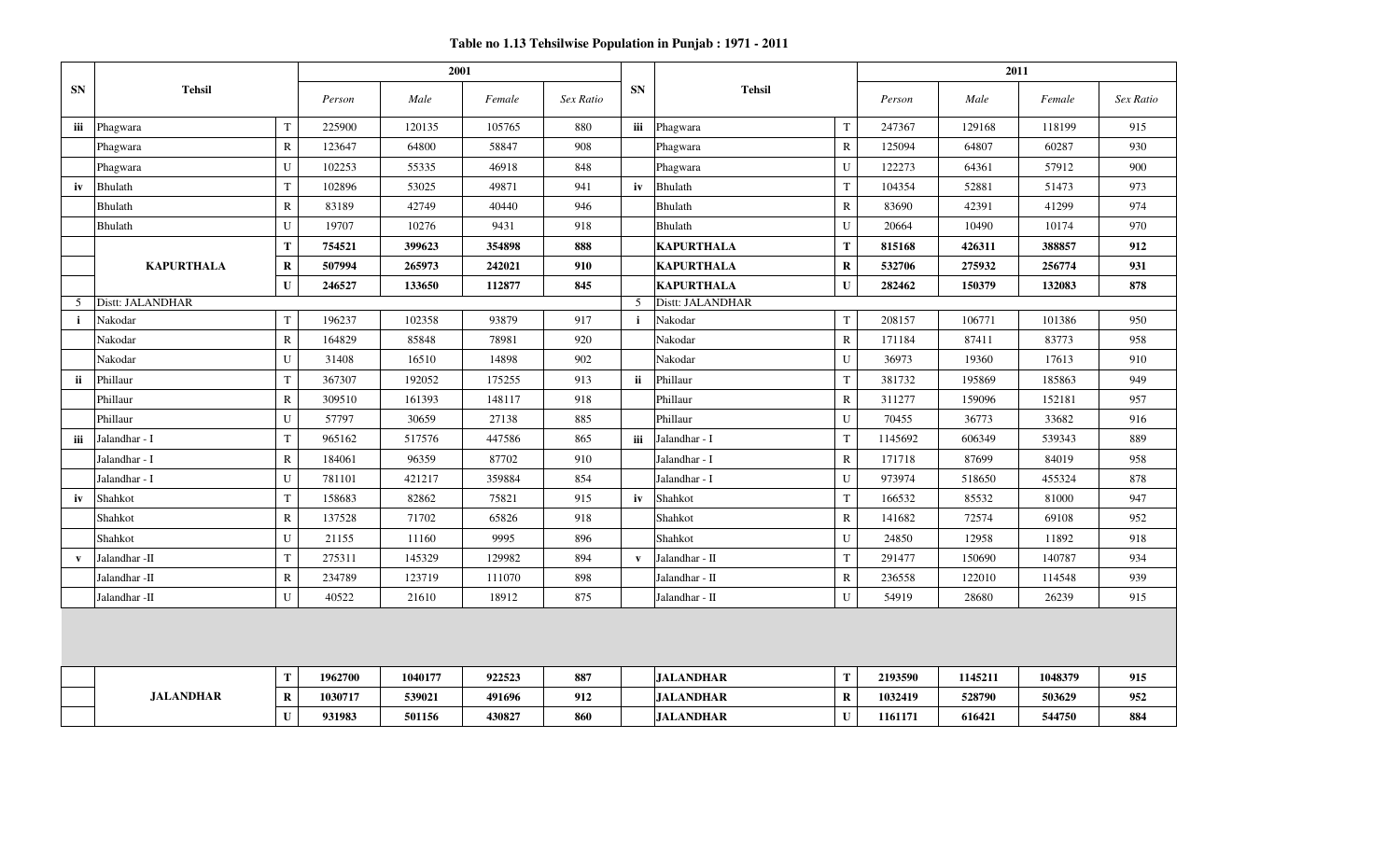**Table no 1.13 Tehsilwise Population in Punjab : 1971 - 2011**

| SN | Tehsil | | 2001 Person | 2001 Male | 2001 Female | 2001 Sex Ratio | SN | Tehsil | | 2011 Person | 2011 Male | 2011 Female | 2011 Sex Ratio |
|---|---|---|---|---|---|---|---|---|---|---|---|---|---|
| iii | Phagwara | T | 225900 | 120135 | 105765 | 880 | iii | Phagwara | T | 247367 | 129168 | 118199 | 915 |
| | Phagwara | R | 123647 | 64800 | 58847 | 908 | | Phagwara | R | 125094 | 64807 | 60287 | 930 |
| | Phagwara | U | 102253 | 55335 | 46918 | 848 | | Phagwara | U | 122273 | 64361 | 57912 | 900 |
| iv | Bhulath | T | 102896 | 53025 | 49871 | 941 | iv | Bhulath | T | 104354 | 52881 | 51473 | 973 |
| | Bhulath | R | 83189 | 42749 | 40440 | 946 | | Bhulath | R | 83690 | 42391 | 41299 | 974 |
| | Bhulath | U | 19707 | 10276 | 9431 | 918 | | Bhulath | U | 20664 | 10490 | 10174 | 970 |
| | **KAPURTHALA** | **T** | **754521** | **399623** | **354898** | **888** | | **KAPURTHALA** | **T** | **815168** | **426311** | **388857** | **912** |
| | **KAPURTHALA** | **R** | **507994** | **265973** | **242021** | **910** | | **KAPURTHALA** | **R** | **532706** | **275932** | **256774** | **931** |
| | **KAPURTHALA** | **U** | **246527** | **133650** | **112877** | **845** | | **KAPURTHALA** | **U** | **282462** | **150379** | **132083** | **878** |
| 5 | Distt: JALANDHAR | | | | | | 5 | Distt: JALANDHAR | | | | | |
| i | Nakodar | T | 196237 | 102358 | 93879 | 917 | i | Nakodar | T | 208157 | 106771 | 101386 | 950 |
| | Nakodar | R | 164829 | 85848 | 78981 | 920 | | Nakodar | R | 171184 | 87411 | 83773 | 958 |
| | Nakodar | U | 31408 | 16510 | 14898 | 902 | | Nakodar | U | 36973 | 19360 | 17613 | 910 |
| ii | Phillaur | T | 367307 | 192052 | 175255 | 913 | ii | Phillaur | T | 381732 | 195869 | 185863 | 949 |
| | Phillaur | R | 309510 | 161393 | 148117 | 918 | | Phillaur | R | 311277 | 159096 | 152181 | 957 |
| | Phillaur | U | 57797 | 30659 | 27138 | 885 | | Phillaur | U | 70455 | 36773 | 33682 | 916 |
| iii | Jalandhar - I | T | 965162 | 517576 | 447586 | 865 | iii | Jalandhar - I | T | 1145692 | 606349 | 539343 | 889 |
| | Jalandhar - I | R | 184061 | 96359 | 87702 | 910 | | Jalandhar - I | R | 171718 | 87699 | 84019 | 958 |
| | Jalandhar - I | U | 781101 | 421217 | 359884 | 854 | | Jalandhar - I | U | 973974 | 518650 | 455324 | 878 |
| iv | Shahkot | T | 158683 | 82862 | 75821 | 915 | iv | Shahkot | T | 166532 | 85532 | 81000 | 947 |
| | Shahkot | R | 137528 | 71702 | 65826 | 918 | | Shahkot | R | 141682 | 72574 | 69108 | 952 |
| | Shahkot | U | 21155 | 11160 | 9995 | 896 | | Shahkot | U | 24850 | 12958 | 11892 | 918 |
| v | Jalandhar -II | T | 275311 | 145329 | 129982 | 894 | v | Jalandhar - II | T | 291477 | 150690 | 140787 | 934 |
| | Jalandhar -II | R | 234789 | 123719 | 111070 | 898 | | Jalandhar - II | R | 236558 | 122010 | 114548 | 939 |
| | Jalandhar -II | U | 40522 | 21610 | 18912 | 875 | | Jalandhar - II | U | 54919 | 28680 | 26239 | 915 |
| | **JALANDHAR** | **T** | **1962700** | **1040177** | **922523** | **887** | | **JALANDHAR** | **T** | **2193590** | **1145211** | **1048379** | **915** |
| | **JALANDHAR** | **R** | **1030717** | **539021** | **491696** | **912** | | **JALANDHAR** | **R** | **1032419** | **528790** | **503629** | **952** |
| | **JALANDHAR** | **U** | **931983** | **501156** | **430827** | **860** | | **JALANDHAR** | **U** | **1161171** | **616421** | **544750** | **884** |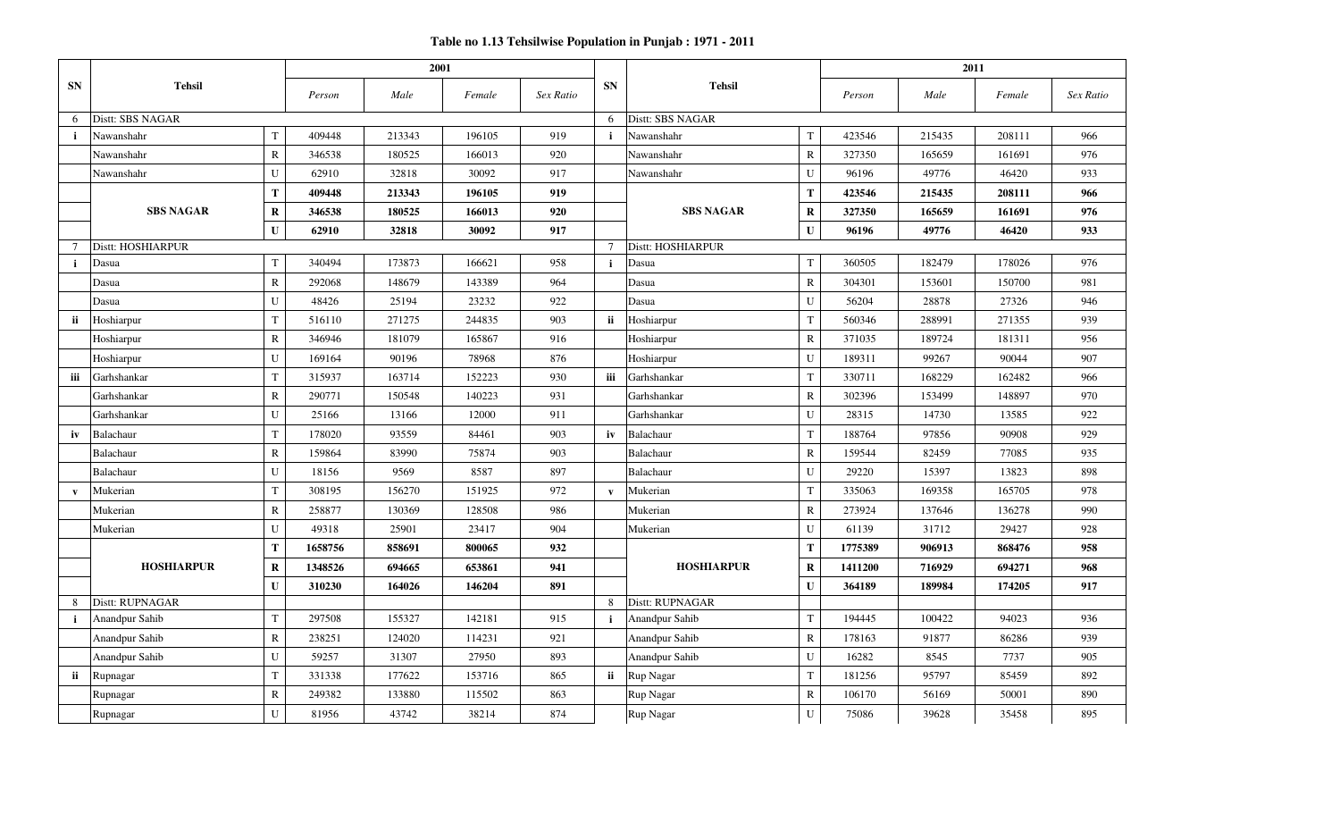# Table no 1.13 Tehsilwise Population in Punjab : 1971 - 2011

| SN | Tehsil | | 2001 | | | | SN | Tehsil | | 2011 | | | |
|---|---|---|---|---|---|---|---|---|---|---|---|---|---|
| | | | *Person* | *Male* | *Female* | *Sex Ratio* | | | | *Person* | *Male* | *Female* | *Sex Ratio* |
| 6 | Distt: SBS NAGAR | | | | | | 6 | Distt: SBS NAGAR | | | | | |
| **i** | Nawanshahr | T | 409448 | 213343 | 196105 | 919 | **i** | Nawanshahr | T | 423546 | 215435 | 208111 | 966 |
| | Nawanshahr | R | 346538 | 180525 | 166013 | 920 | | Nawanshahr | R | 327350 | 165659 | 161691 | 976 |
| | Nawanshahr | U | 62910 | 32818 | 30092 | 917 | | Nawanshahr | U | 96196 | 49776 | 46420 | 933 |
| | | **T** | **409448** | **213343** | **196105** | **919** | | | **T** | **423546** | **215435** | **208111** | **966** |
| | **SBS NAGAR** | **R** | **346538** | **180525** | **166013** | **920** | | **SBS NAGAR** | **R** | **327350** | **165659** | **161691** | **976** |
| | | **U** | **62910** | **32818** | **30092** | **917** | | | **U** | **96196** | **49776** | **46420** | **933** |
| 7 | Distt: HOSHIARPUR | | | | | | 7 | Distt: HOSHIARPUR | | | | | |
| **i** | Dasua | T | 340494 | 173873 | 166621 | 958 | **i** | Dasua | T | 360505 | 182479 | 178026 | 976 |
| | Dasua | R | 292068 | 148679 | 143389 | 964 | | Dasua | R | 304301 | 153601 | 150700 | 981 |
| | Dasua | U | 48426 | 25194 | 23232 | 922 | | Dasua | U | 56204 | 28878 | 27326 | 946 |
| **ii** | Hoshiarpur | T | 516110 | 271275 | 244835 | 903 | **ii** | Hoshiarpur | T | 560346 | 288991 | 271355 | 939 |
| | Hoshiarpur | R | 346946 | 181079 | 165867 | 916 | | Hoshiarpur | R | 371035 | 189724 | 181311 | 956 |
| | Hoshiarpur | U | 169164 | 90196 | 78968 | 876 | | Hoshiarpur | U | 189311 | 99267 | 90044 | 907 |
| **iii** | Garhshankar | T | 315937 | 163714 | 152223 | 930 | **iii** | Garhshankar | T | 330711 | 168229 | 162482 | 966 |
| | Garhshankar | R | 290771 | 150548 | 140223 | 931 | | Garhshankar | R | 302396 | 153499 | 148897 | 970 |
| | Garhshankar | U | 25166 | 13166 | 12000 | 911 | | Garhshankar | U | 28315 | 14730 | 13585 | 922 |
| **iv** | Balachaur | T | 178020 | 93559 | 84461 | 903 | **iv** | Balachaur | T | 188764 | 97856 | 90908 | 929 |
| | Balachaur | R | 159864 | 83990 | 75874 | 903 | | Balachaur | R | 159544 | 82459 | 77085 | 935 |
| | Balachaur | U | 18156 | 9569 | 8587 | 897 | | Balachaur | U | 29220 | 15397 | 13823 | 898 |
| **v** | Mukerian | T | 308195 | 156270 | 151925 | 972 | **v** | Mukerian | T | 335063 | 169358 | 165705 | 978 |
| | Mukerian | R | 258877 | 130369 | 128508 | 986 | | Mukerian | R | 273924 | 137646 | 136278 | 990 |
| | Mukerian | U | 49318 | 25901 | 23417 | 904 | | Mukerian | U | 61139 | 31712 | 29427 | 928 |
| | | **T** | **1658756** | **858691** | **800065** | **932** | | | **T** | **1775389** | **906913** | **868476** | **958** |
| | **HOSHIARPUR** | **R** | **1348526** | **694665** | **653861** | **941** | | **HOSHIARPUR** | **R** | **1411200** | **716929** | **694271** | **968** |
| | | **U** | **310230** | **164026** | **146204** | **891** | | | **U** | **364189** | **189984** | **174205** | **917** |
| 8 | Distt: RUPNAGAR | | | | | | 8 | Distt: RUPNAGAR | | | | | |
| **i** | Anandpur Sahib | T | 297508 | 155327 | 142181 | 915 | **i** | Anandpur Sahib | T | 194445 | 100422 | 94023 | 936 |
| | Anandpur Sahib | R | 238251 | 124020 | 114231 | 921 | | Anandpur Sahib | R | 178163 | 91877 | 86286 | 939 |
| | Anandpur Sahib | U | 59257 | 31307 | 27950 | 893 | | Anandpur Sahib | U | 16282 | 8545 | 7737 | 905 |
| **ii** | Rupnagar | T | 331338 | 177622 | 153716 | 865 | **ii** | Rup Nagar | T | 181256 | 95797 | 85459 | 892 |
| | Rupnagar | R | 249382 | 133880 | 115502 | 863 | | Rup Nagar | R | 106170 | 56169 | 50001 | 890 |
| | Rupnagar | U | 81956 | 43742 | 38214 | 874 | | Rup Nagar | U | 75086 | 39628 | 35458 | 895 |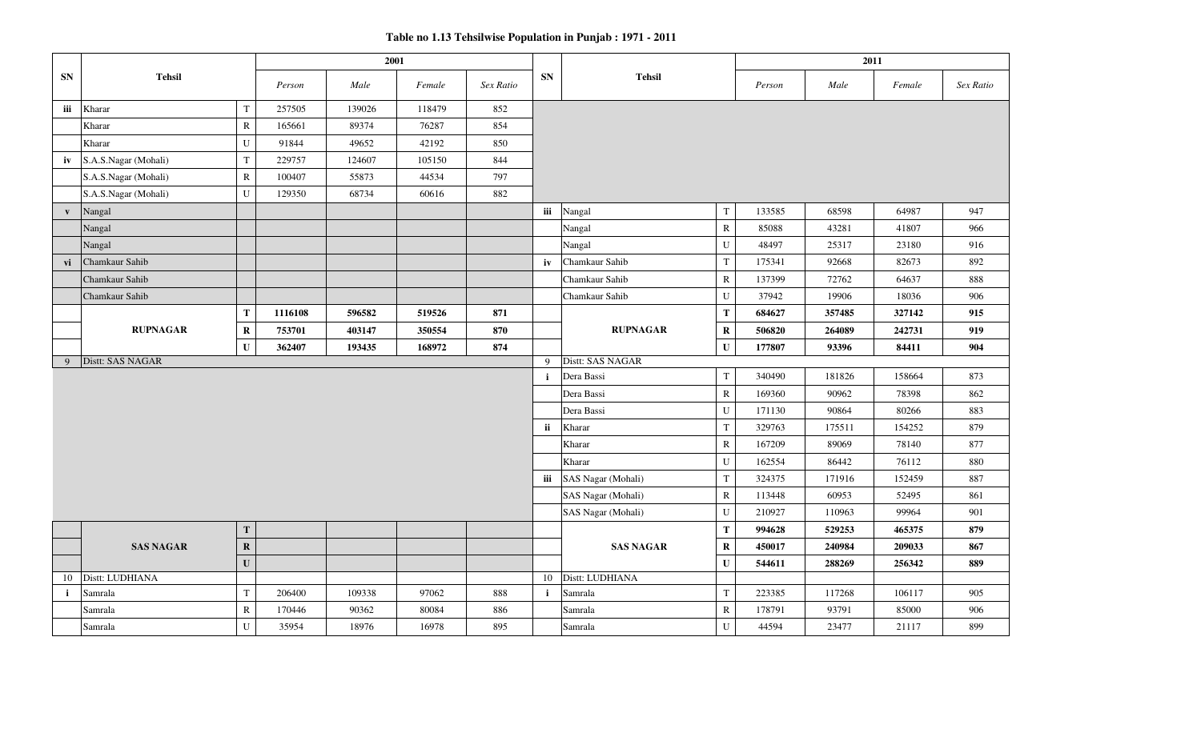# Table no 1.13 Tehsilwise Population in Punjab : 1971 - 2011

| SN | Tehsil | | 2001 | | | | SN | Tehsil | | 2011 | | | |
|---|---|---|---|---|---|---|---|---|---|---|---|---|---|
| | | | *Person* | *Male* | *Female* | *Sex Ratio* | | | | *Person* | *Male* | *Female* | *Sex Ratio* |
| iii | Kharar | T | 257505 | 139026 | 118479 | 852 | | | | | | | |
| | Kharar | R | 165661 | 89374 | 76287 | 854 | | | | | | | |
| | Kharar | U | 91844 | 49652 | 42192 | 850 | | | | | | | |
| iv | S.A.S.Nagar (Mohali) | T | 229757 | 124607 | 105150 | 844 | | | | | | | |
| | S.A.S.Nagar (Mohali) | R | 100407 | 55873 | 44534 | 797 | | | | | | | |
| | S.A.S.Nagar (Mohali) | U | 129350 | 68734 | 60616 | 882 | | | | | | | |
| v | Nangal | | | | | | iii | Nangal | T | 133585 | 68598 | 64987 | 947 |
| | Nangal | | | | | | | Nangal | R | 85088 | 43281 | 41807 | 966 |
| | Nangal | | | | | | | Nangal | U | 48497 | 25317 | 23180 | 916 |
| vi | Chamkaur Sahib | | | | | | iv | Chamkaur Sahib | T | 175341 | 92668 | 82673 | 892 |
| | Chamkaur Sahib | | | | | | | Chamkaur Sahib | R | 137399 | 72762 | 64637 | 888 |
| | Chamkaur Sahib | | | | | | | Chamkaur Sahib | U | 37942 | 19906 | 18036 | 906 |
| | **RUPNAGAR** | **T** | **1116108** | **596582** | **519526** | **871** | | **RUPNAGAR** | **T** | **684627** | **357485** | **327142** | **915** |
| | | **R** | **753701** | **403147** | **350554** | **870** | | | **R** | **506820** | **264089** | **242731** | **919** |
| | | **U** | **362407** | **193435** | **168972** | **874** | | | **U** | **177807** | **93396** | **84411** | **904** |
| 9 | Distt: SAS NAGAR | | | | | | 9 | Distt: SAS NAGAR | | | | | |
| | | | | | | | i | Dera Bassi | T | 340490 | 181826 | 158664 | 873 |
| | | | | | | | | Dera Bassi | R | 169360 | 90962 | 78398 | 862 |
| | | | | | | | | Dera Bassi | U | 171130 | 90864 | 80266 | 883 |
| | | | | | | | ii | Kharar | T | 329763 | 175511 | 154252 | 879 |
| | | | | | | | | Kharar | R | 167209 | 89069 | 78140 | 877 |
| | | | | | | | | Kharar | U | 162554 | 86442 | 76112 | 880 |
| | | | | | | | iii | SAS Nagar (Mohali) | T | 324375 | 171916 | 152459 | 887 |
| | | | | | | | | SAS Nagar (Mohali) | R | 113448 | 60953 | 52495 | 861 |
| | | | | | | | | SAS Nagar (Mohali) | U | 210927 | 110963 | 99964 | 901 |
| | **SAS NAGAR** | **T** | | | | | | **SAS NAGAR** | **T** | **994628** | **529253** | **465375** | **879** |
| | | **R** | | | | | | | **R** | **450017** | **240984** | **209033** | **867** |
| | | **U** | | | | | | | **U** | **544611** | **288269** | **256342** | **889** |
| 10 | Distt: LUDHIANA | | | | | | 10 | Distt: LUDHIANA | | | | | |
| i | Samrala | T | 206400 | 109338 | 97062 | 888 | i | Samrala | T | 223385 | 117268 | 106117 | 905 |
| | Samrala | R | 170446 | 90362 | 80084 | 886 | | Samrala | R | 178791 | 93791 | 85000 | 906 |
| | Samrala | U | 35954 | 18976 | 16978 | 895 | | Samrala | U | 44594 | 23477 | 21117 | 899 |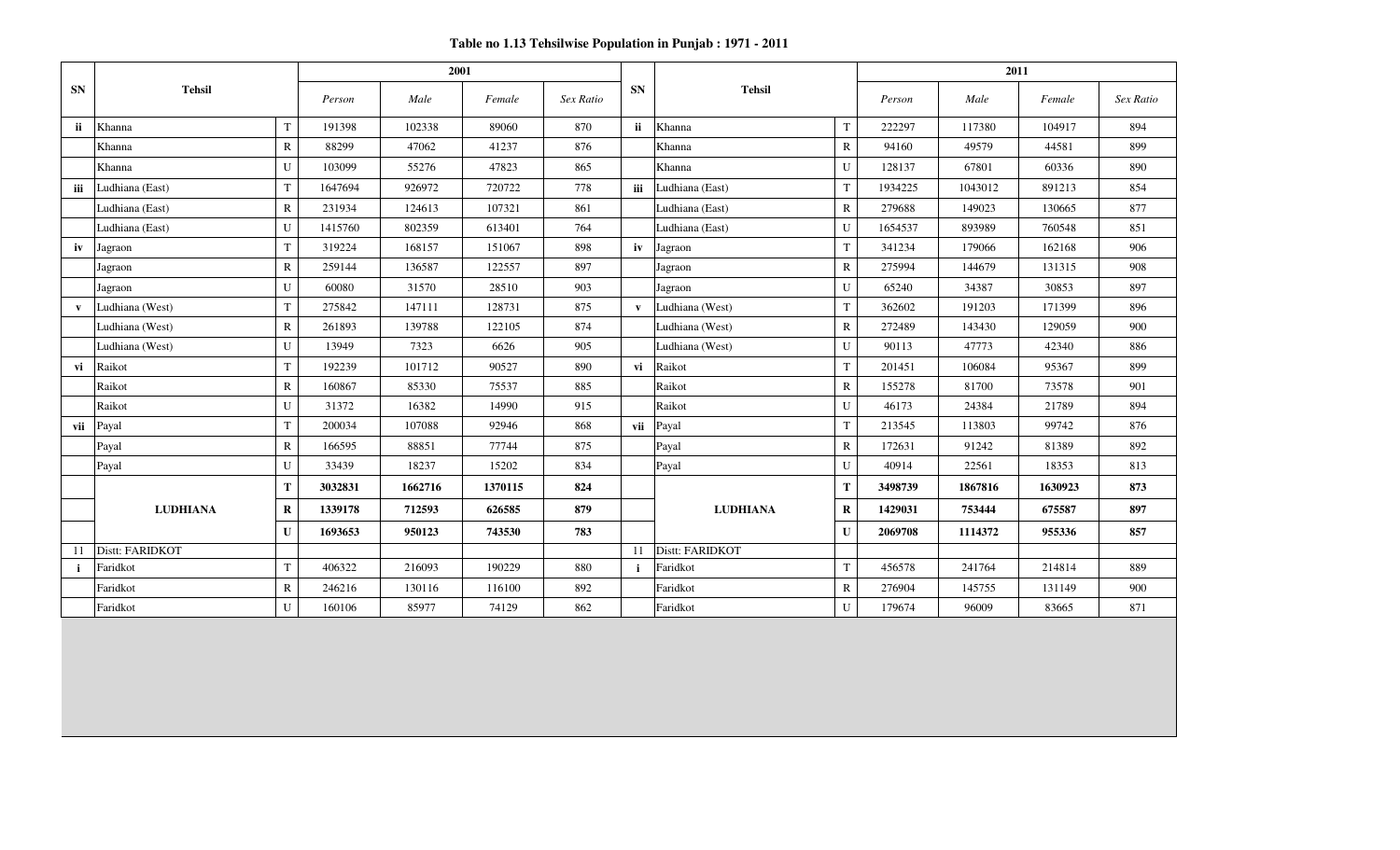**Table no 1.13 Tehsilwise Population in Punjab : 1971 - 2011**

| SN | Tehsil | | 2001 | | | | SN | Tehsil | | 2011 | | | |
|---|---|---|---|---|---|---|---|---|---|---|---|---|---|
| | | | *Person* | *Male* | *Female* | *Sex Ratio* | | | | *Person* | *Male* | *Female* | *Sex Ratio* |
| **ii** | Khanna | T | 191398 | 102338 | 89060 | 870 | **ii** | Khanna | T | 222297 | 117380 | 104917 | 894 |
| | Khanna | R | 88299 | 47062 | 41237 | 876 | | Khanna | R | 94160 | 49579 | 44581 | 899 |
| | Khanna | U | 103099 | 55276 | 47823 | 865 | | Khanna | U | 128137 | 67801 | 60336 | 890 |
| **iii** | Ludhiana (East) | T | 1647694 | 926972 | 720722 | 778 | **iii** | Ludhiana (East) | T | 1934225 | 1043012 | 891213 | 854 |
| | Ludhiana (East) | R | 231934 | 124613 | 107321 | 861 | | Ludhiana (East) | R | 279688 | 149023 | 130665 | 877 |
| | Ludhiana (East) | U | 1415760 | 802359 | 613401 | 764 | | Ludhiana (East) | U | 1654537 | 893989 | 760548 | 851 |
| **iv** | Jagraon | T | 319224 | 168157 | 151067 | 898 | **iv** | Jagraon | T | 341234 | 179066 | 162168 | 906 |
| | Jagraon | R | 259144 | 136587 | 122557 | 897 | | Jagraon | R | 275994 | 144679 | 131315 | 908 |
| | Jagraon | U | 60080 | 31570 | 28510 | 903 | | Jagraon | U | 65240 | 34387 | 30853 | 897 |
| **v** | Ludhiana (West) | T | 275842 | 147111 | 128731 | 875 | **v** | Ludhiana (West) | T | 362602 | 191203 | 171399 | 896 |
| | Ludhiana (West) | R | 261893 | 139788 | 122105 | 874 | | Ludhiana (West) | R | 272489 | 143430 | 129059 | 900 |
| | Ludhiana (West) | U | 13949 | 7323 | 6626 | 905 | | Ludhiana (West) | U | 90113 | 47773 | 42340 | 886 |
| **vi** | Raikot | T | 192239 | 101712 | 90527 | 890 | **vi** | Raikot | T | 201451 | 106084 | 95367 | 899 |
| | Raikot | R | 160867 | 85330 | 75537 | 885 | | Raikot | R | 155278 | 81700 | 73578 | 901 |
| | Raikot | U | 31372 | 16382 | 14990 | 915 | | Raikot | U | 46173 | 24384 | 21789 | 894 |
| **vii** | Payal | T | 200034 | 107088 | 92946 | 868 | **vii** | Payal | T | 213545 | 113803 | 99742 | 876 |
| | Payal | R | 166595 | 88851 | 77744 | 875 | | Payal | R | 172631 | 91242 | 81389 | 892 |
| | Payal | U | 33439 | 18237 | 15202 | 834 | | Payal | U | 40914 | 22561 | 18353 | 813 |
| | | **T** | **3032831** | **1662716** | **1370115** | **824** | | | **T** | **3498739** | **1867816** | **1630923** | **873** |
| | **LUDHIANA** | **R** | **1339178** | **712593** | **626585** | **879** | | **LUDHIANA** | **R** | **1429031** | **753444** | **675587** | **897** |
| | | **U** | **1693653** | **950123** | **743530** | **783** | | | **U** | **2069708** | **1114372** | **955336** | **857** |
| 11 | Distt: FARIDKOT | | | | | | 11 | Distt: FARIDKOT | | | | | |
| **i** | Faridkot | T | 406322 | 216093 | 190229 | 880 | **i** | Faridkot | T | 456578 | 241764 | 214814 | 889 |
| | Faridkot | R | 246216 | 130116 | 116100 | 892 | | Faridkot | R | 276904 | 145755 | 131149 | 900 |
| | Faridkot | U | 160106 | 85977 | 74129 | 862 | | Faridkot | U | 179674 | 96009 | 83665 | 871 |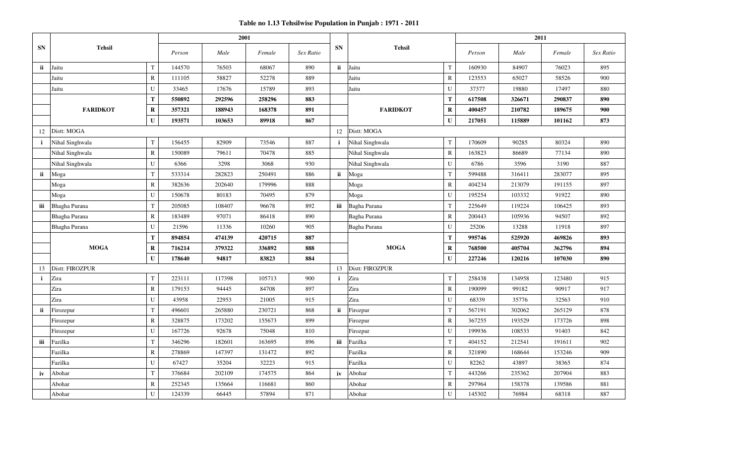# Table no 1.13 Tehsilwise Population in Punjab : 1971 - 2011

| SN | Tehsil | | 2001 | | | | SN | Tehsil | | 2011 | | | |
|---|---|---|---|---|---|---|---|---|---|---|---|---|---|
| | | | *Person* | *Male* | *Female* | *Sex Ratio* | | | | *Person* | *Male* | *Female* | *Sex Ratio* |
| **ii** | Jaitu | T | 144570 | 76503 | 68067 | 890 | **ii** | Jaitu | T | 160930 | 84907 | 76023 | 895 |
| | Jaitu | R | 111105 | 58827 | 52278 | 889 | | Jaitu | R | 123553 | 65027 | 58526 | 900 |
| | Jaitu | U | 33465 | 17676 | 15789 | 893 | | Jaitu | U | 37377 | 19880 | 17497 | 880 |
| | | **T** | **550892** | **292596** | **258296** | **883** | | | **T** | **617508** | **326671** | **290837** | **890** |
| | **FARIDKOT** | **R** | **357321** | **188943** | **168378** | **891** | | **FARIDKOT** | **R** | **400457** | **210782** | **189675** | **900** |
| | | **U** | **193571** | **103653** | **89918** | **867** | | | **U** | **217051** | **115889** | **101162** | **873** |
| 12 | Distt: MOGA | | | | | | 12 | Distt: MOGA | | | | | |
| **i** | Nihal Singhwala | T | 156455 | 82909 | 73546 | 887 | **i** | Nihal Singhwala | T | 170609 | 90285 | 80324 | 890 |
| | Nihal Singhwala | R | 150089 | 79611 | 70478 | 885 | | Nihal Singhwala | R | 163823 | 86689 | 77134 | 890 |
| | Nihal Singhwala | U | 6366 | 3298 | 3068 | 930 | | Nihal Singhwala | U | 6786 | 3596 | 3190 | 887 |
| **ii** | Moga | T | 533314 | 282823 | 250491 | 886 | **ii** | Moga | T | 599488 | 316411 | 283077 | 895 |
| | Moga | R | 382636 | 202640 | 179996 | 888 | | Moga | R | 404234 | 213079 | 191155 | 897 |
| | Moga | U | 150678 | 80183 | 70495 | 879 | | Moga | U | 195254 | 103332 | 91922 | 890 |
| **iii** | Bhagha Purana | T | 205085 | 108407 | 96678 | 892 | **iii** | Bagha Purana | T | 225649 | 119224 | 106425 | 893 |
| | Bhagha Purana | R | 183489 | 97071 | 86418 | 890 | | Bagha Purana | R | 200443 | 105936 | 94507 | 892 |
| | Bhagha Purana | U | 21596 | 11336 | 10260 | 905 | | Bagha Purana | U | 25206 | 13288 | 11918 | 897 |
| | | **T** | **894854** | **474139** | **420715** | **887** | | | **T** | **995746** | **525920** | **469826** | **893** |
| | **MOGA** | **R** | **716214** | **379322** | **336892** | **888** | | **MOGA** | **R** | **768500** | **405704** | **362796** | **894** |
| | | **U** | **178640** | **94817** | **83823** | **884** | | | **U** | **227246** | **120216** | **107030** | **890** |
| 13 | Distt: FIROZPUR | | | | | | 13 | Distt: FIROZPUR | | | | | |
| **i** | Zira | T | 223111 | 117398 | 105713 | 900 | **i** | Zira | T | 258438 | 134958 | 123480 | 915 |
| | Zira | R | 179153 | 94445 | 84708 | 897 | | Zira | R | 190099 | 99182 | 90917 | 917 |
| | Zira | U | 43958 | 22953 | 21005 | 915 | | Zira | U | 68339 | 35776 | 32563 | 910 |
| **ii** | Firozepur | T | 496601 | 265880 | 230721 | 868 | **ii** | Firozpur | T | 567191 | 302062 | 265129 | 878 |
| | Firozepur | R | 328875 | 173202 | 155673 | 899 | | Firozpur | R | 367255 | 193529 | 173726 | 898 |
| | Firozepur | U | 167726 | 92678 | 75048 | 810 | | Firozpur | U | 199936 | 108533 | 91403 | 842 |
| **iii** | Fazilka | T | 346296 | 182601 | 163695 | 896 | **iii** | Fazilka | T | 404152 | 212541 | 191611 | 902 |
| | Fazilka | R | 278869 | 147397 | 131472 | 892 | | Fazilka | R | 321890 | 168644 | 153246 | 909 |
| | Fazilka | U | 67427 | 35204 | 32223 | 915 | | Fazilka | U | 82262 | 43897 | 38365 | 874 |
| **iv** | Abohar | T | 376684 | 202109 | 174575 | 864 | **iv** | Abohar | T | 443266 | 235362 | 207904 | 883 |
| | Abohar | R | 252345 | 135664 | 116681 | 860 | | Abohar | R | 297964 | 158378 | 139586 | 881 |
| | Abohar | U | 124339 | 66445 | 57894 | 871 | | Abohar | U | 145302 | 76984 | 68318 | 887 |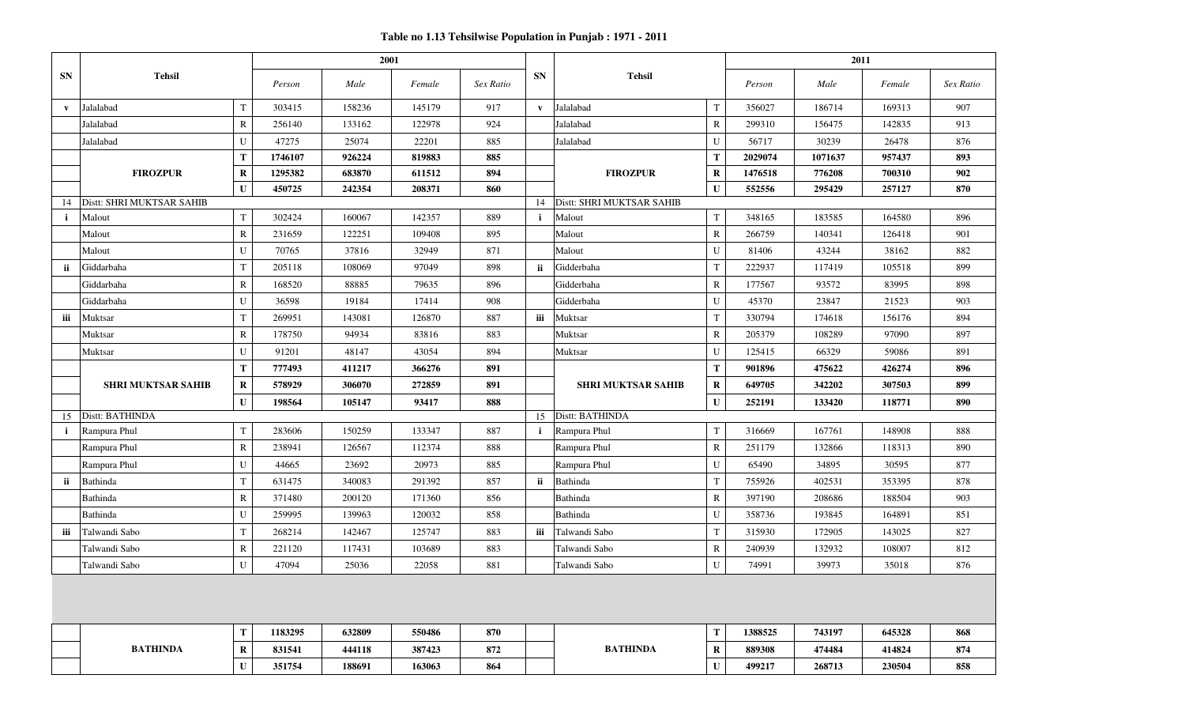**Table no 1.13 Tehsilwise Population in Punjab : 1971 - 2011**

| SN | Tehsil | | 2001 | | | | SN | Tehsil | | 2011 | | | |
|---|---|---|---|---|---|---|---|---|---|---|---|---|---|
| | | | Person | Male | Female | Sex Ratio | | | | Person | Male | Female | Sex Ratio |
| v | Jalalabad | T | 303415 | 158236 | 145179 | 917 | v | Jalalabad | T | 356027 | 186714 | 169313 | 907 |
| | Jalalabad | R | 256140 | 133162 | 122978 | 924 | | Jalalabad | R | 299310 | 156475 | 142835 | 913 |
| | Jalalabad | U | 47275 | 25074 | 22201 | 885 | | Jalalabad | U | 56717 | 30239 | 26478 | 876 |
| | | **T** | **1746107** | **926224** | **819883** | **885** | | | **T** | **2029074** | **1071637** | **957437** | **893** |
| | **FIROZPUR** | **R** | **1295382** | **683870** | **611512** | **894** | | **FIROZPUR** | **R** | **1476518** | **776208** | **700310** | **902** |
| | | **U** | **450725** | **242354** | **208371** | **860** | | | **U** | **552556** | **295429** | **257127** | **870** |
| 14 | Distt: SHRI MUKTSAR SAHIB | | | | | | 14 | Distt: SHRI MUKTSAR SAHIB | | | | | |
| i | Malout | T | 302424 | 160067 | 142357 | 889 | i | Malout | T | 348165 | 183585 | 164580 | 896 |
| | Malout | R | 231659 | 122251 | 109408 | 895 | | Malout | R | 266759 | 140341 | 126418 | 901 |
| | Malout | U | 70765 | 37816 | 32949 | 871 | | Malout | U | 81406 | 43244 | 38162 | 882 |
| ii | Giddarbaha | T | 205118 | 108069 | 97049 | 898 | ii | Gidderbaha | T | 222937 | 117419 | 105518 | 899 |
| | Giddarbaha | R | 168520 | 88885 | 79635 | 896 | | Gidderbaha | R | 177567 | 93572 | 83995 | 898 |
| | Giddarbaha | U | 36598 | 19184 | 17414 | 908 | | Gidderbaha | U | 45370 | 23847 | 21523 | 903 |
| iii | Muktsar | T | 269951 | 143081 | 126870 | 887 | iii | Muktsar | T | 330794 | 174618 | 156176 | 894 |
| | Muktsar | R | 178750 | 94934 | 83816 | 883 | | Muktsar | R | 205379 | 108289 | 97090 | 897 |
| | Muktsar | U | 91201 | 48147 | 43054 | 894 | | Muktsar | U | 125415 | 66329 | 59086 | 891 |
| | | **T** | **777493** | **411217** | **366276** | **891** | | | **T** | **901896** | **475622** | **426274** | **896** |
| | **SHRI MUKTSAR SAHIB** | **R** | **578929** | **306070** | **272859** | **891** | | **SHRI MUKTSAR SAHIB** | **R** | **649705** | **342202** | **307503** | **899** |
| | | **U** | **198564** | **105147** | **93417** | **888** | | | **U** | **252191** | **133420** | **118771** | **890** |
| 15 | Distt: BATHINDA | | | | | | 15 | Distt: BATHINDA | | | | | |
| i | Rampura Phul | T | 283606 | 150259 | 133347 | 887 | i | Rampura Phul | T | 316669 | 167761 | 148908 | 888 |
| | Rampura Phul | R | 238941 | 126567 | 112374 | 888 | | Rampura Phul | R | 251179 | 132866 | 118313 | 890 |
| | Rampura Phul | U | 44665 | 23692 | 20973 | 885 | | Rampura Phul | U | 65490 | 34895 | 30595 | 877 |
| ii | Bathinda | T | 631475 | 340083 | 291392 | 857 | ii | Bathinda | T | 755926 | 402531 | 353395 | 878 |
| | Bathinda | R | 371480 | 200120 | 171360 | 856 | | Bathinda | R | 397190 | 208686 | 188504 | 903 |
| | Bathinda | U | 259995 | 139963 | 120032 | 858 | | Bathinda | U | 358736 | 193845 | 164891 | 851 |
| iii | Talwandi Sabo | T | 268214 | 142467 | 125747 | 883 | iii | Talwandi Sabo | T | 315930 | 172905 | 143025 | 827 |
| | Talwandi Sabo | R | 221120 | 117431 | 103689 | 883 | | Talwandi Sabo | R | 240939 | 132932 | 108007 | 812 |
| | Talwandi Sabo | U | 47094 | 25036 | 22058 | 881 | | Talwandi Sabo | U | 74991 | 39973 | 35018 | 876 |
| | | **T** | **1183295** | **632809** | **550486** | **870** | | | **T** | **1388525** | **743197** | **645328** | **868** |
| | **BATHINDA** | **R** | **831541** | **444118** | **387423** | **872** | | **BATHINDA** | **R** | **889308** | **474484** | **414824** | **874** |
| | | **U** | **351754** | **188691** | **163063** | **864** | | | **U** | **499217** | **268713** | **230504** | **858** |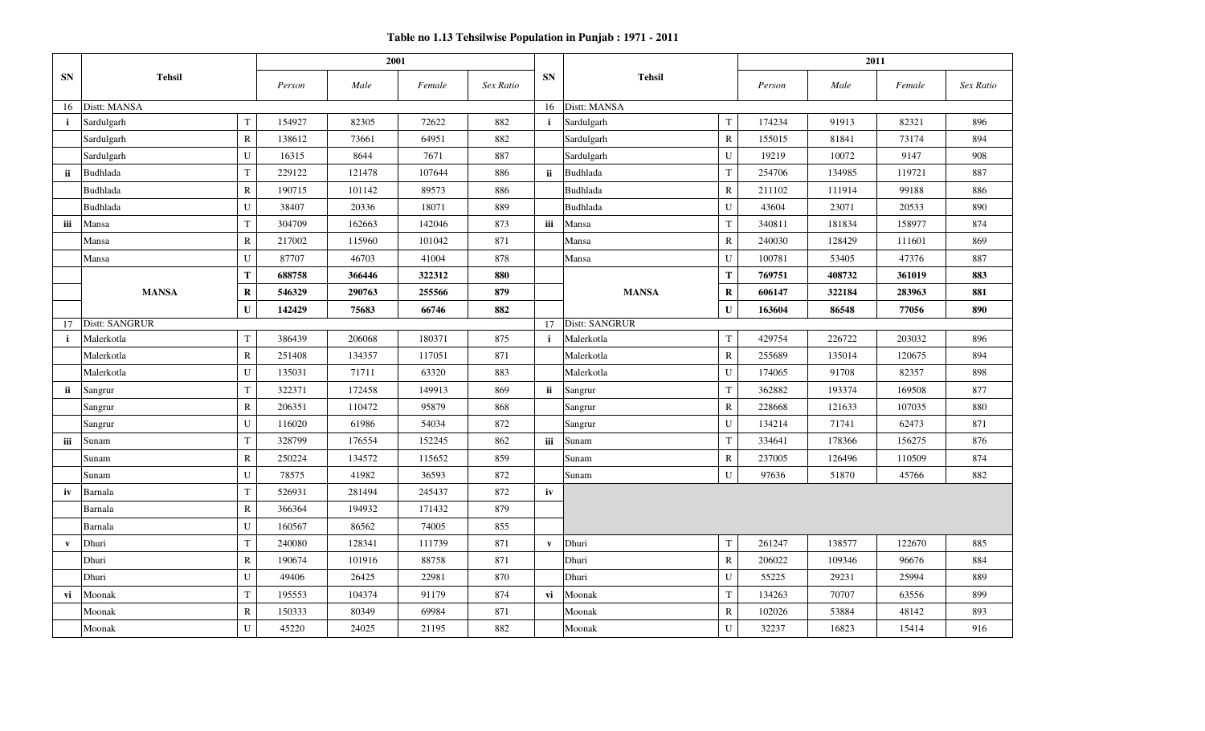# Table no 1.13 Tehsilwise Population in Punjab : 1971 - 2011

| SN | Tehsil | | 2001 | | | | SN | Tehsil | | 2011 | | | |
|---|---|---|---|---|---|---|---|---|---|---|---|---|---|
| | | | *Person* | *Male* | *Female* | *Sex Ratio* | | | | *Person* | *Male* | *Female* | *Sex Ratio* |
| 16 | Distt: MANSA | | | | | | 16 | Distt: MANSA | | | | | |
| i | Sardulgarh | T | 154927 | 82305 | 72622 | 882 | i | Sardulgarh | T | 174234 | 91913 | 82321 | 896 |
| | Sardulgarh | R | 138612 | 73661 | 64951 | 882 | | Sardulgarh | R | 155015 | 81841 | 73174 | 894 |
| | Sardulgarh | U | 16315 | 8644 | 7671 | 887 | | Sardulgarh | U | 19219 | 10072 | 9147 | 908 |
| ii | Budhlada | T | 229122 | 121478 | 107644 | 886 | ii | Budhlada | T | 254706 | 134985 | 119721 | 887 |
| | Budhlada | R | 190715 | 101142 | 89573 | 886 | | Budhlada | R | 211102 | 111914 | 99188 | 886 |
| | Budhlada | U | 38407 | 20336 | 18071 | 889 | | Budhlada | U | 43604 | 23071 | 20533 | 890 |
| iii | Mansa | T | 304709 | 162663 | 142046 | 873 | iii | Mansa | T | 340811 | 181834 | 158977 | 874 |
| | Mansa | R | 217002 | 115960 | 101042 | 871 | | Mansa | R | 240030 | 128429 | 111601 | 869 |
| | Mansa | U | 87707 | 46703 | 41004 | 878 | | Mansa | U | 100781 | 53405 | 47376 | 887 |
| | | **T** | **688758** | **366446** | **322312** | **880** | | | **T** | **769751** | **408732** | **361019** | **883** |
| | **MANSA** | **R** | **546329** | **290763** | **255566** | **879** | | **MANSA** | **R** | **606147** | **322184** | **283963** | **881** |
| | | **U** | **142429** | **75683** | **66746** | **882** | | | **U** | **163604** | **86548** | **77056** | **890** |
| 17 | Distt: SANGRUR | | | | | | 17 | Distt: SANGRUR | | | | | |
| i | Malerkotla | T | 386439 | 206068 | 180371 | 875 | i | Malerkotla | T | 429754 | 226722 | 203032 | 896 |
| | Malerkotla | R | 251408 | 134357 | 117051 | 871 | | Malerkotla | R | 255689 | 135014 | 120675 | 894 |
| | Malerkotla | U | 135031 | 71711 | 63320 | 883 | | Malerkotla | U | 174065 | 91708 | 82357 | 898 |
| ii | Sangrur | T | 322371 | 172458 | 149913 | 869 | ii | Sangrur | T | 362882 | 193374 | 169508 | 877 |
| | Sangrur | R | 206351 | 110472 | 95879 | 868 | | Sangrur | R | 228668 | 121633 | 107035 | 880 |
| | Sangrur | U | 116020 | 61986 | 54034 | 872 | | Sangrur | U | 134214 | 71741 | 62473 | 871 |
| iii | Sunam | T | 328799 | 176554 | 152245 | 862 | iii | Sunam | T | 334641 | 178366 | 156275 | 876 |
| | Sunam | R | 250224 | 134572 | 115652 | 859 | | Sunam | R | 237005 | 126496 | 110509 | 874 |
| | Sunam | U | 78575 | 41982 | 36593 | 872 | | Sunam | U | 97636 | 51870 | 45766 | 882 |
| iv | Barnala | T | 526931 | 281494 | 245437 | 872 | iv | | | | | | |
| | Barnala | R | 366364 | 194932 | 171432 | 879 | | | | | | | |
| | Barnala | U | 160567 | 86562 | 74005 | 855 | | | | | | | |
| v | Dhuri | T | 240080 | 128341 | 111739 | 871 | v | Dhuri | T | 261247 | 138577 | 122670 | 885 |
| | Dhuri | R | 190674 | 101916 | 88758 | 871 | | Dhuri | R | 206022 | 109346 | 96676 | 884 |
| | Dhuri | U | 49406 | 26425 | 22981 | 870 | | Dhuri | U | 55225 | 29231 | 25994 | 889 |
| vi | Moonak | T | 195553 | 104374 | 91179 | 874 | vi | Moonak | T | 134263 | 70707 | 63556 | 899 |
| | Moonak | R | 150333 | 80349 | 69984 | 871 | | Moonak | R | 102026 | 53884 | 48142 | 893 |
| | Moonak | U | 45220 | 24025 | 21195 | 882 | | Moonak | U | 32237 | 16823 | 15414 | 916 |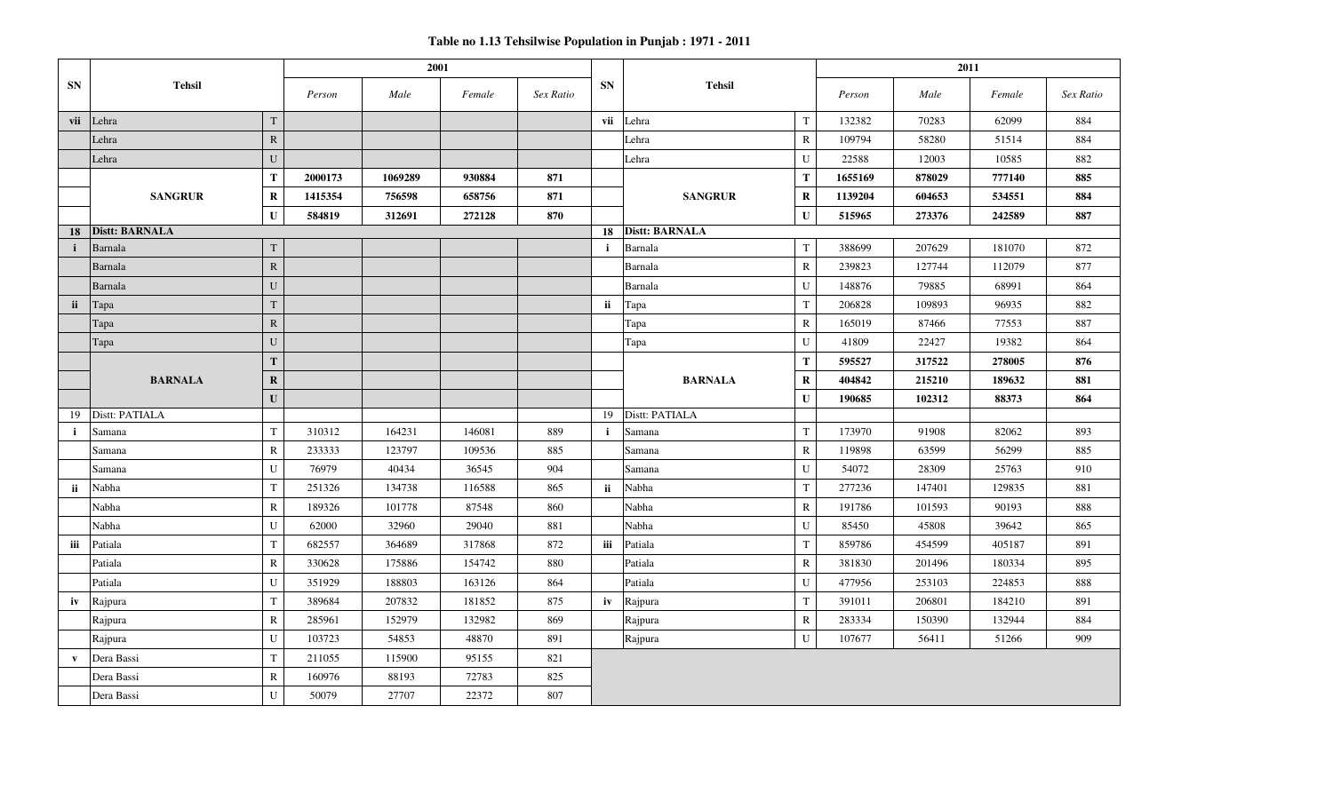**Table no 1.13 Tehsilwise Population in Punjab : 1971 - 2011**

| SN | Tehsil | | 2001 Person | 2001 Male | 2001 Female | 2001 Sex Ratio | SN | Tehsil | | 2011 Person | 2011 Male | 2011 Female | 2011 Sex Ratio |
|---|---|---|---|---|---|---|---|---|---|---|---|---|---|
| vii | Lehra | T | | | | | vii | Lehra | T | 132382 | 70283 | 62099 | 884 |
| | Lehra | R | | | | | | Lehra | R | 109794 | 58280 | 51514 | 884 |
| | Lehra | U | | | | | | Lehra | U | 22588 | 12003 | 10585 | 882 |
| | **SANGRUR** | **T** | **2000173** | **1069289** | **930884** | **871** | | **SANGRUR** | **T** | **1655169** | **878029** | **777140** | **885** |
| | | **R** | **1415354** | **756598** | **658756** | **871** | | | **R** | **1139204** | **604653** | **534551** | **884** |
| | | **U** | **584819** | **312691** | **272128** | **870** | | | **U** | **515965** | **273376** | **242589** | **887** |
| **18** | **Distt: BARNALA** | | | | | | **18** | **Distt: BARNALA** | | | | | |
| i | Barnala | T | | | | | i | Barnala | T | 388699 | 207629 | 181070 | 872 |
| | Barnala | R | | | | | | Barnala | R | 239823 | 127744 | 112079 | 877 |
| | Barnala | U | | | | | | Barnala | U | 148876 | 79885 | 68991 | 864 |
| ii | Tapa | T | | | | | ii | Tapa | T | 206828 | 109893 | 96935 | 882 |
| | Tapa | R | | | | | | Tapa | R | 165019 | 87466 | 77553 | 887 |
| | Tapa | U | | | | | | Tapa | U | 41809 | 22427 | 19382 | 864 |
| | **BARNALA** | **T** | | | | | | **BARNALA** | **T** | **595527** | **317522** | **278005** | **876** |
| | | **R** | | | | | | | **R** | **404842** | **215210** | **189632** | **881** |
| | | **U** | | | | | | | **U** | **190685** | **102312** | **88373** | **864** |
| 19 | Distt: PATIALA | | | | | | 19 | Distt: PATIALA | | | | | |
| i | Samana | T | 310312 | 164231 | 146081 | 889 | i | Samana | T | 173970 | 91908 | 82062 | 893 |
| | Samana | R | 233333 | 123797 | 109536 | 885 | | Samana | R | 119898 | 63599 | 56299 | 885 |
| | Samana | U | 76979 | 40434 | 36545 | 904 | | Samana | U | 54072 | 28309 | 25763 | 910 |
| ii | Nabha | T | 251326 | 134738 | 116588 | 865 | ii | Nabha | T | 277236 | 147401 | 129835 | 881 |
| | Nabha | R | 189326 | 101778 | 87548 | 860 | | Nabha | R | 191786 | 101593 | 90193 | 888 |
| | Nabha | U | 62000 | 32960 | 29040 | 881 | | Nabha | U | 85450 | 45808 | 39642 | 865 |
| iii | Patiala | T | 682557 | 364689 | 317868 | 872 | iii | Patiala | T | 859786 | 454599 | 405187 | 891 |
| | Patiala | R | 330628 | 175886 | 154742 | 880 | | Patiala | R | 381830 | 201496 | 180334 | 895 |
| | Patiala | U | 351929 | 188803 | 163126 | 864 | | Patiala | U | 477956 | 253103 | 224853 | 888 |
| iv | Rajpura | T | 389684 | 207832 | 181852 | 875 | iv | Rajpura | T | 391011 | 206801 | 184210 | 891 |
| | Rajpura | R | 285961 | 152979 | 132982 | 869 | | Rajpura | R | 283334 | 150390 | 132944 | 884 |
| | Rajpura | U | 103723 | 54853 | 48870 | 891 | | Rajpura | U | 107677 | 56411 | 51266 | 909 |
| v | Dera Bassi | T | 211055 | 115900 | 95155 | 821 | | | | | | | |
| | Dera Bassi | R | 160976 | 88193 | 72783 | 825 | | | | | | | |
| | Dera Bassi | U | 50079 | 27707 | 22372 | 807 | | | | | | | |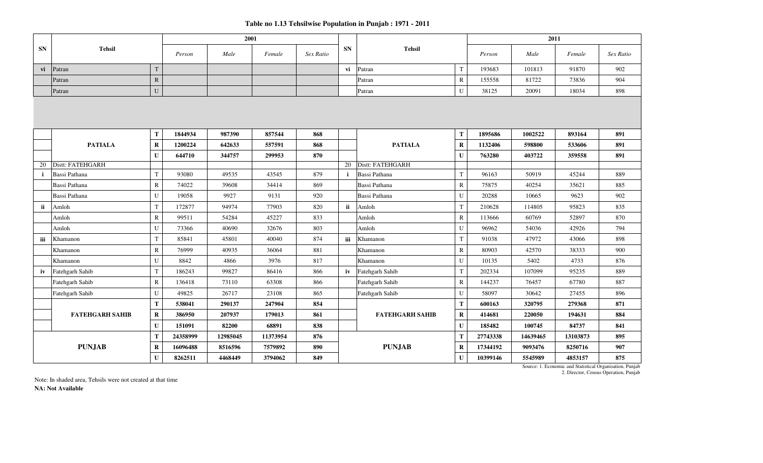# Table no 1.13 Tehsilwise Population in Punjab : 1971 - 2011

| SN | Tehsil | | 2001 | | | | SN | Tehsil | | 2011 | | | |
|---|---|---|---|---|---|---|---|---|---|---|---|---|---|
| | | | Person | Male | Female | Sex Ratio | | | | Person | Male | Female | Sex Ratio |
| vi | Patran | T | | | | | vi | Patran | T | 193683 | 101813 | 91870 | 902 |
| | Patran | R | | | | | | Patran | R | 155558 | 81722 | 73836 | 904 |
| | Patran | U | | | | | | Patran | U | 38125 | 20091 | 18034 | 898 |
| | **PATIALA** | **T** | **1844934** | **987390** | **857544** | **868** | | **PATIALA** | **T** | **1895686** | **1002522** | **893164** | **891** |
| | | **R** | **1200224** | **642633** | **557591** | **868** | | | **R** | **1132406** | **598800** | **533606** | **891** |
| | | **U** | **644710** | **344757** | **299953** | **870** | | | **U** | **763280** | **403722** | **359558** | **891** |
| 20 | Distt: FATEHGARH | | | | | | 20 | Distt: FATEHGARH | | | | | |
| i | Bassi Pathana | T | 93080 | 49535 | 43545 | 879 | i | Bassi Pathana | T | 96163 | 50919 | 45244 | 889 |
| | Bassi Pathana | R | 74022 | 39608 | 34414 | 869 | | Bassi Pathana | R | 75875 | 40254 | 35621 | 885 |
| | Bassi Pathana | U | 19058 | 9927 | 9131 | 920 | | Bassi Pathana | U | 20288 | 10665 | 9623 | 902 |
| ii | Amloh | T | 172877 | 94974 | 77903 | 820 | ii | Amloh | T | 210628 | 114805 | 95823 | 835 |
| | Amloh | R | 99511 | 54284 | 45227 | 833 | | Amloh | R | 113666 | 60769 | 52897 | 870 |
| | Amloh | U | 73366 | 40690 | 32676 | 803 | | Amloh | U | 96962 | 54036 | 42926 | 794 |
| iii | Khamanon | T | 85841 | 45801 | 40040 | 874 | iii | Khamanon | T | 91038 | 47972 | 43066 | 898 |
| | Khamanon | R | 76999 | 40935 | 36064 | 881 | | Khamanon | R | 80903 | 42570 | 38333 | 900 |
| | Khamanon | U | 8842 | 4866 | 3976 | 817 | | Khamanon | U | 10135 | 5402 | 4733 | 876 |
| iv | Fatehgarh Sahib | T | 186243 | 99827 | 86416 | 866 | iv | Fatehgarh Sahib | T | 202334 | 107099 | 95235 | 889 |
| | Fatehgarh Sahib | R | 136418 | 73110 | 63308 | 866 | | Fatehgarh Sahib | R | 144237 | 76457 | 67780 | 887 |
| | Fatehgarh Sahib | U | 49825 | 26717 | 23108 | 865 | | Fatehgarh Sahib | U | 58097 | 30642 | 27455 | 896 |
| | **FATEHGARH SAHIB** | **T** | **538041** | **290137** | **247904** | **854** | | **FATEHGARH SAHIB** | **T** | **600163** | **320795** | **279368** | **871** |
| | | **R** | **386950** | **207937** | **179013** | **861** | | | **R** | **414681** | **220050** | **194631** | **884** |
| | | **U** | **151091** | **82200** | **68891** | **838** | | | **U** | **185482** | **100745** | **84737** | **841** |
| | **PUNJAB** | **T** | **24358999** | **12985045** | **11373954** | **876** | | **PUNJAB** | **T** | **27743338** | **14639465** | **13103873** | **895** |
| | | **R** | **16096488** | **8516596** | **7579892** | **890** | | | **R** | **17344192** | **9093476** | **8250716** | **907** |
| | | **U** | **8262511** | **4468449** | **3794062** | **849** | | | **U** | **10399146** | **5545989** | **4853157** | **875** |

Source: 1. Economic and Statistical Organisation, Punjab
2. Director, Census Operation, Punjab

Note: In shaded area, Tehsils were not created at that time

**NA: Not Available**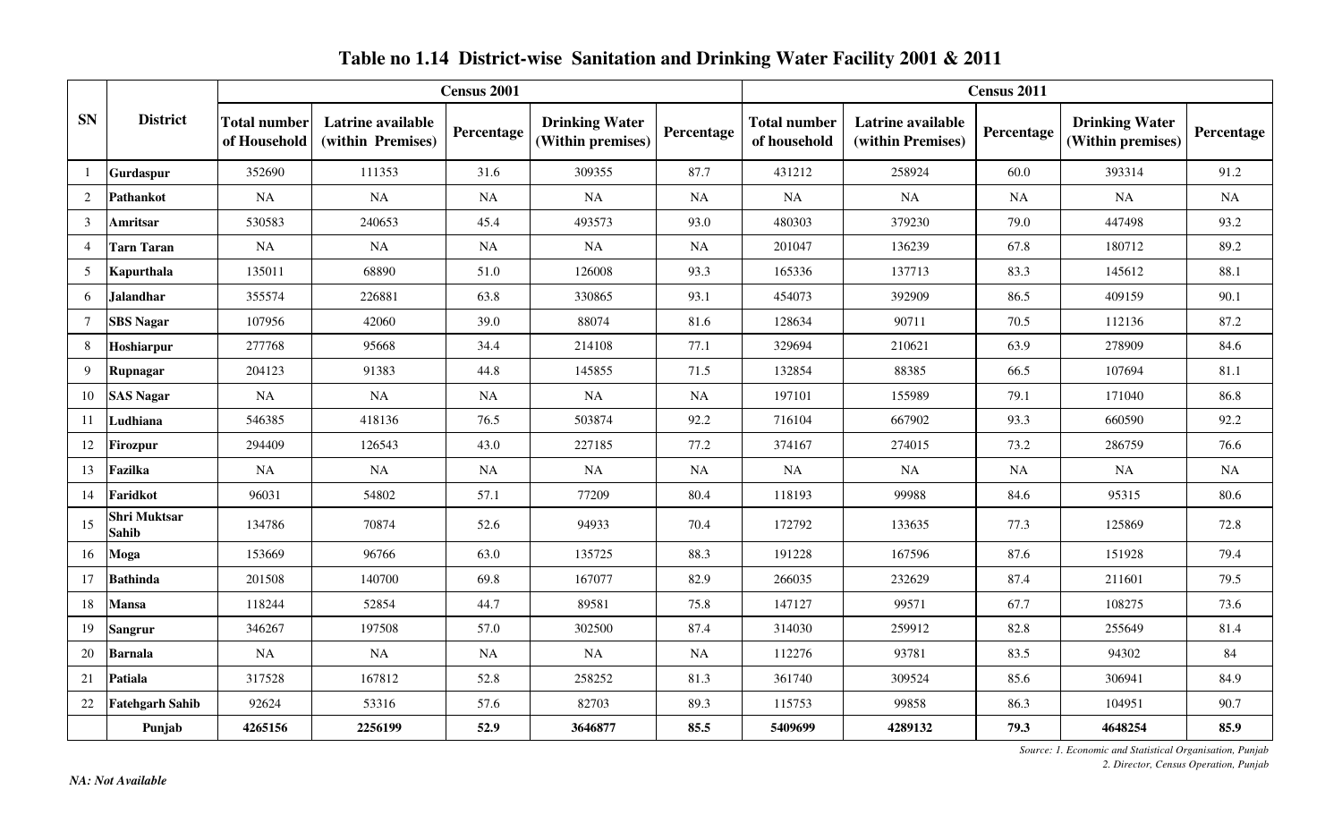# Table no 1.14 District-wise Sanitation and Drinking Water Facility 2001 & 2011

| SN | District | Census 2001 | | | | | Census 2011 | | | | |
|---|---|---|---|---|---|---|---|---|---|---|---|
| | | Total number of Household | Latrine available (within Premises) | Percentage | Drinking Water (Within premises) | Percentage | Total number of household | Latrine available (within Premises) | Percentage | Drinking Water (Within premises) | Percentage |
| 1 | **Gurdaspur** | 352690 | 111353 | 31.6 | 309355 | 87.7 | 431212 | 258924 | 60.0 | 393314 | 91.2 |
| 2 | **Pathankot** | NA | NA | NA | NA | NA | NA | NA | NA | NA | NA |
| 3 | **Amritsar** | 530583 | 240653 | 45.4 | 493573 | 93.0 | 480303 | 379230 | 79.0 | 447498 | 93.2 |
| 4 | **Tarn Taran** | NA | NA | NA | NA | NA | 201047 | 136239 | 67.8 | 180712 | 89.2 |
| 5 | **Kapurthala** | 135011 | 68890 | 51.0 | 126008 | 93.3 | 165336 | 137713 | 83.3 | 145612 | 88.1 |
| 6 | **Jalandhar** | 355574 | 226881 | 63.8 | 330865 | 93.1 | 454073 | 392909 | 86.5 | 409159 | 90.1 |
| 7 | **SBS Nagar** | 107956 | 42060 | 39.0 | 88074 | 81.6 | 128634 | 90711 | 70.5 | 112136 | 87.2 |
| 8 | **Hoshiarpur** | 277768 | 95668 | 34.4 | 214108 | 77.1 | 329694 | 210621 | 63.9 | 278909 | 84.6 |
| 9 | **Rupnagar** | 204123 | 91383 | 44.8 | 145855 | 71.5 | 132854 | 88385 | 66.5 | 107694 | 81.1 |
| 10 | **SAS Nagar** | NA | NA | NA | NA | NA | 197101 | 155989 | 79.1 | 171040 | 86.8 |
| 11 | **Ludhiana** | 546385 | 418136 | 76.5 | 503874 | 92.2 | 716104 | 667902 | 93.3 | 660590 | 92.2 |
| 12 | **Firozpur** | 294409 | 126543 | 43.0 | 227185 | 77.2 | 374167 | 274015 | 73.2 | 286759 | 76.6 |
| 13 | **Fazilka** | NA | NA | NA | NA | NA | NA | NA | NA | NA | NA |
| 14 | **Faridkot** | 96031 | 54802 | 57.1 | 77209 | 80.4 | 118193 | 99988 | 84.6 | 95315 | 80.6 |
| 15 | **Shri Muktsar Sahib** | 134786 | 70874 | 52.6 | 94933 | 70.4 | 172792 | 133635 | 77.3 | 125869 | 72.8 |
| 16 | **Moga** | 153669 | 96766 | 63.0 | 135725 | 88.3 | 191228 | 167596 | 87.6 | 151928 | 79.4 |
| 17 | **Bathinda** | 201508 | 140700 | 69.8 | 167077 | 82.9 | 266035 | 232629 | 87.4 | 211601 | 79.5 |
| 18 | **Mansa** | 118244 | 52854 | 44.7 | 89581 | 75.8 | 147127 | 99571 | 67.7 | 108275 | 73.6 |
| 19 | **Sangrur** | 346267 | 197508 | 57.0 | 302500 | 87.4 | 314030 | 259912 | 82.8 | 255649 | 81.4 |
| 20 | **Barnala** | NA | NA | NA | NA | NA | 112276 | 93781 | 83.5 | 94302 | 84 |
| 21 | **Patiala** | 317528 | 167812 | 52.8 | 258252 | 81.3 | 361740 | 309524 | 85.6 | 306941 | 84.9 |
| 22 | **Fatehgarh Sahib** | 92624 | 53316 | 57.6 | 82703 | 89.3 | 115753 | 99858 | 86.3 | 104951 | 90.7 |
| | **Punjab** | **4265156** | **2256199** | **52.9** | **3646877** | **85.5** | **5409699** | **4289132** | **79.3** | **4648254** | **85.9** |

*Source: 1. Economic and Statistical Organisation, Punjab*
*2. Director, Census Operation, Punjab*

*NA: Not Available*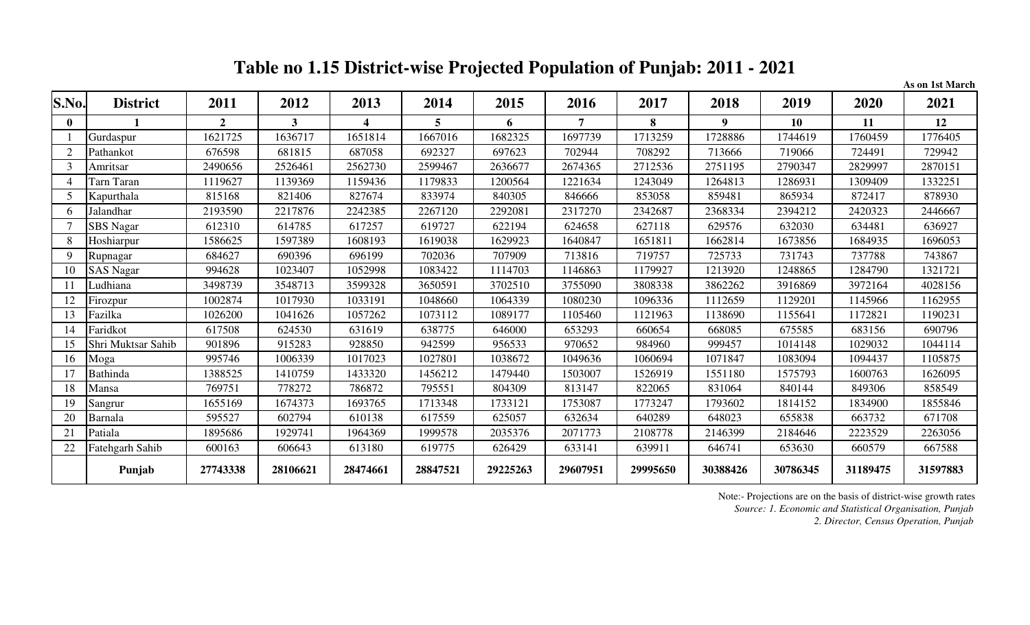# Table no 1.15 District-wise Projected Population of Punjab: 2011 - 2021

**As on 1st March**

| S.No. | District | 2011 | 2012 | 2013 | 2014 | 2015 | 2016 | 2017 | 2018 | 2019 | 2020 | 2021 |
|---|---|---|---|---|---|---|---|---|---|---|---|---|
| **0** | **1** | **2** | **3** | **4** | **5** | **6** | **7** | **8** | **9** | **10** | **11** | **12** |
| 1 | Gurdaspur | 1621725 | 1636717 | 1651814 | 1667016 | 1682325 | 1697739 | 1713259 | 1728886 | 1744619 | 1760459 | 1776405 |
| 2 | Pathankot | 676598 | 681815 | 687058 | 692327 | 697623 | 702944 | 708292 | 713666 | 719066 | 724491 | 729942 |
| 3 | Amritsar | 2490656 | 2526461 | 2562730 | 2599467 | 2636677 | 2674365 | 2712536 | 2751195 | 2790347 | 2829997 | 2870151 |
| 4 | Tarn Taran | 1119627 | 1139369 | 1159436 | 1179833 | 1200564 | 1221634 | 1243049 | 1264813 | 1286931 | 1309409 | 1332251 |
| 5 | Kapurthala | 815168 | 821406 | 827674 | 833974 | 840305 | 846666 | 853058 | 859481 | 865934 | 872417 | 878930 |
| 6 | Jalandhar | 2193590 | 2217876 | 2242385 | 2267120 | 2292081 | 2317270 | 2342687 | 2368334 | 2394212 | 2420323 | 2446667 |
| 7 | SBS Nagar | 612310 | 614785 | 617257 | 619727 | 622194 | 624658 | 627118 | 629576 | 632030 | 634481 | 636927 |
| 8 | Hoshiarpur | 1586625 | 1597389 | 1608193 | 1619038 | 1629923 | 1640847 | 1651811 | 1662814 | 1673856 | 1684935 | 1696053 |
| 9 | Rupnagar | 684627 | 690396 | 696199 | 702036 | 707909 | 713816 | 719757 | 725733 | 731743 | 737788 | 743867 |
| 10 | SAS Nagar | 994628 | 1023407 | 1052998 | 1083422 | 1114703 | 1146863 | 1179927 | 1213920 | 1248865 | 1284790 | 1321721 |
| 11 | Ludhiana | 3498739 | 3548713 | 3599328 | 3650591 | 3702510 | 3755090 | 3808338 | 3862262 | 3916869 | 3972164 | 4028156 |
| 12 | Firozpur | 1002874 | 1017930 | 1033191 | 1048660 | 1064339 | 1080230 | 1096336 | 1112659 | 1129201 | 1145966 | 1162955 |
| 13 | Fazilka | 1026200 | 1041626 | 1057262 | 1073112 | 1089177 | 1105460 | 1121963 | 1138690 | 1155641 | 1172821 | 1190231 |
| 14 | Faridkot | 617508 | 624530 | 631619 | 638775 | 646000 | 653293 | 660654 | 668085 | 675585 | 683156 | 690796 |
| 15 | Shri Muktsar Sahib | 901896 | 915283 | 928850 | 942599 | 956533 | 970652 | 984960 | 999457 | 1014148 | 1029032 | 1044114 |
| 16 | Moga | 995746 | 1006339 | 1017023 | 1027801 | 1038672 | 1049636 | 1060694 | 1071847 | 1083094 | 1094437 | 1105875 |
| 17 | Bathinda | 1388525 | 1410759 | 1433320 | 1456212 | 1479440 | 1503007 | 1526919 | 1551180 | 1575793 | 1600763 | 1626095 |
| 18 | Mansa | 769751 | 778272 | 786872 | 795551 | 804309 | 813147 | 822065 | 831064 | 840144 | 849306 | 858549 |
| 19 | Sangrur | 1655169 | 1674373 | 1693765 | 1713348 | 1733121 | 1753087 | 1773247 | 1793602 | 1814152 | 1834900 | 1855846 |
| 20 | Barnala | 595527 | 602794 | 610138 | 617559 | 625057 | 632634 | 640289 | 648023 | 655838 | 663732 | 671708 |
| 21 | Patiala | 1895686 | 1929741 | 1964369 | 1999578 | 2035376 | 2071773 | 2108778 | 2146399 | 2184646 | 2223529 | 2263056 |
| 22 | Fatehgarh Sahib | 600163 | 606643 | 613180 | 619775 | 626429 | 633141 | 639911 | 646741 | 653630 | 660579 | 667588 |
| | **Punjab** | **27743338** | **28106621** | **28474661** | **28847521** | **29225263** | **29607951** | **29995650** | **30388426** | **30786345** | **31189475** | **31597883** |

Note:- Projections are on the basis of district-wise growth rates

*Source: 1. Economic and Statistical Organisation, Punjab*

*2. Director, Census Operation, Punjab*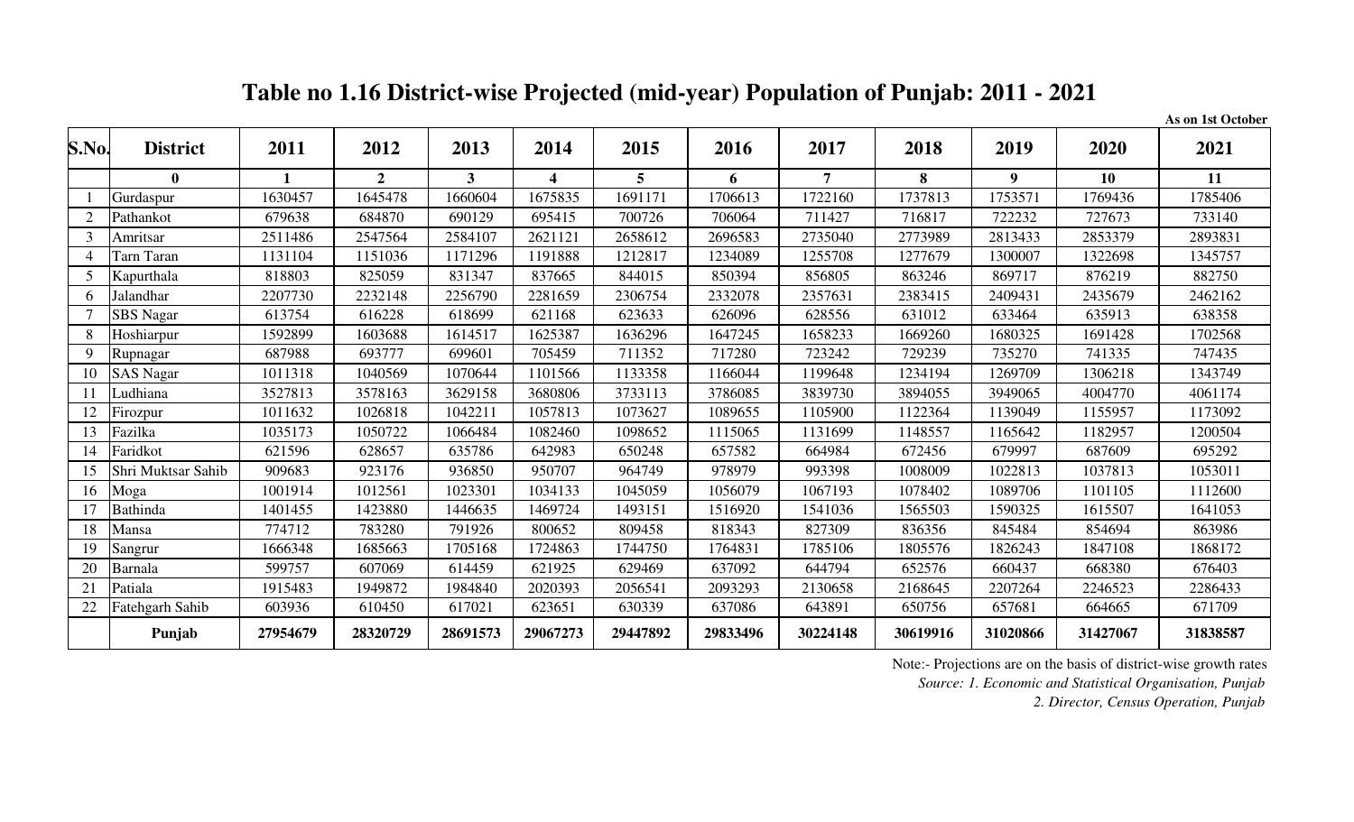# Table no 1.16 District-wise Projected (mid-year) Population of Punjab: 2011 - 2021

**As on 1st October**

| S.No. | District | 2011 | 2012 | 2013 | 2014 | 2015 | 2016 | 2017 | 2018 | 2019 | 2020 | 2021 |
|---|---|---|---|---|---|---|---|---|---|---|---|---|
| | 0 | 1 | 2 | 3 | 4 | 5 | 6 | 7 | 8 | 9 | 10 | 11 |
| 1 | Gurdaspur | 1630457 | 1645478 | 1660604 | 1675835 | 1691171 | 1706613 | 1722160 | 1737813 | 1753571 | 1769436 | 1785406 |
| 2 | Pathankot | 679638 | 684870 | 690129 | 695415 | 700726 | 706064 | 711427 | 716817 | 722232 | 727673 | 733140 |
| 3 | Amritsar | 2511486 | 2547564 | 2584107 | 2621121 | 2658612 | 2696583 | 2735040 | 2773989 | 2813433 | 2853379 | 2893831 |
| 4 | Tarn Taran | 1131104 | 1151036 | 1171296 | 1191888 | 1212817 | 1234089 | 1255708 | 1277679 | 1300007 | 1322698 | 1345757 |
| 5 | Kapurthala | 818803 | 825059 | 831347 | 837665 | 844015 | 850394 | 856805 | 863246 | 869717 | 876219 | 882750 |
| 6 | Jalandhar | 2207730 | 2232148 | 2256790 | 2281659 | 2306754 | 2332078 | 2357631 | 2383415 | 2409431 | 2435679 | 2462162 |
| 7 | SBS Nagar | 613754 | 616228 | 618699 | 621168 | 623633 | 626096 | 628556 | 631012 | 633464 | 635913 | 638358 |
| 8 | Hoshiarpur | 1592899 | 1603688 | 1614517 | 1625387 | 1636296 | 1647245 | 1658233 | 1669260 | 1680325 | 1691428 | 1702568 |
| 9 | Rupnagar | 687988 | 693777 | 699601 | 705459 | 711352 | 717280 | 723242 | 729239 | 735270 | 741335 | 747435 |
| 10 | SAS Nagar | 1011318 | 1040569 | 1070644 | 1101566 | 1133358 | 1166044 | 1199648 | 1234194 | 1269709 | 1306218 | 1343749 |
| 11 | Ludhiana | 3527813 | 3578163 | 3629158 | 3680806 | 3733113 | 3786085 | 3839730 | 3894055 | 3949065 | 4004770 | 4061174 |
| 12 | Firozpur | 1011632 | 1026818 | 1042211 | 1057813 | 1073627 | 1089655 | 1105900 | 1122364 | 1139049 | 1155957 | 1173092 |
| 13 | Fazilka | 1035173 | 1050722 | 1066484 | 1082460 | 1098652 | 1115065 | 1131699 | 1148557 | 1165642 | 1182957 | 1200504 |
| 14 | Faridkot | 621596 | 628657 | 635786 | 642983 | 650248 | 657582 | 664984 | 672456 | 679997 | 687609 | 695292 |
| 15 | Shri Muktsar Sahib | 909683 | 923176 | 936850 | 950707 | 964749 | 978979 | 993398 | 1008009 | 1022813 | 1037813 | 1053011 |
| 16 | Moga | 1001914 | 1012561 | 1023301 | 1034133 | 1045059 | 1056079 | 1067193 | 1078402 | 1089706 | 1101105 | 1112600 |
| 17 | Bathinda | 1401455 | 1423880 | 1446635 | 1469724 | 1493151 | 1516920 | 1541036 | 1565503 | 1590325 | 1615507 | 1641053 |
| 18 | Mansa | 774712 | 783280 | 791926 | 800652 | 809458 | 818343 | 827309 | 836356 | 845484 | 854694 | 863986 |
| 19 | Sangrur | 1666348 | 1685663 | 1705168 | 1724863 | 1744750 | 1764831 | 1785106 | 1805576 | 1826243 | 1847108 | 1868172 |
| 20 | Barnala | 599757 | 607069 | 614459 | 621925 | 629469 | 637092 | 644794 | 652576 | 660437 | 668380 | 676403 |
| 21 | Patiala | 1915483 | 1949872 | 1984840 | 2020393 | 2056541 | 2093293 | 2130658 | 2168645 | 2207264 | 2246523 | 2286433 |
| 22 | Fatehgarh Sahib | 603936 | 610450 | 617021 | 623651 | 630339 | 637086 | 643891 | 650756 | 657681 | 664665 | 671709 |
| | **Punjab** | **27954679** | **28320729** | **28691573** | **29067273** | **29447892** | **29833496** | **30224148** | **30619916** | **31020866** | **31427067** | **31838587** |

Note:- Projections are on the basis of district-wise growth rates

*Source: 1. Economic and Statistical Organisation, Punjab*

*2. Director, Census Operation, Punjab*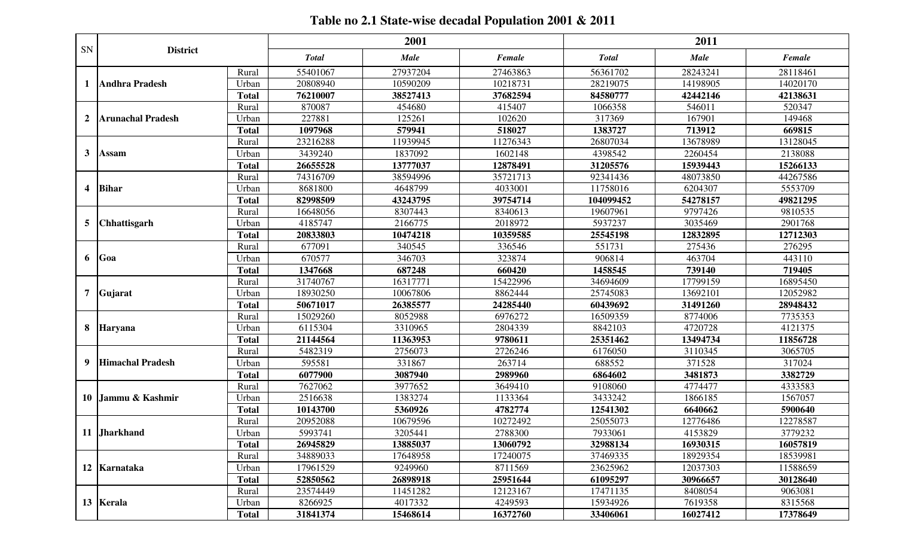# Table no 2.1 State-wise decadal Population 2001 & 2011

| SN | District | | 2001 | | | 2011 | | |
|---|---|---|---|---|---|---|---|---|
| | | | *Total* | *Male* | *Female* | *Total* | *Male* | *Female* |
| 1 | Andhra Pradesh | Rural | 55401067 | 27937204 | 27463863 | 56361702 | 28243241 | 28118461 |
| | | Urban | 20808940 | 10590209 | 10218731 | 28219075 | 14198905 | 14020170 |
| | | **Total** | **76210007** | **38527413** | **37682594** | **84580777** | **42442146** | **42138631** |
| 2 | Arunachal Pradesh | Rural | 870087 | 454680 | 415407 | 1066358 | 546011 | 520347 |
| | | Urban | 227881 | 125261 | 102620 | 317369 | 167901 | 149468 |
| | | **Total** | **1097968** | **579941** | **518027** | **1383727** | **713912** | **669815** |
| 3 | Assam | Rural | 23216288 | 11939945 | 11276343 | 26807034 | 13678989 | 13128045 |
| | | Urban | 3439240 | 1837092 | 1602148 | 4398542 | 2260454 | 2138088 |
| | | **Total** | **26655528** | **13777037** | **12878491** | **31205576** | **15939443** | **15266133** |
| 4 | Bihar | Rural | 74316709 | 38594996 | 35721713 | 92341436 | 48073850 | 44267586 |
| | | Urban | 8681800 | 4648799 | 4033001 | 11758016 | 6204307 | 5553709 |
| | | **Total** | **82998509** | **43243795** | **39754714** | **104099452** | **54278157** | **49821295** |
| 5 | Chhattisgarh | Rural | 16648056 | 8307443 | 8340613 | 19607961 | 9797426 | 9810535 |
| | | Urban | 4185747 | 2166775 | 2018972 | 5937237 | 3035469 | 2901768 |
| | | **Total** | **20833803** | **10474218** | **10359585** | **25545198** | **12832895** | **12712303** |
| 6 | Goa | Rural | 677091 | 340545 | 336546 | 551731 | 275436 | 276295 |
| | | Urban | 670577 | 346703 | 323874 | 906814 | 463704 | 443110 |
| | | **Total** | **1347668** | **687248** | **660420** | **1458545** | **739140** | **719405** |
| 7 | Gujarat | Rural | 31740767 | 16317771 | 15422996 | 34694609 | 17799159 | 16895450 |
| | | Urban | 18930250 | 10067806 | 8862444 | 25745083 | 13692101 | 12052982 |
| | | **Total** | **50671017** | **26385577** | **24285440** | **60439692** | **31491260** | **28948432** |
| 8 | Haryana | Rural | 15029260 | 8052988 | 6976272 | 16509359 | 8774006 | 7735353 |
| | | Urban | 6115304 | 3310965 | 2804339 | 8842103 | 4720728 | 4121375 |
| | | **Total** | **21144564** | **11363953** | **9780611** | **25351462** | **13494734** | **11856728** |
| 9 | Himachal Pradesh | Rural | 5482319 | 2756073 | 2726246 | 6176050 | 3110345 | 3065705 |
| | | Urban | 595581 | 331867 | 263714 | 688552 | 371528 | 317024 |
| | | **Total** | **6077900** | **3087940** | **2989960** | **6864602** | **3481873** | **3382729** |
| 10 | Jammu & Kashmir | Rural | 7627062 | 3977652 | 3649410 | 9108060 | 4774477 | 4333583 |
| | | Urban | 2516638 | 1383274 | 1133364 | 3433242 | 1866185 | 1567057 |
| | | **Total** | **10143700** | **5360926** | **4782774** | **12541302** | **6640662** | **5900640** |
| 11 | Jharkhand | Rural | 20952088 | 10679596 | 10272492 | 25055073 | 12776486 | 12278587 |
| | | Urban | 5993741 | 3205441 | 2788300 | 7933061 | 4153829 | 3779232 |
| | | **Total** | **26945829** | **13885037** | **13060792** | **32988134** | **16930315** | **16057819** |
| 12 | Karnataka | Rural | 34889033 | 17648958 | 17240075 | 37469335 | 18929354 | 18539981 |
| | | Urban | 17961529 | 9249960 | 8711569 | 23625962 | 12037303 | 11588659 |
| | | **Total** | **52850562** | **26898918** | **25951644** | **61095297** | **30966657** | **30128640** |
| 13 | Kerala | Rural | 23574449 | 11451282 | 12123167 | 17471135 | 8408054 | 9063081 |
| | | Urban | 8266925 | 4017332 | 4249593 | 15934926 | 7619358 | 8315568 |
| | | **Total** | **31841374** | **15468614** | **16372760** | **33406061** | **16027412** | **17378649** |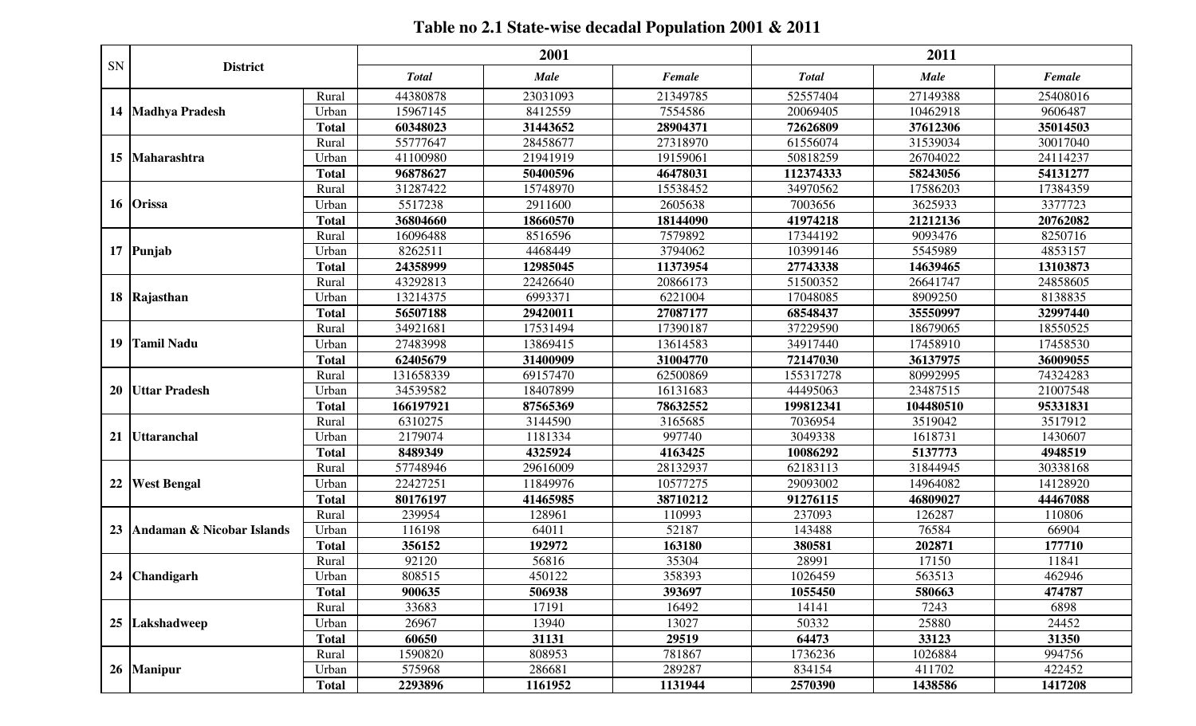# Table no 2.1 State-wise decadal Population 2001 & 2011

| SN | District | | 2001 | | | 2011 | | |
|---|---|---|---|---|---|---|---|---|
| | | | *Total* | *Male* | *Female* | *Total* | *Male* | *Female* |
| 14 | Madhya Pradesh | Rural | 44380878 | 23031093 | 21349785 | 52557404 | 27149388 | 25408016 |
| | | Urban | 15967145 | 8412559 | 7554586 | 20069405 | 10462918 | 9606487 |
| | | **Total** | **60348023** | **31443652** | **28904371** | **72626809** | **37612306** | **35014503** |
| 15 | Maharashtra | Rural | 55777647 | 28458677 | 27318970 | 61556074 | 31539034 | 30017040 |
| | | Urban | 41100980 | 21941919 | 19159061 | 50818259 | 26704022 | 24114237 |
| | | **Total** | **96878627** | **50400596** | **46478031** | **112374333** | **58243056** | **54131277** |
| 16 | Orissa | Rural | 31287422 | 15748970 | 15538452 | 34970562 | 17586203 | 17384359 |
| | | Urban | 5517238 | 2911600 | 2605638 | 7003656 | 3625933 | 3377723 |
| | | **Total** | **36804660** | **18660570** | **18144090** | **41974218** | **21212136** | **20762082** |
| 17 | Punjab | Rural | 16096488 | 8516596 | 7579892 | 17344192 | 9093476 | 8250716 |
| | | Urban | 8262511 | 4468449 | 3794062 | 10399146 | 5545989 | 4853157 |
| | | **Total** | **24358999** | **12985045** | **11373954** | **27743338** | **14639465** | **13103873** |
| 18 | Rajasthan | Rural | 43292813 | 22426640 | 20866173 | 51500352 | 26641747 | 24858605 |
| | | Urban | 13214375 | 6993371 | 6221004 | 17048085 | 8909250 | 8138835 |
| | | **Total** | **56507188** | **29420011** | **27087177** | **68548437** | **35550997** | **32997440** |
| 19 | Tamil Nadu | Rural | 34921681 | 17531494 | 17390187 | 37229590 | 18679065 | 18550525 |
| | | Urban | 27483998 | 13869415 | 13614583 | 34917440 | 17458910 | 17458530 |
| | | **Total** | **62405679** | **31400909** | **31004770** | **72147030** | **36137975** | **36009055** |
| 20 | Uttar Pradesh | Rural | 131658339 | 69157470 | 62500869 | 155317278 | 80992995 | 74324283 |
| | | Urban | 34539582 | 18407899 | 16131683 | 44495063 | 23487515 | 21007548 |
| | | **Total** | **166197921** | **87565369** | **78632552** | **199812341** | **104480510** | **95331831** |
| 21 | Uttaranchal | Rural | 6310275 | 3144590 | 3165685 | 7036954 | 3519042 | 3517912 |
| | | Urban | 2179074 | 1181334 | 997740 | 3049338 | 1618731 | 1430607 |
| | | **Total** | **8489349** | **4325924** | **4163425** | **10086292** | **5137773** | **4948519** |
| 22 | West Bengal | Rural | 57748946 | 29616009 | 28132937 | 62183113 | 31844945 | 30338168 |
| | | Urban | 22427251 | 11849976 | 10577275 | 29093002 | 14964082 | 14128920 |
| | | **Total** | **80176197** | **41465985** | **38710212** | **91276115** | **46809027** | **44467088** |
| 23 | Andaman & Nicobar Islands | Rural | 239954 | 128961 | 110993 | 237093 | 126287 | 110806 |
| | | Urban | 116198 | 64011 | 52187 | 143488 | 76584 | 66904 |
| | | **Total** | **356152** | **192972** | **163180** | **380581** | **202871** | **177710** |
| 24 | Chandigarh | Rural | 92120 | 56816 | 35304 | 28991 | 17150 | 11841 |
| | | Urban | 808515 | 450122 | 358393 | 1026459 | 563513 | 462946 |
| | | **Total** | **900635** | **506938** | **393697** | **1055450** | **580663** | **474787** |
| 25 | Lakshadweep | Rural | 33683 | 17191 | 16492 | 14141 | 7243 | 6898 |
| | | Urban | 26967 | 13940 | 13027 | 50332 | 25880 | 24452 |
| | | **Total** | **60650** | **31131** | **29519** | **64473** | **33123** | **31350** |
| 26 | Manipur | Rural | 1590820 | 808953 | 781867 | 1736236 | 1026884 | 994756 |
| | | Urban | 575968 | 286681 | 289287 | 834154 | 411702 | 422452 |
| | | **Total** | **2293896** | **1161952** | **1131944** | **2570390** | **1438586** | **1417208** |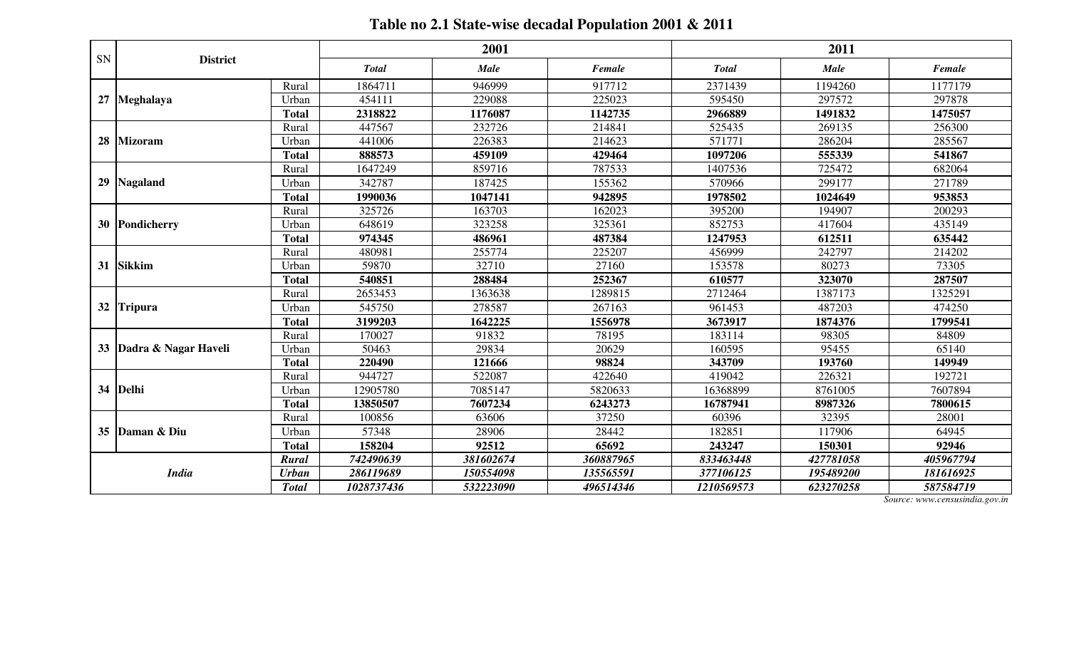**Table no 2.1 State-wise decadal Population 2001 & 2011**

| SN | District | | 2001 | | | 2011 | | |
|---|---|---|---|---|---|---|---|---|
| | | | *Total* | *Male* | *Female* | *Total* | *Male* | *Female* |
| 27 | Meghalaya | Rural | 1864711 | 946999 | 917712 | 2371439 | 1194260 | 1177179 |
| | | Urban | 454111 | 229088 | 225023 | 595450 | 297572 | 297878 |
| | | **Total** | **2318822** | **1176087** | **1142735** | **2966889** | **1491832** | **1475057** |
| 28 | Mizoram | Rural | 447567 | 232726 | 214841 | 525435 | 269135 | 256300 |
| | | Urban | 441006 | 226383 | 214623 | 571771 | 286204 | 285567 |
| | | **Total** | **888573** | **459109** | **429464** | **1097206** | **555339** | **541867** |
| 29 | Nagaland | Rural | 1647249 | 859716 | 787533 | 1407536 | 725472 | 682064 |
| | | Urban | 342787 | 187425 | 155362 | 570966 | 299177 | 271789 |
| | | **Total** | **1990036** | **1047141** | **942895** | **1978502** | **1024649** | **953853** |
| 30 | Pondicherry | Rural | 325726 | 163703 | 162023 | 395200 | 194907 | 200293 |
| | | Urban | 648619 | 323258 | 325361 | 852753 | 417604 | 435149 |
| | | **Total** | **974345** | **486961** | **487384** | **1247953** | **612511** | **635442** |
| 31 | Sikkim | Rural | 480981 | 255774 | 225207 | 456999 | 242797 | 214202 |
| | | Urban | 59870 | 32710 | 27160 | 153578 | 80273 | 73305 |
| | | **Total** | **540851** | **288484** | **252367** | **610577** | **323070** | **287507** |
| 32 | Tripura | Rural | 2653453 | 1363638 | 1289815 | 2712464 | 1387173 | 1325291 |
| | | Urban | 545750 | 278587 | 267163 | 961453 | 487203 | 474250 |
| | | **Total** | **3199203** | **1642225** | **1556978** | **3673917** | **1874376** | **1799541** |
| 33 | Dadra & Nagar Haveli | Rural | 170027 | 91832 | 78195 | 183114 | 98305 | 84809 |
| | | Urban | 50463 | 29834 | 20629 | 160595 | 95455 | 65140 |
| | | **Total** | **220490** | **121666** | **98824** | **343709** | **193760** | **149949** |
| 34 | Delhi | Rural | 944727 | 522087 | 422640 | 419042 | 226321 | 192721 |
| | | Urban | 12905780 | 7085147 | 5820633 | 16368899 | 8761005 | 7607894 |
| | | **Total** | **13850507** | **7607234** | **6243273** | **16787941** | **8987326** | **7800615** |
| 35 | Daman & Diu | Rural | 100856 | 63606 | 37250 | 60396 | 32395 | 28001 |
| | | Urban | 57348 | 28906 | 28442 | 182851 | 117906 | 64945 |
| | | **Total** | **158204** | **92512** | **65692** | **243247** | **150301** | **92946** |
| | ***India*** | ***Rural*** | ***742490639*** | ***381602674*** | ***360887965*** | ***833463448*** | ***427781058*** | ***405967794*** |
| | | ***Urban*** | ***286119689*** | ***150554098*** | ***135565591*** | ***377106125*** | ***195489200*** | ***181616925*** |
| | | ***Total*** | ***1028737436*** | ***532223090*** | ***496514346*** | ***1210569573*** | ***623270258*** | ***587584719*** |

*Source: www.censusindia.gov.in*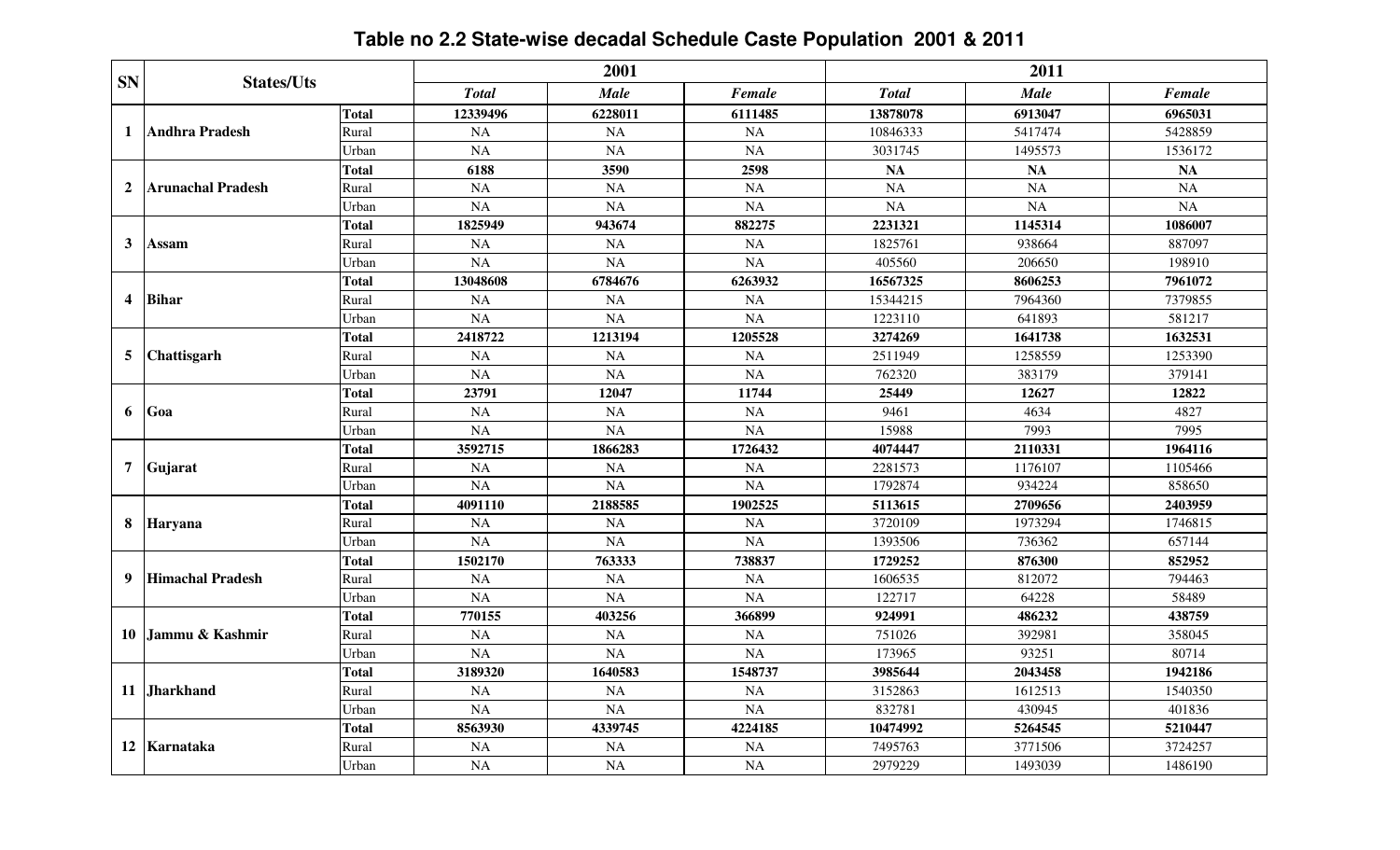**Table no 2.2 State-wise decadal Schedule Caste Population 2001 & 2011**

| SN | States/Uts | | 2001 | | | 2011 | | |
|---|---|---|---|---|---|---|---|---|
| | | | Total | Male | Female | Total | Male | Female |
| 1 | Andhra Pradesh | Total | 12339496 | 6228011 | 6111485 | 13878078 | 6913047 | 6965031 |
| | | Rural | NA | NA | NA | 10846333 | 5417474 | 5428859 |
| | | Urban | NA | NA | NA | 3031745 | 1495573 | 1536172 |
| 2 | Arunachal Pradesh | Total | 6188 | 3590 | 2598 | NA | NA | NA |
| | | Rural | NA | NA | NA | NA | NA | NA |
| | | Urban | NA | NA | NA | NA | NA | NA |
| 3 | Assam | Total | 1825949 | 943674 | 882275 | 2231321 | 1145314 | 1086007 |
| | | Rural | NA | NA | NA | 1825761 | 938664 | 887097 |
| | | Urban | NA | NA | NA | 405560 | 206650 | 198910 |
| 4 | Bihar | Total | 13048608 | 6784676 | 6263932 | 16567325 | 8606253 | 7961072 |
| | | Rural | NA | NA | NA | 15344215 | 7964360 | 7379855 |
| | | Urban | NA | NA | NA | 1223110 | 641893 | 581217 |
| 5 | Chattisgarh | Total | 2418722 | 1213194 | 1205528 | 3274269 | 1641738 | 1632531 |
| | | Rural | NA | NA | NA | 2511949 | 1258559 | 1253390 |
| | | Urban | NA | NA | NA | 762320 | 383179 | 379141 |
| 6 | Goa | Total | 23791 | 12047 | 11744 | 25449 | 12627 | 12822 |
| | | Rural | NA | NA | NA | 9461 | 4634 | 4827 |
| | | Urban | NA | NA | NA | 15988 | 7993 | 7995 |
| 7 | Gujarat | Total | 3592715 | 1866283 | 1726432 | 4074447 | 2110331 | 1964116 |
| | | Rural | NA | NA | NA | 2281573 | 1176107 | 1105466 |
| | | Urban | NA | NA | NA | 1792874 | 934224 | 858650 |
| 8 | Haryana | Total | 4091110 | 2188585 | 1902525 | 5113615 | 2709656 | 2403959 |
| | | Rural | NA | NA | NA | 3720109 | 1973294 | 1746815 |
| | | Urban | NA | NA | NA | 1393506 | 736362 | 657144 |
| 9 | Himachal Pradesh | Total | 1502170 | 763333 | 738837 | 1729252 | 876300 | 852952 |
| | | Rural | NA | NA | NA | 1606535 | 812072 | 794463 |
| | | Urban | NA | NA | NA | 122717 | 64228 | 58489 |
| 10 | Jammu & Kashmir | Total | 770155 | 403256 | 366899 | 924991 | 486232 | 438759 |
| | | Rural | NA | NA | NA | 751026 | 392981 | 358045 |
| | | Urban | NA | NA | NA | 173965 | 93251 | 80714 |
| 11 | Jharkhand | Total | 3189320 | 1640583 | 1548737 | 3985644 | 2043458 | 1942186 |
| | | Rural | NA | NA | NA | 3152863 | 1612513 | 1540350 |
| | | Urban | NA | NA | NA | 832781 | 430945 | 401836 |
| 12 | Karnataka | Total | 8563930 | 4339745 | 4224185 | 10474992 | 5264545 | 5210447 |
| | | Rural | NA | NA | NA | 7495763 | 3771506 | 3724257 |
| | | Urban | NA | NA | NA | 2979229 | 1493039 | 1486190 |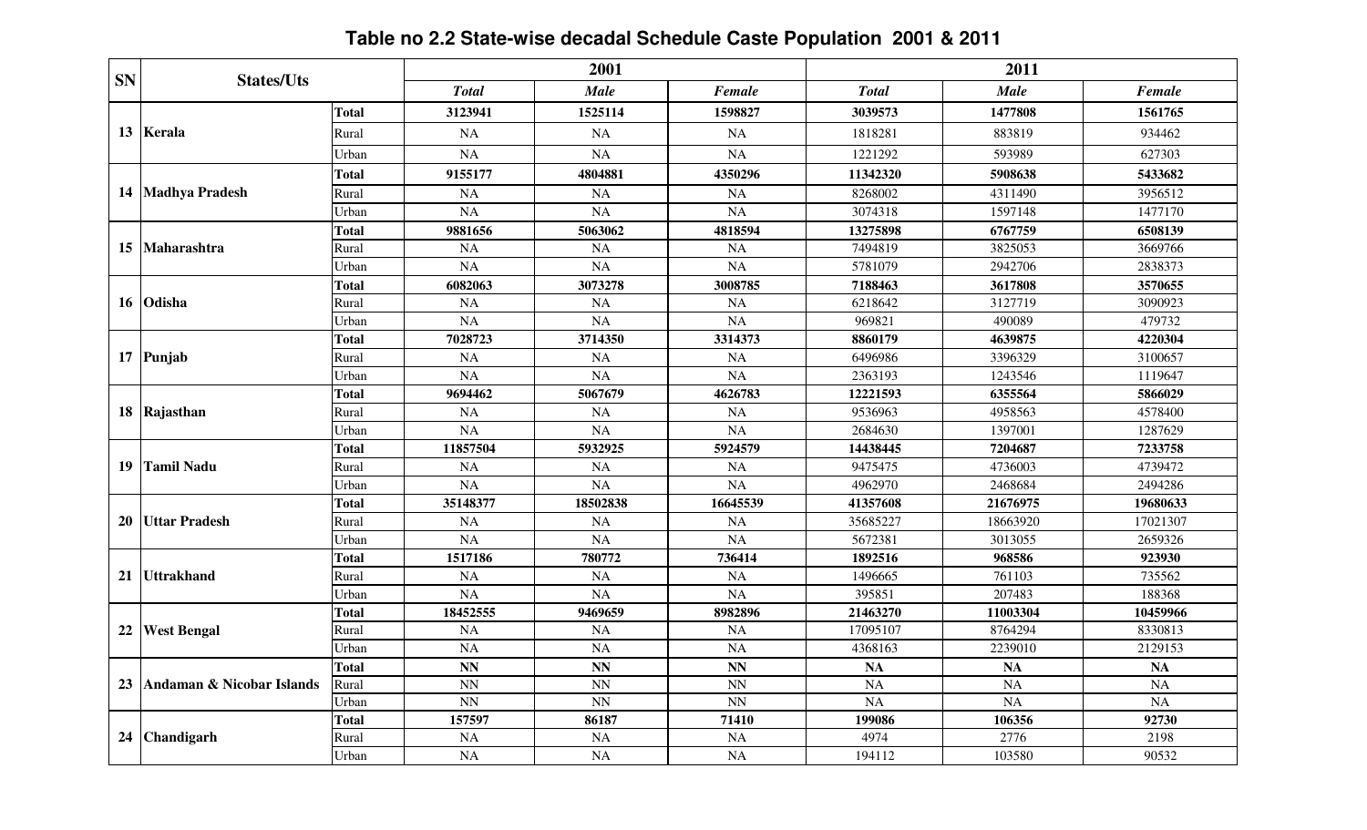# Table no 2.2 State-wise decadal Schedule Caste Population 2001 & 2011

| SN | States/Uts | | 2001 | | | 2011 | | |
|---|---|---|---|---|---|---|---|---|
| | | | *Total* | *Male* | *Female* | *Total* | *Male* | *Female* |
| 13 | Kerala | Total | 3123941 | 1525114 | 1598827 | 3039573 | 1477808 | 1561765 |
| | | Rural | NA | NA | NA | 1818281 | 883819 | 934462 |
| | | Urban | NA | NA | NA | 1221292 | 593989 | 627303 |
| 14 | Madhya Pradesh | Total | 9155177 | 4804881 | 4350296 | 11342320 | 5908638 | 5433682 |
| | | Rural | NA | NA | NA | 8268002 | 4311490 | 3956512 |
| | | Urban | NA | NA | NA | 3074318 | 1597148 | 1477170 |
| 15 | Maharashtra | Total | 9881656 | 5063062 | 4818594 | 13275898 | 6767759 | 6508139 |
| | | Rural | NA | NA | NA | 7494819 | 3825053 | 3669766 |
| | | Urban | NA | NA | NA | 5781079 | 2942706 | 2838373 |
| 16 | Odisha | Total | 6082063 | 3073278 | 3008785 | 7188463 | 3617808 | 3570655 |
| | | Rural | NA | NA | NA | 6218642 | 3127719 | 3090923 |
| | | Urban | NA | NA | NA | 969821 | 490089 | 479732 |
| 17 | Punjab | Total | 7028723 | 3714350 | 3314373 | 8860179 | 4639875 | 4220304 |
| | | Rural | NA | NA | NA | 6496986 | 3396329 | 3100657 |
| | | Urban | NA | NA | NA | 2363193 | 1243546 | 1119647 |
| 18 | Rajasthan | Total | 9694462 | 5067679 | 4626783 | 12221593 | 6355564 | 5866029 |
| | | Rural | NA | NA | NA | 9536963 | 4958563 | 4578400 |
| | | Urban | NA | NA | NA | 2684630 | 1397001 | 1287629 |
| 19 | Tamil Nadu | Total | 11857504 | 5932925 | 5924579 | 14438445 | 7204687 | 7233758 |
| | | Rural | NA | NA | NA | 9475475 | 4736003 | 4739472 |
| | | Urban | NA | NA | NA | 4962970 | 2468684 | 2494286 |
| 20 | Uttar Pradesh | Total | 35148377 | 18502838 | 16645539 | 41357608 | 21676975 | 19680633 |
| | | Rural | NA | NA | NA | 35685227 | 18663920 | 17021307 |
| | | Urban | NA | NA | NA | 5672381 | 3013055 | 2659326 |
| 21 | Uttrakhand | Total | 1517186 | 780772 | 736414 | 1892516 | 968586 | 923930 |
| | | Rural | NA | NA | NA | 1496665 | 761103 | 735562 |
| | | Urban | NA | NA | NA | 395851 | 207483 | 188368 |
| 22 | West Bengal | Total | 18452555 | 9469659 | 8982896 | 21463270 | 11003304 | 10459966 |
| | | Rural | NA | NA | NA | 17095107 | 8764294 | 8330813 |
| | | Urban | NA | NA | NA | 4368163 | 2239010 | 2129153 |
| 23 | Andaman & Nicobar Islands | Total | NN | NN | NN | NA | NA | NA |
| | | Rural | NN | NN | NN | NA | NA | NA |
| | | Urban | NN | NN | NN | NA | NA | NA |
| 24 | Chandigarh | Total | 157597 | 86187 | 71410 | 199086 | 106356 | 92730 |
| | | Rural | NA | NA | NA | 4974 | 2776 | 2198 |
| | | Urban | NA | NA | NA | 194112 | 103580 | 90532 |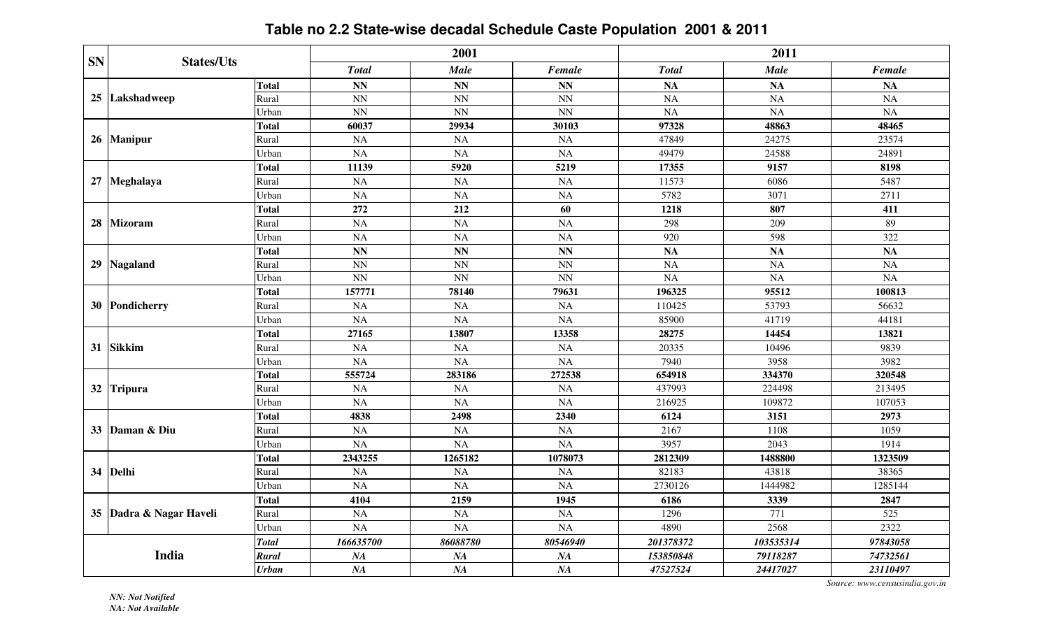# Table no 2.2 State-wise decadal Schedule Caste Population 2001 & 2011

| SN | States/Uts | | 2001 | | | 2011 | | |
|---|---|---|---|---|---|---|---|---|
| | | | Total | Male | Female | Total | Male | Female |
| 25 | Lakshadweep | Total | NN | NN | NN | NA | NA | NA |
| | | Rural | NN | NN | NN | NA | NA | NA |
| | | Urban | NN | NN | NN | NA | NA | NA |
| 26 | Manipur | Total | 60037 | 29934 | 30103 | 97328 | 48863 | 48465 |
| | | Rural | NA | NA | NA | 47849 | 24275 | 23574 |
| | | Urban | NA | NA | NA | 49479 | 24588 | 24891 |
| 27 | Meghalaya | Total | 11139 | 5920 | 5219 | 17355 | 9157 | 8198 |
| | | Rural | NA | NA | NA | 11573 | 6086 | 5487 |
| | | Urban | NA | NA | NA | 5782 | 3071 | 2711 |
| 28 | Mizoram | Total | 272 | 212 | 60 | 1218 | 807 | 411 |
| | | Rural | NA | NA | NA | 298 | 209 | 89 |
| | | Urban | NA | NA | NA | 920 | 598 | 322 |
| 29 | Nagaland | Total | NN | NN | NN | NA | NA | NA |
| | | Rural | NN | NN | NN | NA | NA | NA |
| | | Urban | NN | NN | NN | NA | NA | NA |
| 30 | Pondicherry | Total | 157771 | 78140 | 79631 | 196325 | 95512 | 100813 |
| | | Rural | NA | NA | NA | 110425 | 53793 | 56632 |
| | | Urban | NA | NA | NA | 85900 | 41719 | 44181 |
| 31 | Sikkim | Total | 27165 | 13807 | 13358 | 28275 | 14454 | 13821 |
| | | Rural | NA | NA | NA | 20335 | 10496 | 9839 |
| | | Urban | NA | NA | NA | 7940 | 3958 | 3982 |
| 32 | Tripura | Total | 555724 | 283186 | 272538 | 654918 | 334370 | 320548 |
| | | Rural | NA | NA | NA | 437993 | 224498 | 213495 |
| | | Urban | NA | NA | NA | 216925 | 109872 | 107053 |
| 33 | Daman & Diu | Total | 4838 | 2498 | 2340 | 6124 | 3151 | 2973 |
| | | Rural | NA | NA | NA | 2167 | 1108 | 1059 |
| | | Urban | NA | NA | NA | 3957 | 2043 | 1914 |
| 34 | Delhi | Total | 2343255 | 1265182 | 1078073 | 2812309 | 1488800 | 1323509 |
| | | Rural | NA | NA | NA | 82183 | 43818 | 38365 |
| | | Urban | NA | NA | NA | 2730126 | 1444982 | 1285144 |
| 35 | Dadra & Nagar Haveli | Total | 4104 | 2159 | 1945 | 6186 | 3339 | 2847 |
| | | Rural | NA | NA | NA | 1296 | 771 | 525 |
| | | Urban | NA | NA | NA | 4890 | 2568 | 2322 |
| | India | Total | 166635700 | 86088780 | 80546940 | 201378372 | 103535314 | 97843058 |
| | | Rural | NA | NA | NA | 153850848 | 79118287 | 74732561 |
| | | Urban | NA | NA | NA | 47527524 | 24417027 | 23110497 |

*Source: www.censusindia.gov.in*

*NN: Not Notified*
*NA: Not Available*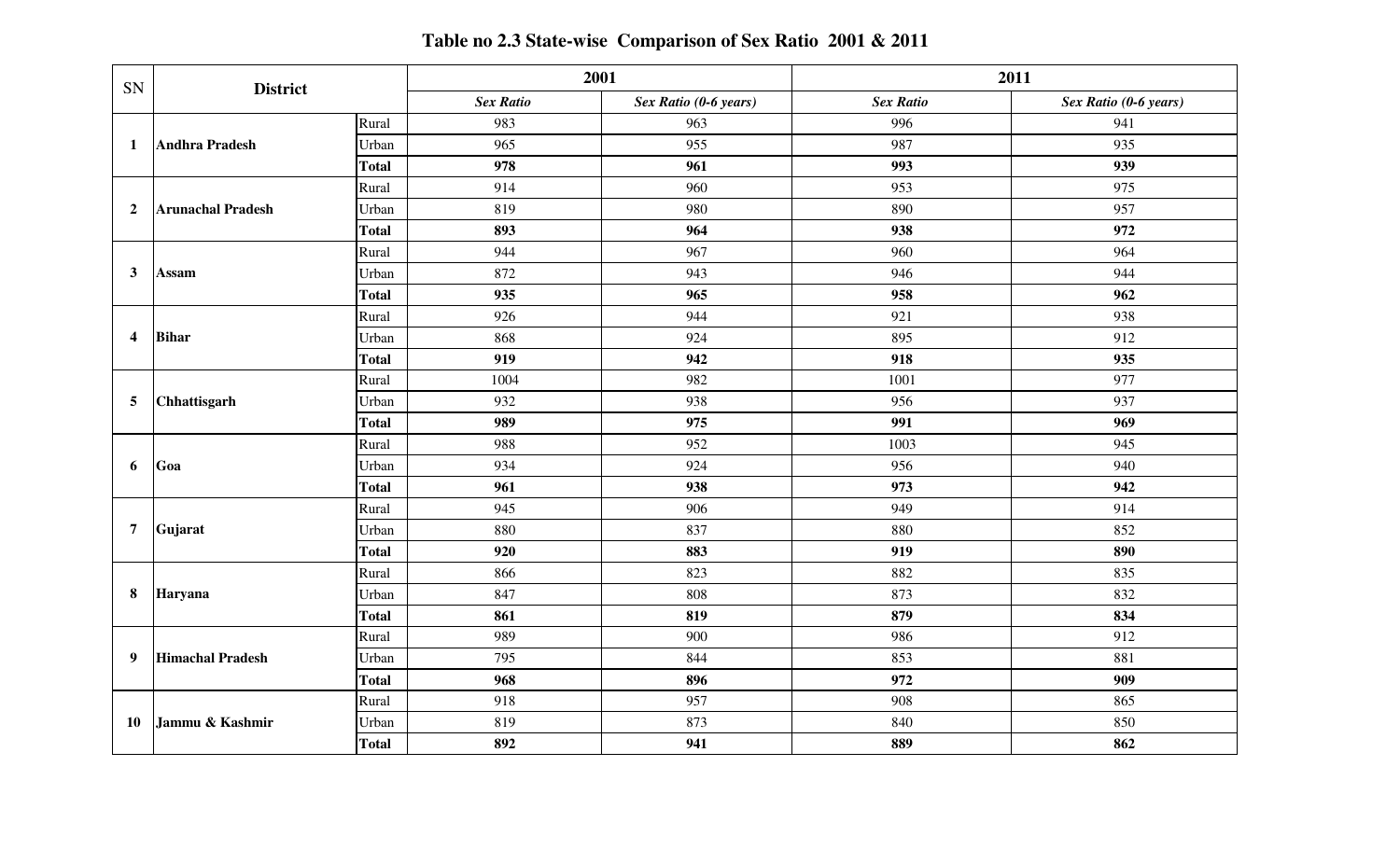# Table no 2.3 State-wise Comparison of Sex Ratio 2001 & 2011

| SN | District | | 2001 | | 2011 | |
|---|---|---|---|---|---|---|
| | | | *Sex Ratio* | *Sex Ratio (0-6 years)* | *Sex Ratio* | *Sex Ratio (0-6 years)* |
| 1 | **Andhra Pradesh** | Rural | 983 | 963 | 996 | 941 |
| | | Urban | 965 | 955 | 987 | 935 |
| | | **Total** | **978** | **961** | **993** | **939** |
| 2 | **Arunachal Pradesh** | Rural | 914 | 960 | 953 | 975 |
| | | Urban | 819 | 980 | 890 | 957 |
| | | **Total** | **893** | **964** | **938** | **972** |
| 3 | **Assam** | Rural | 944 | 967 | 960 | 964 |
| | | Urban | 872 | 943 | 946 | 944 |
| | | **Total** | **935** | **965** | **958** | **962** |
| 4 | **Bihar** | Rural | 926 | 944 | 921 | 938 |
| | | Urban | 868 | 924 | 895 | 912 |
| | | **Total** | **919** | **942** | **918** | **935** |
| 5 | **Chhattisgarh** | Rural | 1004 | 982 | 1001 | 977 |
| | | Urban | 932 | 938 | 956 | 937 |
| | | **Total** | **989** | **975** | **991** | **969** |
| 6 | **Goa** | Rural | 988 | 952 | 1003 | 945 |
| | | Urban | 934 | 924 | 956 | 940 |
| | | **Total** | **961** | **938** | **973** | **942** |
| 7 | **Gujarat** | Rural | 945 | 906 | 949 | 914 |
| | | Urban | 880 | 837 | 880 | 852 |
| | | **Total** | **920** | **883** | **919** | **890** |
| 8 | **Haryana** | Rural | 866 | 823 | 882 | 835 |
| | | Urban | 847 | 808 | 873 | 832 |
| | | **Total** | **861** | **819** | **879** | **834** |
| 9 | **Himachal Pradesh** | Rural | 989 | 900 | 986 | 912 |
| | | Urban | 795 | 844 | 853 | 881 |
| | | **Total** | **968** | **896** | **972** | **909** |
| 10 | **Jammu & Kashmir** | Rural | 918 | 957 | 908 | 865 |
| | | Urban | 819 | 873 | 840 | 850 |
| | | **Total** | **892** | **941** | **889** | **862** |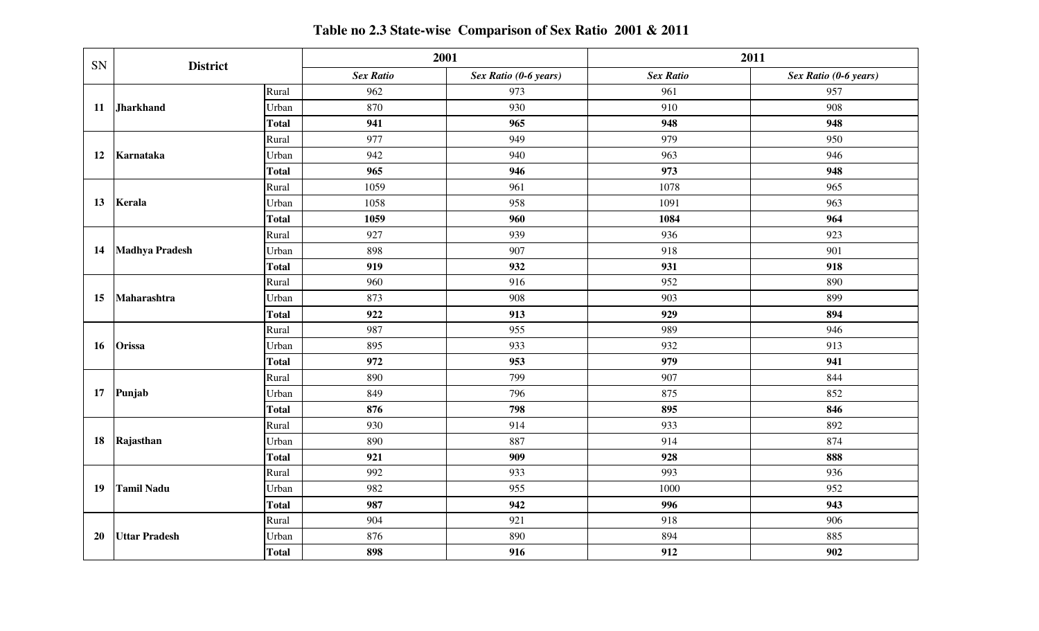**Table no 2.3 State-wise Comparison of Sex Ratio 2001 & 2011**

| SN | District | | 2001 | | 2011 | |
|---|---|---|---|---|---|---|
| | | | *Sex Ratio* | *Sex Ratio (0-6 years)* | *Sex Ratio* | *Sex Ratio (0-6 years)* |
| 11 | **Jharkhand** | Rural | 962 | 973 | 961 | 957 |
| | | Urban | 870 | 930 | 910 | 908 |
| | | **Total** | **941** | **965** | **948** | **948** |
| 12 | **Karnataka** | Rural | 977 | 949 | 979 | 950 |
| | | Urban | 942 | 940 | 963 | 946 |
| | | **Total** | **965** | **946** | **973** | **948** |
| 13 | **Kerala** | Rural | 1059 | 961 | 1078 | 965 |
| | | Urban | 1058 | 958 | 1091 | 963 |
| | | **Total** | **1059** | **960** | **1084** | **964** |
| 14 | **Madhya Pradesh** | Rural | 927 | 939 | 936 | 923 |
| | | Urban | 898 | 907 | 918 | 901 |
| | | **Total** | **919** | **932** | **931** | **918** |
| 15 | **Maharashtra** | Rural | 960 | 916 | 952 | 890 |
| | | Urban | 873 | 908 | 903 | 899 |
| | | **Total** | **922** | **913** | **929** | **894** |
| 16 | **Orissa** | Rural | 987 | 955 | 989 | 946 |
| | | Urban | 895 | 933 | 932 | 913 |
| | | **Total** | **972** | **953** | **979** | **941** |
| 17 | **Punjab** | Rural | 890 | 799 | 907 | 844 |
| | | Urban | 849 | 796 | 875 | 852 |
| | | **Total** | **876** | **798** | **895** | **846** |
| 18 | **Rajasthan** | Rural | 930 | 914 | 933 | 892 |
| | | Urban | 890 | 887 | 914 | 874 |
| | | **Total** | **921** | **909** | **928** | **888** |
| 19 | **Tamil Nadu** | Rural | 992 | 933 | 993 | 936 |
| | | Urban | 982 | 955 | 1000 | 952 |
| | | **Total** | **987** | **942** | **996** | **943** |
| 20 | **Uttar Pradesh** | Rural | 904 | 921 | 918 | 906 |
| | | Urban | 876 | 890 | 894 | 885 |
| | | **Total** | **898** | **916** | **912** | **902** |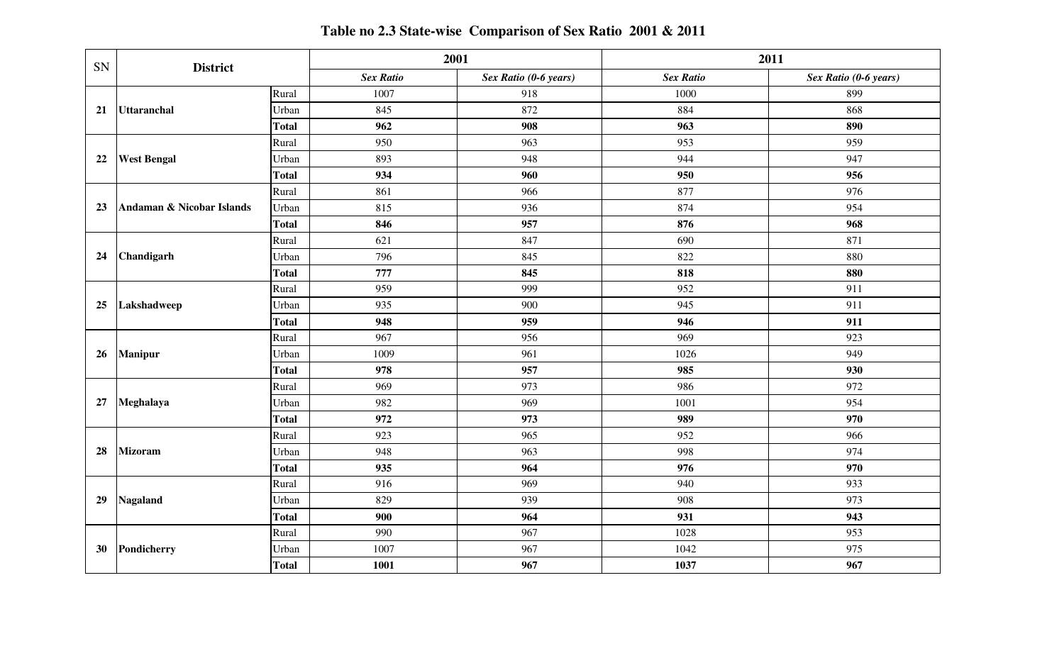**Table no 2.3 State-wise Comparison of Sex Ratio 2001 & 2011**

| SN | District | | 2001 | | 2011 | |
|---|---|---|---|---|---|---|
| | | | ***Sex Ratio*** | ***Sex Ratio (0-6 years)*** | ***Sex Ratio*** | ***Sex Ratio (0-6 years)*** |
| **21** | **Uttaranchal** | Rural | 1007 | 918 | 1000 | 899 |
| | | Urban | 845 | 872 | 884 | 868 |
| | | **Total** | **962** | **908** | **963** | **890** |
| **22** | **West Bengal** | Rural | 950 | 963 | 953 | 959 |
| | | Urban | 893 | 948 | 944 | 947 |
| | | **Total** | **934** | **960** | **950** | **956** |
| **23** | **Andaman & Nicobar Islands** | Rural | 861 | 966 | 877 | 976 |
| | | Urban | 815 | 936 | 874 | 954 |
| | | **Total** | **846** | **957** | **876** | **968** |
| **24** | **Chandigarh** | Rural | 621 | 847 | 690 | 871 |
| | | Urban | 796 | 845 | 822 | 880 |
| | | **Total** | **777** | **845** | **818** | **880** |
| **25** | **Lakshadweep** | Rural | 959 | 999 | 952 | 911 |
| | | Urban | 935 | 900 | 945 | 911 |
| | | **Total** | **948** | **959** | **946** | **911** |
| **26** | **Manipur** | Rural | 967 | 956 | 969 | 923 |
| | | Urban | 1009 | 961 | 1026 | 949 |
| | | **Total** | **978** | **957** | **985** | **930** |
| **27** | **Meghalaya** | Rural | 969 | 973 | 986 | 972 |
| | | Urban | 982 | 969 | 1001 | 954 |
| | | **Total** | **972** | **973** | **989** | **970** |
| **28** | **Mizoram** | Rural | 923 | 965 | 952 | 966 |
| | | Urban | 948 | 963 | 998 | 974 |
| | | **Total** | **935** | **964** | **976** | **970** |
| **29** | **Nagaland** | Rural | 916 | 969 | 940 | 933 |
| | | Urban | 829 | 939 | 908 | 973 |
| | | **Total** | **900** | **964** | **931** | **943** |
| **30** | **Pondicherry** | Rural | 990 | 967 | 1028 | 953 |
| | | Urban | 1007 | 967 | 1042 | 975 |
| | | **Total** | **1001** | **967** | **1037** | **967** |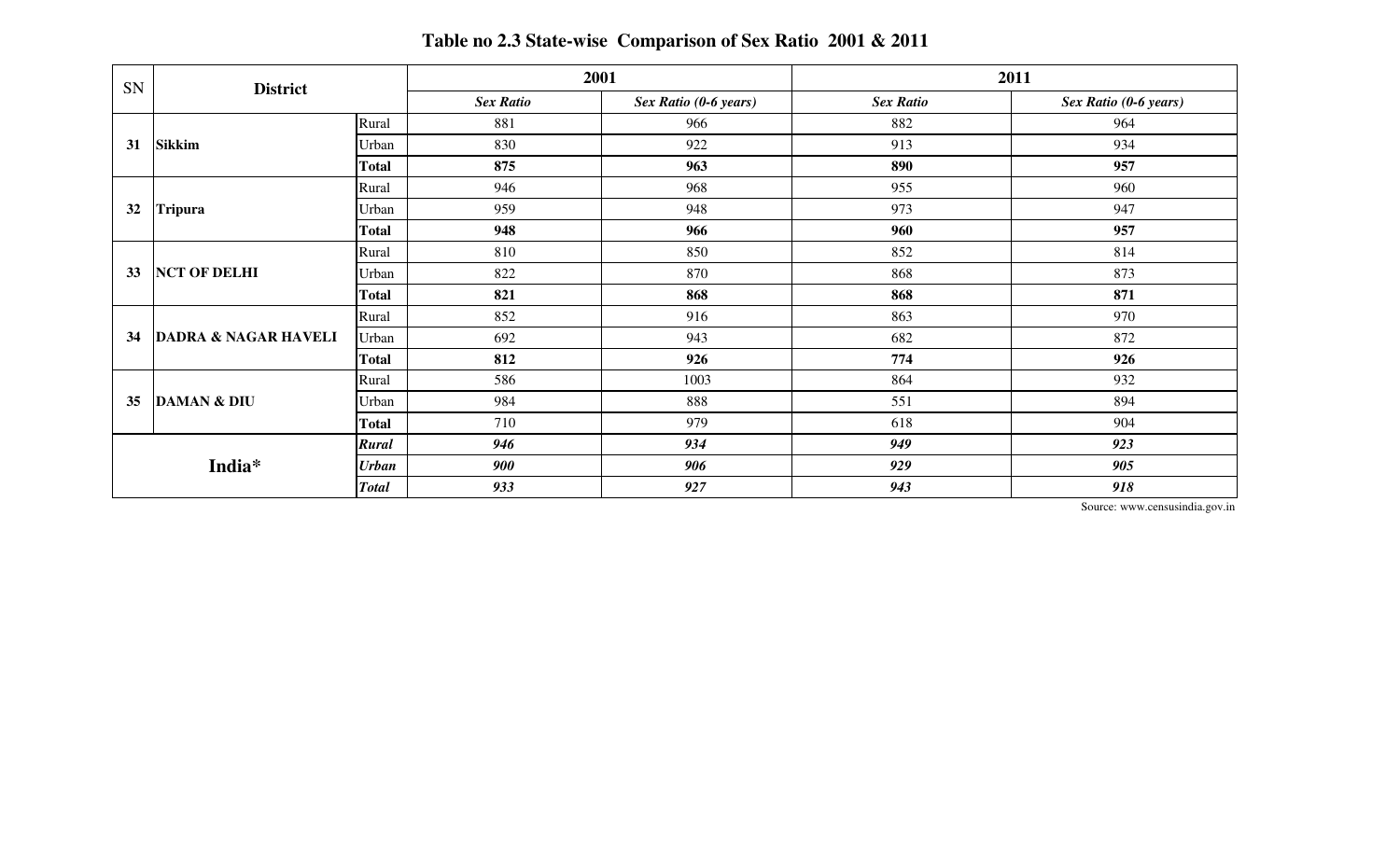**Table no 2.3 State-wise Comparison of Sex Ratio 2001 & 2011**

| SN | District | | 2001 | | 2011 | |
|---|---|---|---|---|---|---|
| | | | *Sex Ratio* | *Sex Ratio (0-6 years)* | *Sex Ratio* | *Sex Ratio (0-6 years)* |
| 31 | **Sikkim** | Rural | 881 | 966 | 882 | 964 |
| | | Urban | 830 | 922 | 913 | 934 |
| | | **Total** | **875** | **963** | **890** | **957** |
| 32 | **Tripura** | Rural | 946 | 968 | 955 | 960 |
| | | Urban | 959 | 948 | 973 | 947 |
| | | **Total** | **948** | **966** | **960** | **957** |
| 33 | **NCT OF DELHI** | Rural | 810 | 850 | 852 | 814 |
| | | Urban | 822 | 870 | 868 | 873 |
| | | **Total** | **821** | **868** | **868** | **871** |
| 34 | **DADRA & NAGAR HAVELI** | Rural | 852 | 916 | 863 | 970 |
| | | Urban | 692 | 943 | 682 | 872 |
| | | **Total** | **812** | **926** | **774** | **926** |
| 35 | **DAMAN & DIU** | Rural | 586 | 1003 | 864 | 932 |
| | | Urban | 984 | 888 | 551 | 894 |
| | | **Total** | 710 | 979 | 618 | 904 |
| | **India*** | ***Rural*** | ***946*** | ***934*** | ***949*** | ***923*** |
| | | ***Urban*** | ***900*** | ***906*** | ***929*** | ***905*** |
| | | ***Total*** | ***933*** | ***927*** | ***943*** | ***918*** |

Source: www.censusindia.gov.in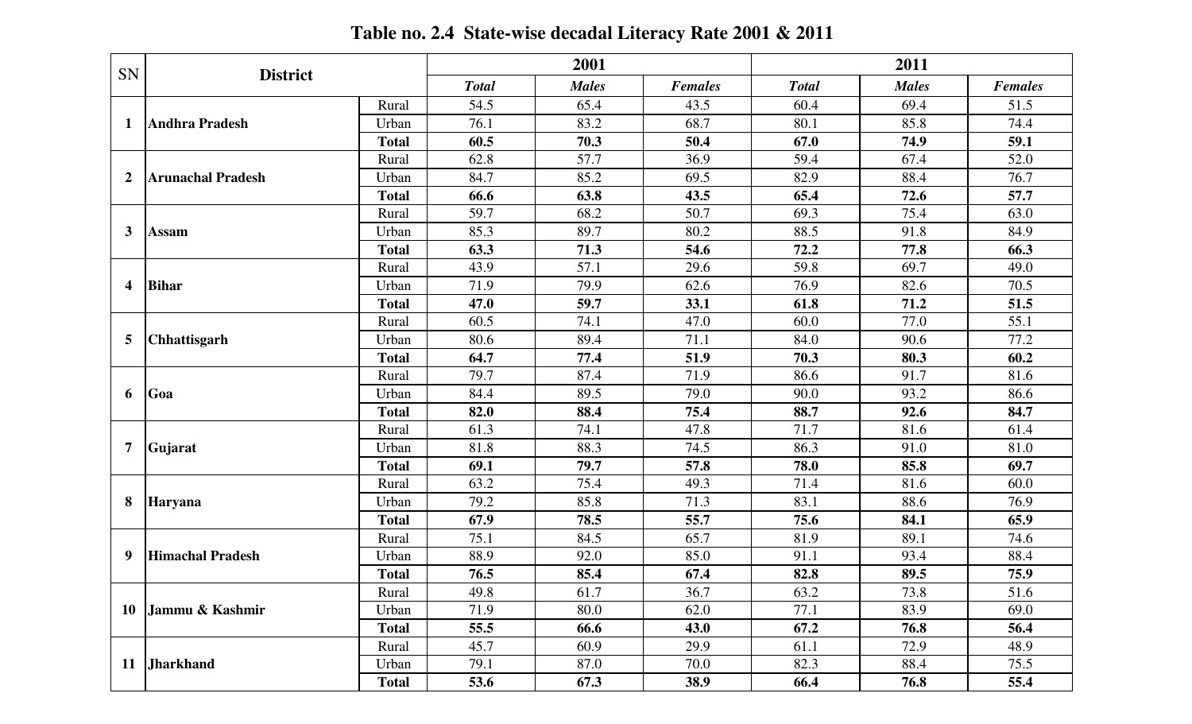**Table no. 2.4 State-wise decadal Literacy Rate 2001 & 2011**

| SN | District | | 2001 | | | 2011 | | |
|---|---|---|---|---|---|---|---|---|
| | | | *Total* | *Males* | *Females* | *Total* | *Males* | *Females* |
| 1 | **Andhra Pradesh** | Rural | 54.5 | 65.4 | 43.5 | 60.4 | 69.4 | 51.5 |
| | | Urban | 76.1 | 83.2 | 68.7 | 80.1 | 85.8 | 74.4 |
| | | **Total** | **60.5** | **70.3** | **50.4** | **67.0** | **74.9** | **59.1** |
| 2 | **Arunachal Pradesh** | Rural | 62.8 | 57.7 | 36.9 | 59.4 | 67.4 | 52.0 |
| | | Urban | 84.7 | 85.2 | 69.5 | 82.9 | 88.4 | 76.7 |
| | | **Total** | **66.6** | **63.8** | **43.5** | **65.4** | **72.6** | **57.7** |
| 3 | **Assam** | Rural | 59.7 | 68.2 | 50.7 | 69.3 | 75.4 | 63.0 |
| | | Urban | 85.3 | 89.7 | 80.2 | 88.5 | 91.8 | 84.9 |
| | | **Total** | **63.3** | **71.3** | **54.6** | **72.2** | **77.8** | **66.3** |
| 4 | **Bihar** | Rural | 43.9 | 57.1 | 29.6 | 59.8 | 69.7 | 49.0 |
| | | Urban | 71.9 | 79.9 | 62.6 | 76.9 | 82.6 | 70.5 |
| | | **Total** | **47.0** | **59.7** | **33.1** | **61.8** | **71.2** | **51.5** |
| 5 | **Chhattisgarh** | Rural | 60.5 | 74.1 | 47.0 | 60.0 | 77.0 | 55.1 |
| | | Urban | 80.6 | 89.4 | 71.1 | 84.0 | 90.6 | 77.2 |
| | | **Total** | **64.7** | **77.4** | **51.9** | **70.3** | **80.3** | **60.2** |
| 6 | **Goa** | Rural | 79.7 | 87.4 | 71.9 | 86.6 | 91.7 | 81.6 |
| | | Urban | 84.4 | 89.5 | 79.0 | 90.0 | 93.2 | 86.6 |
| | | **Total** | **82.0** | **88.4** | **75.4** | **88.7** | **92.6** | **84.7** |
| 7 | **Gujarat** | Rural | 61.3 | 74.1 | 47.8 | 71.7 | 81.6 | 61.4 |
| | | Urban | 81.8 | 88.3 | 74.5 | 86.3 | 91.0 | 81.0 |
| | | **Total** | **69.1** | **79.7** | **57.8** | **78.0** | **85.8** | **69.7** |
| 8 | **Haryana** | Rural | 63.2 | 75.4 | 49.3 | 71.4 | 81.6 | 60.0 |
| | | Urban | 79.2 | 85.8 | 71.3 | 83.1 | 88.6 | 76.9 |
| | | **Total** | **67.9** | **78.5** | **55.7** | **75.6** | **84.1** | **65.9** |
| 9 | **Himachal Pradesh** | Rural | 75.1 | 84.5 | 65.7 | 81.9 | 89.1 | 74.6 |
| | | Urban | 88.9 | 92.0 | 85.0 | 91.1 | 93.4 | 88.4 |
| | | **Total** | **76.5** | **85.4** | **67.4** | **82.8** | **89.5** | **75.9** |
| 10 | **Jammu & Kashmir** | Rural | 49.8 | 61.7 | 36.7 | 63.2 | 73.8 | 51.6 |
| | | Urban | 71.9 | 80.0 | 62.0 | 77.1 | 83.9 | 69.0 |
| | | **Total** | **55.5** | **66.6** | **43.0** | **67.2** | **76.8** | **56.4** |
| 11 | **Jharkhand** | Rural | 45.7 | 60.9 | 29.9 | 61.1 | 72.9 | 48.9 |
| | | Urban | 79.1 | 87.0 | 70.0 | 82.3 | 88.4 | 75.5 |
| | | **Total** | **53.6** | **67.3** | **38.9** | **66.4** | **76.8** | **55.4** |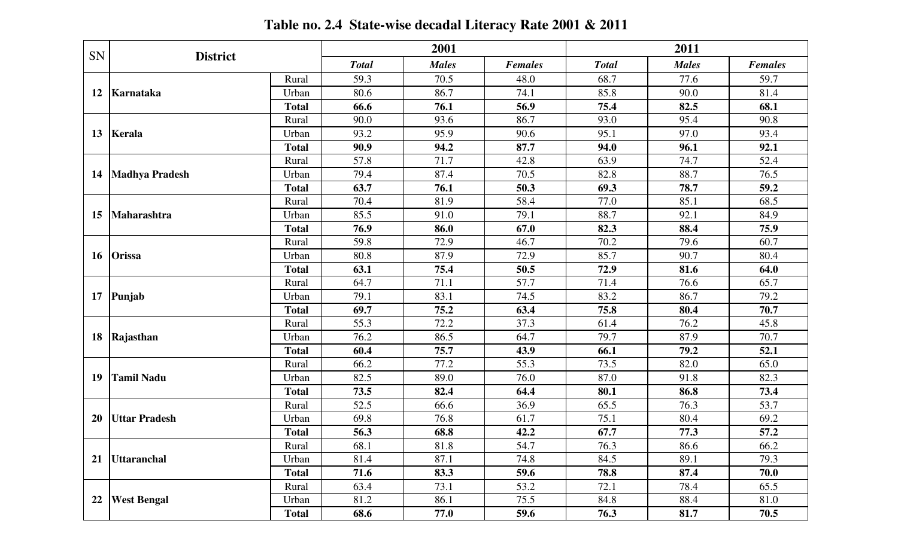## Table no. 2.4 State-wise decadal Literacy Rate 2001 & 2011

| SN | District | | 2001 | | | 2011 | | |
|---|---|---|---|---|---|---|---|---|
| | | | *Total* | *Males* | *Females* | *Total* | *Males* | *Females* |
| 12 | **Karnataka** | Rural | 59.3 | 70.5 | 48.0 | 68.7 | 77.6 | 59.7 |
| | | Urban | 80.6 | 86.7 | 74.1 | 85.8 | 90.0 | 81.4 |
| | | **Total** | **66.6** | **76.1** | **56.9** | **75.4** | **82.5** | **68.1** |
| 13 | **Kerala** | Rural | 90.0 | 93.6 | 86.7 | 93.0 | 95.4 | 90.8 |
| | | Urban | 93.2 | 95.9 | 90.6 | 95.1 | 97.0 | 93.4 |
| | | **Total** | **90.9** | **94.2** | **87.7** | **94.0** | **96.1** | **92.1** |
| 14 | **Madhya Pradesh** | Rural | 57.8 | 71.7 | 42.8 | 63.9 | 74.7 | 52.4 |
| | | Urban | 79.4 | 87.4 | 70.5 | 82.8 | 88.7 | 76.5 |
| | | **Total** | **63.7** | **76.1** | **50.3** | **69.3** | **78.7** | **59.2** |
| 15 | **Maharashtra** | Rural | 70.4 | 81.9 | 58.4 | 77.0 | 85.1 | 68.5 |
| | | Urban | 85.5 | 91.0 | 79.1 | 88.7 | 92.1 | 84.9 |
| | | **Total** | **76.9** | **86.0** | **67.0** | **82.3** | **88.4** | **75.9** |
| 16 | **Orissa** | Rural | 59.8 | 72.9 | 46.7 | 70.2 | 79.6 | 60.7 |
| | | Urban | 80.8 | 87.9 | 72.9 | 85.7 | 90.7 | 80.4 |
| | | **Total** | **63.1** | **75.4** | **50.5** | **72.9** | **81.6** | **64.0** |
| 17 | **Punjab** | Rural | 64.7 | 71.1 | 57.7 | 71.4 | 76.6 | 65.7 |
| | | Urban | 79.1 | 83.1 | 74.5 | 83.2 | 86.7 | 79.2 |
| | | **Total** | **69.7** | **75.2** | **63.4** | **75.8** | **80.4** | **70.7** |
| 18 | **Rajasthan** | Rural | 55.3 | 72.2 | 37.3 | 61.4 | 76.2 | 45.8 |
| | | Urban | 76.2 | 86.5 | 64.7 | 79.7 | 87.9 | 70.7 |
| | | **Total** | **60.4** | **75.7** | **43.9** | **66.1** | **79.2** | **52.1** |
| 19 | **Tamil Nadu** | Rural | 66.2 | 77.2 | 55.3 | 73.5 | 82.0 | 65.0 |
| | | Urban | 82.5 | 89.0 | 76.0 | 87.0 | 91.8 | 82.3 |
| | | **Total** | **73.5** | **82.4** | **64.4** | **80.1** | **86.8** | **73.4** |
| 20 | **Uttar Pradesh** | Rural | 52.5 | 66.6 | 36.9 | 65.5 | 76.3 | 53.7 |
| | | Urban | 69.8 | 76.8 | 61.7 | 75.1 | 80.4 | 69.2 |
| | | **Total** | **56.3** | **68.8** | **42.2** | **67.7** | **77.3** | **57.2** |
| 21 | **Uttaranchal** | Rural | 68.1 | 81.8 | 54.7 | 76.3 | 86.6 | 66.2 |
| | | Urban | 81.4 | 87.1 | 74.8 | 84.5 | 89.1 | 79.3 |
| | | **Total** | **71.6** | **83.3** | **59.6** | **78.8** | **87.4** | **70.0** |
| 22 | **West Bengal** | Rural | 63.4 | 73.1 | 53.2 | 72.1 | 78.4 | 65.5 |
| | | Urban | 81.2 | 86.1 | 75.5 | 84.8 | 88.4 | 81.0 |
| | | **Total** | **68.6** | **77.0** | **59.6** | **76.3** | **81.7** | **70.5** |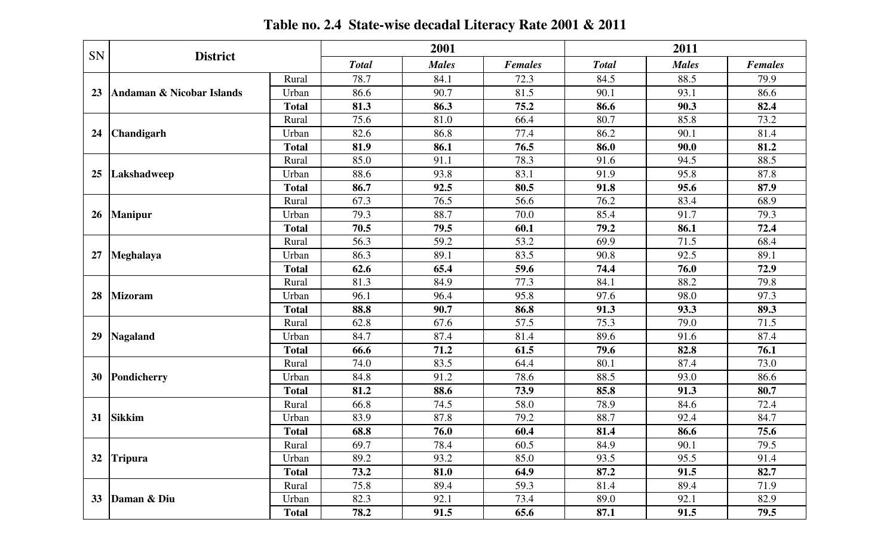**Table no. 2.4 State-wise decadal Literacy Rate 2001 & 2011**

| SN | District | | 2001 | | | 2011 | | |
|---|---|---|---|---|---|---|---|---|
| | | | *Total* | *Males* | *Females* | *Total* | *Males* | *Females* |
| 23 | **Andaman & Nicobar Islands** | Rural | 78.7 | 84.1 | 72.3 | 84.5 | 88.5 | 79.9 |
| | | Urban | 86.6 | 90.7 | 81.5 | 90.1 | 93.1 | 86.6 |
| | | **Total** | **81.3** | **86.3** | **75.2** | **86.6** | **90.3** | **82.4** |
| 24 | **Chandigarh** | Rural | 75.6 | 81.0 | 66.4 | 80.7 | 85.8 | 73.2 |
| | | Urban | 82.6 | 86.8 | 77.4 | 86.2 | 90.1 | 81.4 |
| | | **Total** | **81.9** | **86.1** | **76.5** | **86.0** | **90.0** | **81.2** |
| 25 | **Lakshadweep** | Rural | 85.0 | 91.1 | 78.3 | 91.6 | 94.5 | 88.5 |
| | | Urban | 88.6 | 93.8 | 83.1 | 91.9 | 95.8 | 87.8 |
| | | **Total** | **86.7** | **92.5** | **80.5** | **91.8** | **95.6** | **87.9** |
| 26 | **Manipur** | Rural | 67.3 | 76.5 | 56.6 | 76.2 | 83.4 | 68.9 |
| | | Urban | 79.3 | 88.7 | 70.0 | 85.4 | 91.7 | 79.3 |
| | | **Total** | **70.5** | **79.5** | **60.1** | **79.2** | **86.1** | **72.4** |
| 27 | **Meghalaya** | Rural | 56.3 | 59.2 | 53.2 | 69.9 | 71.5 | 68.4 |
| | | Urban | 86.3 | 89.1 | 83.5 | 90.8 | 92.5 | 89.1 |
| | | **Total** | **62.6** | **65.4** | **59.6** | **74.4** | **76.0** | **72.9** |
| 28 | **Mizoram** | Rural | 81.3 | 84.9 | 77.3 | 84.1 | 88.2 | 79.8 |
| | | Urban | 96.1 | 96.4 | 95.8 | 97.6 | 98.0 | 97.3 |
| | | **Total** | **88.8** | **90.7** | **86.8** | **91.3** | **93.3** | **89.3** |
| 29 | **Nagaland** | Rural | 62.8 | 67.6 | 57.5 | 75.3 | 79.0 | 71.5 |
| | | Urban | 84.7 | 87.4 | 81.4 | 89.6 | 91.6 | 87.4 |
| | | **Total** | **66.6** | **71.2** | **61.5** | **79.6** | **82.8** | **76.1** |
| 30 | **Pondicherry** | Rural | 74.0 | 83.5 | 64.4 | 80.1 | 87.4 | 73.0 |
| | | Urban | 84.8 | 91.2 | 78.6 | 88.5 | 93.0 | 86.6 |
| | | **Total** | **81.2** | **88.6** | **73.9** | **85.8** | **91.3** | **80.7** |
| 31 | **Sikkim** | Rural | 66.8 | 74.5 | 58.0 | 78.9 | 84.6 | 72.4 |
| | | Urban | 83.9 | 87.8 | 79.2 | 88.7 | 92.4 | 84.7 |
| | | **Total** | **68.8** | **76.0** | **60.4** | **81.4** | **86.6** | **75.6** |
| 32 | **Tripura** | Rural | 69.7 | 78.4 | 60.5 | 84.9 | 90.1 | 79.5 |
| | | Urban | 89.2 | 93.2 | 85.0 | 93.5 | 95.5 | 91.4 |
| | | **Total** | **73.2** | **81.0** | **64.9** | **87.2** | **91.5** | **82.7** |
| 33 | **Daman & Diu** | Rural | 75.8 | 89.4 | 59.3 | 81.4 | 89.4 | 71.9 |
| | | Urban | 82.3 | 92.1 | 73.4 | 89.0 | 92.1 | 82.9 |
| | | **Total** | **78.2** | **91.5** | **65.6** | **87.1** | **91.5** | **79.5** |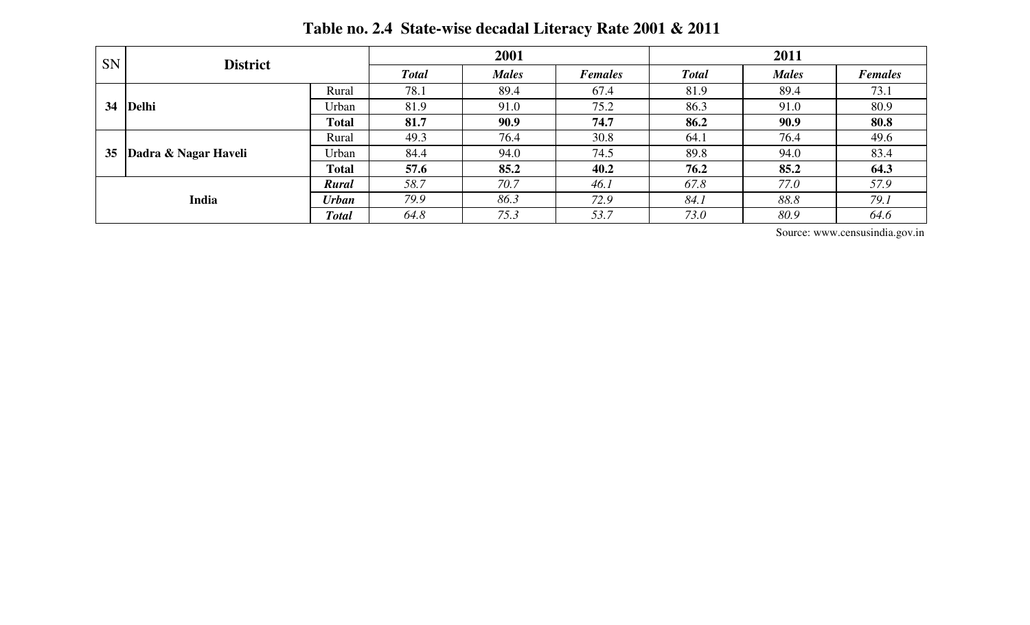**Table no. 2.4 State-wise decadal Literacy Rate 2001 & 2011**

| SN | District | | 2001 | | | 2011 | | |
|---|---|---|---|---|---|---|---|---|
| | | | ***Total*** | ***Males*** | ***Females*** | ***Total*** | ***Males*** | ***Females*** |
| **34** | **Delhi** | Rural | 78.1 | 89.4 | 67.4 | 81.9 | 89.4 | 73.1 |
| | | Urban | 81.9 | 91.0 | 75.2 | 86.3 | 91.0 | 80.9 |
| | | **Total** | **81.7** | **90.9** | **74.7** | **86.2** | **90.9** | **80.8** |
| **35** | **Dadra & Nagar Haveli** | Rural | 49.3 | 76.4 | 30.8 | 64.1 | 76.4 | 49.6 |
| | | Urban | 84.4 | 94.0 | 74.5 | 89.8 | 94.0 | 83.4 |
| | | **Total** | **57.6** | **85.2** | **40.2** | **76.2** | **85.2** | **64.3** |
| | **India** | ***Rural*** | *58.7* | *70.7* | *46.1* | *67.8* | *77.0* | *57.9* |
| | | ***Urban*** | *79.9* | *86.3* | *72.9* | *84.1* | *88.8* | *79.1* |
| | | ***Total*** | *64.8* | *75.3* | *53.7* | *73.0* | *80.9* | *64.6* |

Source: www.censusindia.gov.in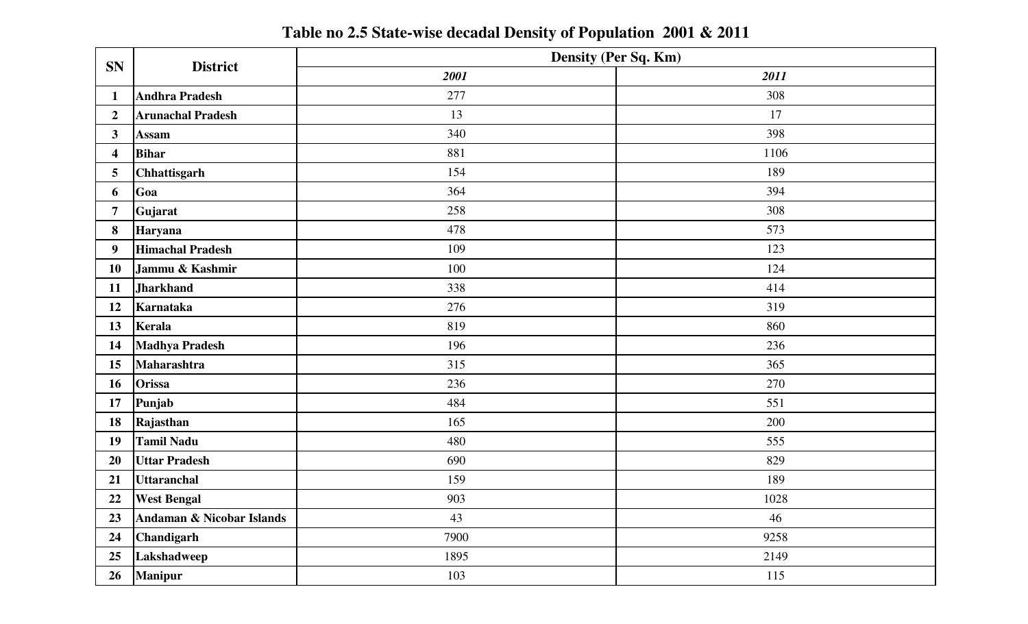# Table no 2.5 State-wise decadal Density of Population 2001 & 2011

| SN | District | Density (Per Sq. Km) | |
|---|---|---|---|
| | | *2001* | *2011* |
| 1 | **Andhra Pradesh** | 277 | 308 |
| 2 | **Arunachal Pradesh** | 13 | 17 |
| 3 | **Assam** | 340 | 398 |
| 4 | **Bihar** | 881 | 1106 |
| 5 | **Chhattisgarh** | 154 | 189 |
| 6 | **Goa** | 364 | 394 |
| 7 | **Gujarat** | 258 | 308 |
| 8 | **Haryana** | 478 | 573 |
| 9 | **Himachal Pradesh** | 109 | 123 |
| 10 | **Jammu & Kashmir** | 100 | 124 |
| 11 | **Jharkhand** | 338 | 414 |
| 12 | **Karnataka** | 276 | 319 |
| 13 | **Kerala** | 819 | 860 |
| 14 | **Madhya Pradesh** | 196 | 236 |
| 15 | **Maharashtra** | 315 | 365 |
| 16 | **Orissa** | 236 | 270 |
| 17 | **Punjab** | 484 | 551 |
| 18 | **Rajasthan** | 165 | 200 |
| 19 | **Tamil Nadu** | 480 | 555 |
| 20 | **Uttar Pradesh** | 690 | 829 |
| 21 | **Uttaranchal** | 159 | 189 |
| 22 | **West Bengal** | 903 | 1028 |
| 23 | **Andaman & Nicobar Islands** | 43 | 46 |
| 24 | **Chandigarh** | 7900 | 9258 |
| 25 | **Lakshadweep** | 1895 | 2149 |
| 26 | **Manipur** | 103 | 115 |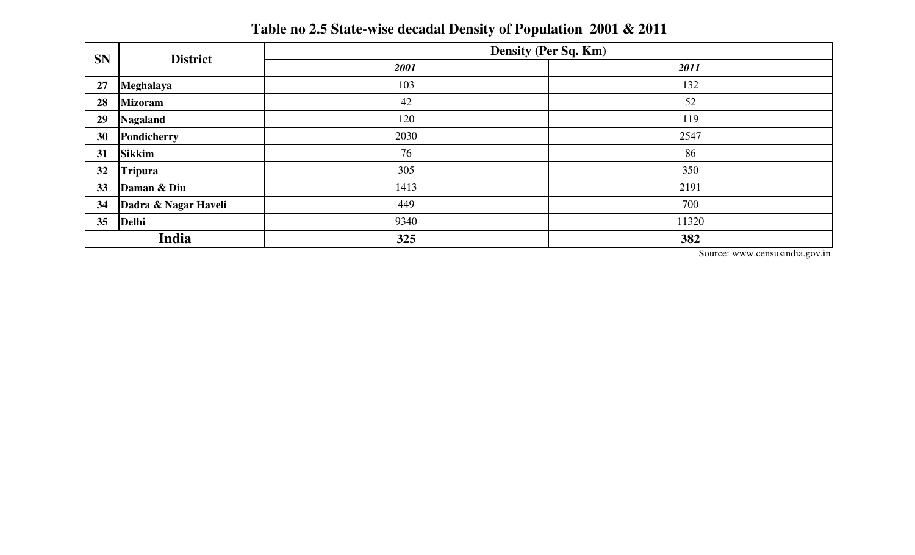## Table no 2.5 State-wise decadal Density of Population 2001 & 2011

| SN | District | Density (Per Sq. Km) | |
|---|---|---|---|
| | | *2001* | *2011* |
| 27 | **Meghalaya** | 103 | 132 |
| 28 | **Mizoram** | 42 | 52 |
| 29 | **Nagaland** | 120 | 119 |
| 30 | **Pondicherry** | 2030 | 2547 |
| 31 | **Sikkim** | 76 | 86 |
| 32 | **Tripura** | 305 | 350 |
| 33 | **Daman & Diu** | 1413 | 2191 |
| 34 | **Dadra & Nagar Haveli** | 449 | 700 |
| 35 | **Delhi** | 9340 | 11320 |
| **India** | | **325** | **382** |

Source: www.censusindia.gov.in